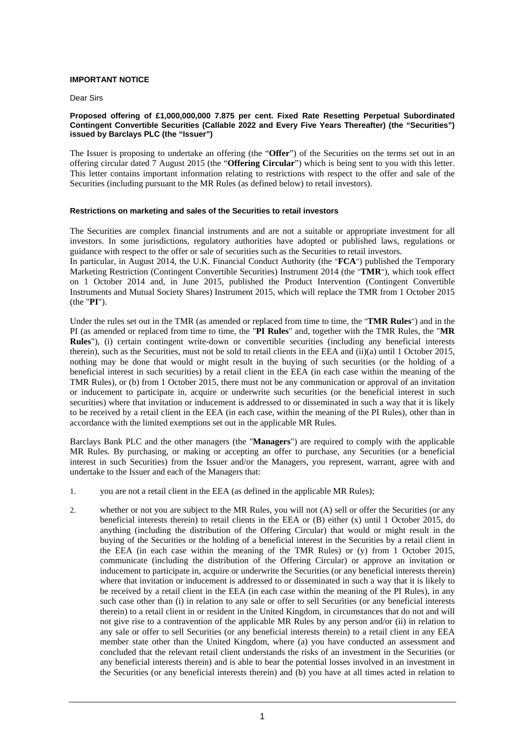**IMPORTANT NOTICE**

Dear Sirs

**Proposed offering of £1,000,000,000 7.875 per cent. Fixed Rate Resetting Perpetual Subordinated Contingent Convertible Securities (Callable 2022 and Every Five Years Thereafter) (the "Securities") issued by Barclays PLC (the "Issuer")**

The Issuer is proposing to undertake an offering (the "**Offer**") of the Securities on the terms set out in an offering circular dated 7 August 2015 (the "**Offering Circular**") which is being sent to you with this letter. This letter contains important information relating to restrictions with respect to the offer and sale of the Securities (including pursuant to the MR Rules (as defined below) to retail investors).

**Restrictions on marketing and sales of the Securities to retail investors**

The Securities are complex financial instruments and are not a suitable or appropriate investment for all investors. In some jurisdictions, regulatory authorities have adopted or published laws, regulations or guidance with respect to the offer or sale of securities such as the Securities to retail investors.
In particular, in August 2014, the U.K. Financial Conduct Authority (the "**FCA**") published the Temporary Marketing Restriction (Contingent Convertible Securities) Instrument 2014 (the "**TMR**"), which took effect on 1 October 2014 and, in June 2015, published the Product Intervention (Contingent Convertible Instruments and Mutual Society Shares) Instrument 2015, which will replace the TMR from 1 October 2015 (the "**PI**").

Under the rules set out in the TMR (as amended or replaced from time to time, the "**TMR Rules**") and in the PI (as amended or replaced from time to time, the "**PI Rules**" and, together with the TMR Rules, the "**MR Rules**"), (i) certain contingent write-down or convertible securities (including any beneficial interests therein), such as the Securities, must not be sold to retail clients in the EEA and (ii)(a) until 1 October 2015, nothing may be done that would or might result in the buying of such securities (or the holding of a beneficial interest in such securities) by a retail client in the EEA (in each case within the meaning of the TMR Rules), or (b) from 1 October 2015, there must not be any communication or approval of an invitation or inducement to participate in, acquire or underwrite such securities (or the beneficial interest in such securities) where that invitation or inducement is addressed to or disseminated in such a way that it is likely to be received by a retail client in the EEA (in each case, within the meaning of the PI Rules), other than in accordance with the limited exemptions set out in the applicable MR Rules.

Barclays Bank PLC and the other managers (the "**Managers**") are required to comply with the applicable MR Rules. By purchasing, or making or accepting an offer to purchase, any Securities (or a beneficial interest in such Securities) from the Issuer and/or the Managers, you represent, warrant, agree with and undertake to the Issuer and each of the Managers that:

1. you are not a retail client in the EEA (as defined in the applicable MR Rules);

2. whether or not you are subject to the MR Rules, you will not (A) sell or offer the Securities (or any beneficial interests therein) to retail clients in the EEA or (B) either (x) until 1 October 2015, do anything (including the distribution of the Offering Circular) that would or might result in the buying of the Securities or the holding of a beneficial interest in the Securities by a retail client in the EEA (in each case within the meaning of the TMR Rules) or (y) from 1 October 2015, communicate (including the distribution of the Offering Circular) or approve an invitation or inducement to participate in, acquire or underwrite the Securities (or any beneficial interests therein) where that invitation or inducement is addressed to or disseminated in such a way that it is likely to be received by a retail client in the EEA (in each case within the meaning of the PI Rules), in any such case other than (i) in relation to any sale or offer to sell Securities (or any beneficial interests therein) to a retail client in or resident in the United Kingdom, in circumstances that do not and will not give rise to a contravention of the applicable MR Rules by any person and/or (ii) in relation to any sale or offer to sell Securities (or any beneficial interests therein) to a retail client in any EEA member state other than the United Kingdom, where (a) you have conducted an assessment and concluded that the relevant retail client understands the risks of an investment in the Securities (or any beneficial interests therein) and is able to bear the potential losses involved in an investment in the Securities (or any beneficial interests therein) and (b) you have at all times acted in relation to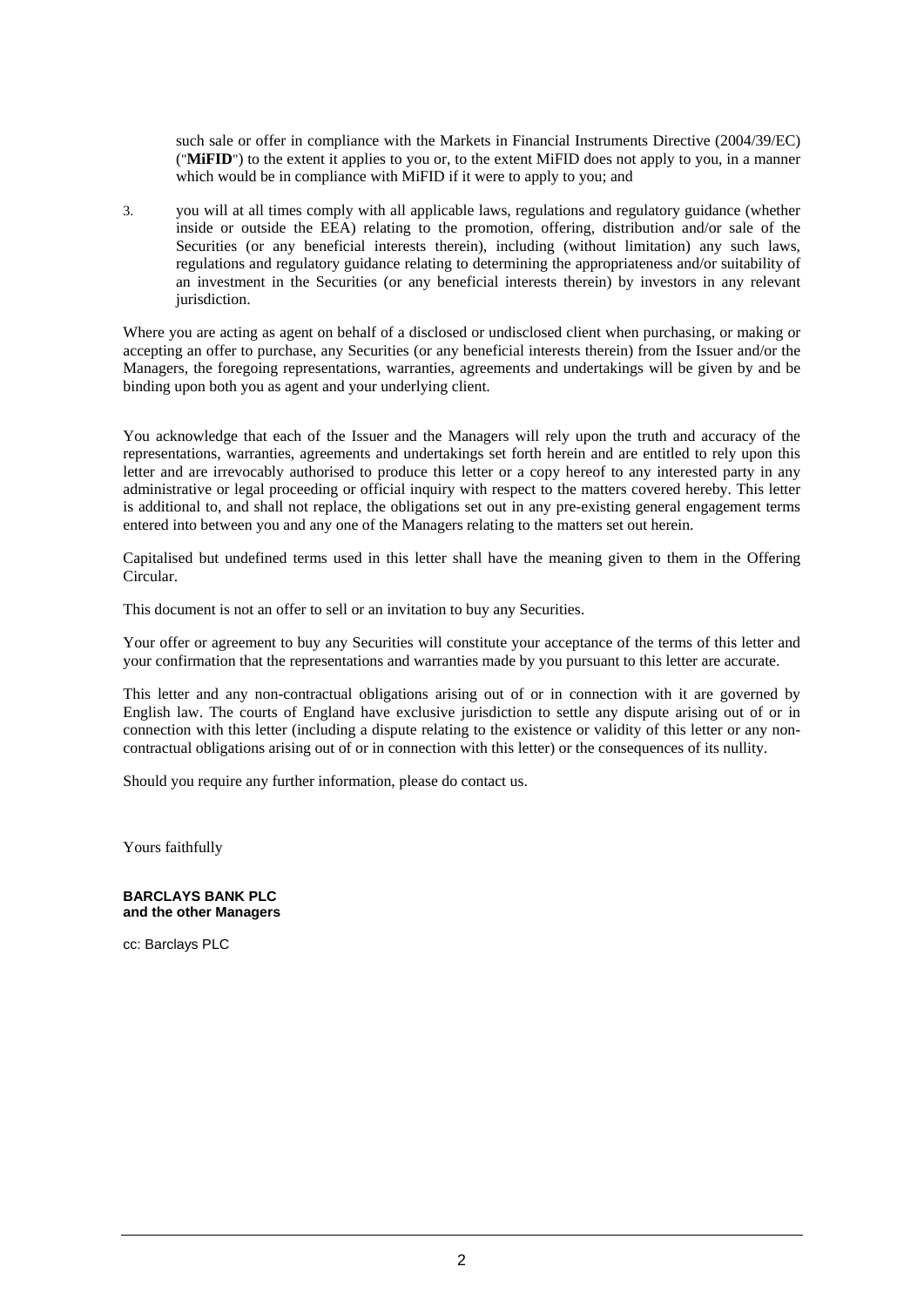such sale or offer in compliance with the Markets in Financial Instruments Directive (2004/39/EC) ("**MiFID**") to the extent it applies to you or, to the extent MiFID does not apply to you, in a manner which would be in compliance with MiFID if it were to apply to you; and

3. you will at all times comply with all applicable laws, regulations and regulatory guidance (whether inside or outside the EEA) relating to the promotion, offering, distribution and/or sale of the Securities (or any beneficial interests therein), including (without limitation) any such laws, regulations and regulatory guidance relating to determining the appropriateness and/or suitability of an investment in the Securities (or any beneficial interests therein) by investors in any relevant jurisdiction.

Where you are acting as agent on behalf of a disclosed or undisclosed client when purchasing, or making or accepting an offer to purchase, any Securities (or any beneficial interests therein) from the Issuer and/or the Managers, the foregoing representations, warranties, agreements and undertakings will be given by and be binding upon both you as agent and your underlying client.

You acknowledge that each of the Issuer and the Managers will rely upon the truth and accuracy of the representations, warranties, agreements and undertakings set forth herein and are entitled to rely upon this letter and are irrevocably authorised to produce this letter or a copy hereof to any interested party in any administrative or legal proceeding or official inquiry with respect to the matters covered hereby. This letter is additional to, and shall not replace, the obligations set out in any pre-existing general engagement terms entered into between you and any one of the Managers relating to the matters set out herein.

Capitalised but undefined terms used in this letter shall have the meaning given to them in the Offering Circular.

This document is not an offer to sell or an invitation to buy any Securities.

Your offer or agreement to buy any Securities will constitute your acceptance of the terms of this letter and your confirmation that the representations and warranties made by you pursuant to this letter are accurate.

This letter and any non-contractual obligations arising out of or in connection with it are governed by English law. The courts of England have exclusive jurisdiction to settle any dispute arising out of or in connection with this letter (including a dispute relating to the existence or validity of this letter or any non-contractual obligations arising out of or in connection with this letter) or the consequences of its nullity.

Should you require any further information, please do contact us.

Yours faithfully

**BARCLAYS BANK PLC**
**and the other Managers**

cc: Barclays PLC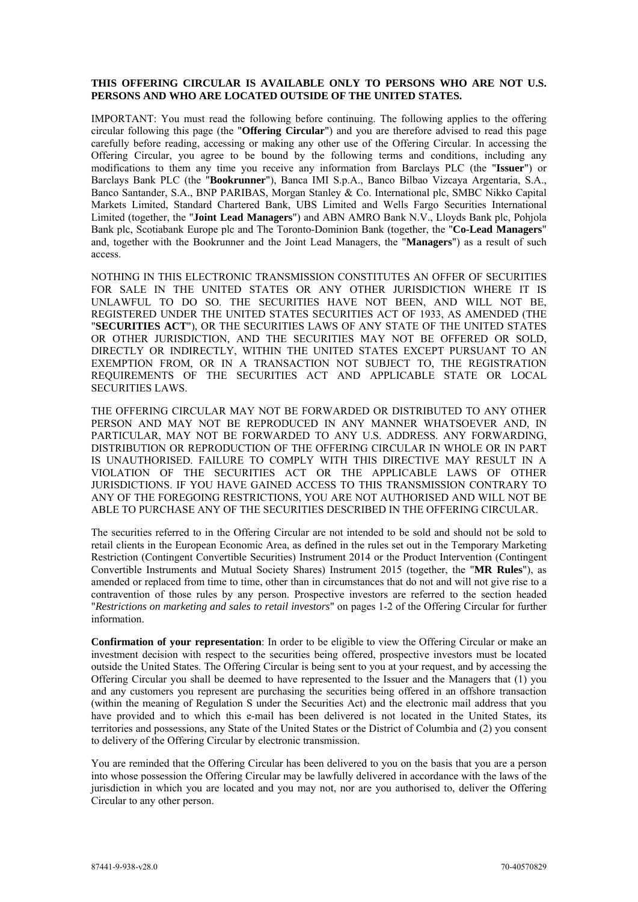**THIS OFFERING CIRCULAR IS AVAILABLE ONLY TO PERSONS WHO ARE NOT U.S. PERSONS AND WHO ARE LOCATED OUTSIDE OF THE UNITED STATES.**

IMPORTANT: You must read the following before continuing. The following applies to the offering circular following this page (the "**Offering Circular**") and you are therefore advised to read this page carefully before reading, accessing or making any other use of the Offering Circular. In accessing the Offering Circular, you agree to be bound by the following terms and conditions, including any modifications to them any time you receive any information from Barclays PLC (the "**Issuer**") or Barclays Bank PLC (the "**Bookrunner**"), Banca IMI S.p.A., Banco Bilbao Vizcaya Argentaria, S.A., Banco Santander, S.A., BNP PARIBAS, Morgan Stanley & Co. International plc, SMBC Nikko Capital Markets Limited, Standard Chartered Bank, UBS Limited and Wells Fargo Securities International Limited (together, the "**Joint Lead Managers**") and ABN AMRO Bank N.V., Lloyds Bank plc, Pohjola Bank plc, Scotiabank Europe plc and The Toronto-Dominion Bank (together, the "**Co-Lead Managers**" and, together with the Bookrunner and the Joint Lead Managers, the "**Managers**") as a result of such access.

NOTHING IN THIS ELECTRONIC TRANSMISSION CONSTITUTES AN OFFER OF SECURITIES FOR SALE IN THE UNITED STATES OR ANY OTHER JURISDICTION WHERE IT IS UNLAWFUL TO DO SO. THE SECURITIES HAVE NOT BEEN, AND WILL NOT BE, REGISTERED UNDER THE UNITED STATES SECURITIES ACT OF 1933, AS AMENDED (THE "**SECURITIES ACT**"), OR THE SECURITIES LAWS OF ANY STATE OF THE UNITED STATES OR OTHER JURISDICTION, AND THE SECURITIES MAY NOT BE OFFERED OR SOLD, DIRECTLY OR INDIRECTLY, WITHIN THE UNITED STATES EXCEPT PURSUANT TO AN EXEMPTION FROM, OR IN A TRANSACTION NOT SUBJECT TO, THE REGISTRATION REQUIREMENTS OF THE SECURITIES ACT AND APPLICABLE STATE OR LOCAL SECURITIES LAWS.

THE OFFERING CIRCULAR MAY NOT BE FORWARDED OR DISTRIBUTED TO ANY OTHER PERSON AND MAY NOT BE REPRODUCED IN ANY MANNER WHATSOEVER AND, IN PARTICULAR, MAY NOT BE FORWARDED TO ANY U.S. ADDRESS. ANY FORWARDING, DISTRIBUTION OR REPRODUCTION OF THE OFFERING CIRCULAR IN WHOLE OR IN PART IS UNAUTHORISED. FAILURE TO COMPLY WITH THIS DIRECTIVE MAY RESULT IN A VIOLATION OF THE SECURITIES ACT OR THE APPLICABLE LAWS OF OTHER JURISDICTIONS. IF YOU HAVE GAINED ACCESS TO THIS TRANSMISSION CONTRARY TO ANY OF THE FOREGOING RESTRICTIONS, YOU ARE NOT AUTHORISED AND WILL NOT BE ABLE TO PURCHASE ANY OF THE SECURITIES DESCRIBED IN THE OFFERING CIRCULAR.

The securities referred to in the Offering Circular are not intended to be sold and should not be sold to retail clients in the European Economic Area, as defined in the rules set out in the Temporary Marketing Restriction (Contingent Convertible Securities) Instrument 2014 or the Product Intervention (Contingent Convertible Instruments and Mutual Society Shares) Instrument 2015 (together, the "**MR Rules**"), as amended or replaced from time to time, other than in circumstances that do not and will not give rise to a contravention of those rules by any person. Prospective investors are referred to the section headed "*Restrictions on marketing and sales to retail investors*" on pages 1-2 of the Offering Circular for further information.

**Confirmation of your representation**: In order to be eligible to view the Offering Circular or make an investment decision with respect to the securities being offered, prospective investors must be located outside the United States. The Offering Circular is being sent to you at your request, and by accessing the Offering Circular you shall be deemed to have represented to the Issuer and the Managers that (1) you and any customers you represent are purchasing the securities being offered in an offshore transaction (within the meaning of Regulation S under the Securities Act) and the electronic mail address that you have provided and to which this e-mail has been delivered is not located in the United States, its territories and possessions, any State of the United States or the District of Columbia and (2) you consent to delivery of the Offering Circular by electronic transmission.

You are reminded that the Offering Circular has been delivered to you on the basis that you are a person into whose possession the Offering Circular may be lawfully delivered in accordance with the laws of the jurisdiction in which you are located and you may not, nor are you authorised to, deliver the Offering Circular to any other person.

87441-9-938-v28.0 70-40570829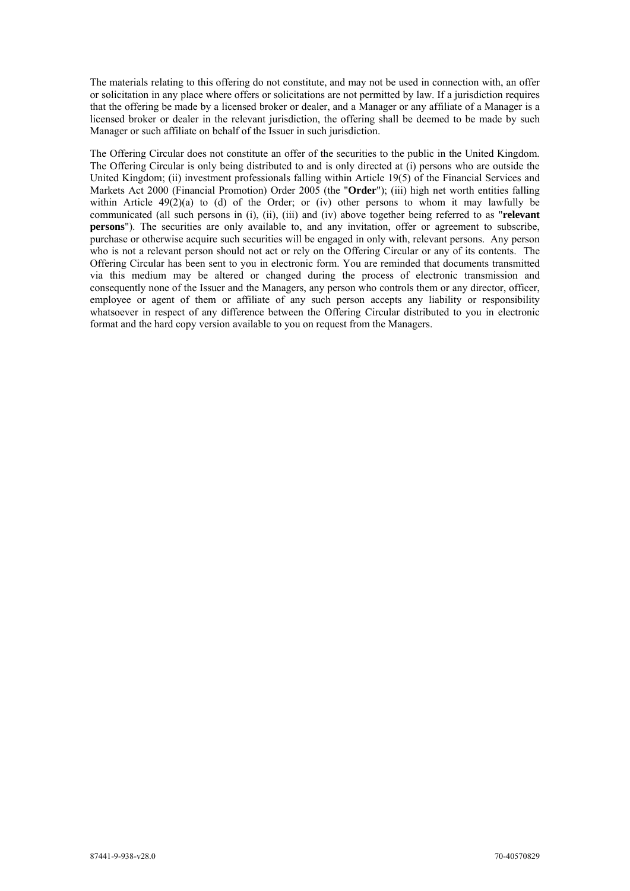The materials relating to this offering do not constitute, and may not be used in connection with, an offer or solicitation in any place where offers or solicitations are not permitted by law. If a jurisdiction requires that the offering be made by a licensed broker or dealer, and a Manager or any affiliate of a Manager is a licensed broker or dealer in the relevant jurisdiction, the offering shall be deemed to be made by such Manager or such affiliate on behalf of the Issuer in such jurisdiction.

The Offering Circular does not constitute an offer of the securities to the public in the United Kingdom. The Offering Circular is only being distributed to and is only directed at (i) persons who are outside the United Kingdom; (ii) investment professionals falling within Article 19(5) of the Financial Services and Markets Act 2000 (Financial Promotion) Order 2005 (the "**Order**"); (iii) high net worth entities falling within Article 49(2)(a) to (d) of the Order; or (iv) other persons to whom it may lawfully be communicated (all such persons in (i), (ii), (iii) and (iv) above together being referred to as "**relevant persons**"). The securities are only available to, and any invitation, offer or agreement to subscribe, purchase or otherwise acquire such securities will be engaged in only with, relevant persons. Any person who is not a relevant person should not act or rely on the Offering Circular or any of its contents. The Offering Circular has been sent to you in electronic form. You are reminded that documents transmitted via this medium may be altered or changed during the process of electronic transmission and consequently none of the Issuer and the Managers, any person who controls them or any director, officer, employee or agent of them or affiliate of any such person accepts any liability or responsibility whatsoever in respect of any difference between the Offering Circular distributed to you in electronic format and the hard copy version available to you on request from the Managers.

87441-9-938-v28.0 70-40570829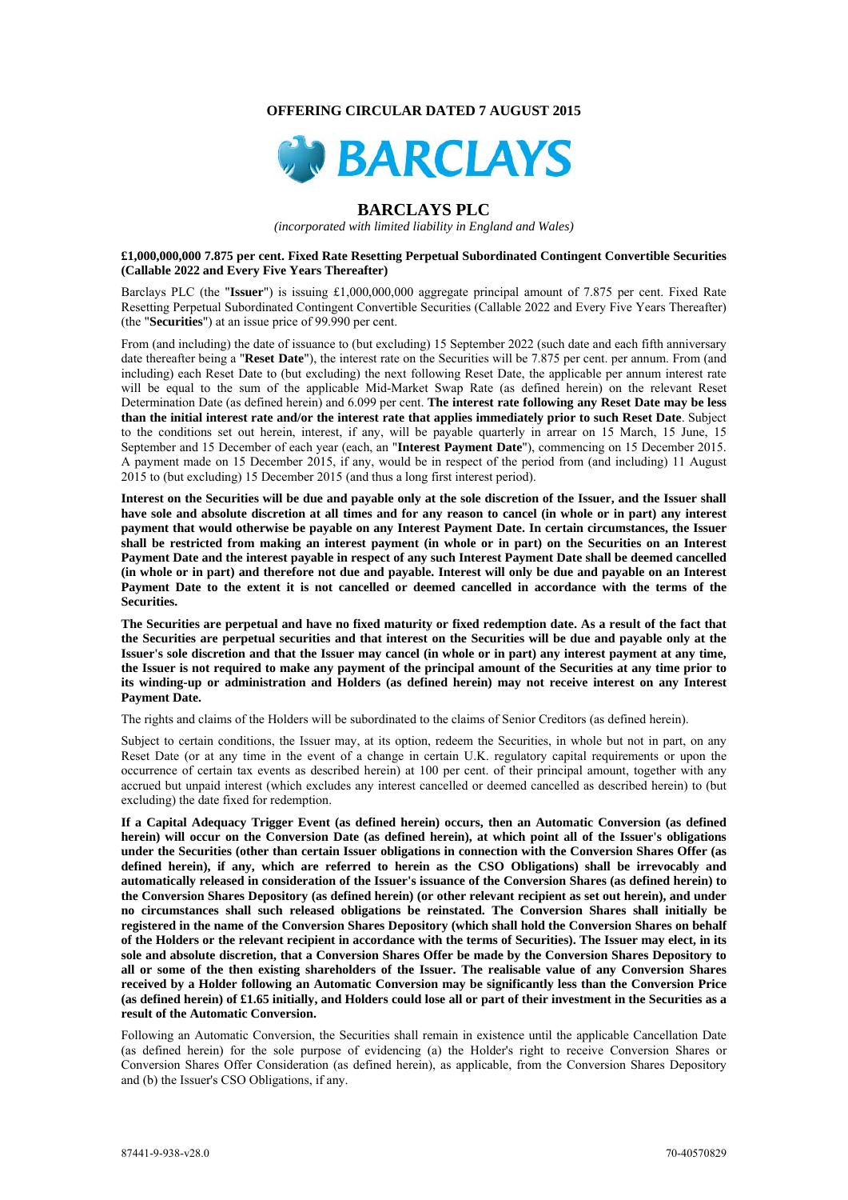**OFFERING CIRCULAR DATED 7 AUGUST 2015**

# BARCLAYS PLC

*(incorporated with limited liability in England and Wales)*

**£1,000,000,000 7.875 per cent. Fixed Rate Resetting Perpetual Subordinated Contingent Convertible Securities (Callable 2022 and Every Five Years Thereafter)**

Barclays PLC (the "**Issuer**") is issuing £1,000,000,000 aggregate principal amount of 7.875 per cent. Fixed Rate Resetting Perpetual Subordinated Contingent Convertible Securities (Callable 2022 and Every Five Years Thereafter) (the "**Securities**") at an issue price of 99.990 per cent.

From (and including) the date of issuance to (but excluding) 15 September 2022 (such date and each fifth anniversary date thereafter being a "**Reset Date**"), the interest rate on the Securities will be 7.875 per cent. per annum. From (and including) each Reset Date to (but excluding) the next following Reset Date, the applicable per annum interest rate will be equal to the sum of the applicable Mid-Market Swap Rate (as defined herein) on the relevant Reset Determination Date (as defined herein) and 6.099 per cent. **The interest rate following any Reset Date may be less than the initial interest rate and/or the interest rate that applies immediately prior to such Reset Date**. Subject to the conditions set out herein, interest, if any, will be payable quarterly in arrear on 15 March, 15 June, 15 September and 15 December of each year (each, an "**Interest Payment Date**"), commencing on 15 December 2015. A payment made on 15 December 2015, if any, would be in respect of the period from (and including) 11 August 2015 to (but excluding) 15 December 2015 (and thus a long first interest period).

**Interest on the Securities will be due and payable only at the sole discretion of the Issuer, and the Issuer shall have sole and absolute discretion at all times and for any reason to cancel (in whole or in part) any interest payment that would otherwise be payable on any Interest Payment Date. In certain circumstances, the Issuer shall be restricted from making an interest payment (in whole or in part) on the Securities on an Interest Payment Date and the interest payable in respect of any such Interest Payment Date shall be deemed cancelled (in whole or in part) and therefore not due and payable. Interest will only be due and payable on an Interest Payment Date to the extent it is not cancelled or deemed cancelled in accordance with the terms of the Securities.**

**The Securities are perpetual and have no fixed maturity or fixed redemption date. As a result of the fact that the Securities are perpetual securities and that interest on the Securities will be due and payable only at the Issuer's sole discretion and that the Issuer may cancel (in whole or in part) any interest payment at any time, the Issuer is not required to make any payment of the principal amount of the Securities at any time prior to its winding-up or administration and Holders (as defined herein) may not receive interest on any Interest Payment Date.**

The rights and claims of the Holders will be subordinated to the claims of Senior Creditors (as defined herein).

Subject to certain conditions, the Issuer may, at its option, redeem the Securities, in whole but not in part, on any Reset Date (or at any time in the event of a change in certain U.K. regulatory capital requirements or upon the occurrence of certain tax events as described herein) at 100 per cent. of their principal amount, together with any accrued but unpaid interest (which excludes any interest cancelled or deemed cancelled as described herein) to (but excluding) the date fixed for redemption.

**If a Capital Adequacy Trigger Event (as defined herein) occurs, then an Automatic Conversion (as defined herein) will occur on the Conversion Date (as defined herein), at which point all of the Issuer's obligations under the Securities (other than certain Issuer obligations in connection with the Conversion Shares Offer (as defined herein), if any, which are referred to herein as the CSO Obligations) shall be irrevocably and automatically released in consideration of the Issuer's issuance of the Conversion Shares (as defined herein) to the Conversion Shares Depository (as defined herein) (or other relevant recipient as set out herein), and under no circumstances shall such released obligations be reinstated. The Conversion Shares shall initially be registered in the name of the Conversion Shares Depository (which shall hold the Conversion Shares on behalf of the Holders or the relevant recipient in accordance with the terms of Securities). The Issuer may elect, in its sole and absolute discretion, that a Conversion Shares Offer be made by the Conversion Shares Depository to all or some of the then existing shareholders of the Issuer. The realisable value of any Conversion Shares received by a Holder following an Automatic Conversion may be significantly less than the Conversion Price (as defined herein) of £1.65 initially, and Holders could lose all or part of their investment in the Securities as a result of the Automatic Conversion.**

Following an Automatic Conversion, the Securities shall remain in existence until the applicable Cancellation Date (as defined herein) for the sole purpose of evidencing (a) the Holder's right to receive Conversion Shares or Conversion Shares Offer Consideration (as defined herein), as applicable, from the Conversion Shares Depository and (b) the Issuer's CSO Obligations, if any.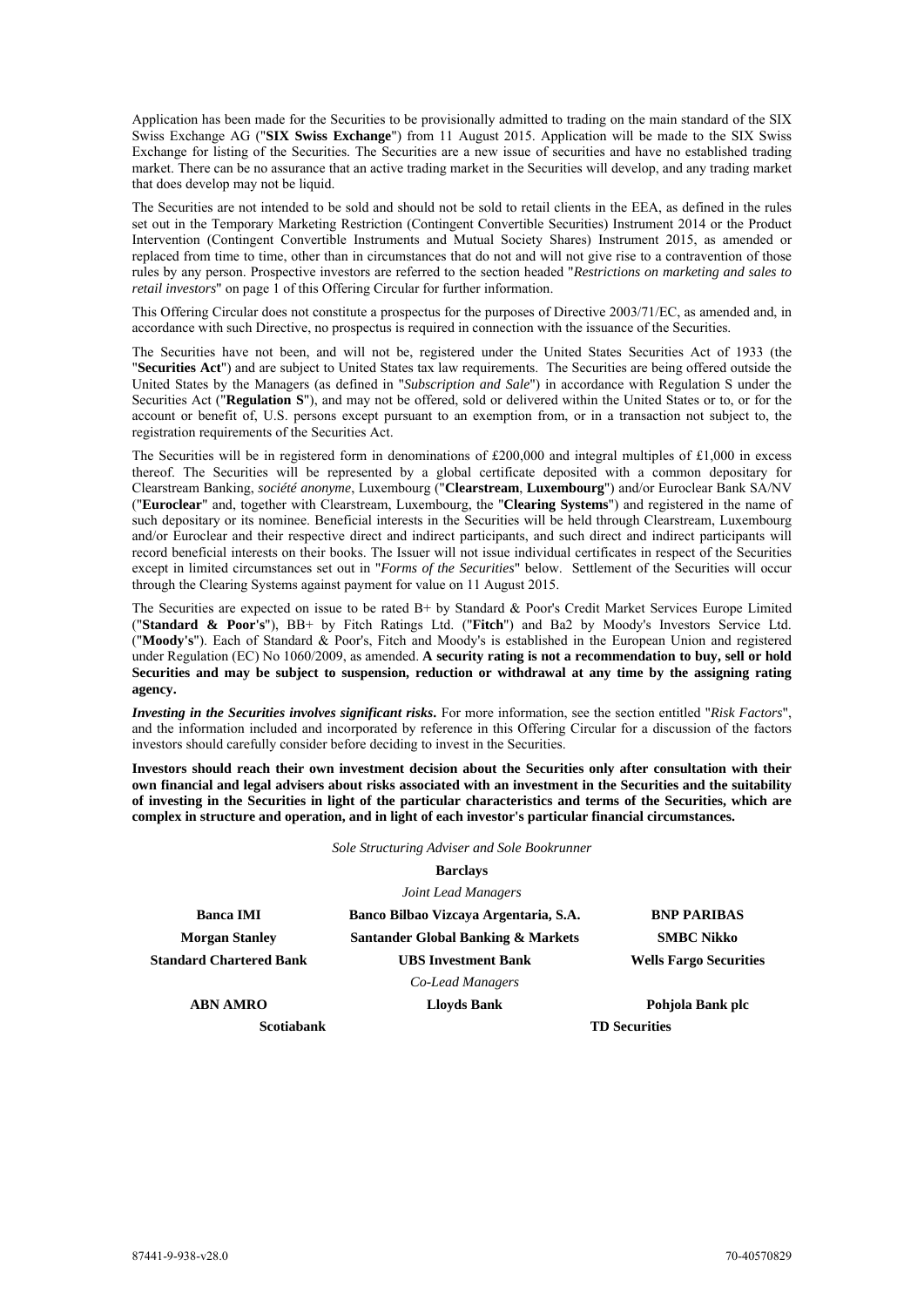Application has been made for the Securities to be provisionally admitted to trading on the main standard of the SIX Swiss Exchange AG ("**SIX Swiss Exchange**") from 11 August 2015. Application will be made to the SIX Swiss Exchange for listing of the Securities. The Securities are a new issue of securities and have no established trading market. There can be no assurance that an active trading market in the Securities will develop, and any trading market that does develop may not be liquid.

The Securities are not intended to be sold and should not be sold to retail clients in the EEA, as defined in the rules set out in the Temporary Marketing Restriction (Contingent Convertible Securities) Instrument 2014 or the Product Intervention (Contingent Convertible Instruments and Mutual Society Shares) Instrument 2015, as amended or replaced from time to time, other than in circumstances that do not and will not give rise to a contravention of those rules by any person. Prospective investors are referred to the section headed "*Restrictions on marketing and sales to retail investors*" on page 1 of this Offering Circular for further information.

This Offering Circular does not constitute a prospectus for the purposes of Directive 2003/71/EC, as amended and, in accordance with such Directive, no prospectus is required in connection with the issuance of the Securities.

The Securities have not been, and will not be, registered under the United States Securities Act of 1933 (the "**Securities Act**") and are subject to United States tax law requirements. The Securities are being offered outside the United States by the Managers (as defined in "*Subscription and Sale*") in accordance with Regulation S under the Securities Act ("**Regulation S**"), and may not be offered, sold or delivered within the United States or to, or for the account or benefit of, U.S. persons except pursuant to an exemption from, or in a transaction not subject to, the registration requirements of the Securities Act.

The Securities will be in registered form in denominations of £200,000 and integral multiples of £1,000 in excess thereof. The Securities will be represented by a global certificate deposited with a common depositary for Clearstream Banking, *société anonyme*, Luxembourg ("**Clearstream**, **Luxembourg**") and/or Euroclear Bank SA/NV ("**Euroclear**" and, together with Clearstream, Luxembourg, the "**Clearing Systems**") and registered in the name of such depositary or its nominee. Beneficial interests in the Securities will be held through Clearstream, Luxembourg and/or Euroclear and their respective direct and indirect participants, and such direct and indirect participants will record beneficial interests on their books. The Issuer will not issue individual certificates in respect of the Securities except in limited circumstances set out in "*Forms of the Securities*" below. Settlement of the Securities will occur through the Clearing Systems against payment for value on 11 August 2015.

The Securities are expected on issue to be rated B+ by Standard & Poor's Credit Market Services Europe Limited ("**Standard & Poor's**"), BB+ by Fitch Ratings Ltd. ("**Fitch**") and Ba2 by Moody's Investors Service Ltd. ("**Moody's**"). Each of Standard & Poor's, Fitch and Moody's is established in the European Union and registered under Regulation (EC) No 1060/2009, as amended. **A security rating is not a recommendation to buy, sell or hold Securities and may be subject to suspension, reduction or withdrawal at any time by the assigning rating agency.**

***Investing in the Securities involves significant risks***. For more information, see the section entitled "*Risk Factors*", and the information included and incorporated by reference in this Offering Circular for a discussion of the factors investors should carefully consider before deciding to invest in the Securities.

**Investors should reach their own investment decision about the Securities only after consultation with their own financial and legal advisers about risks associated with an investment in the Securities and the suitability of investing in the Securities in light of the particular characteristics and terms of the Securities, which are complex in structure and operation, and in light of each investor's particular financial circumstances.**

*Sole Structuring Adviser and Sole Bookrunner*

**Barclays**

*Joint Lead Managers*

**Banca IMI** | **Banco Bilbao Vizcaya Argentaria, S.A.** | **BNP PARIBAS**

**Morgan Stanley** | **Santander Global Banking & Markets** | **SMBC Nikko**

**Standard Chartered Bank** | **UBS Investment Bank** | **Wells Fargo Securities**

*Co-Lead Managers*

**ABN AMRO** | **Lloyds Bank** | **Pohjola Bank plc**

**Scotiabank** | **TD Securities**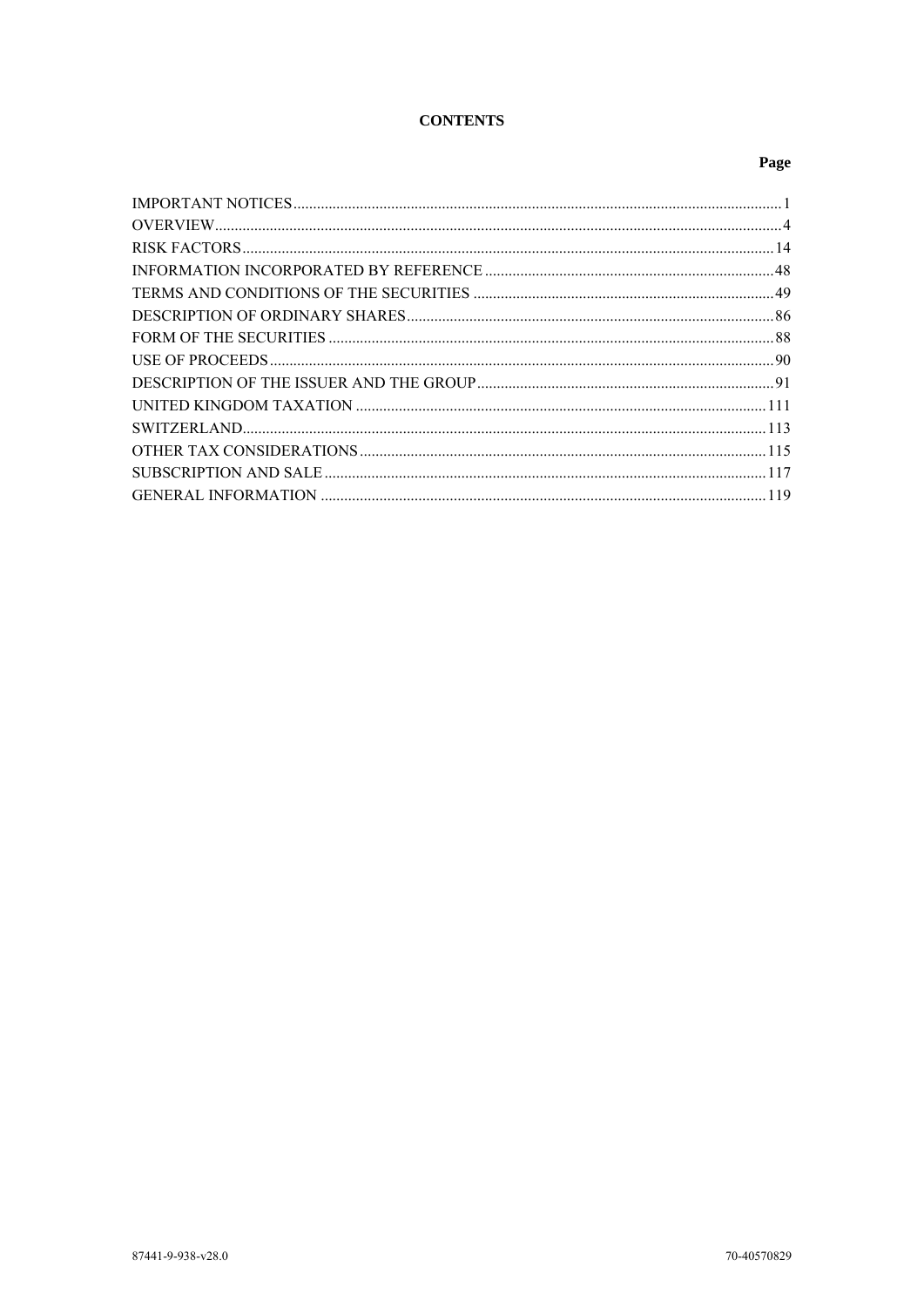# CONTENTS

| | Page |
|---|---|
| IMPORTANT NOTICES | 1 |
| OVERVIEW | 4 |
| RISK FACTORS | 14 |
| INFORMATION INCORPORATED BY REFERENCE | 48 |
| TERMS AND CONDITIONS OF THE SECURITIES | 49 |
| DESCRIPTION OF ORDINARY SHARES | 86 |
| FORM OF THE SECURITIES | 88 |
| USE OF PROCEEDS | 90 |
| DESCRIPTION OF THE ISSUER AND THE GROUP | 91 |
| UNITED KINGDOM TAXATION | 111 |
| SWITZERLAND | 113 |
| OTHER TAX CONSIDERATIONS | 115 |
| SUBSCRIPTION AND SALE | 117 |
| GENERAL INFORMATION | 119 |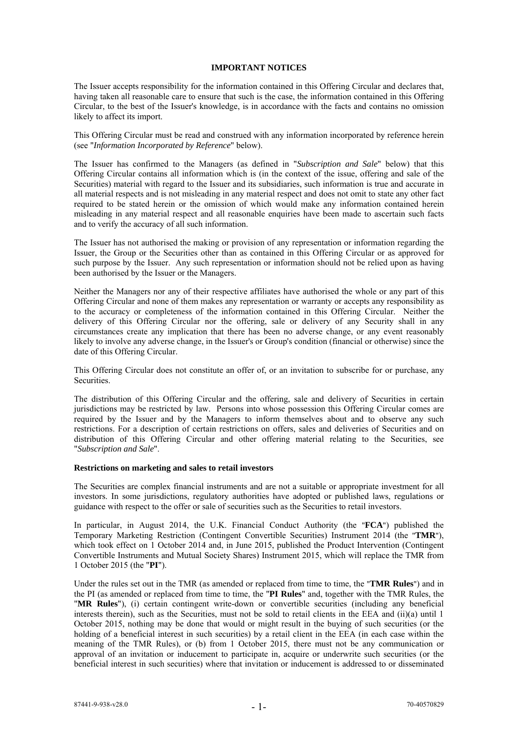## IMPORTANT NOTICES

The Issuer accepts responsibility for the information contained in this Offering Circular and declares that, having taken all reasonable care to ensure that such is the case, the information contained in this Offering Circular, to the best of the Issuer's knowledge, is in accordance with the facts and contains no omission likely to affect its import.

This Offering Circular must be read and construed with any information incorporated by reference herein (see "*Information Incorporated by Reference*" below).

The Issuer has confirmed to the Managers (as defined in "*Subscription and Sale*" below) that this Offering Circular contains all information which is (in the context of the issue, offering and sale of the Securities) material with regard to the Issuer and its subsidiaries, such information is true and accurate in all material respects and is not misleading in any material respect and does not omit to state any other fact required to be stated herein or the omission of which would make any information contained herein misleading in any material respect and all reasonable enquiries have been made to ascertain such facts and to verify the accuracy of all such information.

The Issuer has not authorised the making or provision of any representation or information regarding the Issuer, the Group or the Securities other than as contained in this Offering Circular or as approved for such purpose by the Issuer. Any such representation or information should not be relied upon as having been authorised by the Issuer or the Managers.

Neither the Managers nor any of their respective affiliates have authorised the whole or any part of this Offering Circular and none of them makes any representation or warranty or accepts any responsibility as to the accuracy or completeness of the information contained in this Offering Circular. Neither the delivery of this Offering Circular nor the offering, sale or delivery of any Security shall in any circumstances create any implication that there has been no adverse change, or any event reasonably likely to involve any adverse change, in the Issuer's or Group's condition (financial or otherwise) since the date of this Offering Circular.

This Offering Circular does not constitute an offer of, or an invitation to subscribe for or purchase, any Securities.

The distribution of this Offering Circular and the offering, sale and delivery of Securities in certain jurisdictions may be restricted by law. Persons into whose possession this Offering Circular comes are required by the Issuer and by the Managers to inform themselves about and to observe any such restrictions. For a description of certain restrictions on offers, sales and deliveries of Securities and on distribution of this Offering Circular and other offering material relating to the Securities, see "*Subscription and Sale*".

### Restrictions on marketing and sales to retail investors

The Securities are complex financial instruments and are not a suitable or appropriate investment for all investors. In some jurisdictions, regulatory authorities have adopted or published laws, regulations or guidance with respect to the offer or sale of securities such as the Securities to retail investors.

In particular, in August 2014, the U.K. Financial Conduct Authority (the "**FCA**") published the Temporary Marketing Restriction (Contingent Convertible Securities) Instrument 2014 (the "**TMR**"), which took effect on 1 October 2014 and, in June 2015, published the Product Intervention (Contingent Convertible Instruments and Mutual Society Shares) Instrument 2015, which will replace the TMR from 1 October 2015 (the "**PI**").

Under the rules set out in the TMR (as amended or replaced from time to time, the "**TMR Rules**") and in the PI (as amended or replaced from time to time, the "**PI Rules**" and, together with the TMR Rules, the "**MR Rules**"), (i) certain contingent write-down or convertible securities (including any beneficial interests therein), such as the Securities, must not be sold to retail clients in the EEA and (ii)(a) until 1 October 2015, nothing may be done that would or might result in the buying of such securities (or the holding of a beneficial interest in such securities) by a retail client in the EEA (in each case within the meaning of the TMR Rules), or (b) from 1 October 2015, there must not be any communication or approval of an invitation or inducement to participate in, acquire or underwrite such securities (or the beneficial interest in such securities) where that invitation or inducement is addressed to or disseminated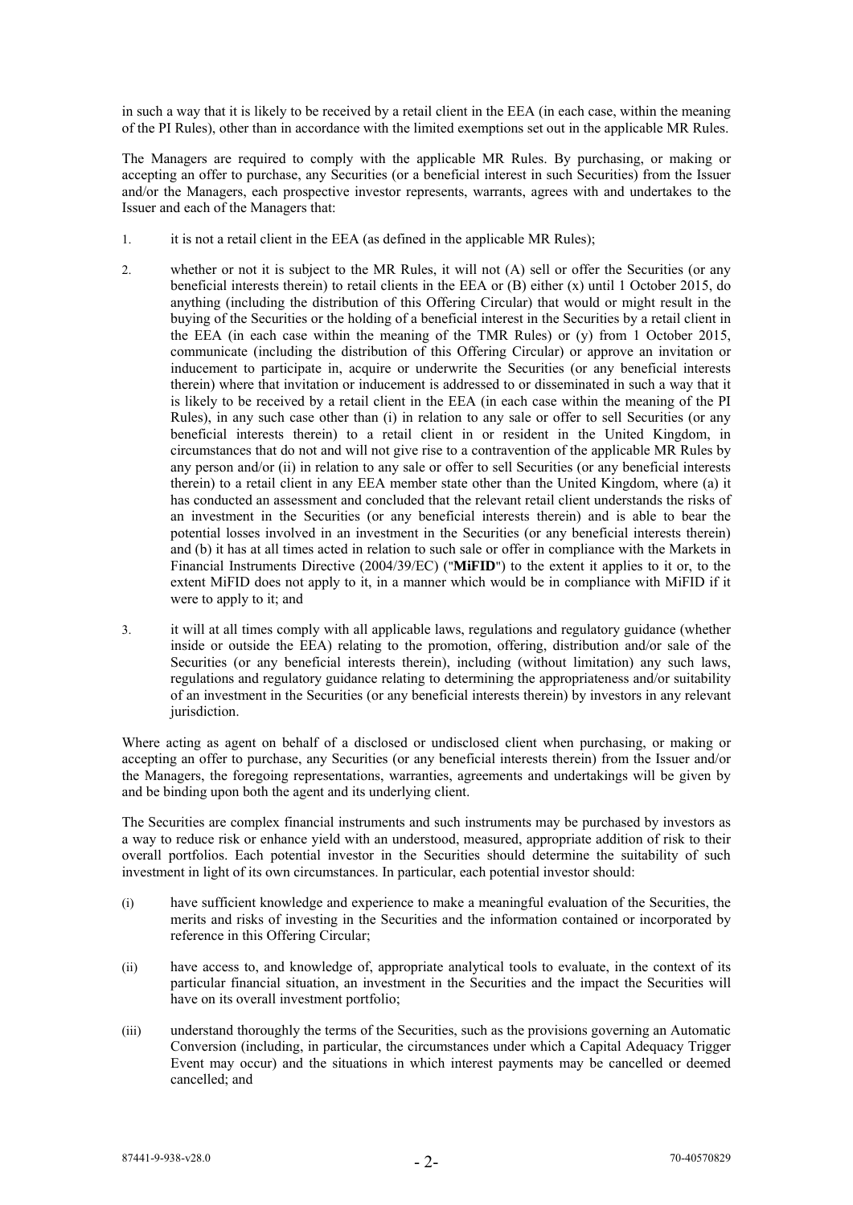in such a way that it is likely to be received by a retail client in the EEA (in each case, within the meaning of the PI Rules), other than in accordance with the limited exemptions set out in the applicable MR Rules.

The Managers are required to comply with the applicable MR Rules. By purchasing, or making or accepting an offer to purchase, any Securities (or a beneficial interest in such Securities) from the Issuer and/or the Managers, each prospective investor represents, warrants, agrees with and undertakes to the Issuer and each of the Managers that:

1. it is not a retail client in the EEA (as defined in the applicable MR Rules);

2. whether or not it is subject to the MR Rules, it will not (A) sell or offer the Securities (or any beneficial interests therein) to retail clients in the EEA or (B) either (x) until 1 October 2015, do anything (including the distribution of this Offering Circular) that would or might result in the buying of the Securities or the holding of a beneficial interest in the Securities by a retail client in the EEA (in each case within the meaning of the TMR Rules) or (y) from 1 October 2015, communicate (including the distribution of this Offering Circular) or approve an invitation or inducement to participate in, acquire or underwrite the Securities (or any beneficial interests therein) where that invitation or inducement is addressed to or disseminated in such a way that it is likely to be received by a retail client in the EEA (in each case within the meaning of the PI Rules), in any such case other than (i) in relation to any sale or offer to sell Securities (or any beneficial interests therein) to a retail client in or resident in the United Kingdom, in circumstances that do not and will not give rise to a contravention of the applicable MR Rules by any person and/or (ii) in relation to any sale or offer to sell Securities (or any beneficial interests therein) to a retail client in any EEA member state other than the United Kingdom, where (a) it has conducted an assessment and concluded that the relevant retail client understands the risks of an investment in the Securities (or any beneficial interests therein) and is able to bear the potential losses involved in an investment in the Securities (or any beneficial interests therein) and (b) it has at all times acted in relation to such sale or offer in compliance with the Markets in Financial Instruments Directive (2004/39/EC) ("**MiFID**") to the extent it applies to it or, to the extent MiFID does not apply to it, in a manner which would be in compliance with MiFID if it were to apply to it; and

3. it will at all times comply with all applicable laws, regulations and regulatory guidance (whether inside or outside the EEA) relating to the promotion, offering, distribution and/or sale of the Securities (or any beneficial interests therein), including (without limitation) any such laws, regulations and regulatory guidance relating to determining the appropriateness and/or suitability of an investment in the Securities (or any beneficial interests therein) by investors in any relevant jurisdiction.

Where acting as agent on behalf of a disclosed or undisclosed client when purchasing, or making or accepting an offer to purchase, any Securities (or any beneficial interests therein) from the Issuer and/or the Managers, the foregoing representations, warranties, agreements and undertakings will be given by and be binding upon both the agent and its underlying client.

The Securities are complex financial instruments and such instruments may be purchased by investors as a way to reduce risk or enhance yield with an understood, measured, appropriate addition of risk to their overall portfolios. Each potential investor in the Securities should determine the suitability of such investment in light of its own circumstances. In particular, each potential investor should:

(i) have sufficient knowledge and experience to make a meaningful evaluation of the Securities, the merits and risks of investing in the Securities and the information contained or incorporated by reference in this Offering Circular;

(ii) have access to, and knowledge of, appropriate analytical tools to evaluate, in the context of its particular financial situation, an investment in the Securities and the impact the Securities will have on its overall investment portfolio;

(iii) understand thoroughly the terms of the Securities, such as the provisions governing an Automatic Conversion (including, in particular, the circumstances under which a Capital Adequacy Trigger Event may occur) and the situations in which interest payments may be cancelled or deemed cancelled; and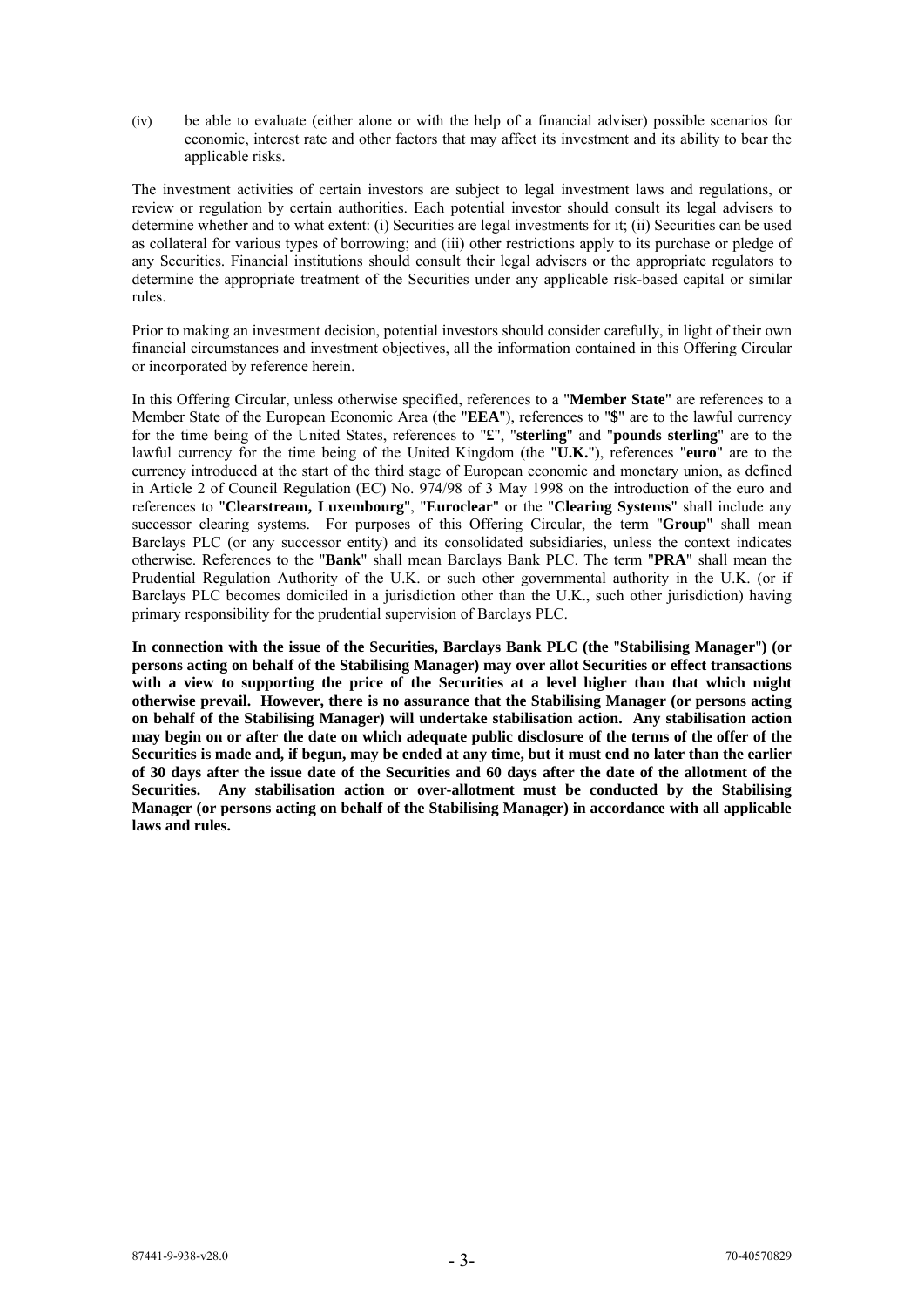(iv) be able to evaluate (either alone or with the help of a financial adviser) possible scenarios for economic, interest rate and other factors that may affect its investment and its ability to bear the applicable risks.

The investment activities of certain investors are subject to legal investment laws and regulations, or review or regulation by certain authorities. Each potential investor should consult its legal advisers to determine whether and to what extent: (i) Securities are legal investments for it; (ii) Securities can be used as collateral for various types of borrowing; and (iii) other restrictions apply to its purchase or pledge of any Securities. Financial institutions should consult their legal advisers or the appropriate regulators to determine the appropriate treatment of the Securities under any applicable risk-based capital or similar rules.

Prior to making an investment decision, potential investors should consider carefully, in light of their own financial circumstances and investment objectives, all the information contained in this Offering Circular or incorporated by reference herein.

In this Offering Circular, unless otherwise specified, references to a "**Member State**" are references to a Member State of the European Economic Area (the "**EEA**"), references to "**$**" are to the lawful currency for the time being of the United States, references to "**£**", "**sterling**" and "**pounds sterling**" are to the lawful currency for the time being of the United Kingdom (the "**U.K.**"), references "**euro**" are to the currency introduced at the start of the third stage of European economic and monetary union, as defined in Article 2 of Council Regulation (EC) No. 974/98 of 3 May 1998 on the introduction of the euro and references to "**Clearstream, Luxembourg**", "**Euroclear**" or the "**Clearing Systems**" shall include any successor clearing systems. For purposes of this Offering Circular, the term "**Group**" shall mean Barclays PLC (or any successor entity) and its consolidated subsidiaries, unless the context indicates otherwise. References to the "**Bank**" shall mean Barclays Bank PLC. The term "**PRA**" shall mean the Prudential Regulation Authority of the U.K. or such other governmental authority in the U.K. (or if Barclays PLC becomes domiciled in a jurisdiction other than the U.K., such other jurisdiction) having primary responsibility for the prudential supervision of Barclays PLC.

**In connection with the issue of the Securities, Barclays Bank PLC (the "Stabilising Manager") (or persons acting on behalf of the Stabilising Manager) may over allot Securities or effect transactions with a view to supporting the price of the Securities at a level higher than that which might otherwise prevail. However, there is no assurance that the Stabilising Manager (or persons acting on behalf of the Stabilising Manager) will undertake stabilisation action. Any stabilisation action may begin on or after the date on which adequate public disclosure of the terms of the offer of the Securities is made and, if begun, may be ended at any time, but it must end no later than the earlier of 30 days after the issue date of the Securities and 60 days after the date of the allotment of the Securities. Any stabilisation action or over-allotment must be conducted by the Stabilising Manager (or persons acting on behalf of the Stabilising Manager) in accordance with all applicable laws and rules.**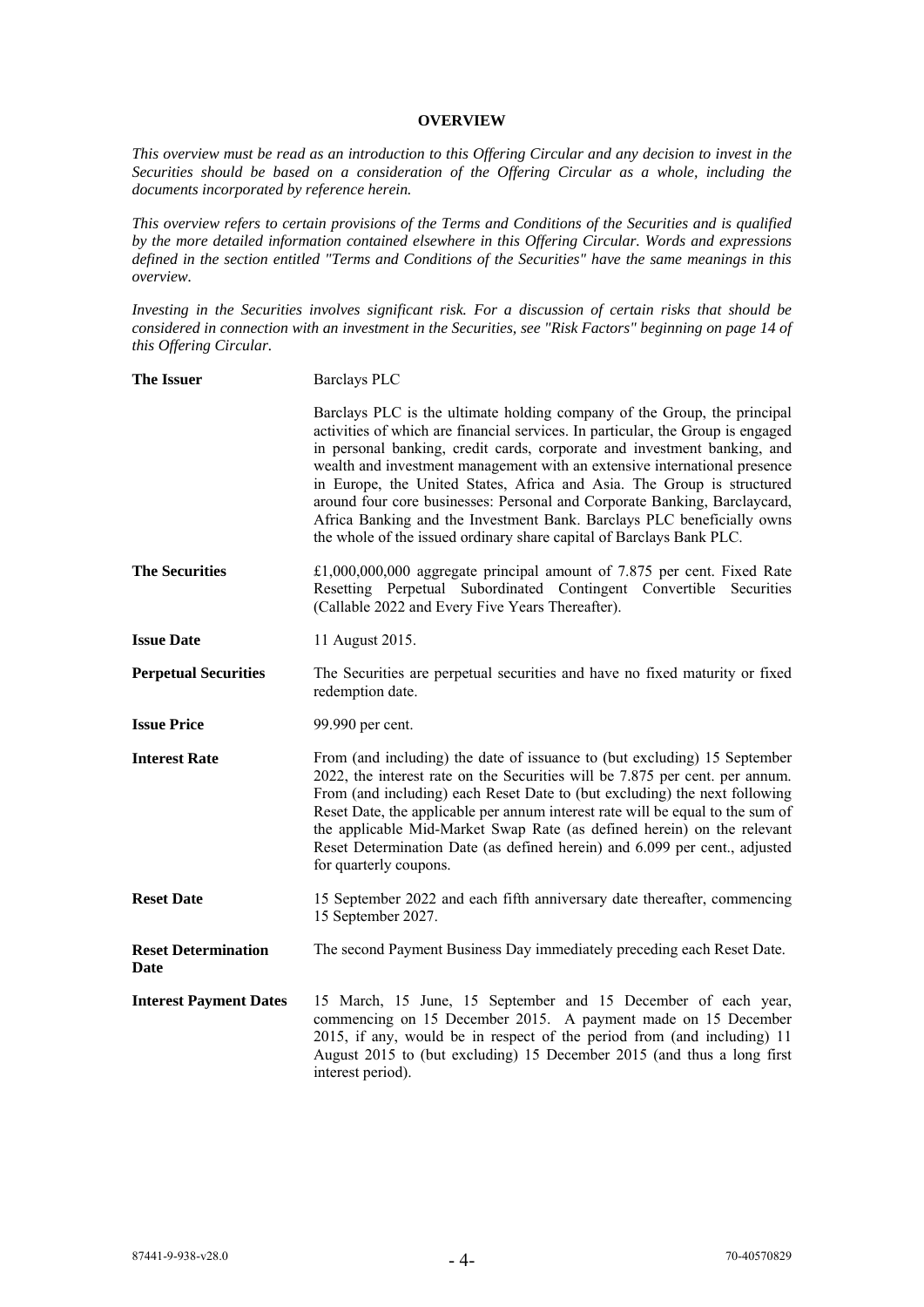# OVERVIEW

*This overview must be read as an introduction to this Offering Circular and any decision to invest in the Securities should be based on a consideration of the Offering Circular as a whole, including the documents incorporated by reference herein.*

*This overview refers to certain provisions of the Terms and Conditions of the Securities and is qualified by the more detailed information contained elsewhere in this Offering Circular. Words and expressions defined in the section entitled "Terms and Conditions of the Securities" have the same meanings in this overview.*

*Investing in the Securities involves significant risk. For a discussion of certain risks that should be considered in connection with an investment in the Securities, see "Risk Factors" beginning on page 14 of this Offering Circular.*

| | |
|---|---|
| **The Issuer** | Barclays PLC |
| | Barclays PLC is the ultimate holding company of the Group, the principal activities of which are financial services. In particular, the Group is engaged in personal banking, credit cards, corporate and investment banking, and wealth and investment management with an extensive international presence in Europe, the United States, Africa and Asia. The Group is structured around four core businesses: Personal and Corporate Banking, Barclaycard, Africa Banking and the Investment Bank. Barclays PLC beneficially owns the whole of the issued ordinary share capital of Barclays Bank PLC. |
| **The Securities** | £1,000,000,000 aggregate principal amount of 7.875 per cent. Fixed Rate Resetting Perpetual Subordinated Contingent Convertible Securities (Callable 2022 and Every Five Years Thereafter). |
| **Issue Date** | 11 August 2015. |
| **Perpetual Securities** | The Securities are perpetual securities and have no fixed maturity or fixed redemption date. |
| **Issue Price** | 99.990 per cent. |
| **Interest Rate** | From (and including) the date of issuance to (but excluding) 15 September 2022, the interest rate on the Securities will be 7.875 per cent. per annum. From (and including) each Reset Date to (but excluding) the next following Reset Date, the applicable per annum interest rate will be equal to the sum of the applicable Mid-Market Swap Rate (as defined herein) on the relevant Reset Determination Date (as defined herein) and 6.099 per cent., adjusted for quarterly coupons. |
| **Reset Date** | 15 September 2022 and each fifth anniversary date thereafter, commencing 15 September 2027. |
| **Reset Determination Date** | The second Payment Business Day immediately preceding each Reset Date. |
| **Interest Payment Dates** | 15 March, 15 June, 15 September and 15 December of each year, commencing on 15 December 2015. A payment made on 15 December 2015, if any, would be in respect of the period from (and including) 11 August 2015 to (but excluding) 15 December 2015 (and thus a long first interest period). |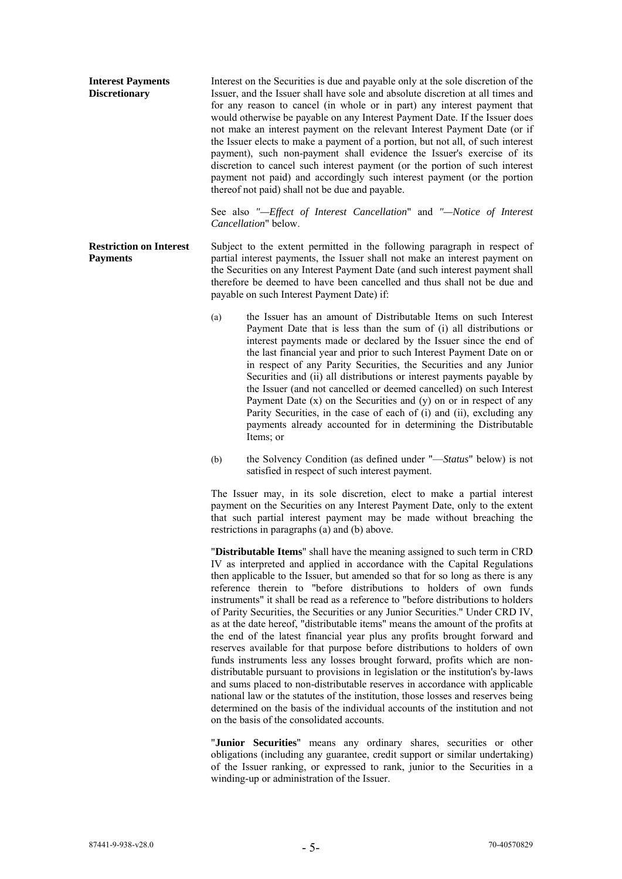**Interest Payments Discretionary**

Interest on the Securities is due and payable only at the sole discretion of the Issuer, and the Issuer shall have sole and absolute discretion at all times and for any reason to cancel (in whole or in part) any interest payment that would otherwise be payable on any Interest Payment Date. If the Issuer does not make an interest payment on the relevant Interest Payment Date (or if the Issuer elects to make a payment of a portion, but not all, of such interest payment), such non-payment shall evidence the Issuer's exercise of its discretion to cancel such interest payment (or the portion of such interest payment not paid) and accordingly such interest payment (or the portion thereof not paid) shall not be due and payable.

See also *"—Effect of Interest Cancellation*" and *"—Notice of Interest Cancellation*" below.

**Restriction on Interest Payments**

Subject to the extent permitted in the following paragraph in respect of partial interest payments, the Issuer shall not make an interest payment on the Securities on any Interest Payment Date (and such interest payment shall therefore be deemed to have been cancelled and thus shall not be due and payable on such Interest Payment Date) if:

(a) the Issuer has an amount of Distributable Items on such Interest Payment Date that is less than the sum of (i) all distributions or interest payments made or declared by the Issuer since the end of the last financial year and prior to such Interest Payment Date on or in respect of any Parity Securities, the Securities and any Junior Securities and (ii) all distributions or interest payments payable by the Issuer (and not cancelled or deemed cancelled) on such Interest Payment Date (x) on the Securities and (y) on or in respect of any Parity Securities, in the case of each of (i) and (ii), excluding any payments already accounted for in determining the Distributable Items; or

(b) the Solvency Condition (as defined under "—*Status*" below) is not satisfied in respect of such interest payment.

The Issuer may, in its sole discretion, elect to make a partial interest payment on the Securities on any Interest Payment Date, only to the extent that such partial interest payment may be made without breaching the restrictions in paragraphs (a) and (b) above.

"**Distributable Items**" shall have the meaning assigned to such term in CRD IV as interpreted and applied in accordance with the Capital Regulations then applicable to the Issuer, but amended so that for so long as there is any reference therein to "before distributions to holders of own funds instruments" it shall be read as a reference to "before distributions to holders of Parity Securities, the Securities or any Junior Securities." Under CRD IV, as at the date hereof, "distributable items" means the amount of the profits at the end of the latest financial year plus any profits brought forward and reserves available for that purpose before distributions to holders of own funds instruments less any losses brought forward, profits which are non-distributable pursuant to provisions in legislation or the institution's by-laws and sums placed to non-distributable reserves in accordance with applicable national law or the statutes of the institution, those losses and reserves being determined on the basis of the individual accounts of the institution and not on the basis of the consolidated accounts.

"**Junior Securities**" means any ordinary shares, securities or other obligations (including any guarantee, credit support or similar undertaking) of the Issuer ranking, or expressed to rank, junior to the Securities in a winding-up or administration of the Issuer.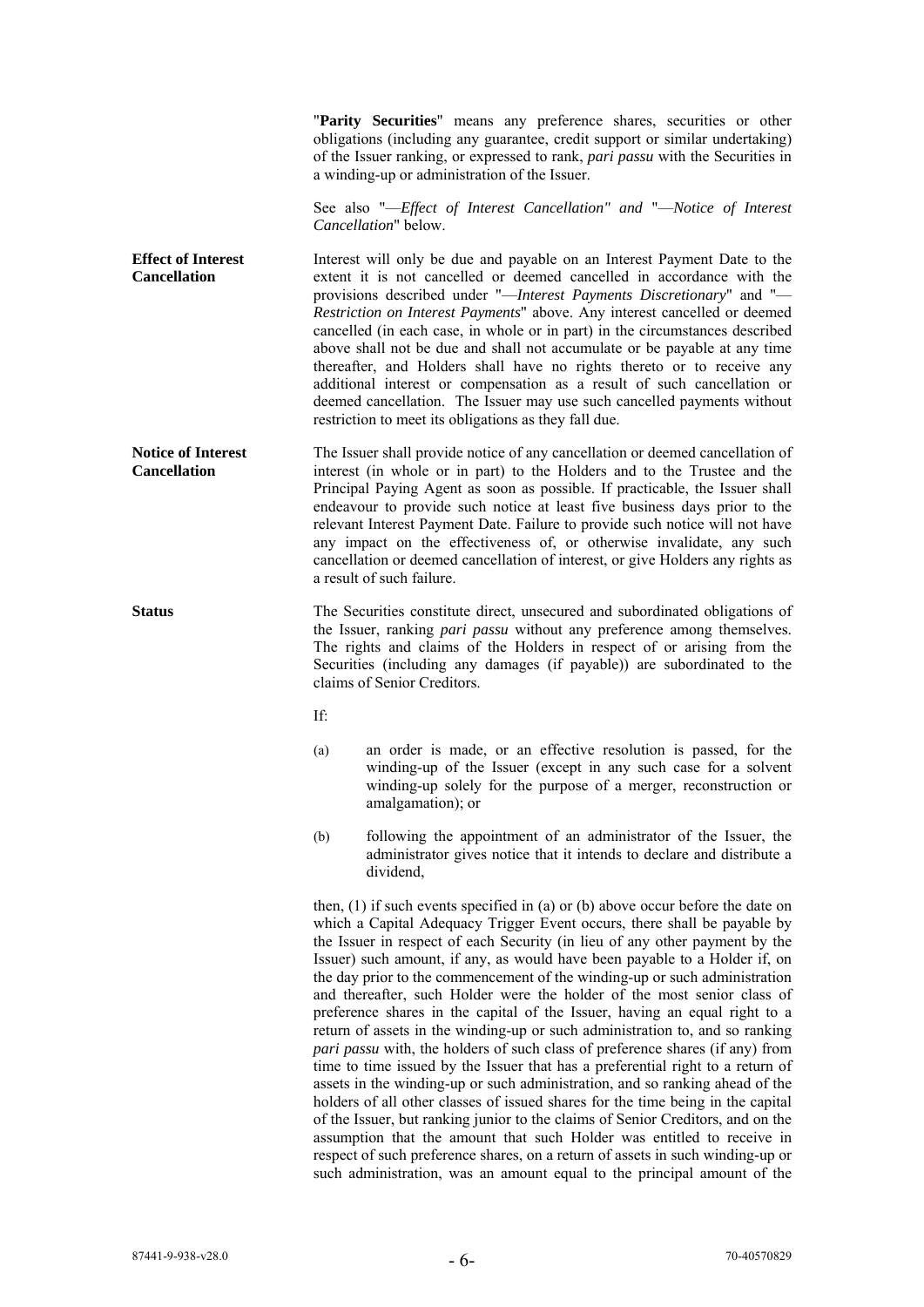"**Parity Securities**" means any preference shares, securities or other obligations (including any guarantee, credit support or similar undertaking) of the Issuer ranking, or expressed to rank, *pari passu* with the Securities in a winding-up or administration of the Issuer.

See also "—*Effect of Interest Cancellation" and* "—*Notice of Interest Cancellation*" below.

**Effect of Interest Cancellation**

Interest will only be due and payable on an Interest Payment Date to the extent it is not cancelled or deemed cancelled in accordance with the provisions described under "—*Interest Payments Discretionary*" and "—*Restriction on Interest Payments*" above. Any interest cancelled or deemed cancelled (in each case, in whole or in part) in the circumstances described above shall not be due and shall not accumulate or be payable at any time thereafter, and Holders shall have no rights thereto or to receive any additional interest or compensation as a result of such cancellation or deemed cancellation. The Issuer may use such cancelled payments without restriction to meet its obligations as they fall due.

**Notice of Interest Cancellation**

The Issuer shall provide notice of any cancellation or deemed cancellation of interest (in whole or in part) to the Holders and to the Trustee and the Principal Paying Agent as soon as possible. If practicable, the Issuer shall endeavour to provide such notice at least five business days prior to the relevant Interest Payment Date. Failure to provide such notice will not have any impact on the effectiveness of, or otherwise invalidate, any such cancellation or deemed cancellation of interest, or give Holders any rights as a result of such failure.

**Status**

The Securities constitute direct, unsecured and subordinated obligations of the Issuer, ranking *pari passu* without any preference among themselves. The rights and claims of the Holders in respect of or arising from the Securities (including any damages (if payable)) are subordinated to the claims of Senior Creditors.

If:

(a) an order is made, or an effective resolution is passed, for the winding-up of the Issuer (except in any such case for a solvent winding-up solely for the purpose of a merger, reconstruction or amalgamation); or

(b) following the appointment of an administrator of the Issuer, the administrator gives notice that it intends to declare and distribute a dividend,

then, (1) if such events specified in (a) or (b) above occur before the date on which a Capital Adequacy Trigger Event occurs, there shall be payable by the Issuer in respect of each Security (in lieu of any other payment by the Issuer) such amount, if any, as would have been payable to a Holder if, on the day prior to the commencement of the winding-up or such administration and thereafter, such Holder were the holder of the most senior class of preference shares in the capital of the Issuer, having an equal right to a return of assets in the winding-up or such administration to, and so ranking *pari passu* with, the holders of such class of preference shares (if any) from time to time issued by the Issuer that has a preferential right to a return of assets in the winding-up or such administration, and so ranking ahead of the holders of all other classes of issued shares for the time being in the capital of the Issuer, but ranking junior to the claims of Senior Creditors, and on the assumption that the amount that such Holder was entitled to receive in respect of such preference shares, on a return of assets in such winding-up or such administration, was an amount equal to the principal amount of the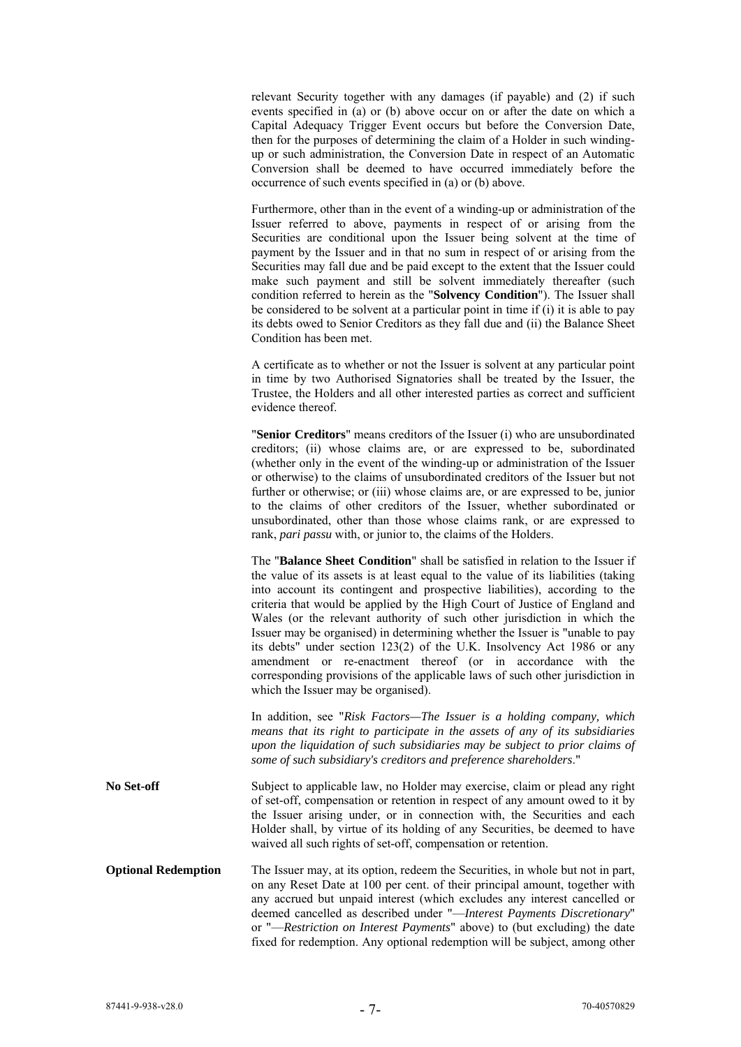relevant Security together with any damages (if payable) and (2) if such events specified in (a) or (b) above occur on or after the date on which a Capital Adequacy Trigger Event occurs but before the Conversion Date, then for the purposes of determining the claim of a Holder in such winding-up or such administration, the Conversion Date in respect of an Automatic Conversion shall be deemed to have occurred immediately before the occurrence of such events specified in (a) or (b) above.

Furthermore, other than in the event of a winding-up or administration of the Issuer referred to above, payments in respect of or arising from the Securities are conditional upon the Issuer being solvent at the time of payment by the Issuer and in that no sum in respect of or arising from the Securities may fall due and be paid except to the extent that the Issuer could make such payment and still be solvent immediately thereafter (such condition referred to herein as the "**Solvency Condition**"). The Issuer shall be considered to be solvent at a particular point in time if (i) it is able to pay its debts owed to Senior Creditors as they fall due and (ii) the Balance Sheet Condition has been met.

A certificate as to whether or not the Issuer is solvent at any particular point in time by two Authorised Signatories shall be treated by the Issuer, the Trustee, the Holders and all other interested parties as correct and sufficient evidence thereof.

"**Senior Creditors**" means creditors of the Issuer (i) who are unsubordinated creditors; (ii) whose claims are, or are expressed to be, subordinated (whether only in the event of the winding-up or administration of the Issuer or otherwise) to the claims of unsubordinated creditors of the Issuer but not further or otherwise; or (iii) whose claims are, or are expressed to be, junior to the claims of other creditors of the Issuer, whether subordinated or unsubordinated, other than those whose claims rank, or are expressed to rank, *pari passu* with, or junior to, the claims of the Holders.

The "**Balance Sheet Condition**" shall be satisfied in relation to the Issuer if the value of its assets is at least equal to the value of its liabilities (taking into account its contingent and prospective liabilities), according to the criteria that would be applied by the High Court of Justice of England and Wales (or the relevant authority of such other jurisdiction in which the Issuer may be organised) in determining whether the Issuer is "unable to pay its debts" under section 123(2) of the U.K. Insolvency Act 1986 or any amendment or re-enactment thereof (or in accordance with the corresponding provisions of the applicable laws of such other jurisdiction in which the Issuer may be organised).

In addition, see "*Risk Factors—The Issuer is a holding company, which means that its right to participate in the assets of any of its subsidiaries upon the liquidation of such subsidiaries may be subject to prior claims of some of such subsidiary's creditors and preference shareholders*."

**No Set-off**

Subject to applicable law, no Holder may exercise, claim or plead any right of set-off, compensation or retention in respect of any amount owed to it by the Issuer arising under, or in connection with, the Securities and each Holder shall, by virtue of its holding of any Securities, be deemed to have waived all such rights of set-off, compensation or retention.

**Optional Redemption**

The Issuer may, at its option, redeem the Securities, in whole but not in part, on any Reset Date at 100 per cent. of their principal amount, together with any accrued but unpaid interest (which excludes any interest cancelled or deemed cancelled as described under "—*Interest Payments Discretionary*" or "—*Restriction on Interest Payments*" above) to (but excluding) the date fixed for redemption. Any optional redemption will be subject, among other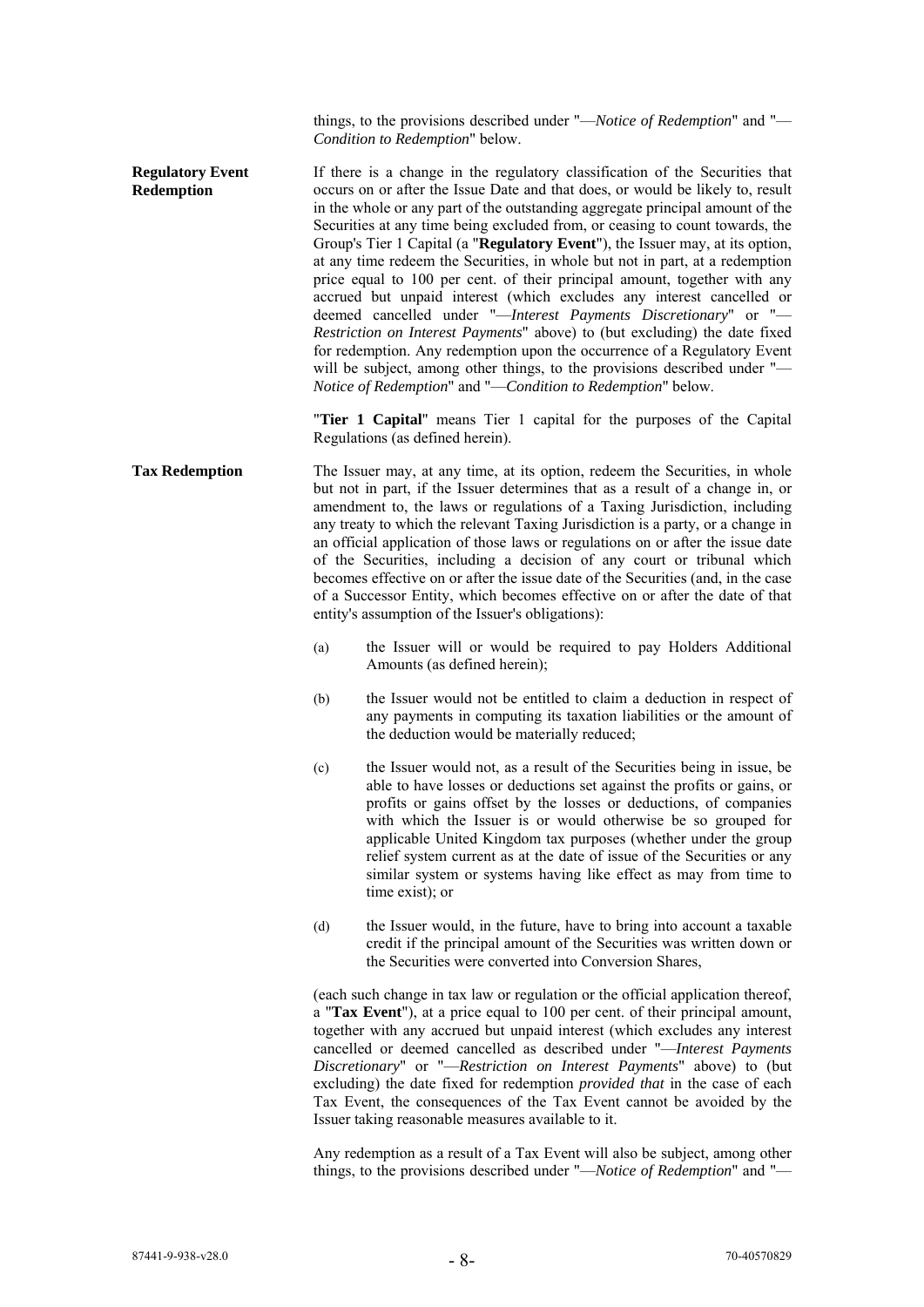things, to the provisions described under "—*Notice of Redemption*" and "—*Condition to Redemption*" below.

**Regulatory Event Redemption**

If there is a change in the regulatory classification of the Securities that occurs on or after the Issue Date and that does, or would be likely to, result in the whole or any part of the outstanding aggregate principal amount of the Securities at any time being excluded from, or ceasing to count towards, the Group's Tier 1 Capital (a "**Regulatory Event**"), the Issuer may, at its option, at any time redeem the Securities, in whole but not in part, at a redemption price equal to 100 per cent. of their principal amount, together with any accrued but unpaid interest (which excludes any interest cancelled or deemed cancelled under "—*Interest Payments Discretionary*" or "—*Restriction on Interest Payments*" above) to (but excluding) the date fixed for redemption. Any redemption upon the occurrence of a Regulatory Event will be subject, among other things, to the provisions described under "—*Notice of Redemption*" and "—*Condition to Redemption*" below.

"**Tier 1 Capital**" means Tier 1 capital for the purposes of the Capital Regulations (as defined herein).

**Tax Redemption**

The Issuer may, at any time, at its option, redeem the Securities, in whole but not in part, if the Issuer determines that as a result of a change in, or amendment to, the laws or regulations of a Taxing Jurisdiction, including any treaty to which the relevant Taxing Jurisdiction is a party, or a change in an official application of those laws or regulations on or after the issue date of the Securities, including a decision of any court or tribunal which becomes effective on or after the issue date of the Securities (and, in the case of a Successor Entity, which becomes effective on or after the date of that entity's assumption of the Issuer's obligations):

(a) the Issuer will or would be required to pay Holders Additional Amounts (as defined herein);

(b) the Issuer would not be entitled to claim a deduction in respect of any payments in computing its taxation liabilities or the amount of the deduction would be materially reduced;

(c) the Issuer would not, as a result of the Securities being in issue, be able to have losses or deductions set against the profits or gains, or profits or gains offset by the losses or deductions, of companies with which the Issuer is or would otherwise be so grouped for applicable United Kingdom tax purposes (whether under the group relief system current as at the date of issue of the Securities or any similar system or systems having like effect as may from time to time exist); or

(d) the Issuer would, in the future, have to bring into account a taxable credit if the principal amount of the Securities was written down or the Securities were converted into Conversion Shares,

(each such change in tax law or regulation or the official application thereof, a "**Tax Event**"), at a price equal to 100 per cent. of their principal amount, together with any accrued but unpaid interest (which excludes any interest cancelled or deemed cancelled as described under "—*Interest Payments Discretionary*" or "—*Restriction on Interest Payments*" above) to (but excluding) the date fixed for redemption *provided that* in the case of each Tax Event, the consequences of the Tax Event cannot be avoided by the Issuer taking reasonable measures available to it.

Any redemption as a result of a Tax Event will also be subject, among other things, to the provisions described under "—*Notice of Redemption*" and "—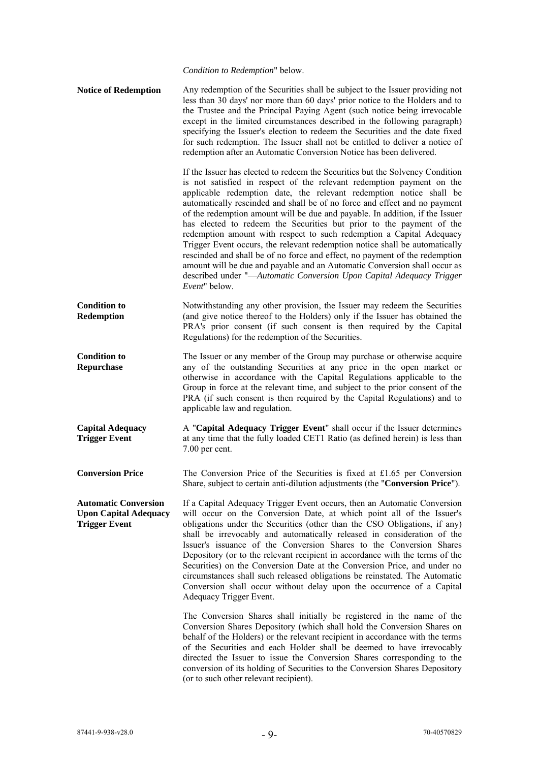*Condition to Redemption*" below.

| | |
|---|---|
| **Notice of Redemption** | Any redemption of the Securities shall be subject to the Issuer providing not less than 30 days' nor more than 60 days' prior notice to the Holders and to the Trustee and the Principal Paying Agent (such notice being irrevocable except in the limited circumstances described in the following paragraph) specifying the Issuer's election to redeem the Securities and the date fixed for such redemption. The Issuer shall not be entitled to deliver a notice of redemption after an Automatic Conversion Notice has been delivered.<br><br>If the Issuer has elected to redeem the Securities but the Solvency Condition is not satisfied in respect of the relevant redemption payment on the applicable redemption date, the relevant redemption notice shall be automatically rescinded and shall be of no force and effect and no payment of the redemption amount will be due and payable. In addition, if the Issuer has elected to redeem the Securities but prior to the payment of the redemption amount with respect to such redemption a Capital Adequacy Trigger Event occurs, the relevant redemption notice shall be automatically rescinded and shall be of no force and effect, no payment of the redemption amount will be due and payable and an Automatic Conversion shall occur as described under "—*Automatic Conversion Upon Capital Adequacy Trigger Event*" below. |
| **Condition to Redemption** | Notwithstanding any other provision, the Issuer may redeem the Securities (and give notice thereof to the Holders) only if the Issuer has obtained the PRA's prior consent (if such consent is then required by the Capital Regulations) for the redemption of the Securities. |
| **Condition to Repurchase** | The Issuer or any member of the Group may purchase or otherwise acquire any of the outstanding Securities at any price in the open market or otherwise in accordance with the Capital Regulations applicable to the Group in force at the relevant time, and subject to the prior consent of the PRA (if such consent is then required by the Capital Regulations) and to applicable law and regulation. |
| **Capital Adequacy Trigger Event** | A "**Capital Adequacy Trigger Event**" shall occur if the Issuer determines at any time that the fully loaded CET1 Ratio (as defined herein) is less than 7.00 per cent. |
| **Conversion Price** | The Conversion Price of the Securities is fixed at £1.65 per Conversion Share, subject to certain anti-dilution adjustments (the "**Conversion Price**"). |
| **Automatic Conversion Upon Capital Adequacy Trigger Event** | If a Capital Adequacy Trigger Event occurs, then an Automatic Conversion will occur on the Conversion Date, at which point all of the Issuer's obligations under the Securities (other than the CSO Obligations, if any) shall be irrevocably and automatically released in consideration of the Issuer's issuance of the Conversion Shares to the Conversion Shares Depository (or to the relevant recipient in accordance with the terms of the Securities) on the Conversion Date at the Conversion Price, and under no circumstances shall such released obligations be reinstated. The Automatic Conversion shall occur without delay upon the occurrence of a Capital Adequacy Trigger Event.<br><br>The Conversion Shares shall initially be registered in the name of the Conversion Shares Depository (which shall hold the Conversion Shares on behalf of the Holders) or the relevant recipient in accordance with the terms of the Securities and each Holder shall be deemed to have irrevocably directed the Issuer to issue the Conversion Shares corresponding to the conversion of its holding of Securities to the Conversion Shares Depository (or to such other relevant recipient). |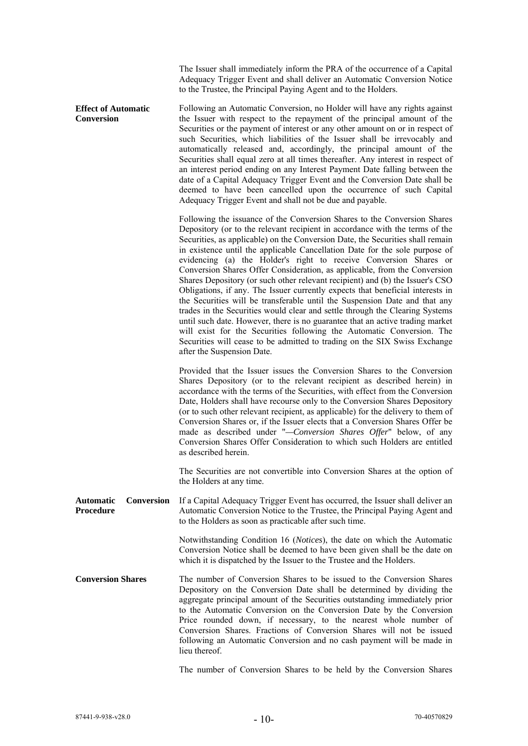The Issuer shall immediately inform the PRA of the occurrence of a Capital Adequacy Trigger Event and shall deliver an Automatic Conversion Notice to the Trustee, the Principal Paying Agent and to the Holders.

**Effect of Automatic Conversion**

Following an Automatic Conversion, no Holder will have any rights against the Issuer with respect to the repayment of the principal amount of the Securities or the payment of interest or any other amount on or in respect of such Securities, which liabilities of the Issuer shall be irrevocably and automatically released and, accordingly, the principal amount of the Securities shall equal zero at all times thereafter. Any interest in respect of an interest period ending on any Interest Payment Date falling between the date of a Capital Adequacy Trigger Event and the Conversion Date shall be deemed to have been cancelled upon the occurrence of such Capital Adequacy Trigger Event and shall not be due and payable.

Following the issuance of the Conversion Shares to the Conversion Shares Depository (or to the relevant recipient in accordance with the terms of the Securities, as applicable) on the Conversion Date, the Securities shall remain in existence until the applicable Cancellation Date for the sole purpose of evidencing (a) the Holder's right to receive Conversion Shares or Conversion Shares Offer Consideration, as applicable, from the Conversion Shares Depository (or such other relevant recipient) and (b) the Issuer's CSO Obligations, if any. The Issuer currently expects that beneficial interests in the Securities will be transferable until the Suspension Date and that any trades in the Securities would clear and settle through the Clearing Systems until such date. However, there is no guarantee that an active trading market will exist for the Securities following the Automatic Conversion. The Securities will cease to be admitted to trading on the SIX Swiss Exchange after the Suspension Date.

Provided that the Issuer issues the Conversion Shares to the Conversion Shares Depository (or to the relevant recipient as described herein) in accordance with the terms of the Securities, with effect from the Conversion Date, Holders shall have recourse only to the Conversion Shares Depository (or to such other relevant recipient, as applicable) for the delivery to them of Conversion Shares or, if the Issuer elects that a Conversion Shares Offer be made as described under "*—Conversion Shares Offer*" below, of any Conversion Shares Offer Consideration to which such Holders are entitled as described herein.

The Securities are not convertible into Conversion Shares at the option of the Holders at any time.

**Automatic Conversion Procedure**

If a Capital Adequacy Trigger Event has occurred, the Issuer shall deliver an Automatic Conversion Notice to the Trustee, the Principal Paying Agent and to the Holders as soon as practicable after such time.

Notwithstanding Condition 16 (*Notices*), the date on which the Automatic Conversion Notice shall be deemed to have been given shall be the date on which it is dispatched by the Issuer to the Trustee and the Holders.

**Conversion Shares**

The number of Conversion Shares to be issued to the Conversion Shares Depository on the Conversion Date shall be determined by dividing the aggregate principal amount of the Securities outstanding immediately prior to the Automatic Conversion on the Conversion Date by the Conversion Price rounded down, if necessary, to the nearest whole number of Conversion Shares. Fractions of Conversion Shares will not be issued following an Automatic Conversion and no cash payment will be made in lieu thereof.

The number of Conversion Shares to be held by the Conversion Shares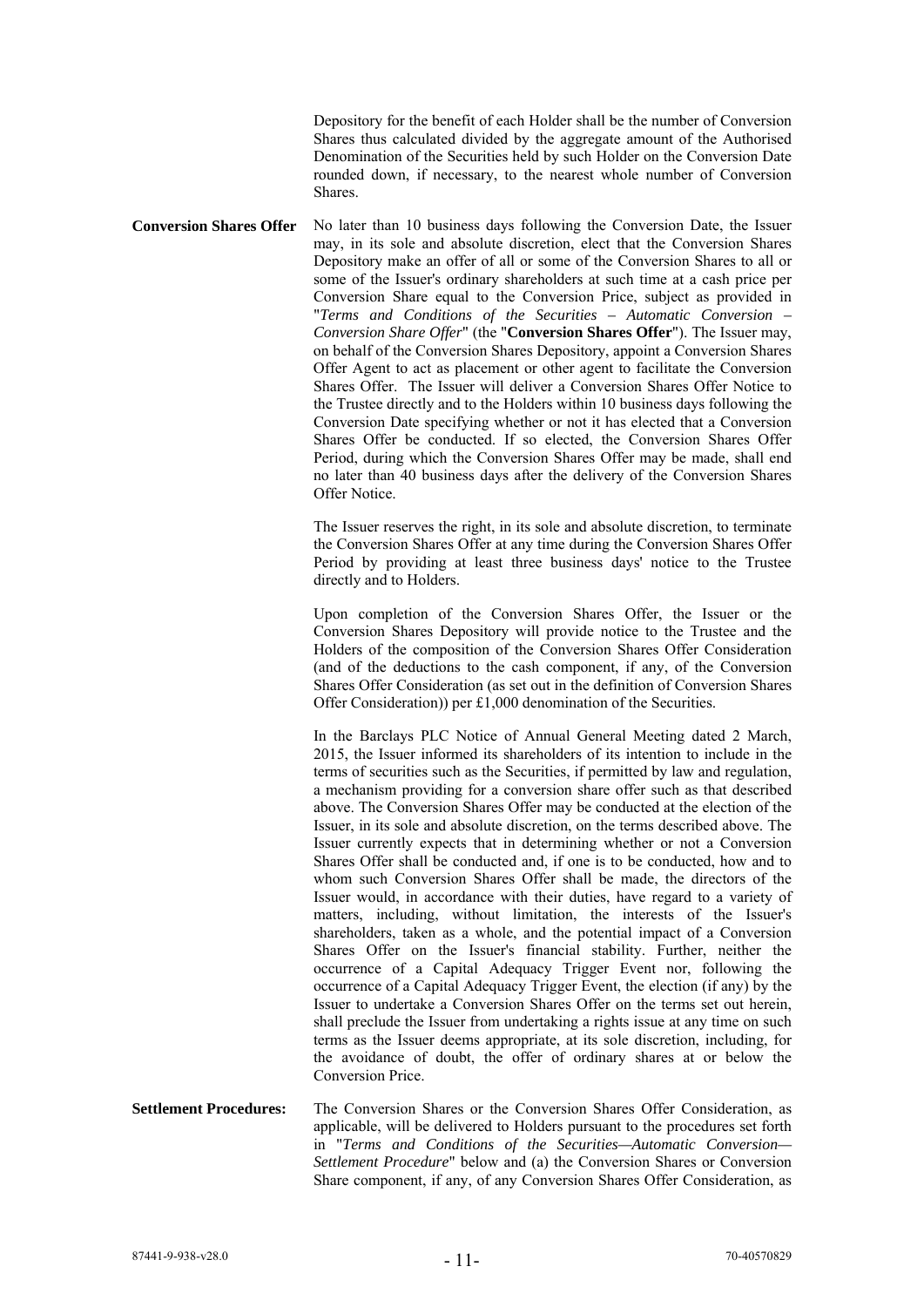Depository for the benefit of each Holder shall be the number of Conversion Shares thus calculated divided by the aggregate amount of the Authorised Denomination of the Securities held by such Holder on the Conversion Date rounded down, if necessary, to the nearest whole number of Conversion Shares.

**Conversion Shares Offer**

No later than 10 business days following the Conversion Date, the Issuer may, in its sole and absolute discretion, elect that the Conversion Shares Depository make an offer of all or some of the Conversion Shares to all or some of the Issuer's ordinary shareholders at such time at a cash price per Conversion Share equal to the Conversion Price, subject as provided in "*Terms and Conditions of the Securities – Automatic Conversion – Conversion Share Offer*" (the "**Conversion Shares Offer**"). The Issuer may, on behalf of the Conversion Shares Depository, appoint a Conversion Shares Offer Agent to act as placement or other agent to facilitate the Conversion Shares Offer. The Issuer will deliver a Conversion Shares Offer Notice to the Trustee directly and to the Holders within 10 business days following the Conversion Date specifying whether or not it has elected that a Conversion Shares Offer be conducted. If so elected, the Conversion Shares Offer Period, during which the Conversion Shares Offer may be made, shall end no later than 40 business days after the delivery of the Conversion Shares Offer Notice.

The Issuer reserves the right, in its sole and absolute discretion, to terminate the Conversion Shares Offer at any time during the Conversion Shares Offer Period by providing at least three business days' notice to the Trustee directly and to Holders.

Upon completion of the Conversion Shares Offer, the Issuer or the Conversion Shares Depository will provide notice to the Trustee and the Holders of the composition of the Conversion Shares Offer Consideration (and of the deductions to the cash component, if any, of the Conversion Shares Offer Consideration (as set out in the definition of Conversion Shares Offer Consideration)) per £1,000 denomination of the Securities.

In the Barclays PLC Notice of Annual General Meeting dated 2 March, 2015, the Issuer informed its shareholders of its intention to include in the terms of securities such as the Securities, if permitted by law and regulation, a mechanism providing for a conversion share offer such as that described above. The Conversion Shares Offer may be conducted at the election of the Issuer, in its sole and absolute discretion, on the terms described above. The Issuer currently expects that in determining whether or not a Conversion Shares Offer shall be conducted and, if one is to be conducted, how and to whom such Conversion Shares Offer shall be made, the directors of the Issuer would, in accordance with their duties, have regard to a variety of matters, including, without limitation, the interests of the Issuer's shareholders, taken as a whole, and the potential impact of a Conversion Shares Offer on the Issuer's financial stability. Further, neither the occurrence of a Capital Adequacy Trigger Event nor, following the occurrence of a Capital Adequacy Trigger Event, the election (if any) by the Issuer to undertake a Conversion Shares Offer on the terms set out herein, shall preclude the Issuer from undertaking a rights issue at any time on such terms as the Issuer deems appropriate, at its sole discretion, including, for the avoidance of doubt, the offer of ordinary shares at or below the Conversion Price.

**Settlement Procedures:**

The Conversion Shares or the Conversion Shares Offer Consideration, as applicable, will be delivered to Holders pursuant to the procedures set forth in "*Terms and Conditions of the Securities—Automatic Conversion—Settlement Procedure*" below and (a) the Conversion Shares or Conversion Share component, if any, of any Conversion Shares Offer Consideration, as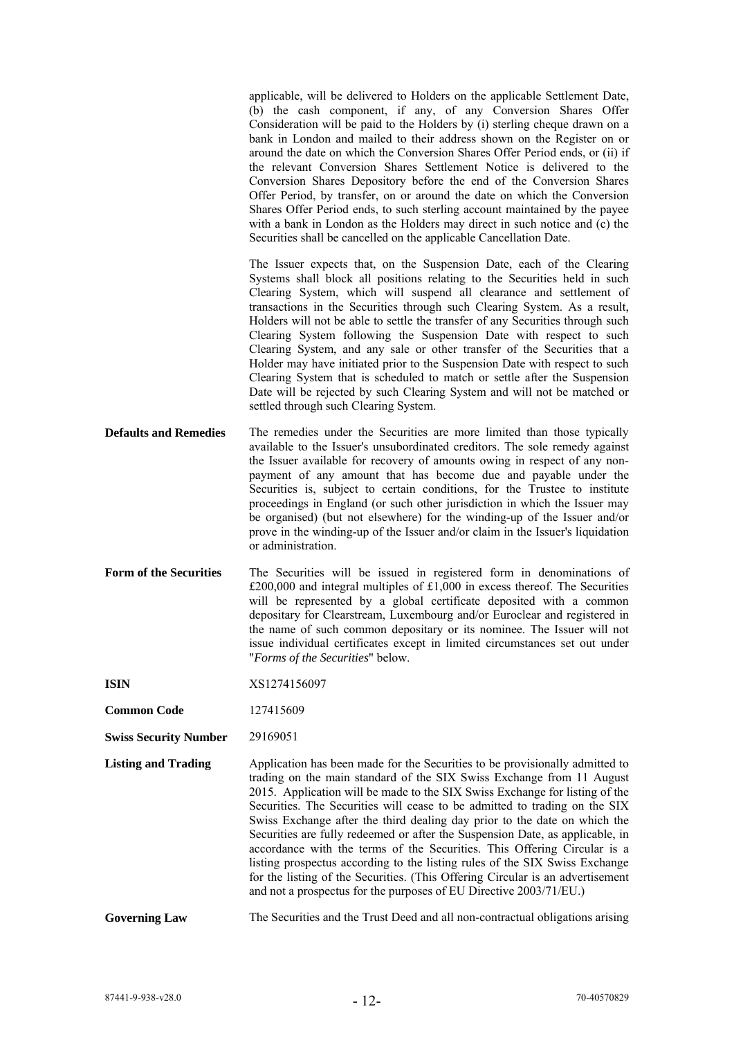applicable, will be delivered to Holders on the applicable Settlement Date, (b) the cash component, if any, of any Conversion Shares Offer Consideration will be paid to the Holders by (i) sterling cheque drawn on a bank in London and mailed to their address shown on the Register on or around the date on which the Conversion Shares Offer Period ends, or (ii) if the relevant Conversion Shares Settlement Notice is delivered to the Conversion Shares Depository before the end of the Conversion Shares Offer Period, by transfer, on or around the date on which the Conversion Shares Offer Period ends, to such sterling account maintained by the payee with a bank in London as the Holders may direct in such notice and (c) the Securities shall be cancelled on the applicable Cancellation Date.

The Issuer expects that, on the Suspension Date, each of the Clearing Systems shall block all positions relating to the Securities held in such Clearing System, which will suspend all clearance and settlement of transactions in the Securities through such Clearing System. As a result, Holders will not be able to settle the transfer of any Securities through such Clearing System following the Suspension Date with respect to such Clearing System, and any sale or other transfer of the Securities that a Holder may have initiated prior to the Suspension Date with respect to such Clearing System that is scheduled to match or settle after the Suspension Date will be rejected by such Clearing System and will not be matched or settled through such Clearing System.

**Defaults and Remedies**

The remedies under the Securities are more limited than those typically available to the Issuer's unsubordinated creditors. The sole remedy against the Issuer available for recovery of amounts owing in respect of any non-payment of any amount that has become due and payable under the Securities is, subject to certain conditions, for the Trustee to institute proceedings in England (or such other jurisdiction in which the Issuer may be organised) (but not elsewhere) for the winding-up of the Issuer and/or prove in the winding-up of the Issuer and/or claim in the Issuer's liquidation or administration.

**Form of the Securities**

The Securities will be issued in registered form in denominations of £200,000 and integral multiples of £1,000 in excess thereof. The Securities will be represented by a global certificate deposited with a common depositary for Clearstream, Luxembourg and/or Euroclear and registered in the name of such common depositary or its nominee. The Issuer will not issue individual certificates except in limited circumstances set out under "*Forms of the Securities*" below.

**ISIN**

XS1274156097

**Common Code**

127415609

**Swiss Security Number**

29169051

**Listing and Trading**

Application has been made for the Securities to be provisionally admitted to trading on the main standard of the SIX Swiss Exchange from 11 August 2015. Application will be made to the SIX Swiss Exchange for listing of the Securities. The Securities will cease to be admitted to trading on the SIX Swiss Exchange after the third dealing day prior to the date on which the Securities are fully redeemed or after the Suspension Date, as applicable, in accordance with the terms of the Securities. This Offering Circular is a listing prospectus according to the listing rules of the SIX Swiss Exchange for the listing of the Securities. (This Offering Circular is an advertisement and not a prospectus for the purposes of EU Directive 2003/71/EU.)

**Governing Law**

The Securities and the Trust Deed and all non-contractual obligations arising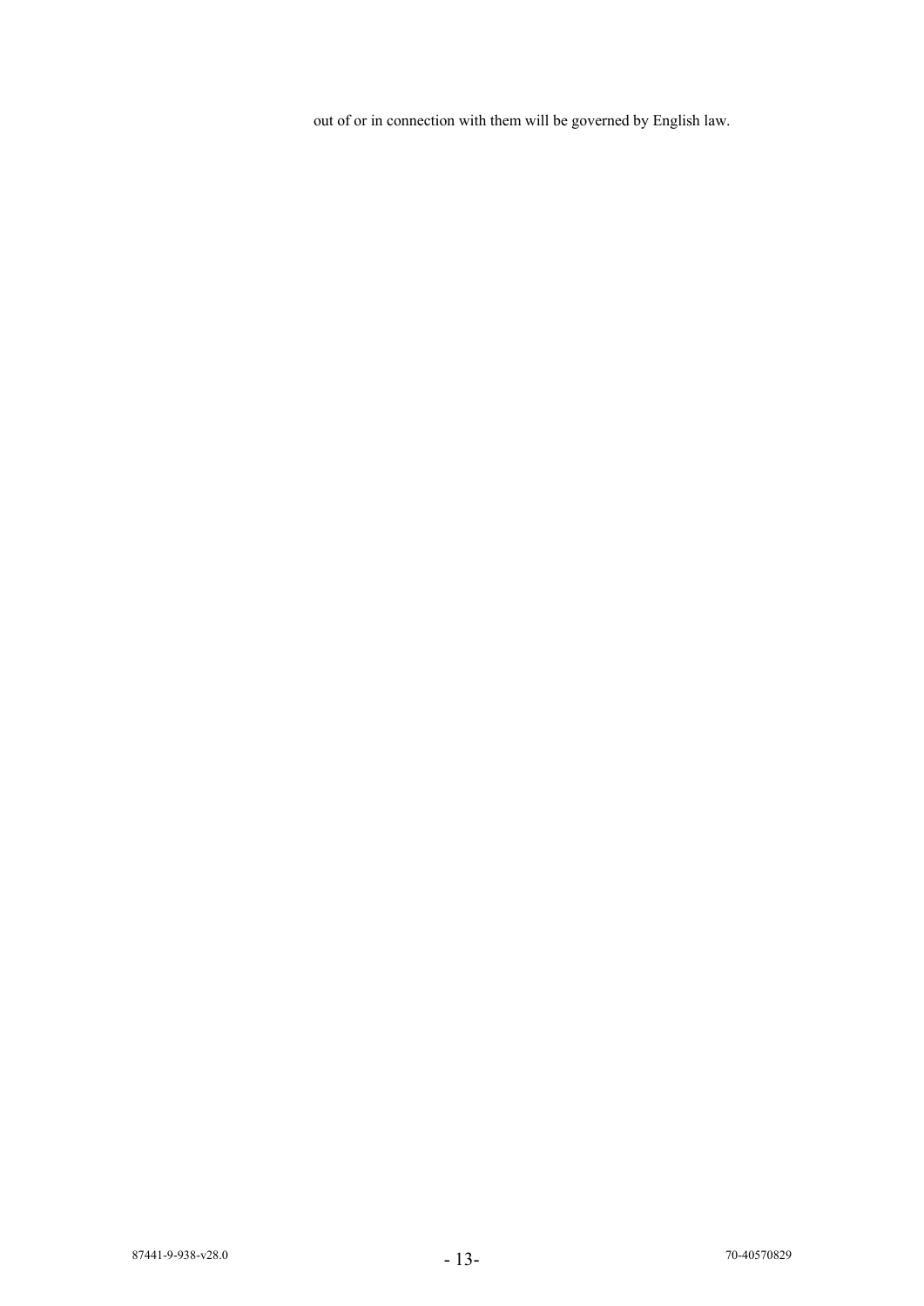out of or in connection with them will be governed by English law.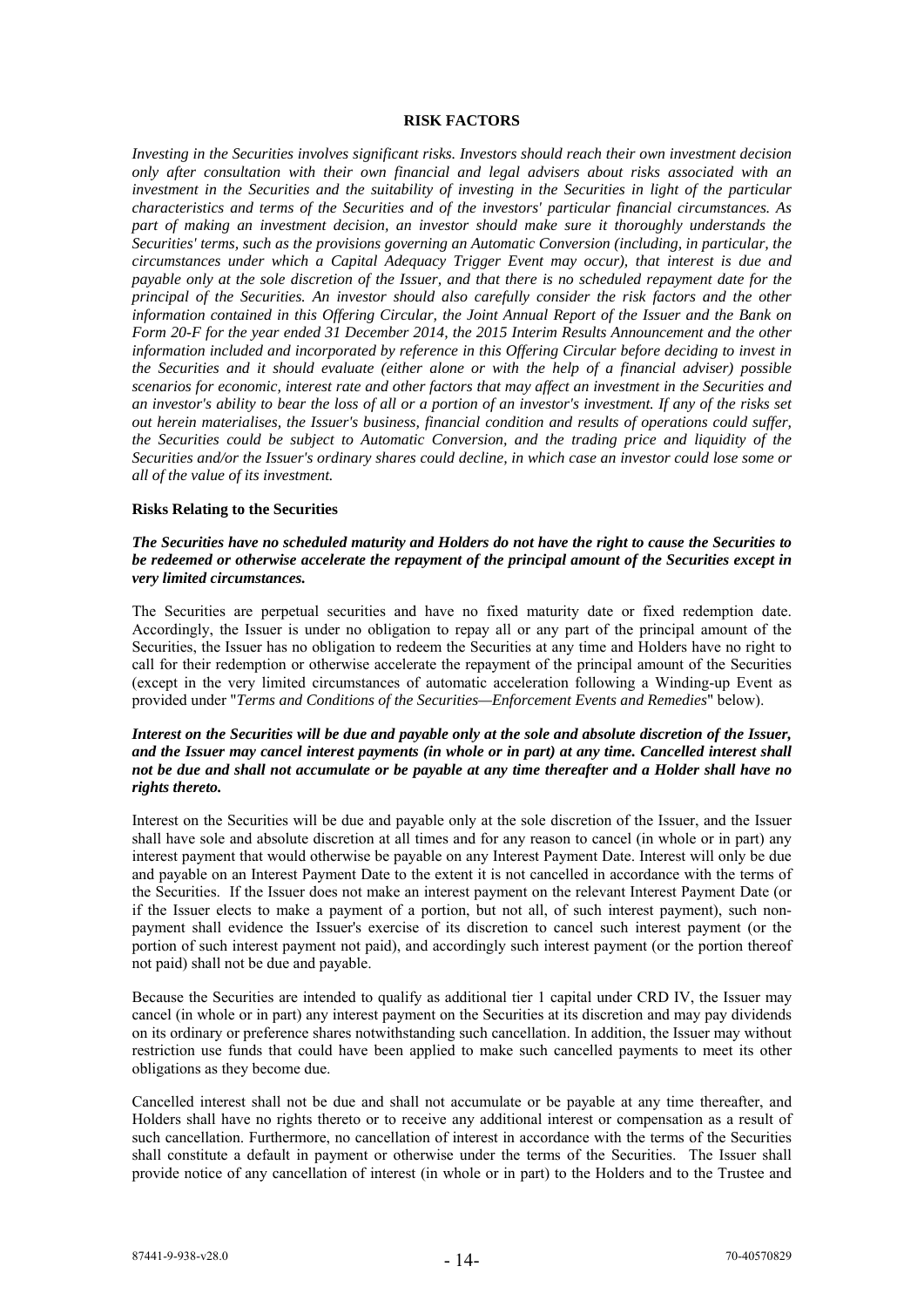## RISK FACTORS

*Investing in the Securities involves significant risks. Investors should reach their own investment decision only after consultation with their own financial and legal advisers about risks associated with an investment in the Securities and the suitability of investing in the Securities in light of the particular characteristics and terms of the Securities and of the investors' particular financial circumstances. As part of making an investment decision, an investor should make sure it thoroughly understands the Securities' terms, such as the provisions governing an Automatic Conversion (including, in particular, the circumstances under which a Capital Adequacy Trigger Event may occur), that interest is due and payable only at the sole discretion of the Issuer, and that there is no scheduled repayment date for the principal of the Securities. An investor should also carefully consider the risk factors and the other information contained in this Offering Circular, the Joint Annual Report of the Issuer and the Bank on Form 20-F for the year ended 31 December 2014, the 2015 Interim Results Announcement and the other information included and incorporated by reference in this Offering Circular before deciding to invest in the Securities and it should evaluate (either alone or with the help of a financial adviser) possible scenarios for economic, interest rate and other factors that may affect an investment in the Securities and an investor's ability to bear the loss of all or a portion of an investor's investment. If any of the risks set out herein materialises, the Issuer's business, financial condition and results of operations could suffer, the Securities could be subject to Automatic Conversion, and the trading price and liquidity of the Securities and/or the Issuer's ordinary shares could decline, in which case an investor could lose some or all of the value of its investment.*

### Risks Relating to the Securities

***The Securities have no scheduled maturity and Holders do not have the right to cause the Securities to be redeemed or otherwise accelerate the repayment of the principal amount of the Securities except in very limited circumstances.***

The Securities are perpetual securities and have no fixed maturity date or fixed redemption date. Accordingly, the Issuer is under no obligation to repay all or any part of the principal amount of the Securities, the Issuer has no obligation to redeem the Securities at any time and Holders have no right to call for their redemption or otherwise accelerate the repayment of the principal amount of the Securities (except in the very limited circumstances of automatic acceleration following a Winding-up Event as provided under "*Terms and Conditions of the Securities—Enforcement Events and Remedies*" below).

***Interest on the Securities will be due and payable only at the sole and absolute discretion of the Issuer, and the Issuer may cancel interest payments (in whole or in part) at any time. Cancelled interest shall not be due and shall not accumulate or be payable at any time thereafter and a Holder shall have no rights thereto.***

Interest on the Securities will be due and payable only at the sole discretion of the Issuer, and the Issuer shall have sole and absolute discretion at all times and for any reason to cancel (in whole or in part) any interest payment that would otherwise be payable on any Interest Payment Date. Interest will only be due and payable on an Interest Payment Date to the extent it is not cancelled in accordance with the terms of the Securities. If the Issuer does not make an interest payment on the relevant Interest Payment Date (or if the Issuer elects to make a payment of a portion, but not all, of such interest payment), such non-payment shall evidence the Issuer's exercise of its discretion to cancel such interest payment (or the portion of such interest payment not paid), and accordingly such interest payment (or the portion thereof not paid) shall not be due and payable.

Because the Securities are intended to qualify as additional tier 1 capital under CRD IV, the Issuer may cancel (in whole or in part) any interest payment on the Securities at its discretion and may pay dividends on its ordinary or preference shares notwithstanding such cancellation. In addition, the Issuer may without restriction use funds that could have been applied to make such cancelled payments to meet its other obligations as they become due.

Cancelled interest shall not be due and shall not accumulate or be payable at any time thereafter, and Holders shall have no rights thereto or to receive any additional interest or compensation as a result of such cancellation. Furthermore, no cancellation of interest in accordance with the terms of the Securities shall constitute a default in payment or otherwise under the terms of the Securities. The Issuer shall provide notice of any cancellation of interest (in whole or in part) to the Holders and to the Trustee and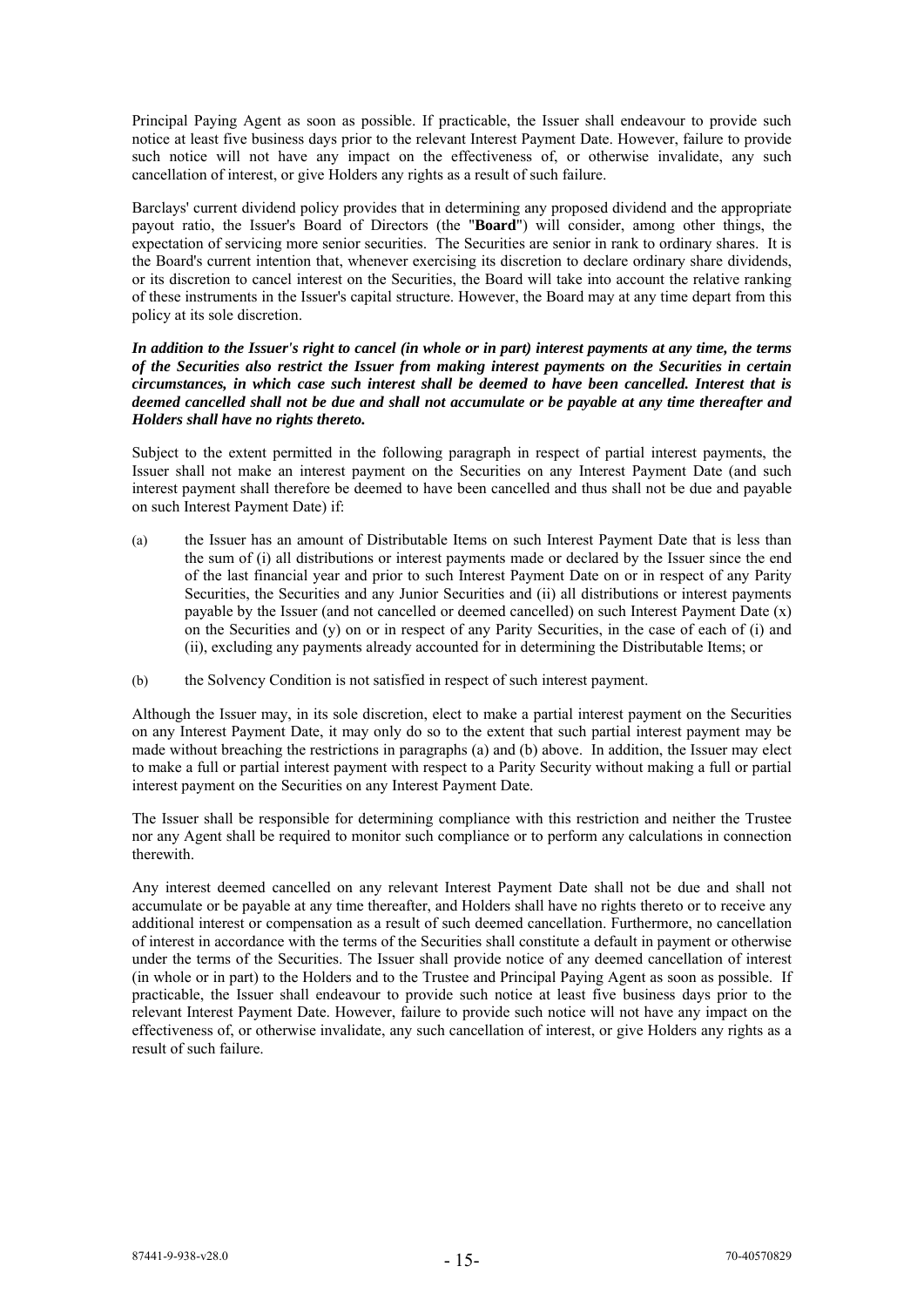Principal Paying Agent as soon as possible. If practicable, the Issuer shall endeavour to provide such notice at least five business days prior to the relevant Interest Payment Date. However, failure to provide such notice will not have any impact on the effectiveness of, or otherwise invalidate, any such cancellation of interest, or give Holders any rights as a result of such failure.

Barclays' current dividend policy provides that in determining any proposed dividend and the appropriate payout ratio, the Issuer's Board of Directors (the "**Board**") will consider, among other things, the expectation of servicing more senior securities. The Securities are senior in rank to ordinary shares. It is the Board's current intention that, whenever exercising its discretion to declare ordinary share dividends, or its discretion to cancel interest on the Securities, the Board will take into account the relative ranking of these instruments in the Issuer's capital structure. However, the Board may at any time depart from this policy at its sole discretion.

***In addition to the Issuer's right to cancel (in whole or in part) interest payments at any time, the terms of the Securities also restrict the Issuer from making interest payments on the Securities in certain circumstances, in which case such interest shall be deemed to have been cancelled. Interest that is deemed cancelled shall not be due and shall not accumulate or be payable at any time thereafter and Holders shall have no rights thereto.***

Subject to the extent permitted in the following paragraph in respect of partial interest payments, the Issuer shall not make an interest payment on the Securities on any Interest Payment Date (and such interest payment shall therefore be deemed to have been cancelled and thus shall not be due and payable on such Interest Payment Date) if:

(a) the Issuer has an amount of Distributable Items on such Interest Payment Date that is less than the sum of (i) all distributions or interest payments made or declared by the Issuer since the end of the last financial year and prior to such Interest Payment Date on or in respect of any Parity Securities, the Securities and any Junior Securities and (ii) all distributions or interest payments payable by the Issuer (and not cancelled or deemed cancelled) on such Interest Payment Date (x) on the Securities and (y) on or in respect of any Parity Securities, in the case of each of (i) and (ii), excluding any payments already accounted for in determining the Distributable Items; or

(b) the Solvency Condition is not satisfied in respect of such interest payment.

Although the Issuer may, in its sole discretion, elect to make a partial interest payment on the Securities on any Interest Payment Date, it may only do so to the extent that such partial interest payment may be made without breaching the restrictions in paragraphs (a) and (b) above. In addition, the Issuer may elect to make a full or partial interest payment with respect to a Parity Security without making a full or partial interest payment on the Securities on any Interest Payment Date.

The Issuer shall be responsible for determining compliance with this restriction and neither the Trustee nor any Agent shall be required to monitor such compliance or to perform any calculations in connection therewith.

Any interest deemed cancelled on any relevant Interest Payment Date shall not be due and shall not accumulate or be payable at any time thereafter, and Holders shall have no rights thereto or to receive any additional interest or compensation as a result of such deemed cancellation. Furthermore, no cancellation of interest in accordance with the terms of the Securities shall constitute a default in payment or otherwise under the terms of the Securities. The Issuer shall provide notice of any deemed cancellation of interest (in whole or in part) to the Holders and to the Trustee and Principal Paying Agent as soon as possible. If practicable, the Issuer shall endeavour to provide such notice at least five business days prior to the relevant Interest Payment Date. However, failure to provide such notice will not have any impact on the effectiveness of, or otherwise invalidate, any such cancellation of interest, or give Holders any rights as a result of such failure.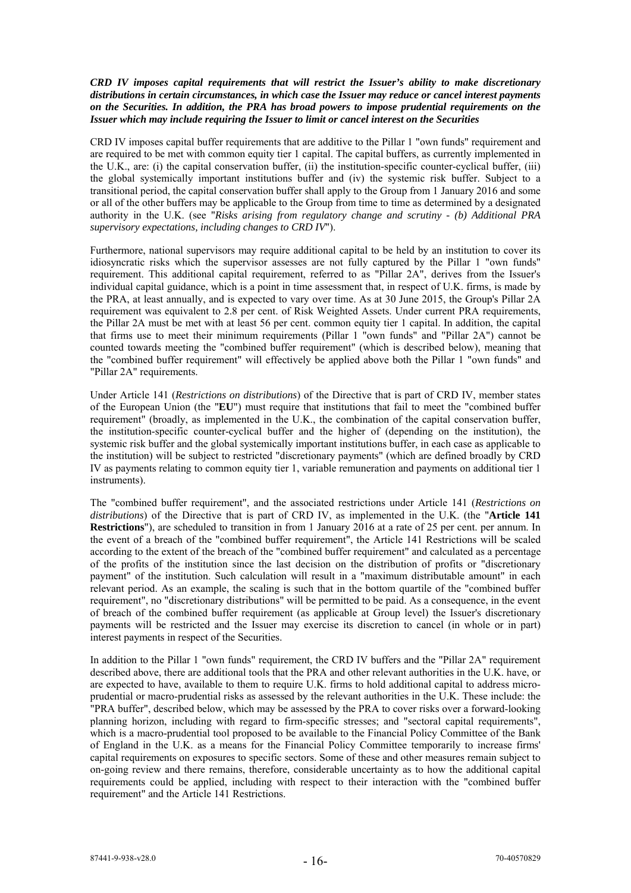***CRD IV imposes capital requirements that will restrict the Issuer's ability to make discretionary distributions in certain circumstances, in which case the Issuer may reduce or cancel interest payments on the Securities. In addition, the PRA has broad powers to impose prudential requirements on the Issuer which may include requiring the Issuer to limit or cancel interest on the Securities***

CRD IV imposes capital buffer requirements that are additive to the Pillar 1 "own funds" requirement and are required to be met with common equity tier 1 capital. The capital buffers, as currently implemented in the U.K., are: (i) the capital conservation buffer, (ii) the institution-specific counter-cyclical buffer, (iii) the global systemically important institutions buffer and (iv) the systemic risk buffer. Subject to a transitional period, the capital conservation buffer shall apply to the Group from 1 January 2016 and some or all of the other buffers may be applicable to the Group from time to time as determined by a designated authority in the U.K. (see "*Risks arising from regulatory change and scrutiny - (b) Additional PRA supervisory expectations, including changes to CRD IV*").

Furthermore, national supervisors may require additional capital to be held by an institution to cover its idiosyncratic risks which the supervisor assesses are not fully captured by the Pillar 1 "own funds" requirement. This additional capital requirement, referred to as "Pillar 2A", derives from the Issuer's individual capital guidance, which is a point in time assessment that, in respect of U.K. firms, is made by the PRA, at least annually, and is expected to vary over time. As at 30 June 2015, the Group's Pillar 2A requirement was equivalent to 2.8 per cent. of Risk Weighted Assets. Under current PRA requirements, the Pillar 2A must be met with at least 56 per cent. common equity tier 1 capital. In addition, the capital that firms use to meet their minimum requirements (Pillar 1 "own funds" and "Pillar 2A") cannot be counted towards meeting the "combined buffer requirement" (which is described below), meaning that the "combined buffer requirement" will effectively be applied above both the Pillar 1 "own funds" and "Pillar 2A" requirements.

Under Article 141 (*Restrictions on distributions*) of the Directive that is part of CRD IV, member states of the European Union (the "**EU**") must require that institutions that fail to meet the "combined buffer requirement" (broadly, as implemented in the U.K., the combination of the capital conservation buffer, the institution-specific counter-cyclical buffer and the higher of (depending on the institution), the systemic risk buffer and the global systemically important institutions buffer, in each case as applicable to the institution) will be subject to restricted "discretionary payments" (which are defined broadly by CRD IV as payments relating to common equity tier 1, variable remuneration and payments on additional tier 1 instruments).

The "combined buffer requirement", and the associated restrictions under Article 141 (*Restrictions on distributions*) of the Directive that is part of CRD IV, as implemented in the U.K. (the "**Article 141 Restrictions**"), are scheduled to transition in from 1 January 2016 at a rate of 25 per cent. per annum. In the event of a breach of the "combined buffer requirement", the Article 141 Restrictions will be scaled according to the extent of the breach of the "combined buffer requirement" and calculated as a percentage of the profits of the institution since the last decision on the distribution of profits or "discretionary payment" of the institution. Such calculation will result in a "maximum distributable amount" in each relevant period. As an example, the scaling is such that in the bottom quartile of the "combined buffer requirement", no "discretionary distributions" will be permitted to be paid. As a consequence, in the event of breach of the combined buffer requirement (as applicable at Group level) the Issuer's discretionary payments will be restricted and the Issuer may exercise its discretion to cancel (in whole or in part) interest payments in respect of the Securities.

In addition to the Pillar 1 "own funds" requirement, the CRD IV buffers and the "Pillar 2A" requirement described above, there are additional tools that the PRA and other relevant authorities in the U.K. have, or are expected to have, available to them to require U.K. firms to hold additional capital to address micro-prudential or macro-prudential risks as assessed by the relevant authorities in the U.K. These include: the "PRA buffer", described below, which may be assessed by the PRA to cover risks over a forward-looking planning horizon, including with regard to firm-specific stresses; and "sectoral capital requirements", which is a macro-prudential tool proposed to be available to the Financial Policy Committee of the Bank of England in the U.K. as a means for the Financial Policy Committee temporarily to increase firms' capital requirements on exposures to specific sectors. Some of these and other measures remain subject to on-going review and there remains, therefore, considerable uncertainty as to how the additional capital requirements could be applied, including with respect to their interaction with the "combined buffer requirement" and the Article 141 Restrictions.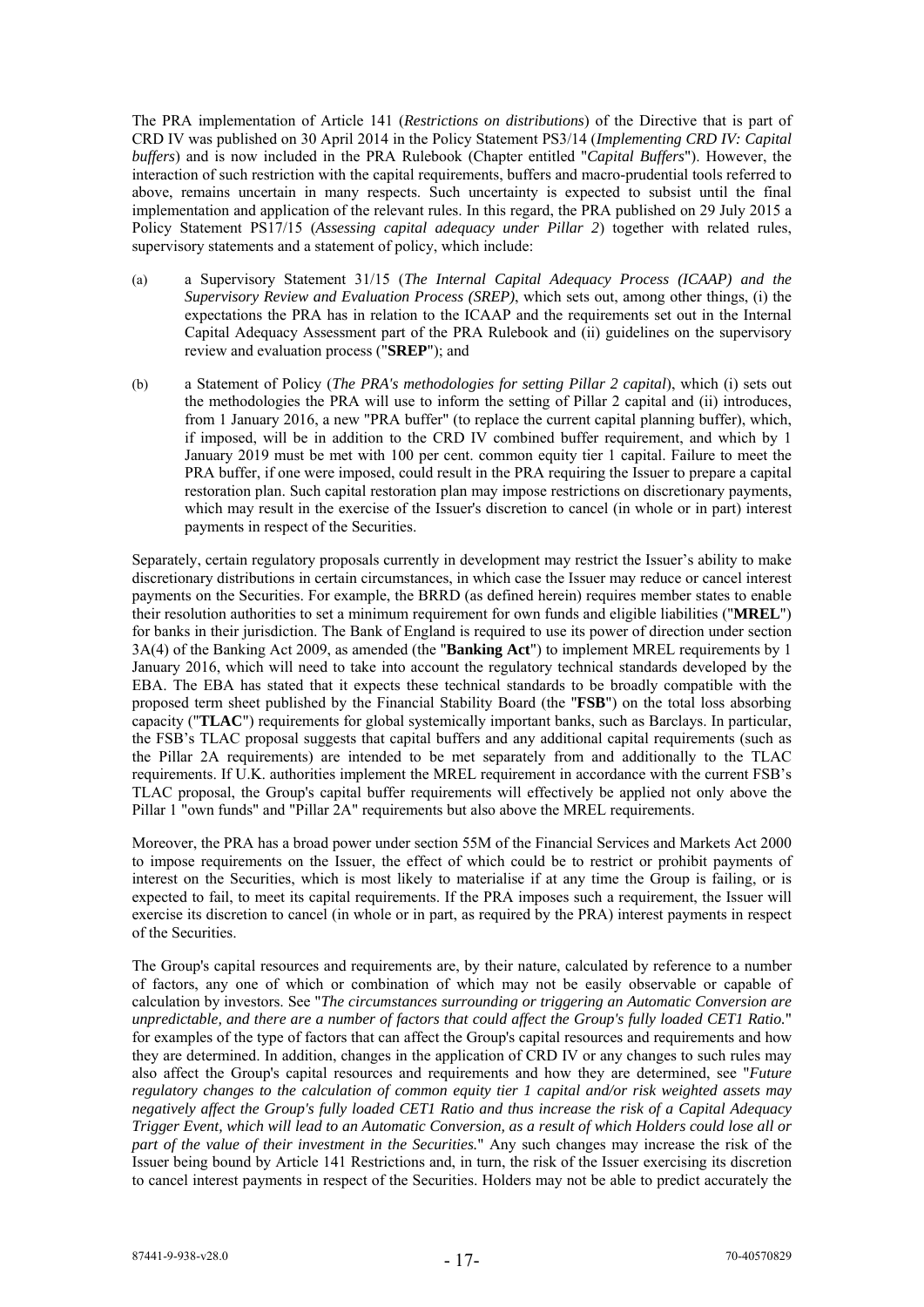The PRA implementation of Article 141 (*Restrictions on distributions*) of the Directive that is part of CRD IV was published on 30 April 2014 in the Policy Statement PS3/14 (*Implementing CRD IV: Capital buffers*) and is now included in the PRA Rulebook (Chapter entitled "*Capital Buffers*"). However, the interaction of such restriction with the capital requirements, buffers and macro-prudential tools referred to above, remains uncertain in many respects. Such uncertainty is expected to subsist until the final implementation and application of the relevant rules. In this regard, the PRA published on 29 July 2015 a Policy Statement PS17/15 (*Assessing capital adequacy under Pillar 2*) together with related rules, supervisory statements and a statement of policy, which include:

(a) a Supervisory Statement 31/15 (*The Internal Capital Adequacy Process (ICAAP) and the Supervisory Review and Evaluation Process (SREP)*, which sets out, among other things, (i) the expectations the PRA has in relation to the ICAAP and the requirements set out in the Internal Capital Adequacy Assessment part of the PRA Rulebook and (ii) guidelines on the supervisory review and evaluation process ("**SREP**"); and

(b) a Statement of Policy (*The PRA's methodologies for setting Pillar 2 capital*), which (i) sets out the methodologies the PRA will use to inform the setting of Pillar 2 capital and (ii) introduces, from 1 January 2016, a new "PRA buffer" (to replace the current capital planning buffer), which, if imposed, will be in addition to the CRD IV combined buffer requirement, and which by 1 January 2019 must be met with 100 per cent. common equity tier 1 capital. Failure to meet the PRA buffer, if one were imposed, could result in the PRA requiring the Issuer to prepare a capital restoration plan. Such capital restoration plan may impose restrictions on discretionary payments, which may result in the exercise of the Issuer's discretion to cancel (in whole or in part) interest payments in respect of the Securities.

Separately, certain regulatory proposals currently in development may restrict the Issuer's ability to make discretionary distributions in certain circumstances, in which case the Issuer may reduce or cancel interest payments on the Securities. For example, the BRRD (as defined herein) requires member states to enable their resolution authorities to set a minimum requirement for own funds and eligible liabilities ("**MREL**") for banks in their jurisdiction. The Bank of England is required to use its power of direction under section 3A(4) of the Banking Act 2009, as amended (the "**Banking Act**") to implement MREL requirements by 1 January 2016, which will need to take into account the regulatory technical standards developed by the EBA. The EBA has stated that it expects these technical standards to be broadly compatible with the proposed term sheet published by the Financial Stability Board (the "**FSB**") on the total loss absorbing capacity ("**TLAC**") requirements for global systemically important banks, such as Barclays. In particular, the FSB's TLAC proposal suggests that capital buffers and any additional capital requirements (such as the Pillar 2A requirements) are intended to be met separately from and additionally to the TLAC requirements. If U.K. authorities implement the MREL requirement in accordance with the current FSB's TLAC proposal, the Group's capital buffer requirements will effectively be applied not only above the Pillar 1 "own funds" and "Pillar 2A" requirements but also above the MREL requirements.

Moreover, the PRA has a broad power under section 55M of the Financial Services and Markets Act 2000 to impose requirements on the Issuer, the effect of which could be to restrict or prohibit payments of interest on the Securities, which is most likely to materialise if at any time the Group is failing, or is expected to fail, to meet its capital requirements. If the PRA imposes such a requirement, the Issuer will exercise its discretion to cancel (in whole or in part, as required by the PRA) interest payments in respect of the Securities.

The Group's capital resources and requirements are, by their nature, calculated by reference to a number of factors, any one of which or combination of which may not be easily observable or capable of calculation by investors. See "*The circumstances surrounding or triggering an Automatic Conversion are unpredictable, and there are a number of factors that could affect the Group's fully loaded CET1 Ratio.*" for examples of the type of factors that can affect the Group's capital resources and requirements and how they are determined. In addition, changes in the application of CRD IV or any changes to such rules may also affect the Group's capital resources and requirements and how they are determined, see "*Future regulatory changes to the calculation of common equity tier 1 capital and/or risk weighted assets may negatively affect the Group's fully loaded CET1 Ratio and thus increase the risk of a Capital Adequacy Trigger Event, which will lead to an Automatic Conversion, as a result of which Holders could lose all or part of the value of their investment in the Securities.*" Any such changes may increase the risk of the Issuer being bound by Article 141 Restrictions and, in turn, the risk of the Issuer exercising its discretion to cancel interest payments in respect of the Securities. Holders may not be able to predict accurately the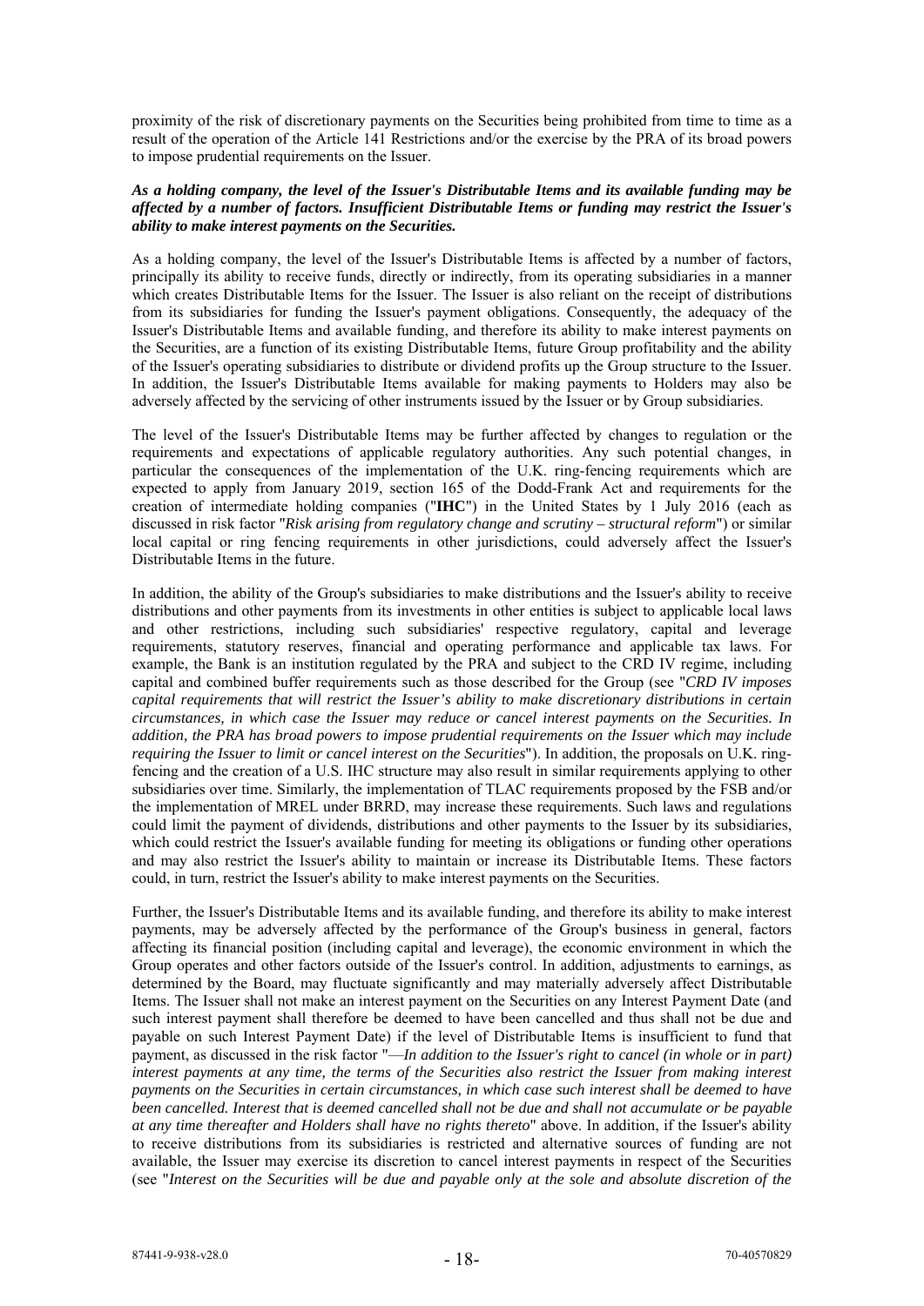proximity of the risk of discretionary payments on the Securities being prohibited from time to time as a result of the operation of the Article 141 Restrictions and/or the exercise by the PRA of its broad powers to impose prudential requirements on the Issuer.

***As a holding company, the level of the Issuer's Distributable Items and its available funding may be affected by a number of factors. Insufficient Distributable Items or funding may restrict the Issuer's ability to make interest payments on the Securities.***

As a holding company, the level of the Issuer's Distributable Items is affected by a number of factors, principally its ability to receive funds, directly or indirectly, from its operating subsidiaries in a manner which creates Distributable Items for the Issuer. The Issuer is also reliant on the receipt of distributions from its subsidiaries for funding the Issuer's payment obligations. Consequently, the adequacy of the Issuer's Distributable Items and available funding, and therefore its ability to make interest payments on the Securities, are a function of its existing Distributable Items, future Group profitability and the ability of the Issuer's operating subsidiaries to distribute or dividend profits up the Group structure to the Issuer. In addition, the Issuer's Distributable Items available for making payments to Holders may also be adversely affected by the servicing of other instruments issued by the Issuer or by Group subsidiaries.

The level of the Issuer's Distributable Items may be further affected by changes to regulation or the requirements and expectations of applicable regulatory authorities. Any such potential changes, in particular the consequences of the implementation of the U.K. ring-fencing requirements which are expected to apply from January 2019, section 165 of the Dodd-Frank Act and requirements for the creation of intermediate holding companies ("**IHC**") in the United States by 1 July 2016 (each as discussed in risk factor "*Risk arising from regulatory change and scrutiny – structural reform*") or similar local capital or ring fencing requirements in other jurisdictions, could adversely affect the Issuer's Distributable Items in the future.

In addition, the ability of the Group's subsidiaries to make distributions and the Issuer's ability to receive distributions and other payments from its investments in other entities is subject to applicable local laws and other restrictions, including such subsidiaries' respective regulatory, capital and leverage requirements, statutory reserves, financial and operating performance and applicable tax laws. For example, the Bank is an institution regulated by the PRA and subject to the CRD IV regime, including capital and combined buffer requirements such as those described for the Group (see "*CRD IV imposes capital requirements that will restrict the Issuer's ability to make discretionary distributions in certain circumstances, in which case the Issuer may reduce or cancel interest payments on the Securities. In addition, the PRA has broad powers to impose prudential requirements on the Issuer which may include requiring the Issuer to limit or cancel interest on the Securities*"). In addition, the proposals on U.K. ring-fencing and the creation of a U.S. IHC structure may also result in similar requirements applying to other subsidiaries over time. Similarly, the implementation of TLAC requirements proposed by the FSB and/or the implementation of MREL under BRRD, may increase these requirements. Such laws and regulations could limit the payment of dividends, distributions and other payments to the Issuer by its subsidiaries, which could restrict the Issuer's available funding for meeting its obligations or funding other operations and may also restrict the Issuer's ability to maintain or increase its Distributable Items. These factors could, in turn, restrict the Issuer's ability to make interest payments on the Securities.

Further, the Issuer's Distributable Items and its available funding, and therefore its ability to make interest payments, may be adversely affected by the performance of the Group's business in general, factors affecting its financial position (including capital and leverage), the economic environment in which the Group operates and other factors outside of the Issuer's control. In addition, adjustments to earnings, as determined by the Board, may fluctuate significantly and may materially adversely affect Distributable Items. The Issuer shall not make an interest payment on the Securities on any Interest Payment Date (and such interest payment shall therefore be deemed to have been cancelled and thus shall not be due and payable on such Interest Payment Date) if the level of Distributable Items is insufficient to fund that payment, as discussed in the risk factor "—*In addition to the Issuer's right to cancel (in whole or in part) interest payments at any time, the terms of the Securities also restrict the Issuer from making interest payments on the Securities in certain circumstances, in which case such interest shall be deemed to have been cancelled. Interest that is deemed cancelled shall not be due and shall not accumulate or be payable at any time thereafter and Holders shall have no rights thereto*" above. In addition, if the Issuer's ability to receive distributions from its subsidiaries is restricted and alternative sources of funding are not available, the Issuer may exercise its discretion to cancel interest payments in respect of the Securities (see "*Interest on the Securities will be due and payable only at the sole and absolute discretion of the*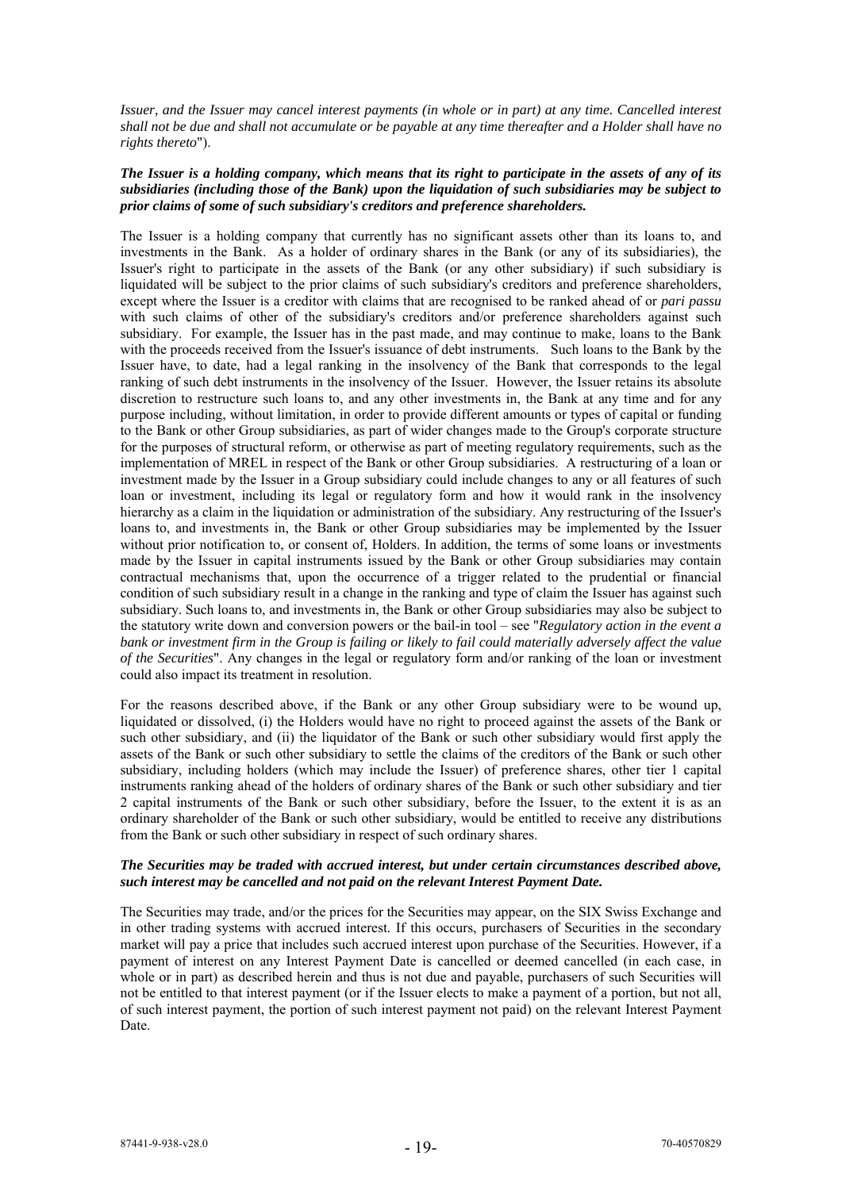*Issuer, and the Issuer may cancel interest payments (in whole or in part) at any time. Cancelled interest shall not be due and shall not accumulate or be payable at any time thereafter and a Holder shall have no rights thereto*").

***The Issuer is a holding company, which means that its right to participate in the assets of any of its subsidiaries (including those of the Bank) upon the liquidation of such subsidiaries may be subject to prior claims of some of such subsidiary's creditors and preference shareholders.***

The Issuer is a holding company that currently has no significant assets other than its loans to, and investments in the Bank. As a holder of ordinary shares in the Bank (or any of its subsidiaries), the Issuer's right to participate in the assets of the Bank (or any other subsidiary) if such subsidiary is liquidated will be subject to the prior claims of such subsidiary's creditors and preference shareholders, except where the Issuer is a creditor with claims that are recognised to be ranked ahead of or *pari passu* with such claims of other of the subsidiary's creditors and/or preference shareholders against such subsidiary. For example, the Issuer has in the past made, and may continue to make, loans to the Bank with the proceeds received from the Issuer's issuance of debt instruments. Such loans to the Bank by the Issuer have, to date, had a legal ranking in the insolvency of the Bank that corresponds to the legal ranking of such debt instruments in the insolvency of the Issuer. However, the Issuer retains its absolute discretion to restructure such loans to, and any other investments in, the Bank at any time and for any purpose including, without limitation, in order to provide different amounts or types of capital or funding to the Bank or other Group subsidiaries, as part of wider changes made to the Group's corporate structure for the purposes of structural reform, or otherwise as part of meeting regulatory requirements, such as the implementation of MREL in respect of the Bank or other Group subsidiaries. A restructuring of a loan or investment made by the Issuer in a Group subsidiary could include changes to any or all features of such loan or investment, including its legal or regulatory form and how it would rank in the insolvency hierarchy as a claim in the liquidation or administration of the subsidiary. Any restructuring of the Issuer's loans to, and investments in, the Bank or other Group subsidiaries may be implemented by the Issuer without prior notification to, or consent of, Holders. In addition, the terms of some loans or investments made by the Issuer in capital instruments issued by the Bank or other Group subsidiaries may contain contractual mechanisms that, upon the occurrence of a trigger related to the prudential or financial condition of such subsidiary result in a change in the ranking and type of claim the Issuer has against such subsidiary. Such loans to, and investments in, the Bank or other Group subsidiaries may also be subject to the statutory write down and conversion powers or the bail-in tool – see "*Regulatory action in the event a bank or investment firm in the Group is failing or likely to fail could materially adversely affect the value of the Securities*". Any changes in the legal or regulatory form and/or ranking of the loan or investment could also impact its treatment in resolution.

For the reasons described above, if the Bank or any other Group subsidiary were to be wound up, liquidated or dissolved, (i) the Holders would have no right to proceed against the assets of the Bank or such other subsidiary, and (ii) the liquidator of the Bank or such other subsidiary would first apply the assets of the Bank or such other subsidiary to settle the claims of the creditors of the Bank or such other subsidiary, including holders (which may include the Issuer) of preference shares, other tier 1 capital instruments ranking ahead of the holders of ordinary shares of the Bank or such other subsidiary and tier 2 capital instruments of the Bank or such other subsidiary, before the Issuer, to the extent it is as an ordinary shareholder of the Bank or such other subsidiary, would be entitled to receive any distributions from the Bank or such other subsidiary in respect of such ordinary shares.

***The Securities may be traded with accrued interest, but under certain circumstances described above, such interest may be cancelled and not paid on the relevant Interest Payment Date.***

The Securities may trade, and/or the prices for the Securities may appear, on the SIX Swiss Exchange and in other trading systems with accrued interest. If this occurs, purchasers of Securities in the secondary market will pay a price that includes such accrued interest upon purchase of the Securities. However, if a payment of interest on any Interest Payment Date is cancelled or deemed cancelled (in each case, in whole or in part) as described herein and thus is not due and payable, purchasers of such Securities will not be entitled to that interest payment (or if the Issuer elects to make a payment of a portion, but not all, of such interest payment, the portion of such interest payment not paid) on the relevant Interest Payment Date.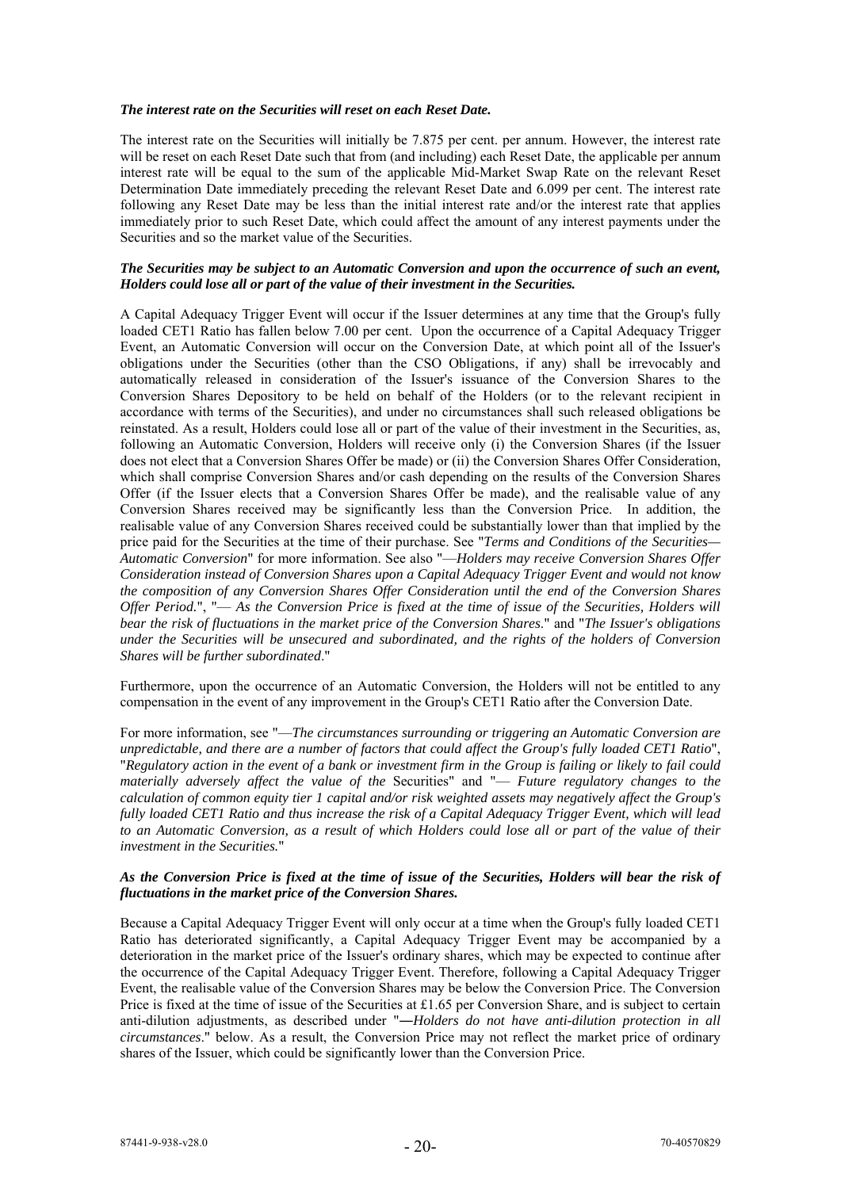***The interest rate on the Securities will reset on each Reset Date.***

The interest rate on the Securities will initially be 7.875 per cent. per annum. However, the interest rate will be reset on each Reset Date such that from (and including) each Reset Date, the applicable per annum interest rate will be equal to the sum of the applicable Mid-Market Swap Rate on the relevant Reset Determination Date immediately preceding the relevant Reset Date and 6.099 per cent. The interest rate following any Reset Date may be less than the initial interest rate and/or the interest rate that applies immediately prior to such Reset Date, which could affect the amount of any interest payments under the Securities and so the market value of the Securities.

***The Securities may be subject to an Automatic Conversion and upon the occurrence of such an event, Holders could lose all or part of the value of their investment in the Securities.***

A Capital Adequacy Trigger Event will occur if the Issuer determines at any time that the Group's fully loaded CET1 Ratio has fallen below 7.00 per cent. Upon the occurrence of a Capital Adequacy Trigger Event, an Automatic Conversion will occur on the Conversion Date, at which point all of the Issuer's obligations under the Securities (other than the CSO Obligations, if any) shall be irrevocably and automatically released in consideration of the Issuer's issuance of the Conversion Shares to the Conversion Shares Depository to be held on behalf of the Holders (or to the relevant recipient in accordance with terms of the Securities), and under no circumstances shall such released obligations be reinstated. As a result, Holders could lose all or part of the value of their investment in the Securities, as, following an Automatic Conversion, Holders will receive only (i) the Conversion Shares (if the Issuer does not elect that a Conversion Shares Offer be made) or (ii) the Conversion Shares Offer Consideration, which shall comprise Conversion Shares and/or cash depending on the results of the Conversion Shares Offer (if the Issuer elects that a Conversion Shares Offer be made), and the realisable value of any Conversion Shares received may be significantly less than the Conversion Price. In addition, the realisable value of any Conversion Shares received could be substantially lower than that implied by the price paid for the Securities at the time of their purchase. See "*Terms and Conditions of the Securities—Automatic Conversion*" for more information. See also "—*Holders may receive Conversion Shares Offer Consideration instead of Conversion Shares upon a Capital Adequacy Trigger Event and would not know the composition of any Conversion Shares Offer Consideration until the end of the Conversion Shares Offer Period.*", "— *As the Conversion Price is fixed at the time of issue of the Securities, Holders will bear the risk of fluctuations in the market price of the Conversion Shares*." and "*The Issuer's obligations under the Securities will be unsecured and subordinated, and the rights of the holders of Conversion Shares will be further subordinated*."

Furthermore, upon the occurrence of an Automatic Conversion, the Holders will not be entitled to any compensation in the event of any improvement in the Group's CET1 Ratio after the Conversion Date.

For more information, see "—*The circumstances surrounding or triggering an Automatic Conversion are unpredictable, and there are a number of factors that could affect the Group's fully loaded CET1 Ratio*", "*Regulatory action in the event of a bank or investment firm in the Group is failing or likely to fail could materially adversely affect the value of the* Securities" and "— *Future regulatory changes to the calculation of common equity tier 1 capital and/or risk weighted assets may negatively affect the Group's fully loaded CET1 Ratio and thus increase the risk of a Capital Adequacy Trigger Event, which will lead to an Automatic Conversion, as a result of which Holders could lose all or part of the value of their investment in the Securities.*"

***As the Conversion Price is fixed at the time of issue of the Securities, Holders will bear the risk of fluctuations in the market price of the Conversion Shares.***

Because a Capital Adequacy Trigger Event will only occur at a time when the Group's fully loaded CET1 Ratio has deteriorated significantly, a Capital Adequacy Trigger Event may be accompanied by a deterioration in the market price of the Issuer's ordinary shares, which may be expected to continue after the occurrence of the Capital Adequacy Trigger Event. Therefore, following a Capital Adequacy Trigger Event, the realisable value of the Conversion Shares may be below the Conversion Price. The Conversion Price is fixed at the time of issue of the Securities at £1.65 per Conversion Share, and is subject to certain anti-dilution adjustments, as described under "―*Holders do not have anti-dilution protection in all circumstances*." below. As a result, the Conversion Price may not reflect the market price of ordinary shares of the Issuer, which could be significantly lower than the Conversion Price.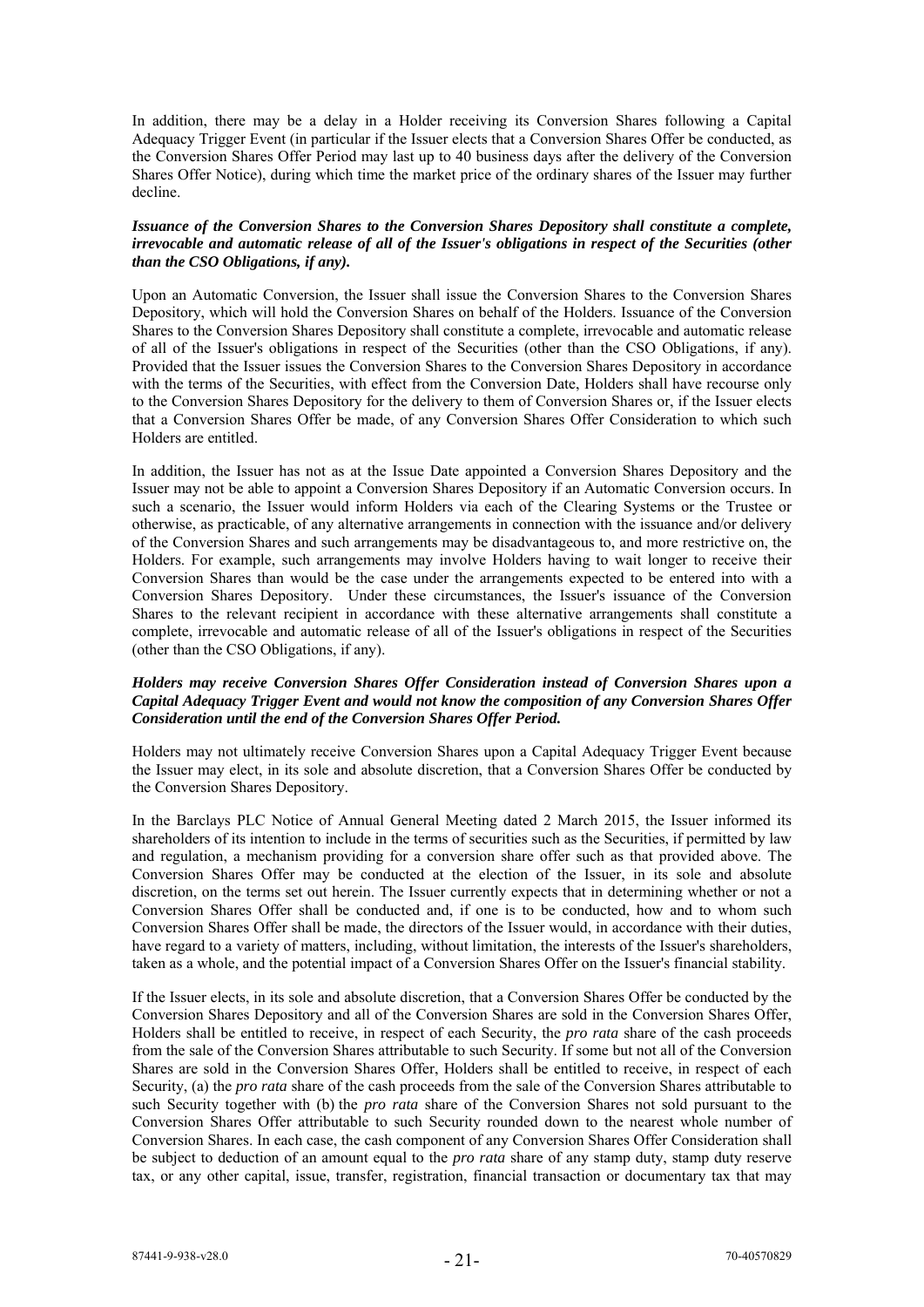In addition, there may be a delay in a Holder receiving its Conversion Shares following a Capital Adequacy Trigger Event (in particular if the Issuer elects that a Conversion Shares Offer be conducted, as the Conversion Shares Offer Period may last up to 40 business days after the delivery of the Conversion Shares Offer Notice), during which time the market price of the ordinary shares of the Issuer may further decline.

***Issuance of the Conversion Shares to the Conversion Shares Depository shall constitute a complete, irrevocable and automatic release of all of the Issuer's obligations in respect of the Securities (other than the CSO Obligations, if any).***

Upon an Automatic Conversion, the Issuer shall issue the Conversion Shares to the Conversion Shares Depository, which will hold the Conversion Shares on behalf of the Holders. Issuance of the Conversion Shares to the Conversion Shares Depository shall constitute a complete, irrevocable and automatic release of all of the Issuer's obligations in respect of the Securities (other than the CSO Obligations, if any). Provided that the Issuer issues the Conversion Shares to the Conversion Shares Depository in accordance with the terms of the Securities, with effect from the Conversion Date, Holders shall have recourse only to the Conversion Shares Depository for the delivery to them of Conversion Shares or, if the Issuer elects that a Conversion Shares Offer be made, of any Conversion Shares Offer Consideration to which such Holders are entitled.

In addition, the Issuer has not as at the Issue Date appointed a Conversion Shares Depository and the Issuer may not be able to appoint a Conversion Shares Depository if an Automatic Conversion occurs. In such a scenario, the Issuer would inform Holders via each of the Clearing Systems or the Trustee or otherwise, as practicable, of any alternative arrangements in connection with the issuance and/or delivery of the Conversion Shares and such arrangements may be disadvantageous to, and more restrictive on, the Holders. For example, such arrangements may involve Holders having to wait longer to receive their Conversion Shares than would be the case under the arrangements expected to be entered into with a Conversion Shares Depository. Under these circumstances, the Issuer's issuance of the Conversion Shares to the relevant recipient in accordance with these alternative arrangements shall constitute a complete, irrevocable and automatic release of all of the Issuer's obligations in respect of the Securities (other than the CSO Obligations, if any).

***Holders may receive Conversion Shares Offer Consideration instead of Conversion Shares upon a Capital Adequacy Trigger Event and would not know the composition of any Conversion Shares Offer Consideration until the end of the Conversion Shares Offer Period.***

Holders may not ultimately receive Conversion Shares upon a Capital Adequacy Trigger Event because the Issuer may elect, in its sole and absolute discretion, that a Conversion Shares Offer be conducted by the Conversion Shares Depository.

In the Barclays PLC Notice of Annual General Meeting dated 2 March 2015, the Issuer informed its shareholders of its intention to include in the terms of securities such as the Securities, if permitted by law and regulation, a mechanism providing for a conversion share offer such as that provided above. The Conversion Shares Offer may be conducted at the election of the Issuer, in its sole and absolute discretion, on the terms set out herein. The Issuer currently expects that in determining whether or not a Conversion Shares Offer shall be conducted and, if one is to be conducted, how and to whom such Conversion Shares Offer shall be made, the directors of the Issuer would, in accordance with their duties, have regard to a variety of matters, including, without limitation, the interests of the Issuer's shareholders, taken as a whole, and the potential impact of a Conversion Shares Offer on the Issuer's financial stability.

If the Issuer elects, in its sole and absolute discretion, that a Conversion Shares Offer be conducted by the Conversion Shares Depository and all of the Conversion Shares are sold in the Conversion Shares Offer, Holders shall be entitled to receive, in respect of each Security, the *pro rata* share of the cash proceeds from the sale of the Conversion Shares attributable to such Security. If some but not all of the Conversion Shares are sold in the Conversion Shares Offer, Holders shall be entitled to receive, in respect of each Security, (a) the *pro rata* share of the cash proceeds from the sale of the Conversion Shares attributable to such Security together with (b) the *pro rata* share of the Conversion Shares not sold pursuant to the Conversion Shares Offer attributable to such Security rounded down to the nearest whole number of Conversion Shares. In each case, the cash component of any Conversion Shares Offer Consideration shall be subject to deduction of an amount equal to the *pro rata* share of any stamp duty, stamp duty reserve tax, or any other capital, issue, transfer, registration, financial transaction or documentary tax that may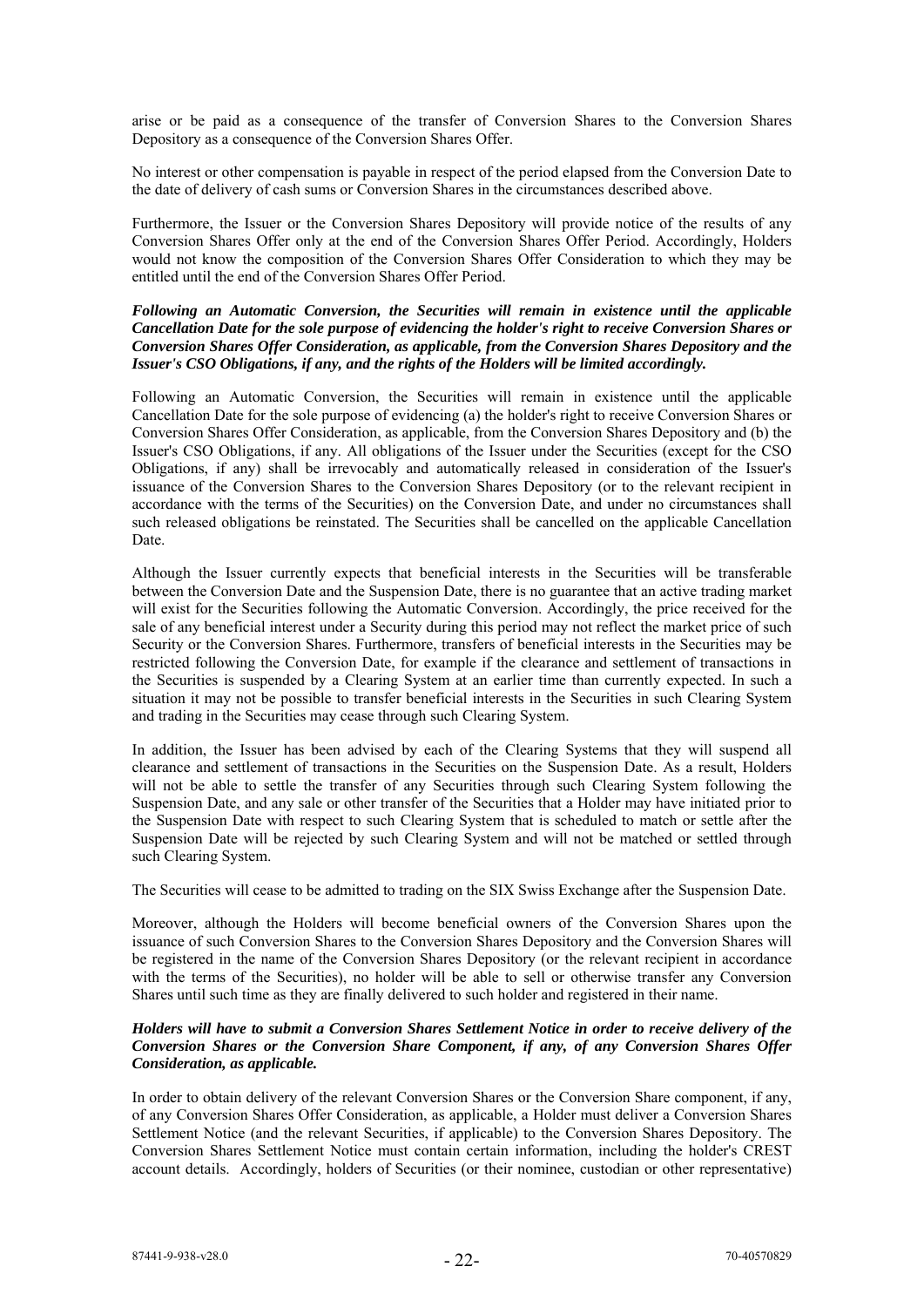arise or be paid as a consequence of the transfer of Conversion Shares to the Conversion Shares Depository as a consequence of the Conversion Shares Offer.

No interest or other compensation is payable in respect of the period elapsed from the Conversion Date to the date of delivery of cash sums or Conversion Shares in the circumstances described above.

Furthermore, the Issuer or the Conversion Shares Depository will provide notice of the results of any Conversion Shares Offer only at the end of the Conversion Shares Offer Period. Accordingly, Holders would not know the composition of the Conversion Shares Offer Consideration to which they may be entitled until the end of the Conversion Shares Offer Period.

***Following an Automatic Conversion, the Securities will remain in existence until the applicable Cancellation Date for the sole purpose of evidencing the holder's right to receive Conversion Shares or Conversion Shares Offer Consideration, as applicable, from the Conversion Shares Depository and the Issuer's CSO Obligations, if any, and the rights of the Holders will be limited accordingly.***

Following an Automatic Conversion, the Securities will remain in existence until the applicable Cancellation Date for the sole purpose of evidencing (a) the holder's right to receive Conversion Shares or Conversion Shares Offer Consideration, as applicable, from the Conversion Shares Depository and (b) the Issuer's CSO Obligations, if any. All obligations of the Issuer under the Securities (except for the CSO Obligations, if any) shall be irrevocably and automatically released in consideration of the Issuer's issuance of the Conversion Shares to the Conversion Shares Depository (or to the relevant recipient in accordance with the terms of the Securities) on the Conversion Date, and under no circumstances shall such released obligations be reinstated. The Securities shall be cancelled on the applicable Cancellation Date.

Although the Issuer currently expects that beneficial interests in the Securities will be transferable between the Conversion Date and the Suspension Date, there is no guarantee that an active trading market will exist for the Securities following the Automatic Conversion. Accordingly, the price received for the sale of any beneficial interest under a Security during this period may not reflect the market price of such Security or the Conversion Shares. Furthermore, transfers of beneficial interests in the Securities may be restricted following the Conversion Date, for example if the clearance and settlement of transactions in the Securities is suspended by a Clearing System at an earlier time than currently expected. In such a situation it may not be possible to transfer beneficial interests in the Securities in such Clearing System and trading in the Securities may cease through such Clearing System.

In addition, the Issuer has been advised by each of the Clearing Systems that they will suspend all clearance and settlement of transactions in the Securities on the Suspension Date. As a result, Holders will not be able to settle the transfer of any Securities through such Clearing System following the Suspension Date, and any sale or other transfer of the Securities that a Holder may have initiated prior to the Suspension Date with respect to such Clearing System that is scheduled to match or settle after the Suspension Date will be rejected by such Clearing System and will not be matched or settled through such Clearing System.

The Securities will cease to be admitted to trading on the SIX Swiss Exchange after the Suspension Date.

Moreover, although the Holders will become beneficial owners of the Conversion Shares upon the issuance of such Conversion Shares to the Conversion Shares Depository and the Conversion Shares will be registered in the name of the Conversion Shares Depository (or the relevant recipient in accordance with the terms of the Securities), no holder will be able to sell or otherwise transfer any Conversion Shares until such time as they are finally delivered to such holder and registered in their name.

***Holders will have to submit a Conversion Shares Settlement Notice in order to receive delivery of the Conversion Shares or the Conversion Share Component, if any, of any Conversion Shares Offer Consideration, as applicable.***

In order to obtain delivery of the relevant Conversion Shares or the Conversion Share component, if any, of any Conversion Shares Offer Consideration, as applicable, a Holder must deliver a Conversion Shares Settlement Notice (and the relevant Securities, if applicable) to the Conversion Shares Depository. The Conversion Shares Settlement Notice must contain certain information, including the holder's CREST account details. Accordingly, holders of Securities (or their nominee, custodian or other representative)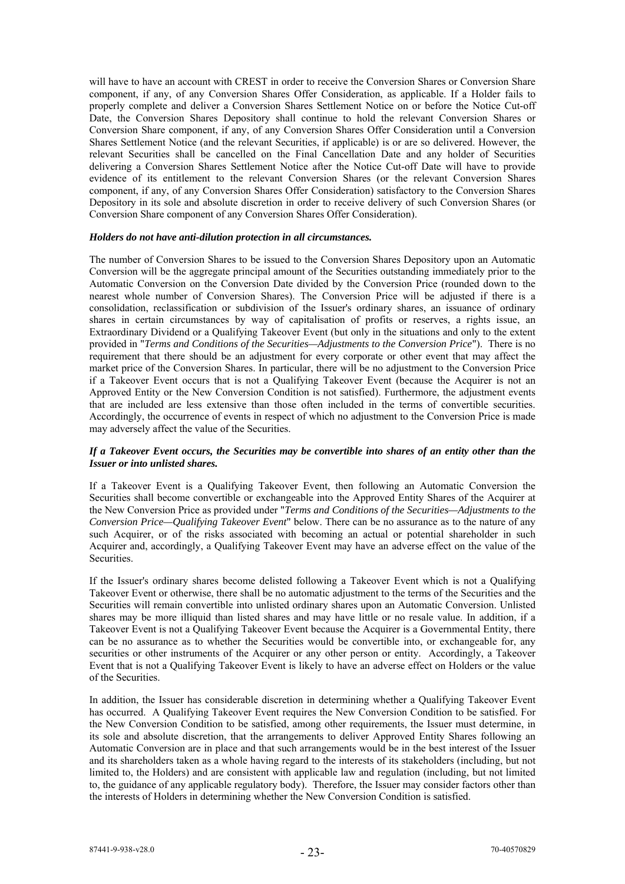will have to have an account with CREST in order to receive the Conversion Shares or Conversion Share component, if any, of any Conversion Shares Offer Consideration, as applicable. If a Holder fails to properly complete and deliver a Conversion Shares Settlement Notice on or before the Notice Cut-off Date, the Conversion Shares Depository shall continue to hold the relevant Conversion Shares or Conversion Share component, if any, of any Conversion Shares Offer Consideration until a Conversion Shares Settlement Notice (and the relevant Securities, if applicable) is or are so delivered. However, the relevant Securities shall be cancelled on the Final Cancellation Date and any holder of Securities delivering a Conversion Shares Settlement Notice after the Notice Cut-off Date will have to provide evidence of its entitlement to the relevant Conversion Shares (or the relevant Conversion Shares component, if any, of any Conversion Shares Offer Consideration) satisfactory to the Conversion Shares Depository in its sole and absolute discretion in order to receive delivery of such Conversion Shares (or Conversion Share component of any Conversion Shares Offer Consideration).

***Holders do not have anti-dilution protection in all circumstances.***

The number of Conversion Shares to be issued to the Conversion Shares Depository upon an Automatic Conversion will be the aggregate principal amount of the Securities outstanding immediately prior to the Automatic Conversion on the Conversion Date divided by the Conversion Price (rounded down to the nearest whole number of Conversion Shares). The Conversion Price will be adjusted if there is a consolidation, reclassification or subdivision of the Issuer's ordinary shares, an issuance of ordinary shares in certain circumstances by way of capitalisation of profits or reserves, a rights issue, an Extraordinary Dividend or a Qualifying Takeover Event (but only in the situations and only to the extent provided in "*Terms and Conditions of the Securities—Adjustments to the Conversion Price*"). There is no requirement that there should be an adjustment for every corporate or other event that may affect the market price of the Conversion Shares. In particular, there will be no adjustment to the Conversion Price if a Takeover Event occurs that is not a Qualifying Takeover Event (because the Acquirer is not an Approved Entity or the New Conversion Condition is not satisfied). Furthermore, the adjustment events that are included are less extensive than those often included in the terms of convertible securities. Accordingly, the occurrence of events in respect of which no adjustment to the Conversion Price is made may adversely affect the value of the Securities.

***If a Takeover Event occurs, the Securities may be convertible into shares of an entity other than the Issuer or into unlisted shares.***

If a Takeover Event is a Qualifying Takeover Event, then following an Automatic Conversion the Securities shall become convertible or exchangeable into the Approved Entity Shares of the Acquirer at the New Conversion Price as provided under "*Terms and Conditions of the Securities—Adjustments to the Conversion Price—Qualifying Takeover Event*" below. There can be no assurance as to the nature of any such Acquirer, or of the risks associated with becoming an actual or potential shareholder in such Acquirer and, accordingly, a Qualifying Takeover Event may have an adverse effect on the value of the Securities.

If the Issuer's ordinary shares become delisted following a Takeover Event which is not a Qualifying Takeover Event or otherwise, there shall be no automatic adjustment to the terms of the Securities and the Securities will remain convertible into unlisted ordinary shares upon an Automatic Conversion. Unlisted shares may be more illiquid than listed shares and may have little or no resale value. In addition, if a Takeover Event is not a Qualifying Takeover Event because the Acquirer is a Governmental Entity, there can be no assurance as to whether the Securities would be convertible into, or exchangeable for, any securities or other instruments of the Acquirer or any other person or entity. Accordingly, a Takeover Event that is not a Qualifying Takeover Event is likely to have an adverse effect on Holders or the value of the Securities.

In addition, the Issuer has considerable discretion in determining whether a Qualifying Takeover Event has occurred. A Qualifying Takeover Event requires the New Conversion Condition to be satisfied. For the New Conversion Condition to be satisfied, among other requirements, the Issuer must determine, in its sole and absolute discretion, that the arrangements to deliver Approved Entity Shares following an Automatic Conversion are in place and that such arrangements would be in the best interest of the Issuer and its shareholders taken as a whole having regard to the interests of its stakeholders (including, but not limited to, the Holders) and are consistent with applicable law and regulation (including, but not limited to, the guidance of any applicable regulatory body). Therefore, the Issuer may consider factors other than the interests of Holders in determining whether the New Conversion Condition is satisfied.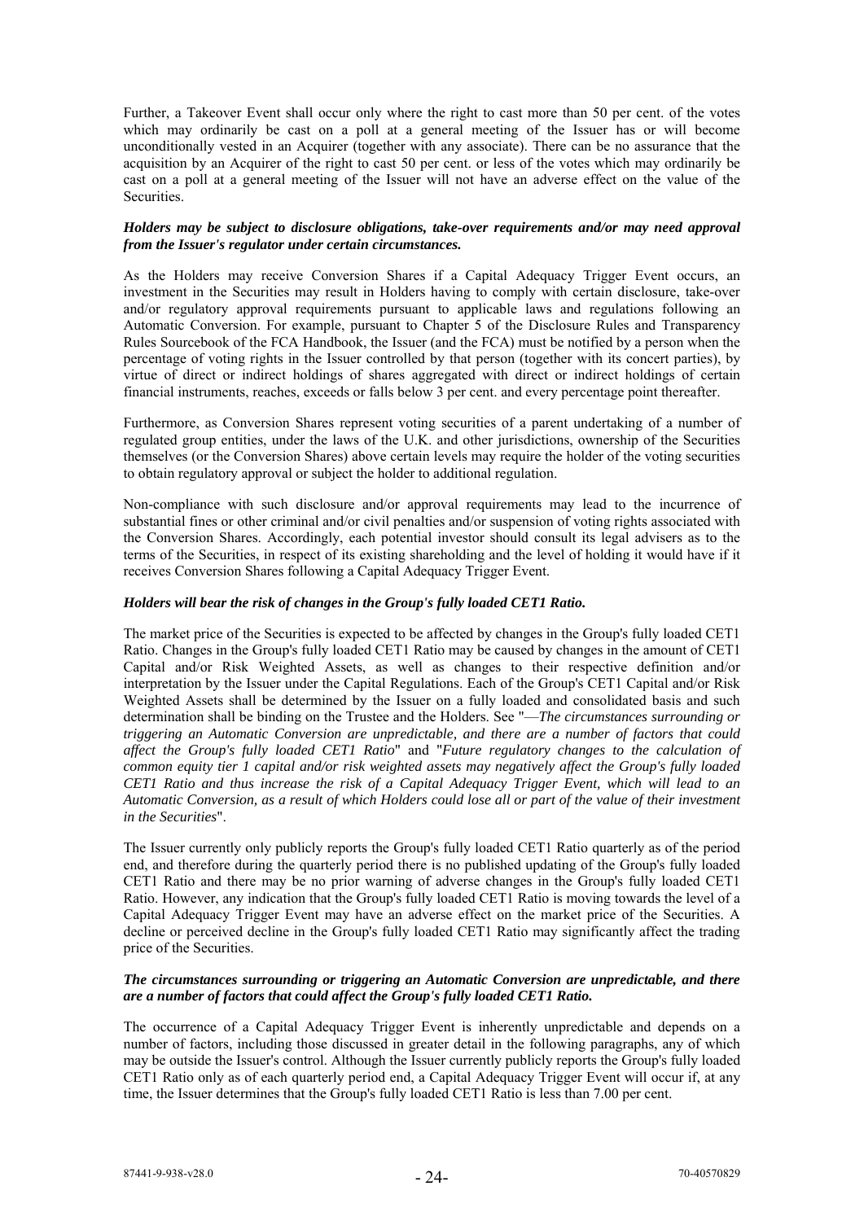Further, a Takeover Event shall occur only where the right to cast more than 50 per cent. of the votes which may ordinarily be cast on a poll at a general meeting of the Issuer has or will become unconditionally vested in an Acquirer (together with any associate). There can be no assurance that the acquisition by an Acquirer of the right to cast 50 per cent. or less of the votes which may ordinarily be cast on a poll at a general meeting of the Issuer will not have an adverse effect on the value of the Securities.

***Holders may be subject to disclosure obligations, take-over requirements and/or may need approval from the Issuer's regulator under certain circumstances.***

As the Holders may receive Conversion Shares if a Capital Adequacy Trigger Event occurs, an investment in the Securities may result in Holders having to comply with certain disclosure, take-over and/or regulatory approval requirements pursuant to applicable laws and regulations following an Automatic Conversion. For example, pursuant to Chapter 5 of the Disclosure Rules and Transparency Rules Sourcebook of the FCA Handbook, the Issuer (and the FCA) must be notified by a person when the percentage of voting rights in the Issuer controlled by that person (together with its concert parties), by virtue of direct or indirect holdings of shares aggregated with direct or indirect holdings of certain financial instruments, reaches, exceeds or falls below 3 per cent. and every percentage point thereafter.

Furthermore, as Conversion Shares represent voting securities of a parent undertaking of a number of regulated group entities, under the laws of the U.K. and other jurisdictions, ownership of the Securities themselves (or the Conversion Shares) above certain levels may require the holder of the voting securities to obtain regulatory approval or subject the holder to additional regulation.

Non-compliance with such disclosure and/or approval requirements may lead to the incurrence of substantial fines or other criminal and/or civil penalties and/or suspension of voting rights associated with the Conversion Shares. Accordingly, each potential investor should consult its legal advisers as to the terms of the Securities, in respect of its existing shareholding and the level of holding it would have if it receives Conversion Shares following a Capital Adequacy Trigger Event.

***Holders will bear the risk of changes in the Group's fully loaded CET1 Ratio.***

The market price of the Securities is expected to be affected by changes in the Group's fully loaded CET1 Ratio. Changes in the Group's fully loaded CET1 Ratio may be caused by changes in the amount of CET1 Capital and/or Risk Weighted Assets, as well as changes to their respective definition and/or interpretation by the Issuer under the Capital Regulations. Each of the Group's CET1 Capital and/or Risk Weighted Assets shall be determined by the Issuer on a fully loaded and consolidated basis and such determination shall be binding on the Trustee and the Holders. See "—*The circumstances surrounding or triggering an Automatic Conversion are unpredictable, and there are a number of factors that could affect the Group's fully loaded CET1 Ratio*" and "*Future regulatory changes to the calculation of common equity tier 1 capital and/or risk weighted assets may negatively affect the Group's fully loaded CET1 Ratio and thus increase the risk of a Capital Adequacy Trigger Event, which will lead to an Automatic Conversion, as a result of which Holders could lose all or part of the value of their investment in the Securities*".

The Issuer currently only publicly reports the Group's fully loaded CET1 Ratio quarterly as of the period end, and therefore during the quarterly period there is no published updating of the Group's fully loaded CET1 Ratio and there may be no prior warning of adverse changes in the Group's fully loaded CET1 Ratio. However, any indication that the Group's fully loaded CET1 Ratio is moving towards the level of a Capital Adequacy Trigger Event may have an adverse effect on the market price of the Securities. A decline or perceived decline in the Group's fully loaded CET1 Ratio may significantly affect the trading price of the Securities.

***The circumstances surrounding or triggering an Automatic Conversion are unpredictable, and there are a number of factors that could affect the Group's fully loaded CET1 Ratio.***

The occurrence of a Capital Adequacy Trigger Event is inherently unpredictable and depends on a number of factors, including those discussed in greater detail in the following paragraphs, any of which may be outside the Issuer's control. Although the Issuer currently publicly reports the Group's fully loaded CET1 Ratio only as of each quarterly period end, a Capital Adequacy Trigger Event will occur if, at any time, the Issuer determines that the Group's fully loaded CET1 Ratio is less than 7.00 per cent.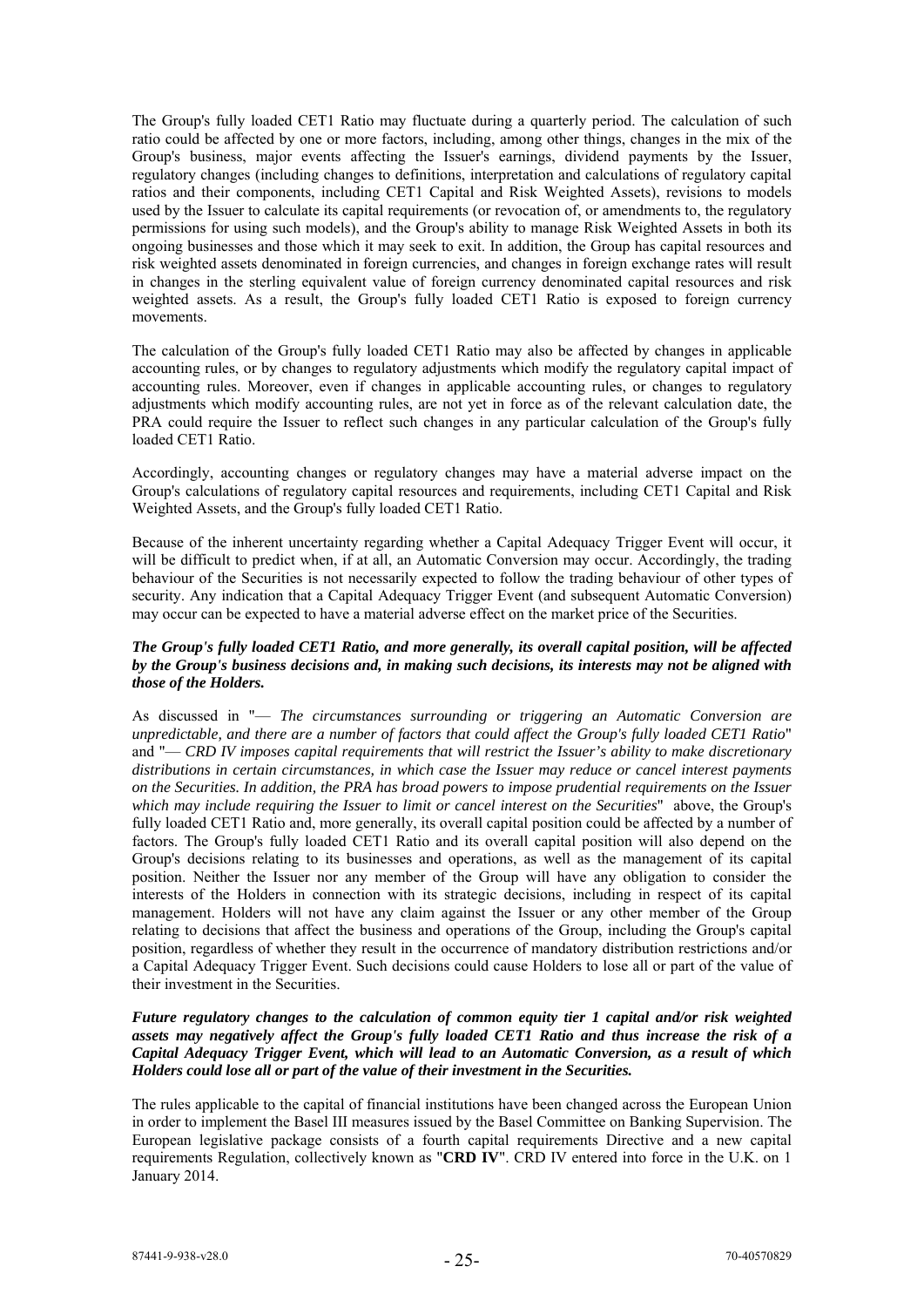The Group's fully loaded CET1 Ratio may fluctuate during a quarterly period. The calculation of such ratio could be affected by one or more factors, including, among other things, changes in the mix of the Group's business, major events affecting the Issuer's earnings, dividend payments by the Issuer, regulatory changes (including changes to definitions, interpretation and calculations of regulatory capital ratios and their components, including CET1 Capital and Risk Weighted Assets), revisions to models used by the Issuer to calculate its capital requirements (or revocation of, or amendments to, the regulatory permissions for using such models), and the Group's ability to manage Risk Weighted Assets in both its ongoing businesses and those which it may seek to exit. In addition, the Group has capital resources and risk weighted assets denominated in foreign currencies, and changes in foreign exchange rates will result in changes in the sterling equivalent value of foreign currency denominated capital resources and risk weighted assets. As a result, the Group's fully loaded CET1 Ratio is exposed to foreign currency movements.

The calculation of the Group's fully loaded CET1 Ratio may also be affected by changes in applicable accounting rules, or by changes to regulatory adjustments which modify the regulatory capital impact of accounting rules. Moreover, even if changes in applicable accounting rules, or changes to regulatory adjustments which modify accounting rules, are not yet in force as of the relevant calculation date, the PRA could require the Issuer to reflect such changes in any particular calculation of the Group's fully loaded CET1 Ratio.

Accordingly, accounting changes or regulatory changes may have a material adverse impact on the Group's calculations of regulatory capital resources and requirements, including CET1 Capital and Risk Weighted Assets, and the Group's fully loaded CET1 Ratio.

Because of the inherent uncertainty regarding whether a Capital Adequacy Trigger Event will occur, it will be difficult to predict when, if at all, an Automatic Conversion may occur. Accordingly, the trading behaviour of the Securities is not necessarily expected to follow the trading behaviour of other types of security. Any indication that a Capital Adequacy Trigger Event (and subsequent Automatic Conversion) may occur can be expected to have a material adverse effect on the market price of the Securities.

***The Group's fully loaded CET1 Ratio, and more generally, its overall capital position, will be affected by the Group's business decisions and, in making such decisions, its interests may not be aligned with those of the Holders.***

As discussed in "— *The circumstances surrounding or triggering an Automatic Conversion are unpredictable, and there are a number of factors that could affect the Group's fully loaded CET1 Ratio*" and "— *CRD IV imposes capital requirements that will restrict the Issuer's ability to make discretionary distributions in certain circumstances, in which case the Issuer may reduce or cancel interest payments on the Securities. In addition, the PRA has broad powers to impose prudential requirements on the Issuer which may include requiring the Issuer to limit or cancel interest on the Securities*" above, the Group's fully loaded CET1 Ratio and, more generally, its overall capital position could be affected by a number of factors. The Group's fully loaded CET1 Ratio and its overall capital position will also depend on the Group's decisions relating to its businesses and operations, as well as the management of its capital position. Neither the Issuer nor any member of the Group will have any obligation to consider the interests of the Holders in connection with its strategic decisions, including in respect of its capital management. Holders will not have any claim against the Issuer or any other member of the Group relating to decisions that affect the business and operations of the Group, including the Group's capital position, regardless of whether they result in the occurrence of mandatory distribution restrictions and/or a Capital Adequacy Trigger Event. Such decisions could cause Holders to lose all or part of the value of their investment in the Securities.

***Future regulatory changes to the calculation of common equity tier 1 capital and/or risk weighted assets may negatively affect the Group's fully loaded CET1 Ratio and thus increase the risk of a Capital Adequacy Trigger Event, which will lead to an Automatic Conversion, as a result of which Holders could lose all or part of the value of their investment in the Securities.***

The rules applicable to the capital of financial institutions have been changed across the European Union in order to implement the Basel III measures issued by the Basel Committee on Banking Supervision. The European legislative package consists of a fourth capital requirements Directive and a new capital requirements Regulation, collectively known as "**CRD IV**". CRD IV entered into force in the U.K. on 1 January 2014.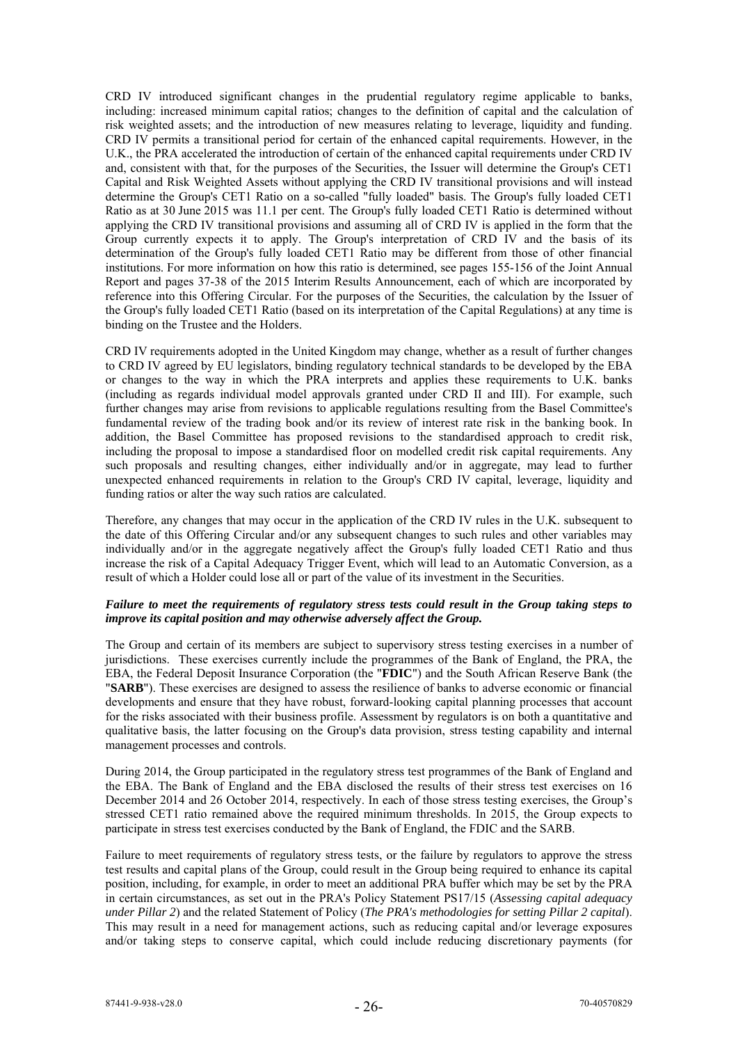CRD IV introduced significant changes in the prudential regulatory regime applicable to banks, including: increased minimum capital ratios; changes to the definition of capital and the calculation of risk weighted assets; and the introduction of new measures relating to leverage, liquidity and funding. CRD IV permits a transitional period for certain of the enhanced capital requirements. However, in the U.K., the PRA accelerated the introduction of certain of the enhanced capital requirements under CRD IV and, consistent with that, for the purposes of the Securities, the Issuer will determine the Group's CET1 Capital and Risk Weighted Assets without applying the CRD IV transitional provisions and will instead determine the Group's CET1 Ratio on a so-called "fully loaded" basis. The Group's fully loaded CET1 Ratio as at 30 June 2015 was 11.1 per cent. The Group's fully loaded CET1 Ratio is determined without applying the CRD IV transitional provisions and assuming all of CRD IV is applied in the form that the Group currently expects it to apply. The Group's interpretation of CRD IV and the basis of its determination of the Group's fully loaded CET1 Ratio may be different from those of other financial institutions. For more information on how this ratio is determined, see pages 155-156 of the Joint Annual Report and pages 37-38 of the 2015 Interim Results Announcement, each of which are incorporated by reference into this Offering Circular. For the purposes of the Securities, the calculation by the Issuer of the Group's fully loaded CET1 Ratio (based on its interpretation of the Capital Regulations) at any time is binding on the Trustee and the Holders.

CRD IV requirements adopted in the United Kingdom may change, whether as a result of further changes to CRD IV agreed by EU legislators, binding regulatory technical standards to be developed by the EBA or changes to the way in which the PRA interprets and applies these requirements to U.K. banks (including as regards individual model approvals granted under CRD II and III). For example, such further changes may arise from revisions to applicable regulations resulting from the Basel Committee's fundamental review of the trading book and/or its review of interest rate risk in the banking book. In addition, the Basel Committee has proposed revisions to the standardised approach to credit risk, including the proposal to impose a standardised floor on modelled credit risk capital requirements. Any such proposals and resulting changes, either individually and/or in aggregate, may lead to further unexpected enhanced requirements in relation to the Group's CRD IV capital, leverage, liquidity and funding ratios or alter the way such ratios are calculated.

Therefore, any changes that may occur in the application of the CRD IV rules in the U.K. subsequent to the date of this Offering Circular and/or any subsequent changes to such rules and other variables may individually and/or in the aggregate negatively affect the Group's fully loaded CET1 Ratio and thus increase the risk of a Capital Adequacy Trigger Event, which will lead to an Automatic Conversion, as a result of which a Holder could lose all or part of the value of its investment in the Securities.

***Failure to meet the requirements of regulatory stress tests could result in the Group taking steps to improve its capital position and may otherwise adversely affect the Group.***

The Group and certain of its members are subject to supervisory stress testing exercises in a number of jurisdictions. These exercises currently include the programmes of the Bank of England, the PRA, the EBA, the Federal Deposit Insurance Corporation (the "**FDIC**") and the South African Reserve Bank (the "**SARB**"). These exercises are designed to assess the resilience of banks to adverse economic or financial developments and ensure that they have robust, forward-looking capital planning processes that account for the risks associated with their business profile. Assessment by regulators is on both a quantitative and qualitative basis, the latter focusing on the Group's data provision, stress testing capability and internal management processes and controls.

During 2014, the Group participated in the regulatory stress test programmes of the Bank of England and the EBA. The Bank of England and the EBA disclosed the results of their stress test exercises on 16 December 2014 and 26 October 2014, respectively. In each of those stress testing exercises, the Group's stressed CET1 ratio remained above the required minimum thresholds. In 2015, the Group expects to participate in stress test exercises conducted by the Bank of England, the FDIC and the SARB.

Failure to meet requirements of regulatory stress tests, or the failure by regulators to approve the stress test results and capital plans of the Group, could result in the Group being required to enhance its capital position, including, for example, in order to meet an additional PRA buffer which may be set by the PRA in certain circumstances, as set out in the PRA's Policy Statement PS17/15 (*Assessing capital adequacy under Pillar 2*) and the related Statement of Policy (*The PRA's methodologies for setting Pillar 2 capital*). This may result in a need for management actions, such as reducing capital and/or leverage exposures and/or taking steps to conserve capital, which could include reducing discretionary payments (for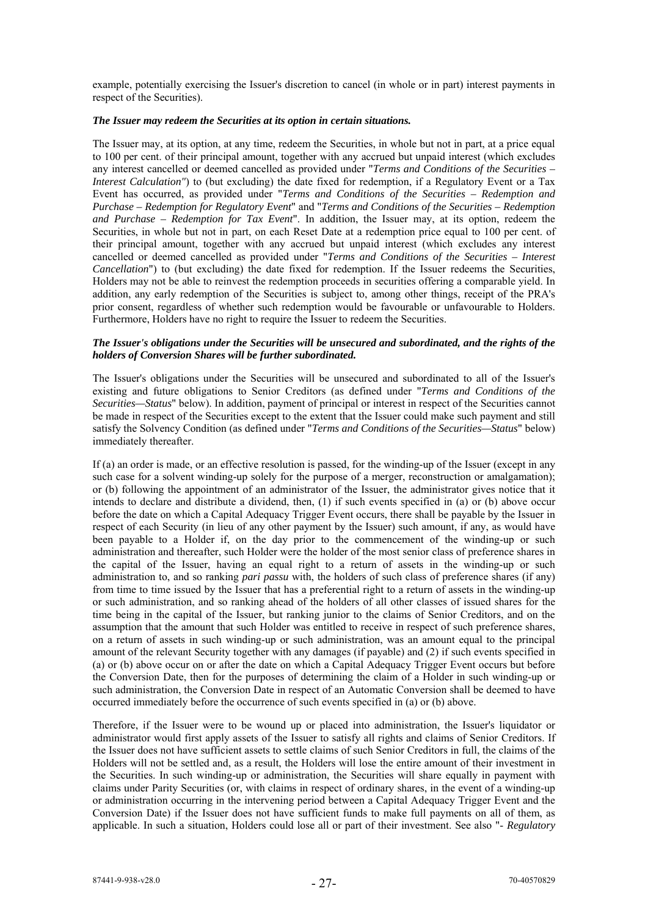example, potentially exercising the Issuer's discretion to cancel (in whole or in part) interest payments in respect of the Securities).

***The Issuer may redeem the Securities at its option in certain situations.***

The Issuer may, at its option, at any time, redeem the Securities, in whole but not in part, at a price equal to 100 per cent. of their principal amount, together with any accrued but unpaid interest (which excludes any interest cancelled or deemed cancelled as provided under "*Terms and Conditions of the Securities – Interest Calculation"*) to (but excluding) the date fixed for redemption, if a Regulatory Event or a Tax Event has occurred, as provided under "*Terms and Conditions of the Securities – Redemption and Purchase – Redemption for Regulatory Event*" and "*Terms and Conditions of the Securities – Redemption and Purchase – Redemption for Tax Event*". In addition, the Issuer may, at its option, redeem the Securities, in whole but not in part, on each Reset Date at a redemption price equal to 100 per cent. of their principal amount, together with any accrued but unpaid interest (which excludes any interest cancelled or deemed cancelled as provided under "*Terms and Conditions of the Securities – Interest Cancellation*") to (but excluding) the date fixed for redemption. If the Issuer redeems the Securities, Holders may not be able to reinvest the redemption proceeds in securities offering a comparable yield. In addition, any early redemption of the Securities is subject to, among other things, receipt of the PRA's prior consent, regardless of whether such redemption would be favourable or unfavourable to Holders. Furthermore, Holders have no right to require the Issuer to redeem the Securities.

***The Issuer's obligations under the Securities will be unsecured and subordinated, and the rights of the holders of Conversion Shares will be further subordinated.***

The Issuer's obligations under the Securities will be unsecured and subordinated to all of the Issuer's existing and future obligations to Senior Creditors (as defined under "*Terms and Conditions of the Securities—Status*" below). In addition, payment of principal or interest in respect of the Securities cannot be made in respect of the Securities except to the extent that the Issuer could make such payment and still satisfy the Solvency Condition (as defined under "*Terms and Conditions of the Securities—Status*" below) immediately thereafter.

If (a) an order is made, or an effective resolution is passed, for the winding-up of the Issuer (except in any such case for a solvent winding-up solely for the purpose of a merger, reconstruction or amalgamation); or (b) following the appointment of an administrator of the Issuer, the administrator gives notice that it intends to declare and distribute a dividend, then, (1) if such events specified in (a) or (b) above occur before the date on which a Capital Adequacy Trigger Event occurs, there shall be payable by the Issuer in respect of each Security (in lieu of any other payment by the Issuer) such amount, if any, as would have been payable to a Holder if, on the day prior to the commencement of the winding-up or such administration and thereafter, such Holder were the holder of the most senior class of preference shares in the capital of the Issuer, having an equal right to a return of assets in the winding-up or such administration to, and so ranking *pari passu* with, the holders of such class of preference shares (if any) from time to time issued by the Issuer that has a preferential right to a return of assets in the winding-up or such administration, and so ranking ahead of the holders of all other classes of issued shares for the time being in the capital of the Issuer, but ranking junior to the claims of Senior Creditors, and on the assumption that the amount that such Holder was entitled to receive in respect of such preference shares, on a return of assets in such winding-up or such administration, was an amount equal to the principal amount of the relevant Security together with any damages (if payable) and (2) if such events specified in (a) or (b) above occur on or after the date on which a Capital Adequacy Trigger Event occurs but before the Conversion Date, then for the purposes of determining the claim of a Holder in such winding-up or such administration, the Conversion Date in respect of an Automatic Conversion shall be deemed to have occurred immediately before the occurrence of such events specified in (a) or (b) above.

Therefore, if the Issuer were to be wound up or placed into administration, the Issuer's liquidator or administrator would first apply assets of the Issuer to satisfy all rights and claims of Senior Creditors. If the Issuer does not have sufficient assets to settle claims of such Senior Creditors in full, the claims of the Holders will not be settled and, as a result, the Holders will lose the entire amount of their investment in the Securities. In such winding-up or administration, the Securities will share equally in payment with claims under Parity Securities (or, with claims in respect of ordinary shares, in the event of a winding-up or administration occurring in the intervening period between a Capital Adequacy Trigger Event and the Conversion Date) if the Issuer does not have sufficient funds to make full payments on all of them, as applicable. In such a situation, Holders could lose all or part of their investment. See also "- *Regulatory*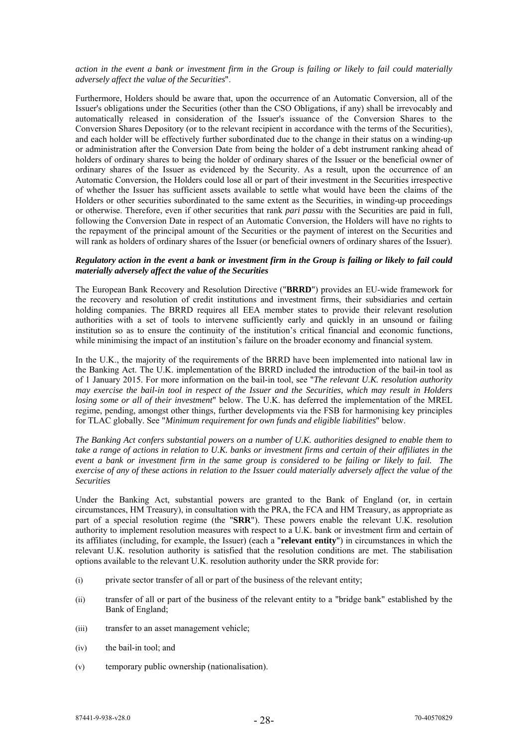*action in the event a bank or investment firm in the Group is failing or likely to fail could materially adversely affect the value of the Securities*".

Furthermore, Holders should be aware that, upon the occurrence of an Automatic Conversion, all of the Issuer's obligations under the Securities (other than the CSO Obligations, if any) shall be irrevocably and automatically released in consideration of the Issuer's issuance of the Conversion Shares to the Conversion Shares Depository (or to the relevant recipient in accordance with the terms of the Securities), and each holder will be effectively further subordinated due to the change in their status on a winding-up or administration after the Conversion Date from being the holder of a debt instrument ranking ahead of holders of ordinary shares to being the holder of ordinary shares of the Issuer or the beneficial owner of ordinary shares of the Issuer as evidenced by the Security. As a result, upon the occurrence of an Automatic Conversion, the Holders could lose all or part of their investment in the Securities irrespective of whether the Issuer has sufficient assets available to settle what would have been the claims of the Holders or other securities subordinated to the same extent as the Securities, in winding-up proceedings or otherwise. Therefore, even if other securities that rank *pari passu* with the Securities are paid in full, following the Conversion Date in respect of an Automatic Conversion, the Holders will have no rights to the repayment of the principal amount of the Securities or the payment of interest on the Securities and will rank as holders of ordinary shares of the Issuer (or beneficial owners of ordinary shares of the Issuer).

***Regulatory action in the event a bank or investment firm in the Group is failing or likely to fail could materially adversely affect the value of the Securities***

The European Bank Recovery and Resolution Directive ("**BRRD**") provides an EU-wide framework for the recovery and resolution of credit institutions and investment firms, their subsidiaries and certain holding companies. The BRRD requires all EEA member states to provide their relevant resolution authorities with a set of tools to intervene sufficiently early and quickly in an unsound or failing institution so as to ensure the continuity of the institution's critical financial and economic functions, while minimising the impact of an institution's failure on the broader economy and financial system.

In the U.K., the majority of the requirements of the BRRD have been implemented into national law in the Banking Act. The U.K. implementation of the BRRD included the introduction of the bail-in tool as of 1 January 2015. For more information on the bail-in tool, see "*The relevant U.K. resolution authority may exercise the bail-in tool in respect of the Issuer and the Securities, which may result in Holders losing some or all of their investment*" below. The U.K. has deferred the implementation of the MREL regime, pending, amongst other things, further developments via the FSB for harmonising key principles for TLAC globally. See "*Minimum requirement for own funds and eligible liabilities*" below.

*The Banking Act confers substantial powers on a number of U.K. authorities designed to enable them to take a range of actions in relation to U.K. banks or investment firms and certain of their affiliates in the event a bank or investment firm in the same group is considered to be failing or likely to fail. The exercise of any of these actions in relation to the Issuer could materially adversely affect the value of the Securities*

Under the Banking Act, substantial powers are granted to the Bank of England (or, in certain circumstances, HM Treasury), in consultation with the PRA, the FCA and HM Treasury, as appropriate as part of a special resolution regime (the "**SRR**"). These powers enable the relevant U.K. resolution authority to implement resolution measures with respect to a U.K. bank or investment firm and certain of its affiliates (including, for example, the Issuer) (each a "**relevant entity**") in circumstances in which the relevant U.K. resolution authority is satisfied that the resolution conditions are met. The stabilisation options available to the relevant U.K. resolution authority under the SRR provide for:

(i) private sector transfer of all or part of the business of the relevant entity;

(ii) transfer of all or part of the business of the relevant entity to a "bridge bank" established by the Bank of England;

(iii) transfer to an asset management vehicle;

(iv) the bail-in tool; and

(v) temporary public ownership (nationalisation).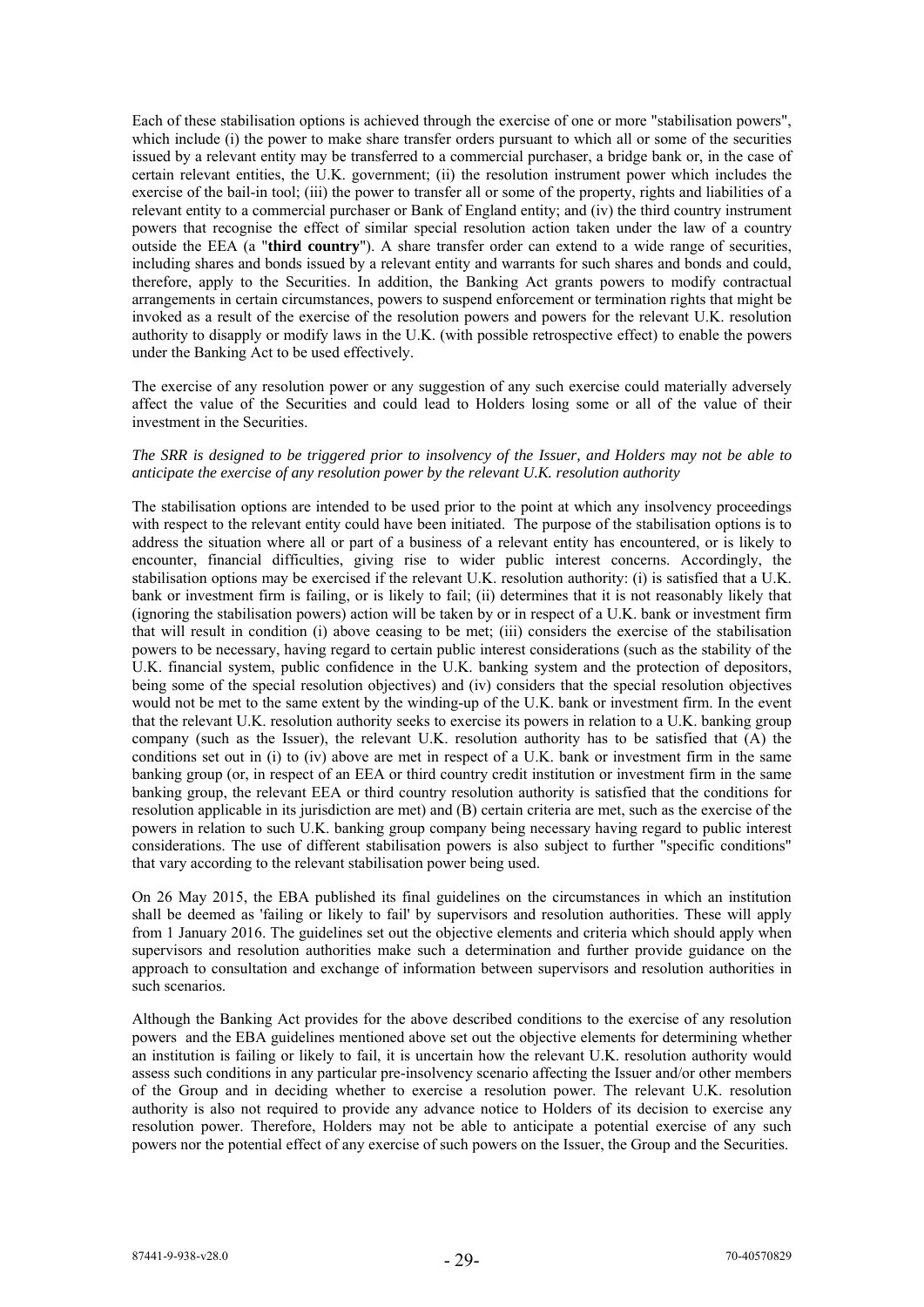Each of these stabilisation options is achieved through the exercise of one or more "stabilisation powers", which include (i) the power to make share transfer orders pursuant to which all or some of the securities issued by a relevant entity may be transferred to a commercial purchaser, a bridge bank or, in the case of certain relevant entities, the U.K. government; (ii) the resolution instrument power which includes the exercise of the bail-in tool; (iii) the power to transfer all or some of the property, rights and liabilities of a relevant entity to a commercial purchaser or Bank of England entity; and (iv) the third country instrument powers that recognise the effect of similar special resolution action taken under the law of a country outside the EEA (a "**third country**"). A share transfer order can extend to a wide range of securities, including shares and bonds issued by a relevant entity and warrants for such shares and bonds and could, therefore, apply to the Securities. In addition, the Banking Act grants powers to modify contractual arrangements in certain circumstances, powers to suspend enforcement or termination rights that might be invoked as a result of the exercise of the resolution powers and powers for the relevant U.K. resolution authority to disapply or modify laws in the U.K. (with possible retrospective effect) to enable the powers under the Banking Act to be used effectively.

The exercise of any resolution power or any suggestion of any such exercise could materially adversely affect the value of the Securities and could lead to Holders losing some or all of the value of their investment in the Securities.

*The SRR is designed to be triggered prior to insolvency of the Issuer, and Holders may not be able to anticipate the exercise of any resolution power by the relevant U.K. resolution authority*

The stabilisation options are intended to be used prior to the point at which any insolvency proceedings with respect to the relevant entity could have been initiated. The purpose of the stabilisation options is to address the situation where all or part of a business of a relevant entity has encountered, or is likely to encounter, financial difficulties, giving rise to wider public interest concerns. Accordingly, the stabilisation options may be exercised if the relevant U.K. resolution authority: (i) is satisfied that a U.K. bank or investment firm is failing, or is likely to fail; (ii) determines that it is not reasonably likely that (ignoring the stabilisation powers) action will be taken by or in respect of a U.K. bank or investment firm that will result in condition (i) above ceasing to be met; (iii) considers the exercise of the stabilisation powers to be necessary, having regard to certain public interest considerations (such as the stability of the U.K. financial system, public confidence in the U.K. banking system and the protection of depositors, being some of the special resolution objectives) and (iv) considers that the special resolution objectives would not be met to the same extent by the winding-up of the U.K. bank or investment firm. In the event that the relevant U.K. resolution authority seeks to exercise its powers in relation to a U.K. banking group company (such as the Issuer), the relevant U.K. resolution authority has to be satisfied that (A) the conditions set out in (i) to (iv) above are met in respect of a U.K. bank or investment firm in the same banking group (or, in respect of an EEA or third country credit institution or investment firm in the same banking group, the relevant EEA or third country resolution authority is satisfied that the conditions for resolution applicable in its jurisdiction are met) and (B) certain criteria are met, such as the exercise of the powers in relation to such U.K. banking group company being necessary having regard to public interest considerations. The use of different stabilisation powers is also subject to further "specific conditions" that vary according to the relevant stabilisation power being used.

On 26 May 2015, the EBA published its final guidelines on the circumstances in which an institution shall be deemed as 'failing or likely to fail' by supervisors and resolution authorities. These will apply from 1 January 2016. The guidelines set out the objective elements and criteria which should apply when supervisors and resolution authorities make such a determination and further provide guidance on the approach to consultation and exchange of information between supervisors and resolution authorities in such scenarios.

Although the Banking Act provides for the above described conditions to the exercise of any resolution powers and the EBA guidelines mentioned above set out the objective elements for determining whether an institution is failing or likely to fail, it is uncertain how the relevant U.K. resolution authority would assess such conditions in any particular pre-insolvency scenario affecting the Issuer and/or other members of the Group and in deciding whether to exercise a resolution power. The relevant U.K. resolution authority is also not required to provide any advance notice to Holders of its decision to exercise any resolution power. Therefore, Holders may not be able to anticipate a potential exercise of any such powers nor the potential effect of any exercise of such powers on the Issuer, the Group and the Securities.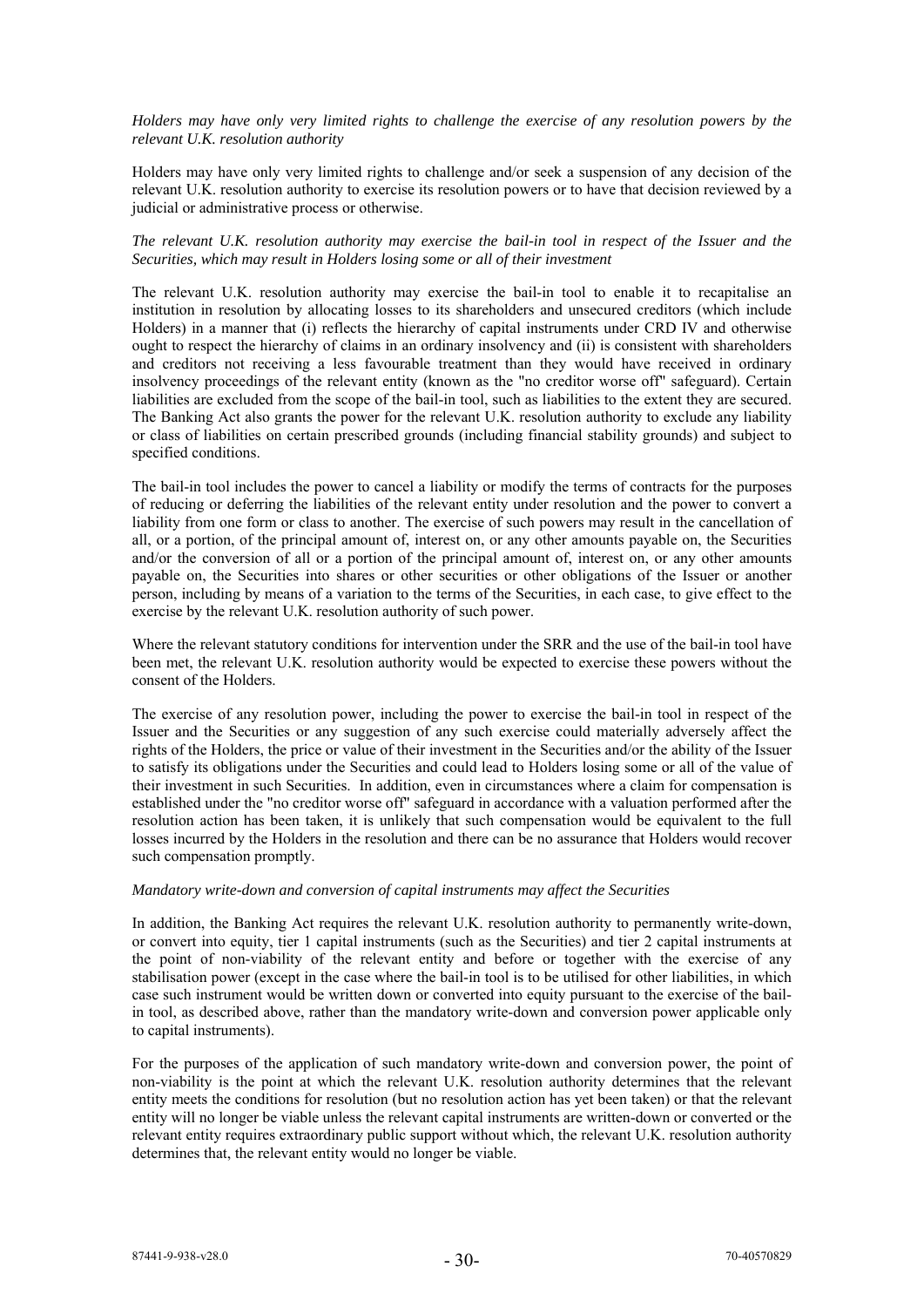*Holders may have only very limited rights to challenge the exercise of any resolution powers by the relevant U.K. resolution authority*

Holders may have only very limited rights to challenge and/or seek a suspension of any decision of the relevant U.K. resolution authority to exercise its resolution powers or to have that decision reviewed by a judicial or administrative process or otherwise.

*The relevant U.K. resolution authority may exercise the bail-in tool in respect of the Issuer and the Securities, which may result in Holders losing some or all of their investment*

The relevant U.K. resolution authority may exercise the bail-in tool to enable it to recapitalise an institution in resolution by allocating losses to its shareholders and unsecured creditors (which include Holders) in a manner that (i) reflects the hierarchy of capital instruments under CRD IV and otherwise ought to respect the hierarchy of claims in an ordinary insolvency and (ii) is consistent with shareholders and creditors not receiving a less favourable treatment than they would have received in ordinary insolvency proceedings of the relevant entity (known as the "no creditor worse off" safeguard). Certain liabilities are excluded from the scope of the bail-in tool, such as liabilities to the extent they are secured. The Banking Act also grants the power for the relevant U.K. resolution authority to exclude any liability or class of liabilities on certain prescribed grounds (including financial stability grounds) and subject to specified conditions.

The bail-in tool includes the power to cancel a liability or modify the terms of contracts for the purposes of reducing or deferring the liabilities of the relevant entity under resolution and the power to convert a liability from one form or class to another. The exercise of such powers may result in the cancellation of all, or a portion, of the principal amount of, interest on, or any other amounts payable on, the Securities and/or the conversion of all or a portion of the principal amount of, interest on, or any other amounts payable on, the Securities into shares or other securities or other obligations of the Issuer or another person, including by means of a variation to the terms of the Securities, in each case, to give effect to the exercise by the relevant U.K. resolution authority of such power.

Where the relevant statutory conditions for intervention under the SRR and the use of the bail-in tool have been met, the relevant U.K. resolution authority would be expected to exercise these powers without the consent of the Holders.

The exercise of any resolution power, including the power to exercise the bail-in tool in respect of the Issuer and the Securities or any suggestion of any such exercise could materially adversely affect the rights of the Holders, the price or value of their investment in the Securities and/or the ability of the Issuer to satisfy its obligations under the Securities and could lead to Holders losing some or all of the value of their investment in such Securities. In addition, even in circumstances where a claim for compensation is established under the "no creditor worse off" safeguard in accordance with a valuation performed after the resolution action has been taken, it is unlikely that such compensation would be equivalent to the full losses incurred by the Holders in the resolution and there can be no assurance that Holders would recover such compensation promptly.

*Mandatory write-down and conversion of capital instruments may affect the Securities*

In addition, the Banking Act requires the relevant U.K. resolution authority to permanently write-down, or convert into equity, tier 1 capital instruments (such as the Securities) and tier 2 capital instruments at the point of non-viability of the relevant entity and before or together with the exercise of any stabilisation power (except in the case where the bail-in tool is to be utilised for other liabilities, in which case such instrument would be written down or converted into equity pursuant to the exercise of the bail-in tool, as described above, rather than the mandatory write-down and conversion power applicable only to capital instruments).

For the purposes of the application of such mandatory write-down and conversion power, the point of non-viability is the point at which the relevant U.K. resolution authority determines that the relevant entity meets the conditions for resolution (but no resolution action has yet been taken) or that the relevant entity will no longer be viable unless the relevant capital instruments are written-down or converted or the relevant entity requires extraordinary public support without which, the relevant U.K. resolution authority determines that, the relevant entity would no longer be viable.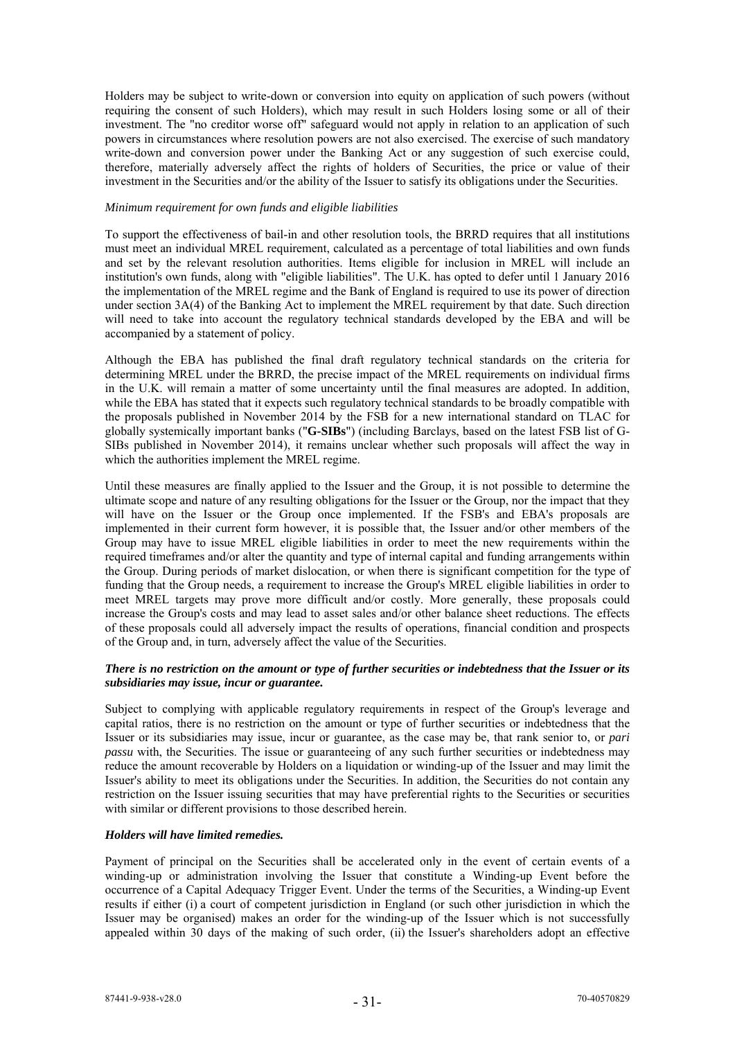Holders may be subject to write-down or conversion into equity on application of such powers (without requiring the consent of such Holders), which may result in such Holders losing some or all of their investment. The "no creditor worse off" safeguard would not apply in relation to an application of such powers in circumstances where resolution powers are not also exercised. The exercise of such mandatory write-down and conversion power under the Banking Act or any suggestion of such exercise could, therefore, materially adversely affect the rights of holders of Securities, the price or value of their investment in the Securities and/or the ability of the Issuer to satisfy its obligations under the Securities.

*Minimum requirement for own funds and eligible liabilities*

To support the effectiveness of bail-in and other resolution tools, the BRRD requires that all institutions must meet an individual MREL requirement, calculated as a percentage of total liabilities and own funds and set by the relevant resolution authorities. Items eligible for inclusion in MREL will include an institution's own funds, along with "eligible liabilities". The U.K. has opted to defer until 1 January 2016 the implementation of the MREL regime and the Bank of England is required to use its power of direction under section 3A(4) of the Banking Act to implement the MREL requirement by that date. Such direction will need to take into account the regulatory technical standards developed by the EBA and will be accompanied by a statement of policy.

Although the EBA has published the final draft regulatory technical standards on the criteria for determining MREL under the BRRD, the precise impact of the MREL requirements on individual firms in the U.K. will remain a matter of some uncertainty until the final measures are adopted. In addition, while the EBA has stated that it expects such regulatory technical standards to be broadly compatible with the proposals published in November 2014 by the FSB for a new international standard on TLAC for globally systemically important banks ("**G-SIBs**") (including Barclays, based on the latest FSB list of G-SIBs published in November 2014), it remains unclear whether such proposals will affect the way in which the authorities implement the MREL regime.

Until these measures are finally applied to the Issuer and the Group, it is not possible to determine the ultimate scope and nature of any resulting obligations for the Issuer or the Group, nor the impact that they will have on the Issuer or the Group once implemented. If the FSB's and EBA's proposals are implemented in their current form however, it is possible that, the Issuer and/or other members of the Group may have to issue MREL eligible liabilities in order to meet the new requirements within the required timeframes and/or alter the quantity and type of internal capital and funding arrangements within the Group. During periods of market dislocation, or when there is significant competition for the type of funding that the Group needs, a requirement to increase the Group's MREL eligible liabilities in order to meet MREL targets may prove more difficult and/or costly. More generally, these proposals could increase the Group's costs and may lead to asset sales and/or other balance sheet reductions. The effects of these proposals could all adversely impact the results of operations, financial condition and prospects of the Group and, in turn, adversely affect the value of the Securities.

***There is no restriction on the amount or type of further securities or indebtedness that the Issuer or its subsidiaries may issue, incur or guarantee.***

Subject to complying with applicable regulatory requirements in respect of the Group's leverage and capital ratios, there is no restriction on the amount or type of further securities or indebtedness that the Issuer or its subsidiaries may issue, incur or guarantee, as the case may be, that rank senior to, or *pari passu* with, the Securities. The issue or guaranteeing of any such further securities or indebtedness may reduce the amount recoverable by Holders on a liquidation or winding-up of the Issuer and may limit the Issuer's ability to meet its obligations under the Securities. In addition, the Securities do not contain any restriction on the Issuer issuing securities that may have preferential rights to the Securities or securities with similar or different provisions to those described herein.

***Holders will have limited remedies.***

Payment of principal on the Securities shall be accelerated only in the event of certain events of a winding-up or administration involving the Issuer that constitute a Winding-up Event before the occurrence of a Capital Adequacy Trigger Event. Under the terms of the Securities, a Winding-up Event results if either (i) a court of competent jurisdiction in England (or such other jurisdiction in which the Issuer may be organised) makes an order for the winding-up of the Issuer which is not successfully appealed within 30 days of the making of such order, (ii) the Issuer's shareholders adopt an effective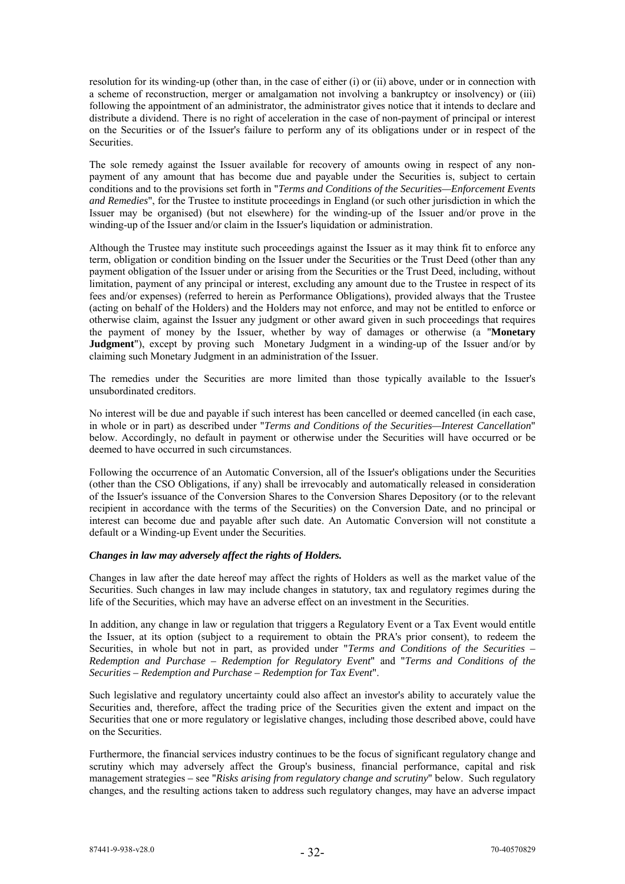resolution for its winding-up (other than, in the case of either (i) or (ii) above, under or in connection with a scheme of reconstruction, merger or amalgamation not involving a bankruptcy or insolvency) or (iii) following the appointment of an administrator, the administrator gives notice that it intends to declare and distribute a dividend. There is no right of acceleration in the case of non-payment of principal or interest on the Securities or of the Issuer's failure to perform any of its obligations under or in respect of the Securities.

The sole remedy against the Issuer available for recovery of amounts owing in respect of any non-payment of any amount that has become due and payable under the Securities is, subject to certain conditions and to the provisions set forth in "*Terms and Conditions of the Securities—Enforcement Events and Remedies*", for the Trustee to institute proceedings in England (or such other jurisdiction in which the Issuer may be organised) (but not elsewhere) for the winding-up of the Issuer and/or prove in the winding-up of the Issuer and/or claim in the Issuer's liquidation or administration.

Although the Trustee may institute such proceedings against the Issuer as it may think fit to enforce any term, obligation or condition binding on the Issuer under the Securities or the Trust Deed (other than any payment obligation of the Issuer under or arising from the Securities or the Trust Deed, including, without limitation, payment of any principal or interest, excluding any amount due to the Trustee in respect of its fees and/or expenses) (referred to herein as Performance Obligations), provided always that the Trustee (acting on behalf of the Holders) and the Holders may not enforce, and may not be entitled to enforce or otherwise claim, against the Issuer any judgment or other award given in such proceedings that requires the payment of money by the Issuer, whether by way of damages or otherwise (a "**Monetary Judgment**"), except by proving such Monetary Judgment in a winding-up of the Issuer and/or by claiming such Monetary Judgment in an administration of the Issuer.

The remedies under the Securities are more limited than those typically available to the Issuer's unsubordinated creditors.

No interest will be due and payable if such interest has been cancelled or deemed cancelled (in each case, in whole or in part) as described under "*Terms and Conditions of the Securities—Interest Cancellation*" below. Accordingly, no default in payment or otherwise under the Securities will have occurred or be deemed to have occurred in such circumstances.

Following the occurrence of an Automatic Conversion, all of the Issuer's obligations under the Securities (other than the CSO Obligations, if any) shall be irrevocably and automatically released in consideration of the Issuer's issuance of the Conversion Shares to the Conversion Shares Depository (or to the relevant recipient in accordance with the terms of the Securities) on the Conversion Date, and no principal or interest can become due and payable after such date. An Automatic Conversion will not constitute a default or a Winding-up Event under the Securities.

***Changes in law may adversely affect the rights of Holders.***

Changes in law after the date hereof may affect the rights of Holders as well as the market value of the Securities. Such changes in law may include changes in statutory, tax and regulatory regimes during the life of the Securities, which may have an adverse effect on an investment in the Securities.

In addition, any change in law or regulation that triggers a Regulatory Event or a Tax Event would entitle the Issuer, at its option (subject to a requirement to obtain the PRA's prior consent), to redeem the Securities, in whole but not in part, as provided under "*Terms and Conditions of the Securities – Redemption and Purchase – Redemption for Regulatory Event*" and "*Terms and Conditions of the Securities – Redemption and Purchase – Redemption for Tax Event*".

Such legislative and regulatory uncertainty could also affect an investor's ability to accurately value the Securities and, therefore, affect the trading price of the Securities given the extent and impact on the Securities that one or more regulatory or legislative changes, including those described above, could have on the Securities.

Furthermore, the financial services industry continues to be the focus of significant regulatory change and scrutiny which may adversely affect the Group's business, financial performance, capital and risk management strategies – see "*Risks arising from regulatory change and scrutiny*" below. Such regulatory changes, and the resulting actions taken to address such regulatory changes, may have an adverse impact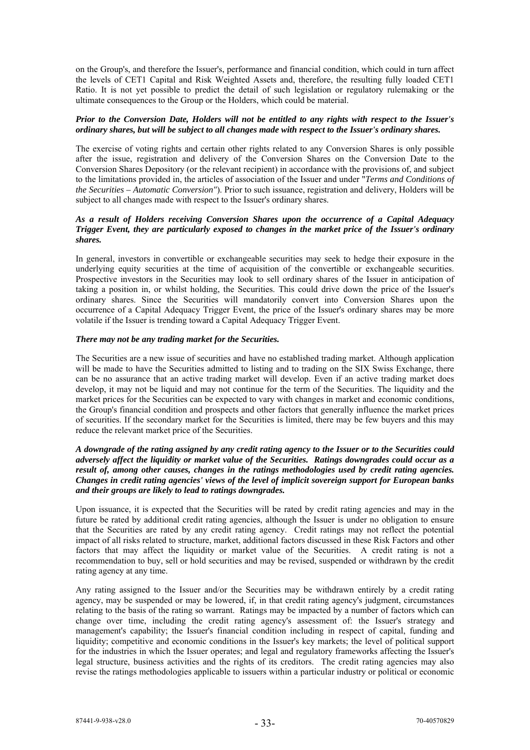on the Group's, and therefore the Issuer's, performance and financial condition, which could in turn affect the levels of CET1 Capital and Risk Weighted Assets and, therefore, the resulting fully loaded CET1 Ratio. It is not yet possible to predict the detail of such legislation or regulatory rulemaking or the ultimate consequences to the Group or the Holders, which could be material.

***Prior to the Conversion Date, Holders will not be entitled to any rights with respect to the Issuer's ordinary shares, but will be subject to all changes made with respect to the Issuer's ordinary shares.***

The exercise of voting rights and certain other rights related to any Conversion Shares is only possible after the issue, registration and delivery of the Conversion Shares on the Conversion Date to the Conversion Shares Depository (or the relevant recipient) in accordance with the provisions of, and subject to the limitations provided in, the articles of association of the Issuer and under "*Terms and Conditions of the Securities – Automatic Conversion"*). Prior to such issuance, registration and delivery, Holders will be subject to all changes made with respect to the Issuer's ordinary shares.

***As a result of Holders receiving Conversion Shares upon the occurrence of a Capital Adequacy Trigger Event, they are particularly exposed to changes in the market price of the Issuer's ordinary shares.***

In general, investors in convertible or exchangeable securities may seek to hedge their exposure in the underlying equity securities at the time of acquisition of the convertible or exchangeable securities. Prospective investors in the Securities may look to sell ordinary shares of the Issuer in anticipation of taking a position in, or whilst holding, the Securities. This could drive down the price of the Issuer's ordinary shares. Since the Securities will mandatorily convert into Conversion Shares upon the occurrence of a Capital Adequacy Trigger Event, the price of the Issuer's ordinary shares may be more volatile if the Issuer is trending toward a Capital Adequacy Trigger Event.

***There may not be any trading market for the Securities.***

The Securities are a new issue of securities and have no established trading market. Although application will be made to have the Securities admitted to listing and to trading on the SIX Swiss Exchange, there can be no assurance that an active trading market will develop. Even if an active trading market does develop, it may not be liquid and may not continue for the term of the Securities. The liquidity and the market prices for the Securities can be expected to vary with changes in market and economic conditions, the Group's financial condition and prospects and other factors that generally influence the market prices of securities. If the secondary market for the Securities is limited, there may be few buyers and this may reduce the relevant market price of the Securities.

***A downgrade of the rating assigned by any credit rating agency to the Issuer or to the Securities could adversely affect the liquidity or market value of the Securities. Ratings downgrades could occur as a result of, among other causes, changes in the ratings methodologies used by credit rating agencies. Changes in credit rating agencies' views of the level of implicit sovereign support for European banks and their groups are likely to lead to ratings downgrades.***

Upon issuance, it is expected that the Securities will be rated by credit rating agencies and may in the future be rated by additional credit rating agencies, although the Issuer is under no obligation to ensure that the Securities are rated by any credit rating agency. Credit ratings may not reflect the potential impact of all risks related to structure, market, additional factors discussed in these Risk Factors and other factors that may affect the liquidity or market value of the Securities. A credit rating is not a recommendation to buy, sell or hold securities and may be revised, suspended or withdrawn by the credit rating agency at any time.

Any rating assigned to the Issuer and/or the Securities may be withdrawn entirely by a credit rating agency, may be suspended or may be lowered, if, in that credit rating agency's judgment, circumstances relating to the basis of the rating so warrant. Ratings may be impacted by a number of factors which can change over time, including the credit rating agency's assessment of: the Issuer's strategy and management's capability; the Issuer's financial condition including in respect of capital, funding and liquidity; competitive and economic conditions in the Issuer's key markets; the level of political support for the industries in which the Issuer operates; and legal and regulatory frameworks affecting the Issuer's legal structure, business activities and the rights of its creditors. The credit rating agencies may also revise the ratings methodologies applicable to issuers within a particular industry or political or economic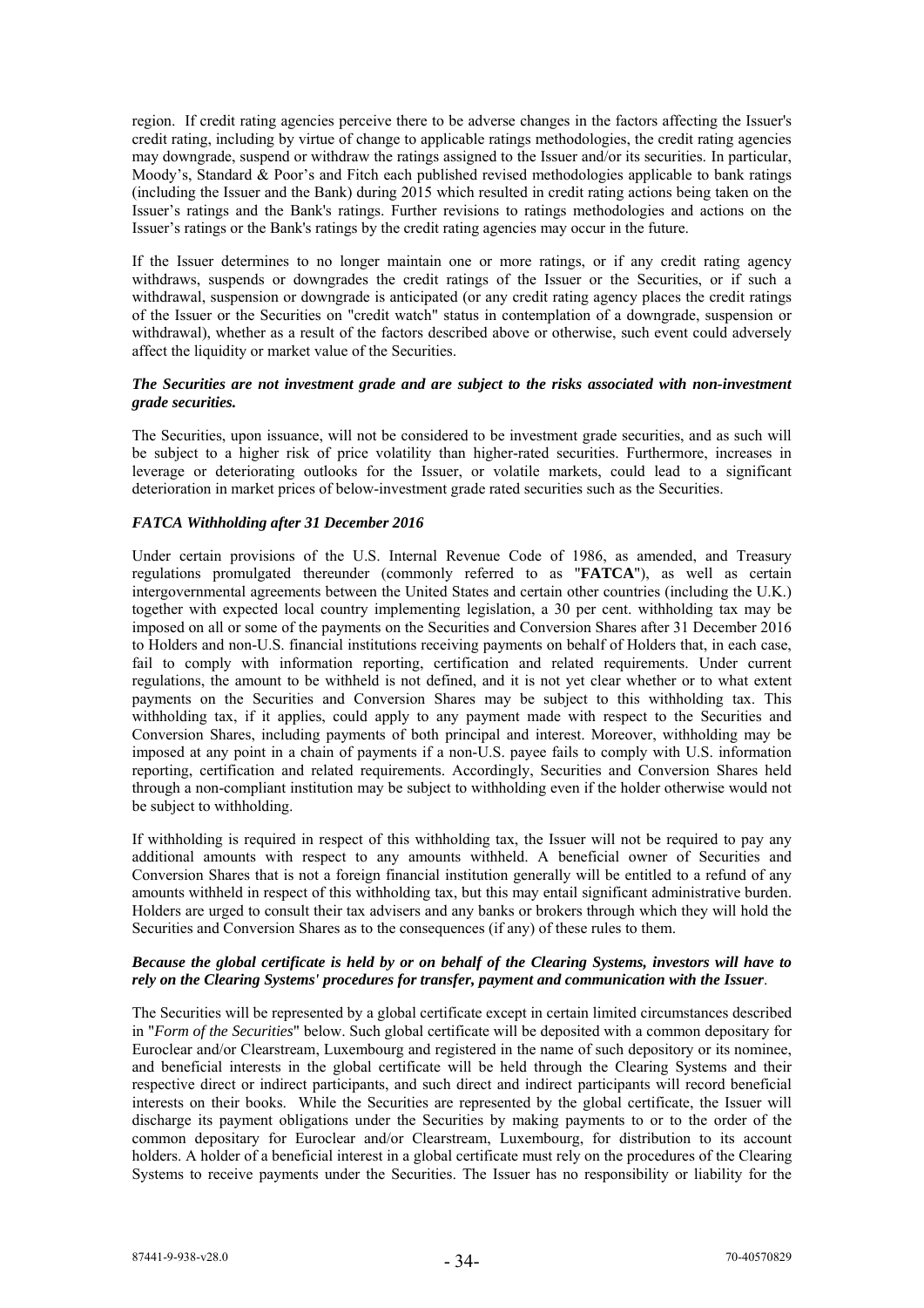region. If credit rating agencies perceive there to be adverse changes in the factors affecting the Issuer's credit rating, including by virtue of change to applicable ratings methodologies, the credit rating agencies may downgrade, suspend or withdraw the ratings assigned to the Issuer and/or its securities. In particular, Moody's, Standard & Poor's and Fitch each published revised methodologies applicable to bank ratings (including the Issuer and the Bank) during 2015 which resulted in credit rating actions being taken on the Issuer's ratings and the Bank's ratings. Further revisions to ratings methodologies and actions on the Issuer's ratings or the Bank's ratings by the credit rating agencies may occur in the future.

If the Issuer determines to no longer maintain one or more ratings, or if any credit rating agency withdraws, suspends or downgrades the credit ratings of the Issuer or the Securities, or if such a withdrawal, suspension or downgrade is anticipated (or any credit rating agency places the credit ratings of the Issuer or the Securities on "credit watch" status in contemplation of a downgrade, suspension or withdrawal), whether as a result of the factors described above or otherwise, such event could adversely affect the liquidity or market value of the Securities.

***The Securities are not investment grade and are subject to the risks associated with non-investment grade securities.***

The Securities, upon issuance, will not be considered to be investment grade securities, and as such will be subject to a higher risk of price volatility than higher-rated securities. Furthermore, increases in leverage or deteriorating outlooks for the Issuer, or volatile markets, could lead to a significant deterioration in market prices of below-investment grade rated securities such as the Securities.

***FATCA Withholding after 31 December 2016***

Under certain provisions of the U.S. Internal Revenue Code of 1986, as amended, and Treasury regulations promulgated thereunder (commonly referred to as "**FATCA**"), as well as certain intergovernmental agreements between the United States and certain other countries (including the U.K.) together with expected local country implementing legislation, a 30 per cent. withholding tax may be imposed on all or some of the payments on the Securities and Conversion Shares after 31 December 2016 to Holders and non-U.S. financial institutions receiving payments on behalf of Holders that, in each case, fail to comply with information reporting, certification and related requirements. Under current regulations, the amount to be withheld is not defined, and it is not yet clear whether or to what extent payments on the Securities and Conversion Shares may be subject to this withholding tax. This withholding tax, if it applies, could apply to any payment made with respect to the Securities and Conversion Shares, including payments of both principal and interest. Moreover, withholding may be imposed at any point in a chain of payments if a non-U.S. payee fails to comply with U.S. information reporting, certification and related requirements. Accordingly, Securities and Conversion Shares held through a non-compliant institution may be subject to withholding even if the holder otherwise would not be subject to withholding.

If withholding is required in respect of this withholding tax, the Issuer will not be required to pay any additional amounts with respect to any amounts withheld. A beneficial owner of Securities and Conversion Shares that is not a foreign financial institution generally will be entitled to a refund of any amounts withheld in respect of this withholding tax, but this may entail significant administrative burden. Holders are urged to consult their tax advisers and any banks or brokers through which they will hold the Securities and Conversion Shares as to the consequences (if any) of these rules to them.

***Because the global certificate is held by or on behalf of the Clearing Systems, investors will have to rely on the Clearing Systems' procedures for transfer, payment and communication with the Issuer.***

The Securities will be represented by a global certificate except in certain limited circumstances described in "*Form of the Securities*" below. Such global certificate will be deposited with a common depositary for Euroclear and/or Clearstream, Luxembourg and registered in the name of such depository or its nominee, and beneficial interests in the global certificate will be held through the Clearing Systems and their respective direct or indirect participants, and such direct and indirect participants will record beneficial interests on their books. While the Securities are represented by the global certificate, the Issuer will discharge its payment obligations under the Securities by making payments to or to the order of the common depositary for Euroclear and/or Clearstream, Luxembourg, for distribution to its account holders. A holder of a beneficial interest in a global certificate must rely on the procedures of the Clearing Systems to receive payments under the Securities. The Issuer has no responsibility or liability for the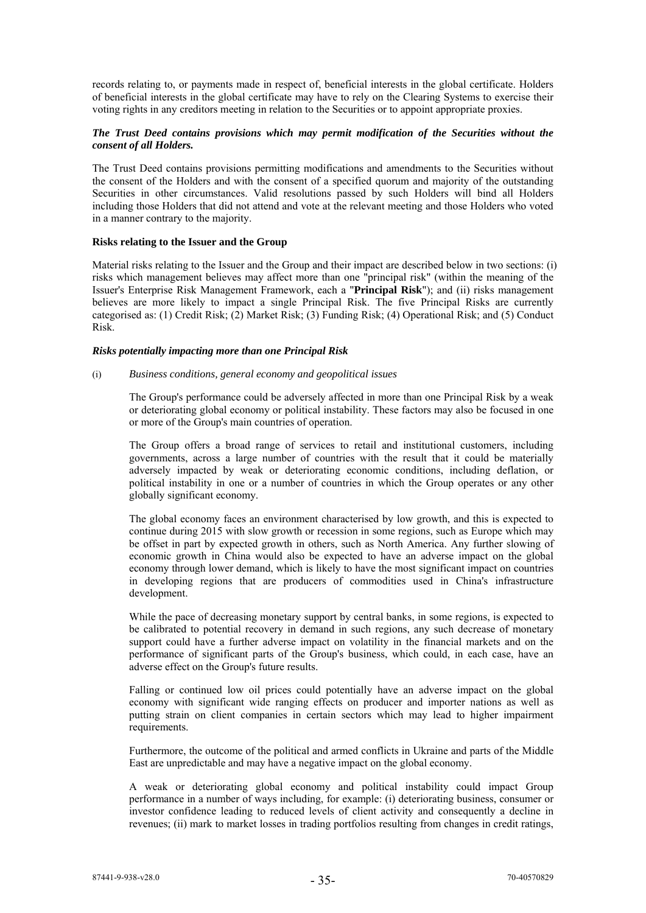records relating to, or payments made in respect of, beneficial interests in the global certificate. Holders of beneficial interests in the global certificate may have to rely on the Clearing Systems to exercise their voting rights in any creditors meeting in relation to the Securities or to appoint appropriate proxies.

***The Trust Deed contains provisions which may permit modification of the Securities without the consent of all Holders.***

The Trust Deed contains provisions permitting modifications and amendments to the Securities without the consent of the Holders and with the consent of a specified quorum and majority of the outstanding Securities in other circumstances. Valid resolutions passed by such Holders will bind all Holders including those Holders that did not attend and vote at the relevant meeting and those Holders who voted in a manner contrary to the majority.

**Risks relating to the Issuer and the Group**

Material risks relating to the Issuer and the Group and their impact are described below in two sections: (i) risks which management believes may affect more than one "principal risk" (within the meaning of the Issuer's Enterprise Risk Management Framework, each a "**Principal Risk**"); and (ii) risks management believes are more likely to impact a single Principal Risk. The five Principal Risks are currently categorised as: (1) Credit Risk; (2) Market Risk; (3) Funding Risk; (4) Operational Risk; and (5) Conduct Risk.

***Risks potentially impacting more than one Principal Risk***

(i) *Business conditions, general economy and geopolitical issues*

The Group's performance could be adversely affected in more than one Principal Risk by a weak or deteriorating global economy or political instability. These factors may also be focused in one or more of the Group's main countries of operation.

The Group offers a broad range of services to retail and institutional customers, including governments, across a large number of countries with the result that it could be materially adversely impacted by weak or deteriorating economic conditions, including deflation, or political instability in one or a number of countries in which the Group operates or any other globally significant economy.

The global economy faces an environment characterised by low growth, and this is expected to continue during 2015 with slow growth or recession in some regions, such as Europe which may be offset in part by expected growth in others, such as North America. Any further slowing of economic growth in China would also be expected to have an adverse impact on the global economy through lower demand, which is likely to have the most significant impact on countries in developing regions that are producers of commodities used in China's infrastructure development.

While the pace of decreasing monetary support by central banks, in some regions, is expected to be calibrated to potential recovery in demand in such regions, any such decrease of monetary support could have a further adverse impact on volatility in the financial markets and on the performance of significant parts of the Group's business, which could, in each case, have an adverse effect on the Group's future results.

Falling or continued low oil prices could potentially have an adverse impact on the global economy with significant wide ranging effects on producer and importer nations as well as putting strain on client companies in certain sectors which may lead to higher impairment requirements.

Furthermore, the outcome of the political and armed conflicts in Ukraine and parts of the Middle East are unpredictable and may have a negative impact on the global economy.

A weak or deteriorating global economy and political instability could impact Group performance in a number of ways including, for example: (i) deteriorating business, consumer or investor confidence leading to reduced levels of client activity and consequently a decline in revenues; (ii) mark to market losses in trading portfolios resulting from changes in credit ratings,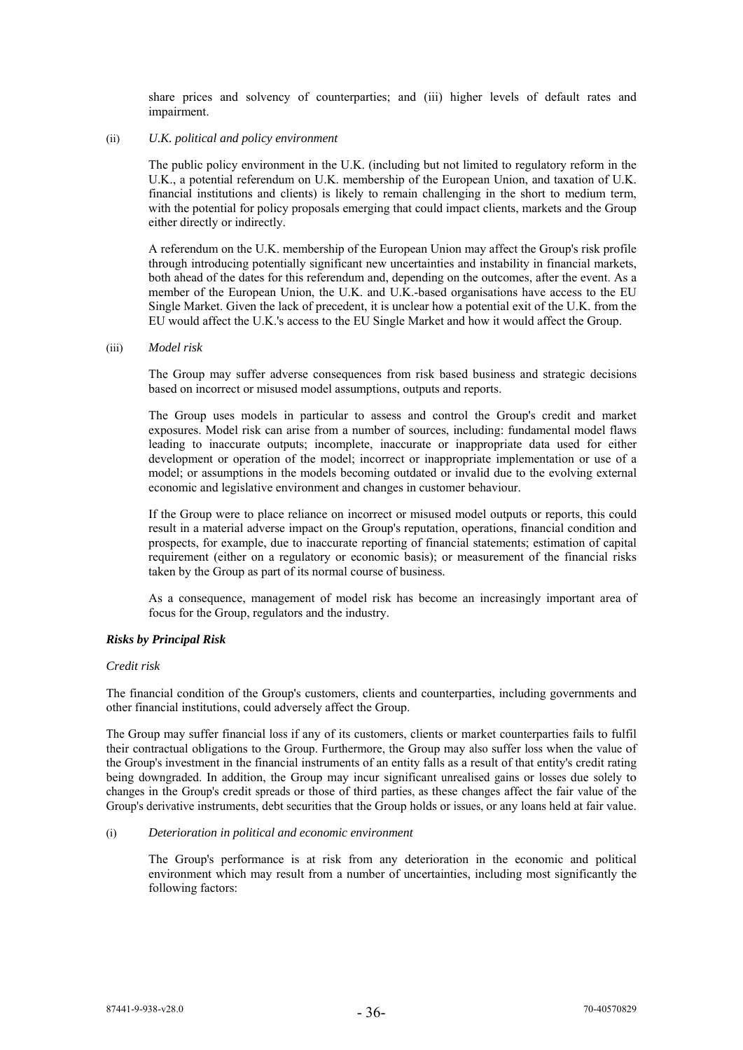share prices and solvency of counterparties; and (iii) higher levels of default rates and impairment.

(ii) *U.K. political and policy environment*

The public policy environment in the U.K. (including but not limited to regulatory reform in the U.K., a potential referendum on U.K. membership of the European Union, and taxation of U.K. financial institutions and clients) is likely to remain challenging in the short to medium term, with the potential for policy proposals emerging that could impact clients, markets and the Group either directly or indirectly.

A referendum on the U.K. membership of the European Union may affect the Group's risk profile through introducing potentially significant new uncertainties and instability in financial markets, both ahead of the dates for this referendum and, depending on the outcomes, after the event. As a member of the European Union, the U.K. and U.K.-based organisations have access to the EU Single Market. Given the lack of precedent, it is unclear how a potential exit of the U.K. from the EU would affect the U.K.'s access to the EU Single Market and how it would affect the Group.

(iii) *Model risk*

The Group may suffer adverse consequences from risk based business and strategic decisions based on incorrect or misused model assumptions, outputs and reports.

The Group uses models in particular to assess and control the Group's credit and market exposures. Model risk can arise from a number of sources, including: fundamental model flaws leading to inaccurate outputs; incomplete, inaccurate or inappropriate data used for either development or operation of the model; incorrect or inappropriate implementation or use of a model; or assumptions in the models becoming outdated or invalid due to the evolving external economic and legislative environment and changes in customer behaviour.

If the Group were to place reliance on incorrect or misused model outputs or reports, this could result in a material adverse impact on the Group's reputation, operations, financial condition and prospects, for example, due to inaccurate reporting of financial statements; estimation of capital requirement (either on a regulatory or economic basis); or measurement of the financial risks taken by the Group as part of its normal course of business.

As a consequence, management of model risk has become an increasingly important area of focus for the Group, regulators and the industry.

***Risks by Principal Risk***

*Credit risk*

The financial condition of the Group's customers, clients and counterparties, including governments and other financial institutions, could adversely affect the Group.

The Group may suffer financial loss if any of its customers, clients or market counterparties fails to fulfil their contractual obligations to the Group. Furthermore, the Group may also suffer loss when the value of the Group's investment in the financial instruments of an entity falls as a result of that entity's credit rating being downgraded. In addition, the Group may incur significant unrealised gains or losses due solely to changes in the Group's credit spreads or those of third parties, as these changes affect the fair value of the Group's derivative instruments, debt securities that the Group holds or issues, or any loans held at fair value.

(i) *Deterioration in political and economic environment*

The Group's performance is at risk from any deterioration in the economic and political environment which may result from a number of uncertainties, including most significantly the following factors: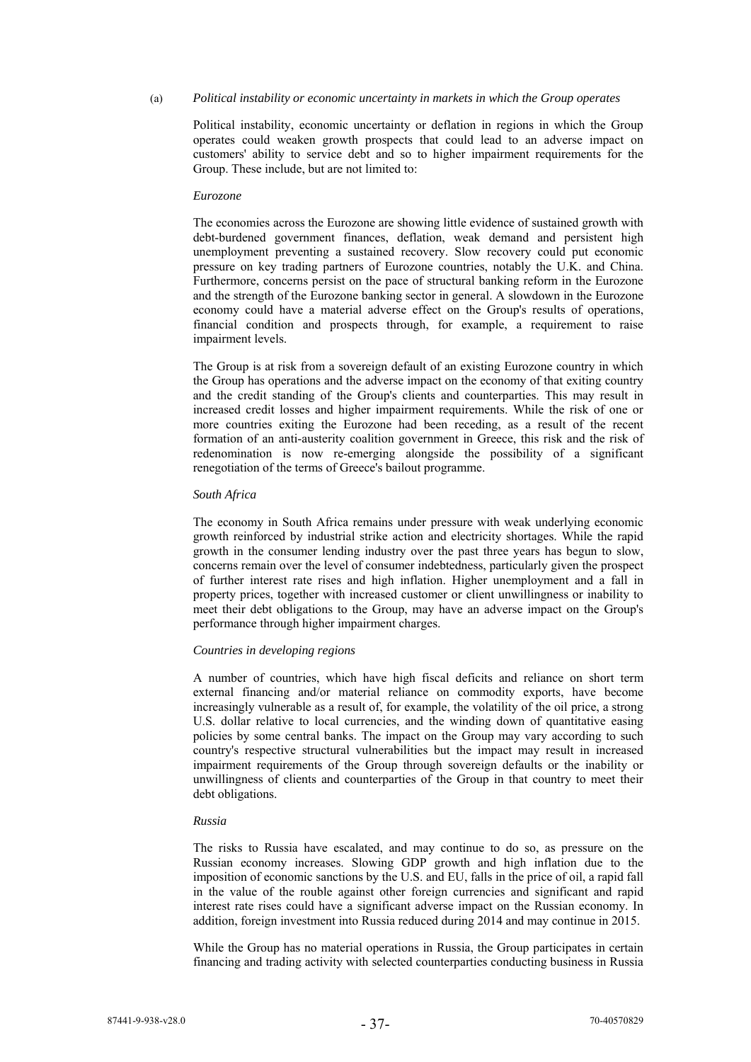(a) *Political instability or economic uncertainty in markets in which the Group operates*

Political instability, economic uncertainty or deflation in regions in which the Group operates could weaken growth prospects that could lead to an adverse impact on customers' ability to service debt and so to higher impairment requirements for the Group. These include, but are not limited to:

*Eurozone*

The economies across the Eurozone are showing little evidence of sustained growth with debt-burdened government finances, deflation, weak demand and persistent high unemployment preventing a sustained recovery. Slow recovery could put economic pressure on key trading partners of Eurozone countries, notably the U.K. and China. Furthermore, concerns persist on the pace of structural banking reform in the Eurozone and the strength of the Eurozone banking sector in general. A slowdown in the Eurozone economy could have a material adverse effect on the Group's results of operations, financial condition and prospects through, for example, a requirement to raise impairment levels.

The Group is at risk from a sovereign default of an existing Eurozone country in which the Group has operations and the adverse impact on the economy of that exiting country and the credit standing of the Group's clients and counterparties. This may result in increased credit losses and higher impairment requirements. While the risk of one or more countries exiting the Eurozone had been receding, as a result of the recent formation of an anti-austerity coalition government in Greece, this risk and the risk of redenomination is now re-emerging alongside the possibility of a significant renegotiation of the terms of Greece's bailout programme.

*South Africa*

The economy in South Africa remains under pressure with weak underlying economic growth reinforced by industrial strike action and electricity shortages. While the rapid growth in the consumer lending industry over the past three years has begun to slow, concerns remain over the level of consumer indebtedness, particularly given the prospect of further interest rate rises and high inflation. Higher unemployment and a fall in property prices, together with increased customer or client unwillingness or inability to meet their debt obligations to the Group, may have an adverse impact on the Group's performance through higher impairment charges.

*Countries in developing regions*

A number of countries, which have high fiscal deficits and reliance on short term external financing and/or material reliance on commodity exports, have become increasingly vulnerable as a result of, for example, the volatility of the oil price, a strong U.S. dollar relative to local currencies, and the winding down of quantitative easing policies by some central banks. The impact on the Group may vary according to such country's respective structural vulnerabilities but the impact may result in increased impairment requirements of the Group through sovereign defaults or the inability or unwillingness of clients and counterparties of the Group in that country to meet their debt obligations.

*Russia*

The risks to Russia have escalated, and may continue to do so, as pressure on the Russian economy increases. Slowing GDP growth and high inflation due to the imposition of economic sanctions by the U.S. and EU, falls in the price of oil, a rapid fall in the value of the rouble against other foreign currencies and significant and rapid interest rate rises could have a significant adverse impact on the Russian economy. In addition, foreign investment into Russia reduced during 2014 and may continue in 2015.

While the Group has no material operations in Russia, the Group participates in certain financing and trading activity with selected counterparties conducting business in Russia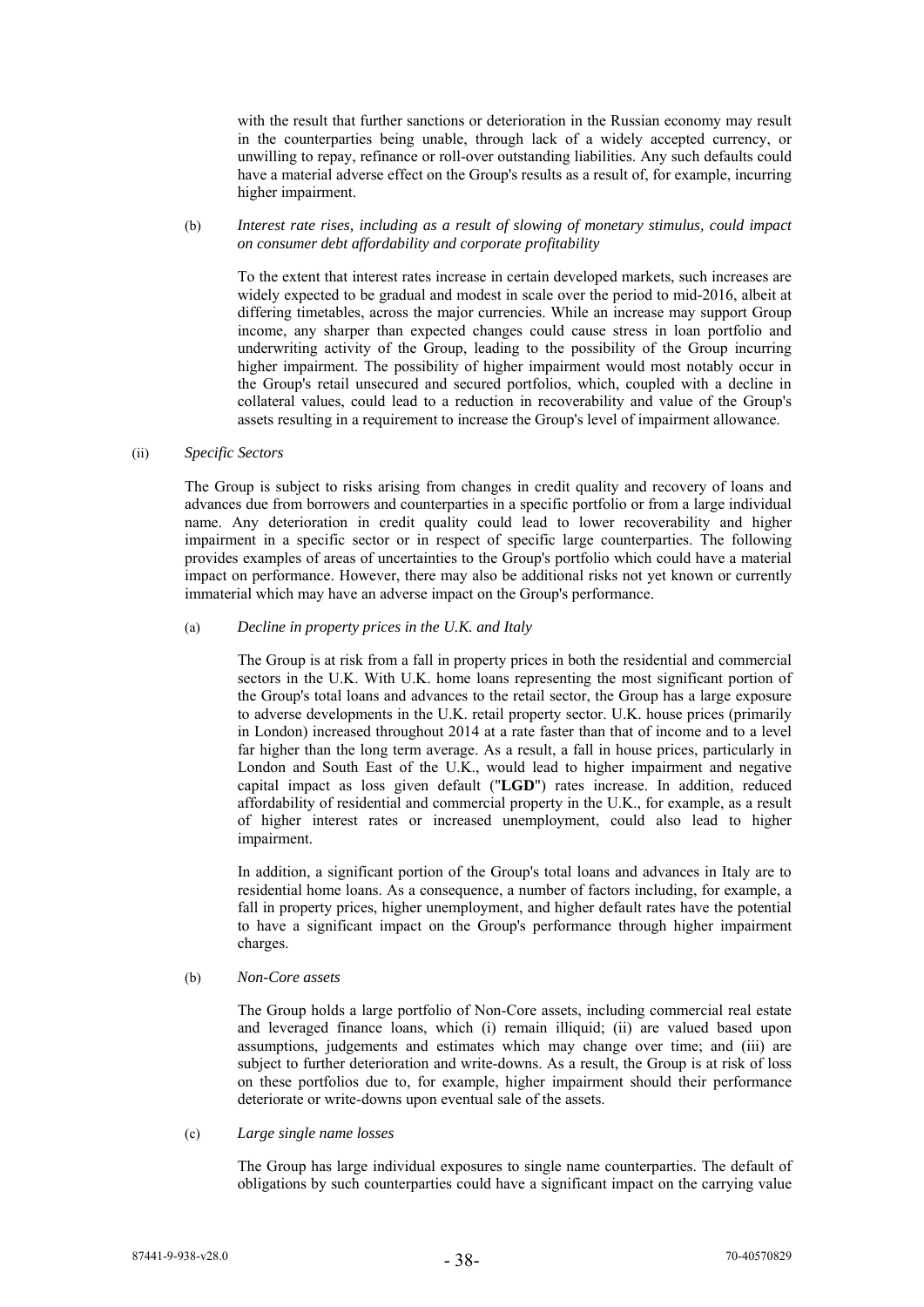with the result that further sanctions or deterioration in the Russian economy may result in the counterparties being unable, through lack of a widely accepted currency, or unwilling to repay, refinance or roll-over outstanding liabilities. Any such defaults could have a material adverse effect on the Group's results as a result of, for example, incurring higher impairment.

(b) *Interest rate rises, including as a result of slowing of monetary stimulus, could impact on consumer debt affordability and corporate profitability*

To the extent that interest rates increase in certain developed markets, such increases are widely expected to be gradual and modest in scale over the period to mid-2016, albeit at differing timetables, across the major currencies. While an increase may support Group income, any sharper than expected changes could cause stress in loan portfolio and underwriting activity of the Group, leading to the possibility of the Group incurring higher impairment. The possibility of higher impairment would most notably occur in the Group's retail unsecured and secured portfolios, which, coupled with a decline in collateral values, could lead to a reduction in recoverability and value of the Group's assets resulting in a requirement to increase the Group's level of impairment allowance.

(ii) *Specific Sectors*

The Group is subject to risks arising from changes in credit quality and recovery of loans and advances due from borrowers and counterparties in a specific portfolio or from a large individual name. Any deterioration in credit quality could lead to lower recoverability and higher impairment in a specific sector or in respect of specific large counterparties. The following provides examples of areas of uncertainties to the Group's portfolio which could have a material impact on performance. However, there may also be additional risks not yet known or currently immaterial which may have an adverse impact on the Group's performance.

(a) *Decline in property prices in the U.K. and Italy*

The Group is at risk from a fall in property prices in both the residential and commercial sectors in the U.K. With U.K. home loans representing the most significant portion of the Group's total loans and advances to the retail sector, the Group has a large exposure to adverse developments in the U.K. retail property sector. U.K. house prices (primarily in London) increased throughout 2014 at a rate faster than that of income and to a level far higher than the long term average. As a result, a fall in house prices, particularly in London and South East of the U.K., would lead to higher impairment and negative capital impact as loss given default ("**LGD**") rates increase. In addition, reduced affordability of residential and commercial property in the U.K., for example, as a result of higher interest rates or increased unemployment, could also lead to higher impairment.

In addition, a significant portion of the Group's total loans and advances in Italy are to residential home loans. As a consequence, a number of factors including, for example, a fall in property prices, higher unemployment, and higher default rates have the potential to have a significant impact on the Group's performance through higher impairment charges.

(b) *Non-Core assets*

The Group holds a large portfolio of Non-Core assets, including commercial real estate and leveraged finance loans, which (i) remain illiquid; (ii) are valued based upon assumptions, judgements and estimates which may change over time; and (iii) are subject to further deterioration and write-downs. As a result, the Group is at risk of loss on these portfolios due to, for example, higher impairment should their performance deteriorate or write-downs upon eventual sale of the assets.

(c) *Large single name losses*

The Group has large individual exposures to single name counterparties. The default of obligations by such counterparties could have a significant impact on the carrying value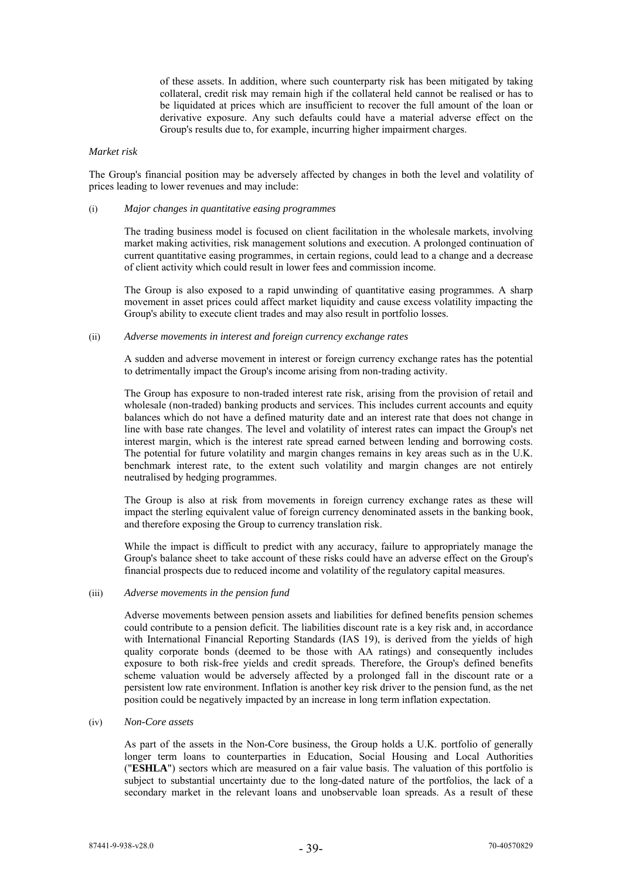of these assets. In addition, where such counterparty risk has been mitigated by taking collateral, credit risk may remain high if the collateral held cannot be realised or has to be liquidated at prices which are insufficient to recover the full amount of the loan or derivative exposure. Any such defaults could have a material adverse effect on the Group's results due to, for example, incurring higher impairment charges.

*Market risk*

The Group's financial position may be adversely affected by changes in both the level and volatility of prices leading to lower revenues and may include:

(i) *Major changes in quantitative easing programmes*

The trading business model is focused on client facilitation in the wholesale markets, involving market making activities, risk management solutions and execution. A prolonged continuation of current quantitative easing programmes, in certain regions, could lead to a change and a decrease of client activity which could result in lower fees and commission income.

The Group is also exposed to a rapid unwinding of quantitative easing programmes. A sharp movement in asset prices could affect market liquidity and cause excess volatility impacting the Group's ability to execute client trades and may also result in portfolio losses.

(ii) *Adverse movements in interest and foreign currency exchange rates*

A sudden and adverse movement in interest or foreign currency exchange rates has the potential to detrimentally impact the Group's income arising from non-trading activity.

The Group has exposure to non-traded interest rate risk, arising from the provision of retail and wholesale (non-traded) banking products and services. This includes current accounts and equity balances which do not have a defined maturity date and an interest rate that does not change in line with base rate changes. The level and volatility of interest rates can impact the Group's net interest margin, which is the interest rate spread earned between lending and borrowing costs. The potential for future volatility and margin changes remains in key areas such as in the U.K. benchmark interest rate, to the extent such volatility and margin changes are not entirely neutralised by hedging programmes.

The Group is also at risk from movements in foreign currency exchange rates as these will impact the sterling equivalent value of foreign currency denominated assets in the banking book, and therefore exposing the Group to currency translation risk.

While the impact is difficult to predict with any accuracy, failure to appropriately manage the Group's balance sheet to take account of these risks could have an adverse effect on the Group's financial prospects due to reduced income and volatility of the regulatory capital measures.

(iii) *Adverse movements in the pension fund*

Adverse movements between pension assets and liabilities for defined benefits pension schemes could contribute to a pension deficit. The liabilities discount rate is a key risk and, in accordance with International Financial Reporting Standards (IAS 19), is derived from the yields of high quality corporate bonds (deemed to be those with AA ratings) and consequently includes exposure to both risk-free yields and credit spreads. Therefore, the Group's defined benefits scheme valuation would be adversely affected by a prolonged fall in the discount rate or a persistent low rate environment. Inflation is another key risk driver to the pension fund, as the net position could be negatively impacted by an increase in long term inflation expectation.

(iv) *Non-Core assets*

As part of the assets in the Non-Core business, the Group holds a U.K. portfolio of generally longer term loans to counterparties in Education, Social Housing and Local Authorities ("**ESHLA**") sectors which are measured on a fair value basis. The valuation of this portfolio is subject to substantial uncertainty due to the long-dated nature of the portfolios, the lack of a secondary market in the relevant loans and unobservable loan spreads. As a result of these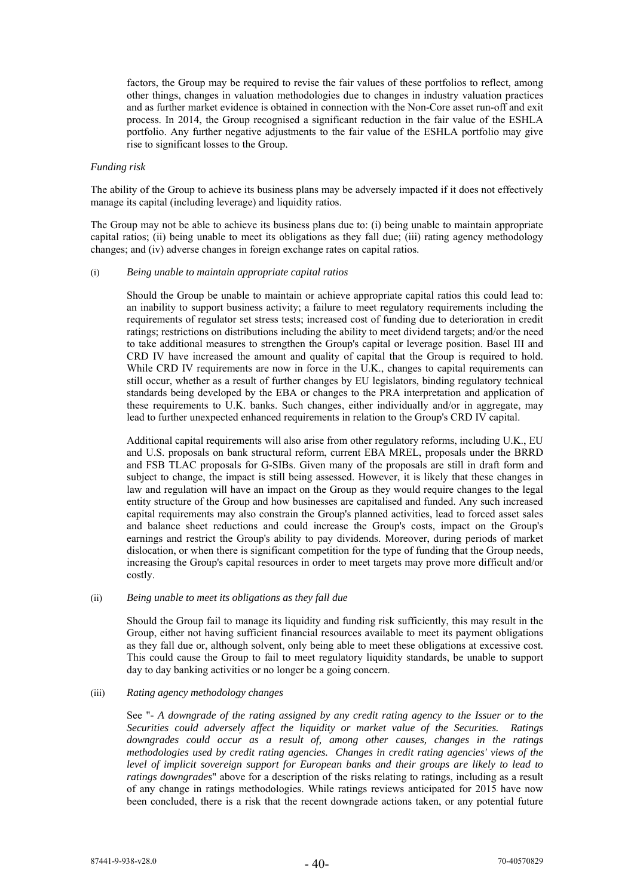factors, the Group may be required to revise the fair values of these portfolios to reflect, among other things, changes in valuation methodologies due to changes in industry valuation practices and as further market evidence is obtained in connection with the Non-Core asset run-off and exit process. In 2014, the Group recognised a significant reduction in the fair value of the ESHLA portfolio. Any further negative adjustments to the fair value of the ESHLA portfolio may give rise to significant losses to the Group.

*Funding risk*

The ability of the Group to achieve its business plans may be adversely impacted if it does not effectively manage its capital (including leverage) and liquidity ratios.

The Group may not be able to achieve its business plans due to: (i) being unable to maintain appropriate capital ratios; (ii) being unable to meet its obligations as they fall due; (iii) rating agency methodology changes; and (iv) adverse changes in foreign exchange rates on capital ratios.

(i) *Being unable to maintain appropriate capital ratios*

Should the Group be unable to maintain or achieve appropriate capital ratios this could lead to: an inability to support business activity; a failure to meet regulatory requirements including the requirements of regulator set stress tests; increased cost of funding due to deterioration in credit ratings; restrictions on distributions including the ability to meet dividend targets; and/or the need to take additional measures to strengthen the Group's capital or leverage position. Basel III and CRD IV have increased the amount and quality of capital that the Group is required to hold. While CRD IV requirements are now in force in the U.K., changes to capital requirements can still occur, whether as a result of further changes by EU legislators, binding regulatory technical standards being developed by the EBA or changes to the PRA interpretation and application of these requirements to U.K. banks. Such changes, either individually and/or in aggregate, may lead to further unexpected enhanced requirements in relation to the Group's CRD IV capital.

Additional capital requirements will also arise from other regulatory reforms, including U.K., EU and U.S. proposals on bank structural reform, current EBA MREL, proposals under the BRRD and FSB TLAC proposals for G-SIBs. Given many of the proposals are still in draft form and subject to change, the impact is still being assessed. However, it is likely that these changes in law and regulation will have an impact on the Group as they would require changes to the legal entity structure of the Group and how businesses are capitalised and funded. Any such increased capital requirements may also constrain the Group's planned activities, lead to forced asset sales and balance sheet reductions and could increase the Group's costs, impact on the Group's earnings and restrict the Group's ability to pay dividends. Moreover, during periods of market dislocation, or when there is significant competition for the type of funding that the Group needs, increasing the Group's capital resources in order to meet targets may prove more difficult and/or costly.

(ii) *Being unable to meet its obligations as they fall due*

Should the Group fail to manage its liquidity and funding risk sufficiently, this may result in the Group, either not having sufficient financial resources available to meet its payment obligations as they fall due or, although solvent, only being able to meet these obligations at excessive cost. This could cause the Group to fail to meet regulatory liquidity standards, be unable to support day to day banking activities or no longer be a going concern.

(iii) *Rating agency methodology changes*

See "*- A downgrade of the rating assigned by any credit rating agency to the Issuer or to the Securities could adversely affect the liquidity or market value of the Securities. Ratings downgrades could occur as a result of, among other causes, changes in the ratings methodologies used by credit rating agencies. Changes in credit rating agencies' views of the level of implicit sovereign support for European banks and their groups are likely to lead to ratings downgrades*" above for a description of the risks relating to ratings, including as a result of any change in ratings methodologies. While ratings reviews anticipated for 2015 have now been concluded, there is a risk that the recent downgrade actions taken, or any potential future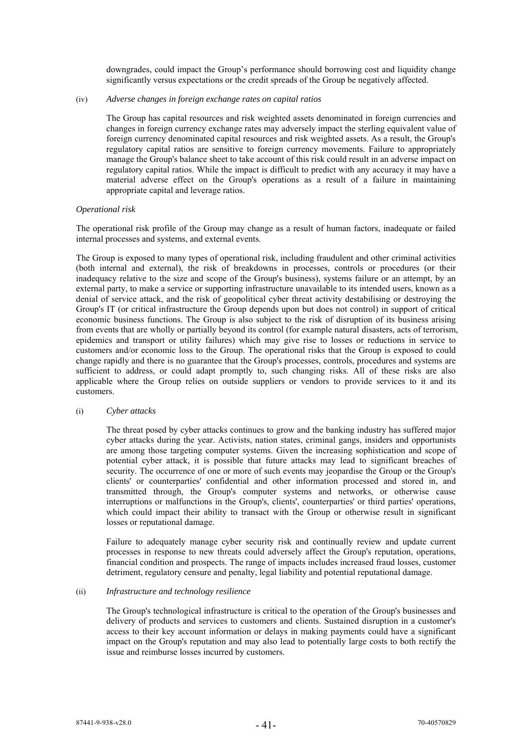downgrades, could impact the Group's performance should borrowing cost and liquidity change significantly versus expectations or the credit spreads of the Group be negatively affected.

(iv) *Adverse changes in foreign exchange rates on capital ratios*

The Group has capital resources and risk weighted assets denominated in foreign currencies and changes in foreign currency exchange rates may adversely impact the sterling equivalent value of foreign currency denominated capital resources and risk weighted assets. As a result, the Group's regulatory capital ratios are sensitive to foreign currency movements. Failure to appropriately manage the Group's balance sheet to take account of this risk could result in an adverse impact on regulatory capital ratios. While the impact is difficult to predict with any accuracy it may have a material adverse effect on the Group's operations as a result of a failure in maintaining appropriate capital and leverage ratios.

*Operational risk*

The operational risk profile of the Group may change as a result of human factors, inadequate or failed internal processes and systems, and external events.

The Group is exposed to many types of operational risk, including fraudulent and other criminal activities (both internal and external), the risk of breakdowns in processes, controls or procedures (or their inadequacy relative to the size and scope of the Group's business), systems failure or an attempt, by an external party, to make a service or supporting infrastructure unavailable to its intended users, known as a denial of service attack, and the risk of geopolitical cyber threat activity destabilising or destroying the Group's IT (or critical infrastructure the Group depends upon but does not control) in support of critical economic business functions. The Group is also subject to the risk of disruption of its business arising from events that are wholly or partially beyond its control (for example natural disasters, acts of terrorism, epidemics and transport or utility failures) which may give rise to losses or reductions in service to customers and/or economic loss to the Group. The operational risks that the Group is exposed to could change rapidly and there is no guarantee that the Group's processes, controls, procedures and systems are sufficient to address, or could adapt promptly to, such changing risks. All of these risks are also applicable where the Group relies on outside suppliers or vendors to provide services to it and its customers.

(i) *Cyber attacks*

The threat posed by cyber attacks continues to grow and the banking industry has suffered major cyber attacks during the year. Activists, nation states, criminal gangs, insiders and opportunists are among those targeting computer systems. Given the increasing sophistication and scope of potential cyber attack, it is possible that future attacks may lead to significant breaches of security. The occurrence of one or more of such events may jeopardise the Group or the Group's clients' or counterparties' confidential and other information processed and stored in, and transmitted through, the Group's computer systems and networks, or otherwise cause interruptions or malfunctions in the Group's, clients', counterparties' or third parties' operations, which could impact their ability to transact with the Group or otherwise result in significant losses or reputational damage.

Failure to adequately manage cyber security risk and continually review and update current processes in response to new threats could adversely affect the Group's reputation, operations, financial condition and prospects. The range of impacts includes increased fraud losses, customer detriment, regulatory censure and penalty, legal liability and potential reputational damage.

(ii) *Infrastructure and technology resilience*

The Group's technological infrastructure is critical to the operation of the Group's businesses and delivery of products and services to customers and clients. Sustained disruption in a customer's access to their key account information or delays in making payments could have a significant impact on the Group's reputation and may also lead to potentially large costs to both rectify the issue and reimburse losses incurred by customers.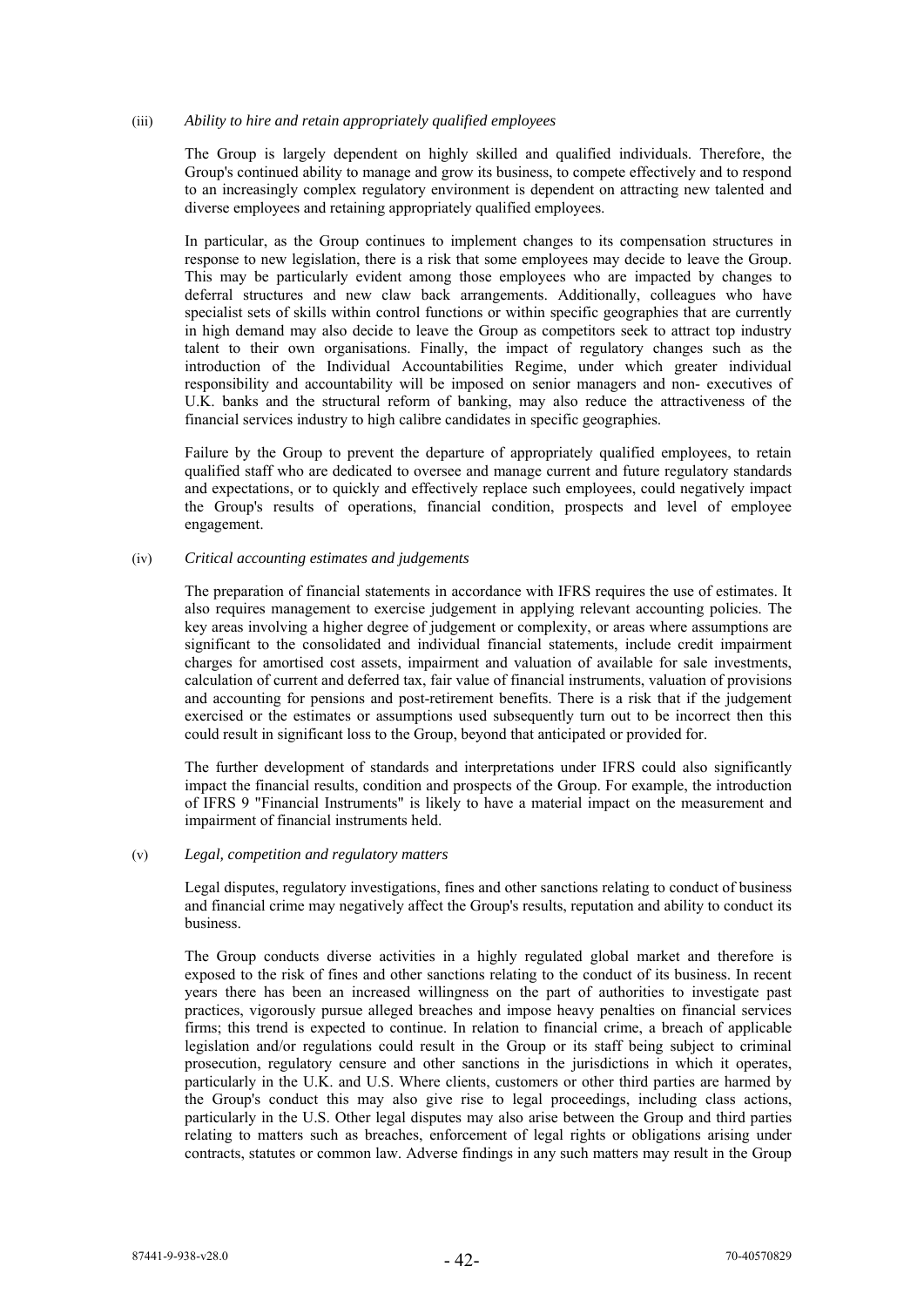(iii) *Ability to hire and retain appropriately qualified employees*

The Group is largely dependent on highly skilled and qualified individuals. Therefore, the Group's continued ability to manage and grow its business, to compete effectively and to respond to an increasingly complex regulatory environment is dependent on attracting new talented and diverse employees and retaining appropriately qualified employees.

In particular, as the Group continues to implement changes to its compensation structures in response to new legislation, there is a risk that some employees may decide to leave the Group. This may be particularly evident among those employees who are impacted by changes to deferral structures and new claw back arrangements. Additionally, colleagues who have specialist sets of skills within control functions or within specific geographies that are currently in high demand may also decide to leave the Group as competitors seek to attract top industry talent to their own organisations. Finally, the impact of regulatory changes such as the introduction of the Individual Accountabilities Regime, under which greater individual responsibility and accountability will be imposed on senior managers and non- executives of U.K. banks and the structural reform of banking, may also reduce the attractiveness of the financial services industry to high calibre candidates in specific geographies.

Failure by the Group to prevent the departure of appropriately qualified employees, to retain qualified staff who are dedicated to oversee and manage current and future regulatory standards and expectations, or to quickly and effectively replace such employees, could negatively impact the Group's results of operations, financial condition, prospects and level of employee engagement.

(iv) *Critical accounting estimates and judgements*

The preparation of financial statements in accordance with IFRS requires the use of estimates. It also requires management to exercise judgement in applying relevant accounting policies. The key areas involving a higher degree of judgement or complexity, or areas where assumptions are significant to the consolidated and individual financial statements, include credit impairment charges for amortised cost assets, impairment and valuation of available for sale investments, calculation of current and deferred tax, fair value of financial instruments, valuation of provisions and accounting for pensions and post-retirement benefits. There is a risk that if the judgement exercised or the estimates or assumptions used subsequently turn out to be incorrect then this could result in significant loss to the Group, beyond that anticipated or provided for.

The further development of standards and interpretations under IFRS could also significantly impact the financial results, condition and prospects of the Group. For example, the introduction of IFRS 9 "Financial Instruments" is likely to have a material impact on the measurement and impairment of financial instruments held.

(v) *Legal, competition and regulatory matters*

Legal disputes, regulatory investigations, fines and other sanctions relating to conduct of business and financial crime may negatively affect the Group's results, reputation and ability to conduct its business.

The Group conducts diverse activities in a highly regulated global market and therefore is exposed to the risk of fines and other sanctions relating to the conduct of its business. In recent years there has been an increased willingness on the part of authorities to investigate past practices, vigorously pursue alleged breaches and impose heavy penalties on financial services firms; this trend is expected to continue. In relation to financial crime, a breach of applicable legislation and/or regulations could result in the Group or its staff being subject to criminal prosecution, regulatory censure and other sanctions in the jurisdictions in which it operates, particularly in the U.K. and U.S. Where clients, customers or other third parties are harmed by the Group's conduct this may also give rise to legal proceedings, including class actions, particularly in the U.S. Other legal disputes may also arise between the Group and third parties relating to matters such as breaches, enforcement of legal rights or obligations arising under contracts, statutes or common law. Adverse findings in any such matters may result in the Group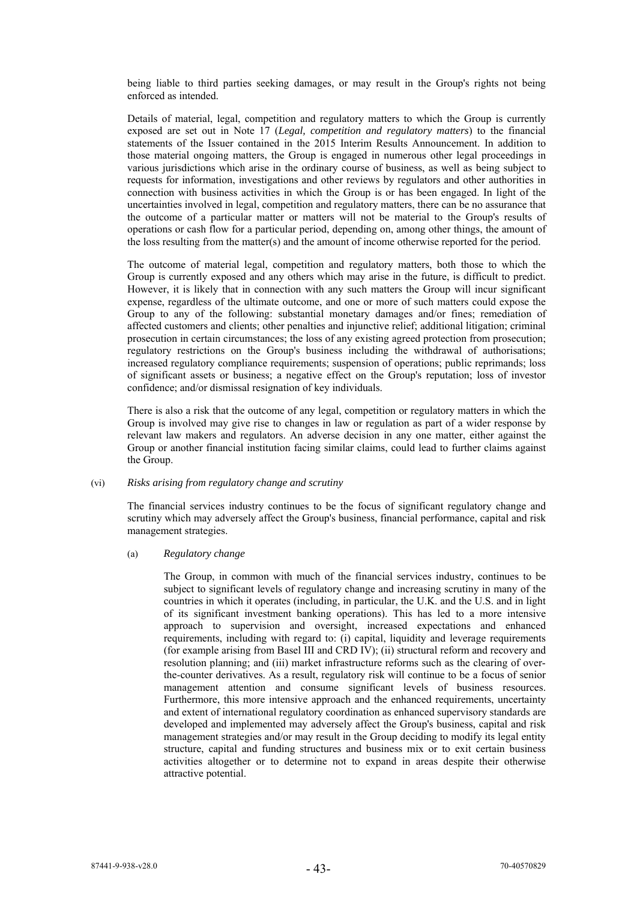being liable to third parties seeking damages, or may result in the Group's rights not being enforced as intended.

Details of material, legal, competition and regulatory matters to which the Group is currently exposed are set out in Note 17 (*Legal, competition and regulatory matters*) to the financial statements of the Issuer contained in the 2015 Interim Results Announcement. In addition to those material ongoing matters, the Group is engaged in numerous other legal proceedings in various jurisdictions which arise in the ordinary course of business, as well as being subject to requests for information, investigations and other reviews by regulators and other authorities in connection with business activities in which the Group is or has been engaged. In light of the uncertainties involved in legal, competition and regulatory matters, there can be no assurance that the outcome of a particular matter or matters will not be material to the Group's results of operations or cash flow for a particular period, depending on, among other things, the amount of the loss resulting from the matter(s) and the amount of income otherwise reported for the period.

The outcome of material legal, competition and regulatory matters, both those to which the Group is currently exposed and any others which may arise in the future, is difficult to predict. However, it is likely that in connection with any such matters the Group will incur significant expense, regardless of the ultimate outcome, and one or more of such matters could expose the Group to any of the following: substantial monetary damages and/or fines; remediation of affected customers and clients; other penalties and injunctive relief; additional litigation; criminal prosecution in certain circumstances; the loss of any existing agreed protection from prosecution; regulatory restrictions on the Group's business including the withdrawal of authorisations; increased regulatory compliance requirements; suspension of operations; public reprimands; loss of significant assets or business; a negative effect on the Group's reputation; loss of investor confidence; and/or dismissal resignation of key individuals.

There is also a risk that the outcome of any legal, competition or regulatory matters in which the Group is involved may give rise to changes in law or regulation as part of a wider response by relevant law makers and regulators. An adverse decision in any one matter, either against the Group or another financial institution facing similar claims, could lead to further claims against the Group.

(vi) *Risks arising from regulatory change and scrutiny*

The financial services industry continues to be the focus of significant regulatory change and scrutiny which may adversely affect the Group's business, financial performance, capital and risk management strategies.

(a) *Regulatory change*

The Group, in common with much of the financial services industry, continues to be subject to significant levels of regulatory change and increasing scrutiny in many of the countries in which it operates (including, in particular, the U.K. and the U.S. and in light of its significant investment banking operations). This has led to a more intensive approach to supervision and oversight, increased expectations and enhanced requirements, including with regard to: (i) capital, liquidity and leverage requirements (for example arising from Basel III and CRD IV); (ii) structural reform and recovery and resolution planning; and (iii) market infrastructure reforms such as the clearing of over-the-counter derivatives. As a result, regulatory risk will continue to be a focus of senior management attention and consume significant levels of business resources. Furthermore, this more intensive approach and the enhanced requirements, uncertainty and extent of international regulatory coordination as enhanced supervisory standards are developed and implemented may adversely affect the Group's business, capital and risk management strategies and/or may result in the Group deciding to modify its legal entity structure, capital and funding structures and business mix or to exit certain business activities altogether or to determine not to expand in areas despite their otherwise attractive potential.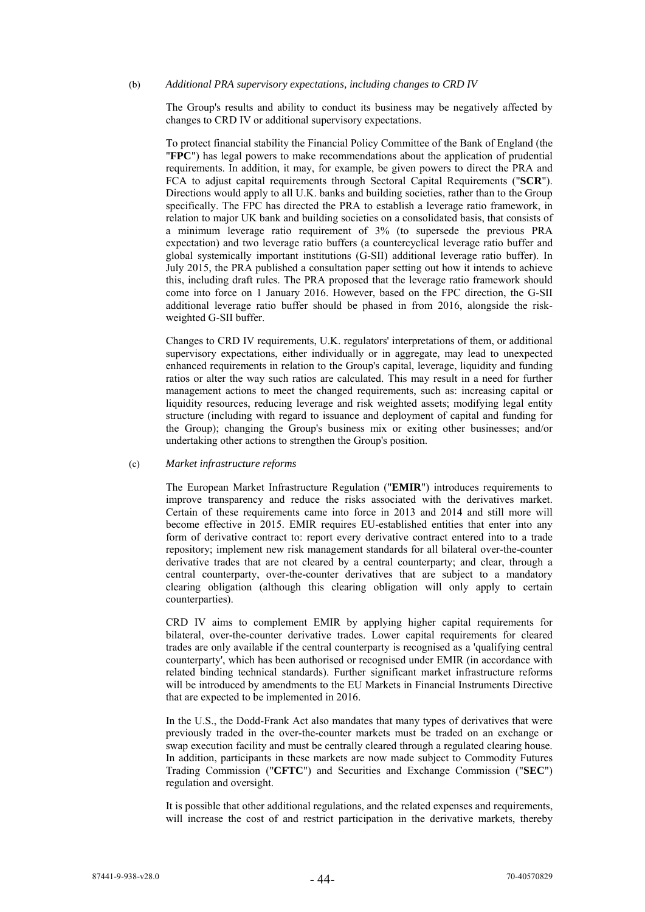(b) *Additional PRA supervisory expectations, including changes to CRD IV*

The Group's results and ability to conduct its business may be negatively affected by changes to CRD IV or additional supervisory expectations.

To protect financial stability the Financial Policy Committee of the Bank of England (the "**FPC**") has legal powers to make recommendations about the application of prudential requirements. In addition, it may, for example, be given powers to direct the PRA and FCA to adjust capital requirements through Sectoral Capital Requirements ("**SCR**"). Directions would apply to all U.K. banks and building societies, rather than to the Group specifically. The FPC has directed the PRA to establish a leverage ratio framework, in relation to major UK bank and building societies on a consolidated basis, that consists of a minimum leverage ratio requirement of 3% (to supersede the previous PRA expectation) and two leverage ratio buffers (a countercyclical leverage ratio buffer and global systemically important institutions (G-SII) additional leverage ratio buffer). In July 2015, the PRA published a consultation paper setting out how it intends to achieve this, including draft rules. The PRA proposed that the leverage ratio framework should come into force on 1 January 2016. However, based on the FPC direction, the G-SII additional leverage ratio buffer should be phased in from 2016, alongside the risk-weighted G-SII buffer.

Changes to CRD IV requirements, U.K. regulators' interpretations of them, or additional supervisory expectations, either individually or in aggregate, may lead to unexpected enhanced requirements in relation to the Group's capital, leverage, liquidity and funding ratios or alter the way such ratios are calculated. This may result in a need for further management actions to meet the changed requirements, such as: increasing capital or liquidity resources, reducing leverage and risk weighted assets; modifying legal entity structure (including with regard to issuance and deployment of capital and funding for the Group); changing the Group's business mix or exiting other businesses; and/or undertaking other actions to strengthen the Group's position.

(c) *Market infrastructure reforms*

The European Market Infrastructure Regulation ("**EMIR**") introduces requirements to improve transparency and reduce the risks associated with the derivatives market. Certain of these requirements came into force in 2013 and 2014 and still more will become effective in 2015. EMIR requires EU-established entities that enter into any form of derivative contract to: report every derivative contract entered into to a trade repository; implement new risk management standards for all bilateral over-the-counter derivative trades that are not cleared by a central counterparty; and clear, through a central counterparty, over-the-counter derivatives that are subject to a mandatory clearing obligation (although this clearing obligation will only apply to certain counterparties).

CRD IV aims to complement EMIR by applying higher capital requirements for bilateral, over-the-counter derivative trades. Lower capital requirements for cleared trades are only available if the central counterparty is recognised as a 'qualifying central counterparty', which has been authorised or recognised under EMIR (in accordance with related binding technical standards). Further significant market infrastructure reforms will be introduced by amendments to the EU Markets in Financial Instruments Directive that are expected to be implemented in 2016.

In the U.S., the Dodd-Frank Act also mandates that many types of derivatives that were previously traded in the over-the-counter markets must be traded on an exchange or swap execution facility and must be centrally cleared through a regulated clearing house. In addition, participants in these markets are now made subject to Commodity Futures Trading Commission ("**CFTC**") and Securities and Exchange Commission ("**SEC**") regulation and oversight.

It is possible that other additional regulations, and the related expenses and requirements, will increase the cost of and restrict participation in the derivative markets, thereby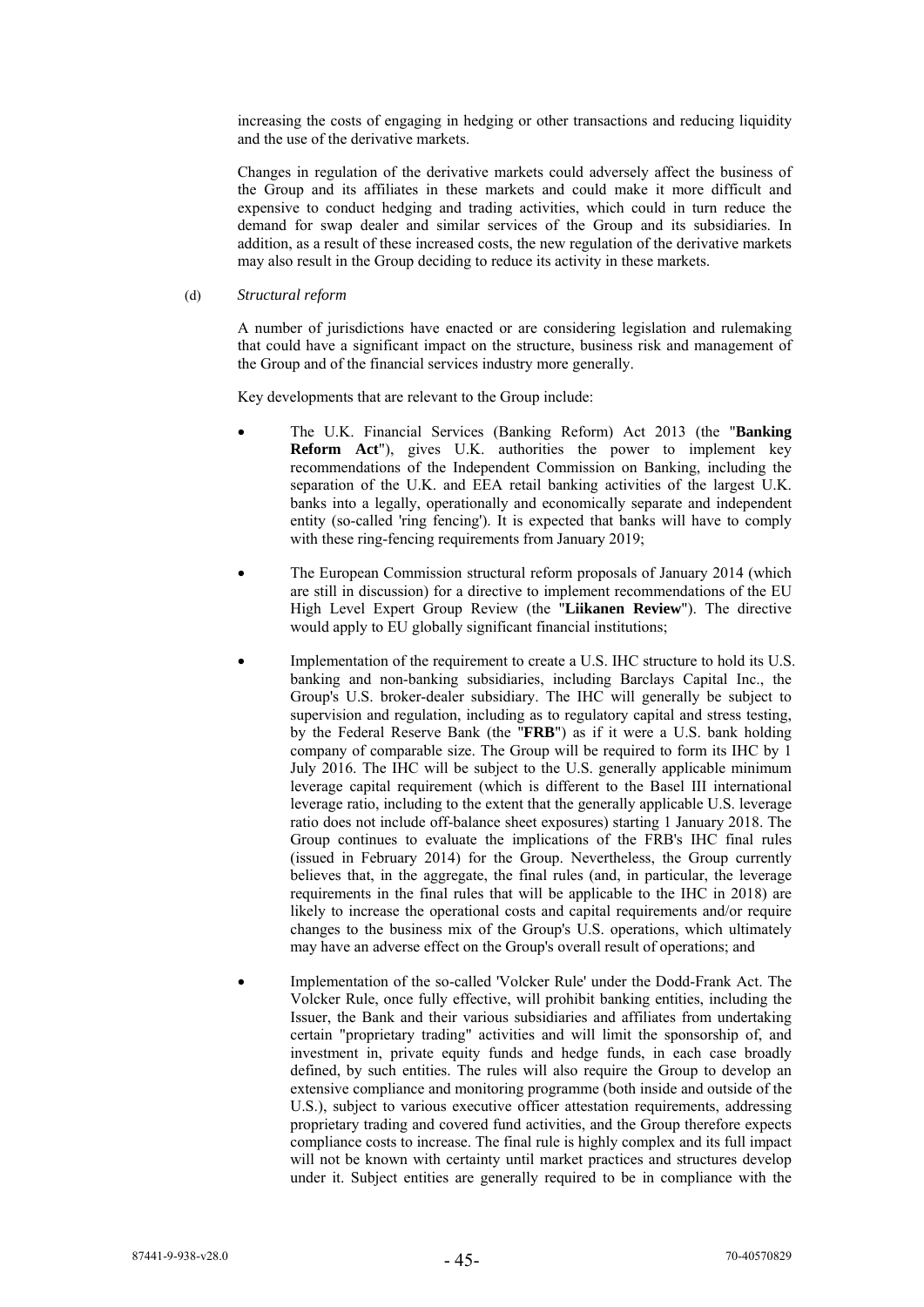increasing the costs of engaging in hedging or other transactions and reducing liquidity and the use of the derivative markets.

Changes in regulation of the derivative markets could adversely affect the business of the Group and its affiliates in these markets and could make it more difficult and expensive to conduct hedging and trading activities, which could in turn reduce the demand for swap dealer and similar services of the Group and its subsidiaries. In addition, as a result of these increased costs, the new regulation of the derivative markets may also result in the Group deciding to reduce its activity in these markets.

(d) *Structural reform*

A number of jurisdictions have enacted or are considering legislation and rulemaking that could have a significant impact on the structure, business risk and management of the Group and of the financial services industry more generally.

Key developments that are relevant to the Group include:

- The U.K. Financial Services (Banking Reform) Act 2013 (the "**Banking Reform Act**"), gives U.K. authorities the power to implement key recommendations of the Independent Commission on Banking, including the separation of the U.K. and EEA retail banking activities of the largest U.K. banks into a legally, operationally and economically separate and independent entity (so-called 'ring fencing'). It is expected that banks will have to comply with these ring-fencing requirements from January 2019;

- The European Commission structural reform proposals of January 2014 (which are still in discussion) for a directive to implement recommendations of the EU High Level Expert Group Review (the "**Liikanen Review**"). The directive would apply to EU globally significant financial institutions;

- Implementation of the requirement to create a U.S. IHC structure to hold its U.S. banking and non-banking subsidiaries, including Barclays Capital Inc., the Group's U.S. broker-dealer subsidiary. The IHC will generally be subject to supervision and regulation, including as to regulatory capital and stress testing, by the Federal Reserve Bank (the "**FRB**") as if it were a U.S. bank holding company of comparable size. The Group will be required to form its IHC by 1 July 2016. The IHC will be subject to the U.S. generally applicable minimum leverage capital requirement (which is different to the Basel III international leverage ratio, including to the extent that the generally applicable U.S. leverage ratio does not include off-balance sheet exposures) starting 1 January 2018. The Group continues to evaluate the implications of the FRB's IHC final rules (issued in February 2014) for the Group. Nevertheless, the Group currently believes that, in the aggregate, the final rules (and, in particular, the leverage requirements in the final rules that will be applicable to the IHC in 2018) are likely to increase the operational costs and capital requirements and/or require changes to the business mix of the Group's U.S. operations, which ultimately may have an adverse effect on the Group's overall result of operations; and

- Implementation of the so-called 'Volcker Rule' under the Dodd-Frank Act. The Volcker Rule, once fully effective, will prohibit banking entities, including the Issuer, the Bank and their various subsidiaries and affiliates from undertaking certain "proprietary trading" activities and will limit the sponsorship of, and investment in, private equity funds and hedge funds, in each case broadly defined, by such entities. The rules will also require the Group to develop an extensive compliance and monitoring programme (both inside and outside of the U.S.), subject to various executive officer attestation requirements, addressing proprietary trading and covered fund activities, and the Group therefore expects compliance costs to increase. The final rule is highly complex and its full impact will not be known with certainty until market practices and structures develop under it. Subject entities are generally required to be in compliance with the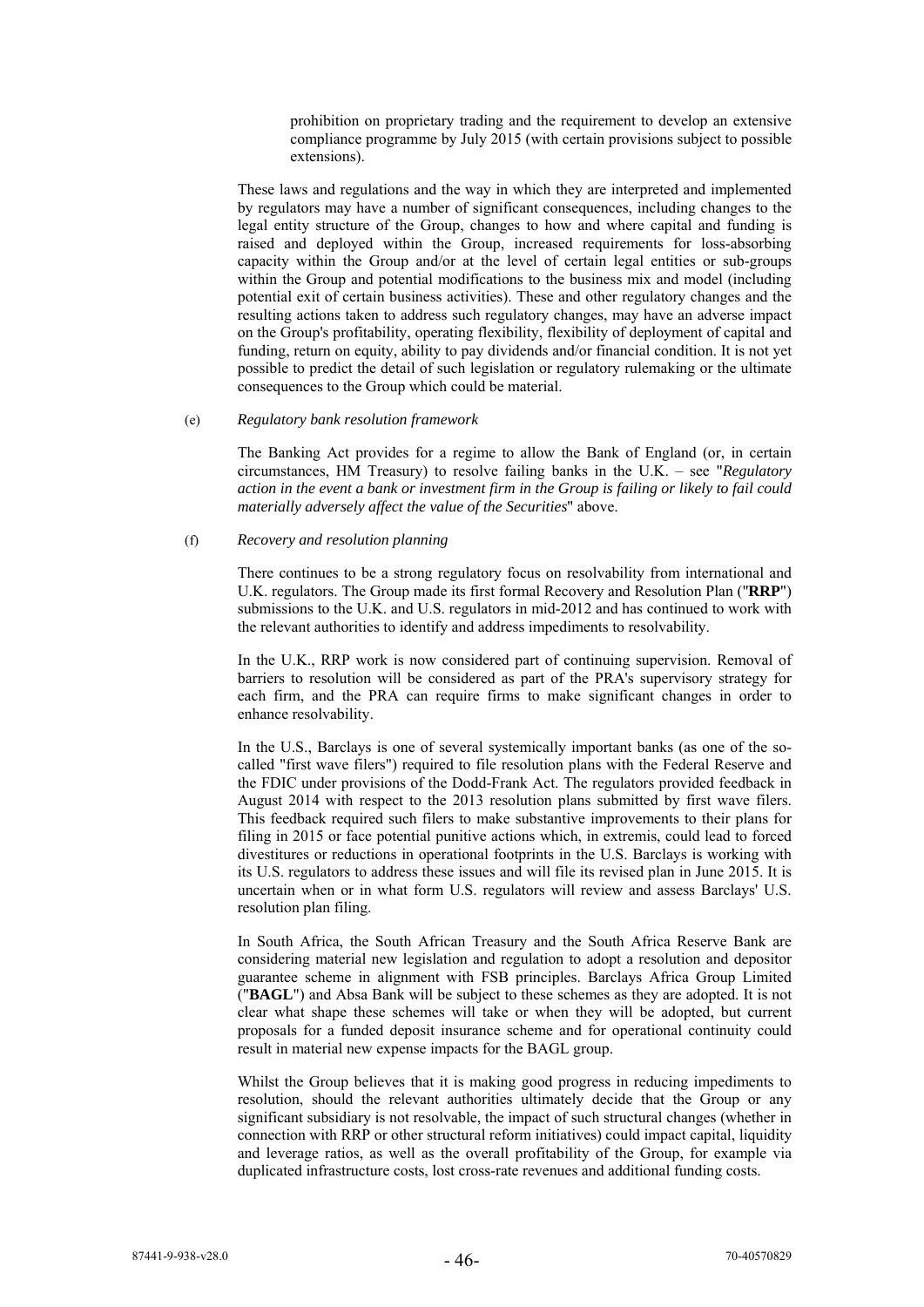prohibition on proprietary trading and the requirement to develop an extensive compliance programme by July 2015 (with certain provisions subject to possible extensions).

These laws and regulations and the way in which they are interpreted and implemented by regulators may have a number of significant consequences, including changes to the legal entity structure of the Group, changes to how and where capital and funding is raised and deployed within the Group, increased requirements for loss-absorbing capacity within the Group and/or at the level of certain legal entities or sub-groups within the Group and potential modifications to the business mix and model (including potential exit of certain business activities). These and other regulatory changes and the resulting actions taken to address such regulatory changes, may have an adverse impact on the Group's profitability, operating flexibility, flexibility of deployment of capital and funding, return on equity, ability to pay dividends and/or financial condition. It is not yet possible to predict the detail of such legislation or regulatory rulemaking or the ultimate consequences to the Group which could be material.

(e) *Regulatory bank resolution framework*

The Banking Act provides for a regime to allow the Bank of England (or, in certain circumstances, HM Treasury) to resolve failing banks in the U.K. – see "*Regulatory action in the event a bank or investment firm in the Group is failing or likely to fail could materially adversely affect the value of the Securities*" above.

(f) *Recovery and resolution planning*

There continues to be a strong regulatory focus on resolvability from international and U.K. regulators. The Group made its first formal Recovery and Resolution Plan ("**RRP**") submissions to the U.K. and U.S. regulators in mid-2012 and has continued to work with the relevant authorities to identify and address impediments to resolvability.

In the U.K., RRP work is now considered part of continuing supervision. Removal of barriers to resolution will be considered as part of the PRA's supervisory strategy for each firm, and the PRA can require firms to make significant changes in order to enhance resolvability.

In the U.S., Barclays is one of several systemically important banks (as one of the so-called "first wave filers") required to file resolution plans with the Federal Reserve and the FDIC under provisions of the Dodd-Frank Act. The regulators provided feedback in August 2014 with respect to the 2013 resolution plans submitted by first wave filers. This feedback required such filers to make substantive improvements to their plans for filing in 2015 or face potential punitive actions which, in extremis, could lead to forced divestitures or reductions in operational footprints in the U.S. Barclays is working with its U.S. regulators to address these issues and will file its revised plan in June 2015. It is uncertain when or in what form U.S. regulators will review and assess Barclays' U.S. resolution plan filing.

In South Africa, the South African Treasury and the South Africa Reserve Bank are considering material new legislation and regulation to adopt a resolution and depositor guarantee scheme in alignment with FSB principles. Barclays Africa Group Limited ("**BAGL**") and Absa Bank will be subject to these schemes as they are adopted. It is not clear what shape these schemes will take or when they will be adopted, but current proposals for a funded deposit insurance scheme and for operational continuity could result in material new expense impacts for the BAGL group.

Whilst the Group believes that it is making good progress in reducing impediments to resolution, should the relevant authorities ultimately decide that the Group or any significant subsidiary is not resolvable, the impact of such structural changes (whether in connection with RRP or other structural reform initiatives) could impact capital, liquidity and leverage ratios, as well as the overall profitability of the Group, for example via duplicated infrastructure costs, lost cross-rate revenues and additional funding costs.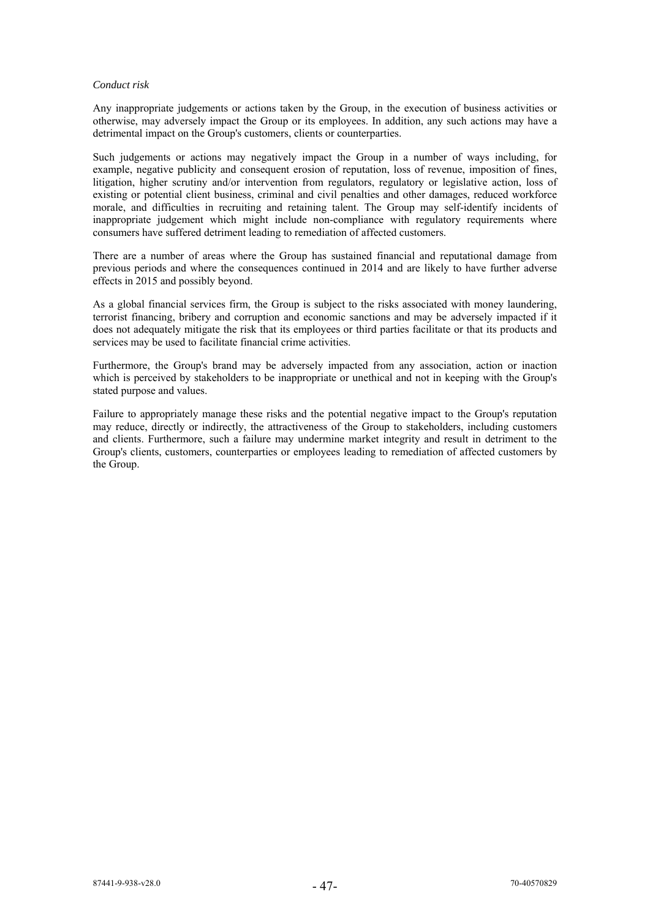*Conduct risk*

Any inappropriate judgements or actions taken by the Group, in the execution of business activities or otherwise, may adversely impact the Group or its employees. In addition, any such actions may have a detrimental impact on the Group's customers, clients or counterparties.

Such judgements or actions may negatively impact the Group in a number of ways including, for example, negative publicity and consequent erosion of reputation, loss of revenue, imposition of fines, litigation, higher scrutiny and/or intervention from regulators, regulatory or legislative action, loss of existing or potential client business, criminal and civil penalties and other damages, reduced workforce morale, and difficulties in recruiting and retaining talent. The Group may self-identify incidents of inappropriate judgement which might include non-compliance with regulatory requirements where consumers have suffered detriment leading to remediation of affected customers.

There are a number of areas where the Group has sustained financial and reputational damage from previous periods and where the consequences continued in 2014 and are likely to have further adverse effects in 2015 and possibly beyond.

As a global financial services firm, the Group is subject to the risks associated with money laundering, terrorist financing, bribery and corruption and economic sanctions and may be adversely impacted if it does not adequately mitigate the risk that its employees or third parties facilitate or that its products and services may be used to facilitate financial crime activities.

Furthermore, the Group's brand may be adversely impacted from any association, action or inaction which is perceived by stakeholders to be inappropriate or unethical and not in keeping with the Group's stated purpose and values.

Failure to appropriately manage these risks and the potential negative impact to the Group's reputation may reduce, directly or indirectly, the attractiveness of the Group to stakeholders, including customers and clients. Furthermore, such a failure may undermine market integrity and result in detriment to the Group's clients, customers, counterparties or employees leading to remediation of affected customers by the Group.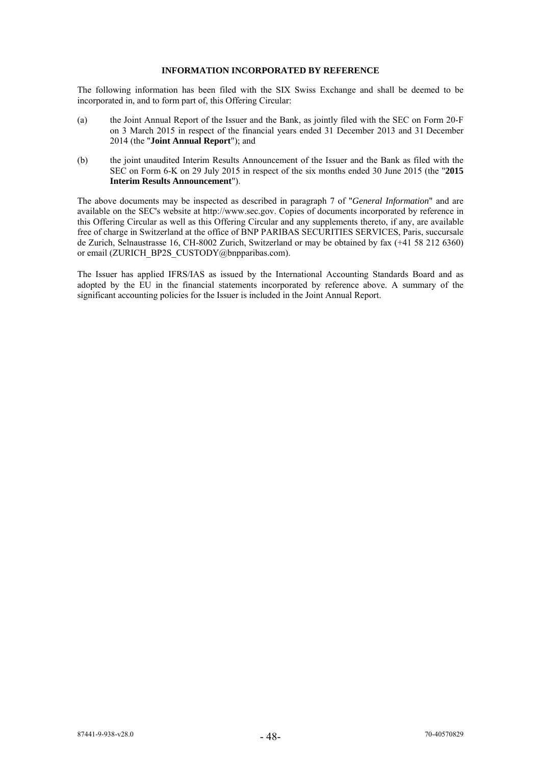## INFORMATION INCORPORATED BY REFERENCE

The following information has been filed with the SIX Swiss Exchange and shall be deemed to be incorporated in, and to form part of, this Offering Circular:

(a) the Joint Annual Report of the Issuer and the Bank, as jointly filed with the SEC on Form 20-F on 3 March 2015 in respect of the financial years ended 31 December 2013 and 31 December 2014 (the "**Joint Annual Report**"); and

(b) the joint unaudited Interim Results Announcement of the Issuer and the Bank as filed with the SEC on Form 6-K on 29 July 2015 in respect of the six months ended 30 June 2015 (the "**2015 Interim Results Announcement**").

The above documents may be inspected as described in paragraph 7 of "*General Information*" and are available on the SEC's website at http://www.sec.gov. Copies of documents incorporated by reference in this Offering Circular as well as this Offering Circular and any supplements thereto, if any, are available free of charge in Switzerland at the office of BNP PARIBAS SECURITIES SERVICES, Paris, succursale de Zurich, Selnaustrasse 16, CH-8002 Zurich, Switzerland or may be obtained by fax (+41 58 212 6360) or email (ZURICH_BP2S_CUSTODY@bnpparibas.com).

The Issuer has applied IFRS/IAS as issued by the International Accounting Standards Board and as adopted by the EU in the financial statements incorporated by reference above. A summary of the significant accounting policies for the Issuer is included in the Joint Annual Report.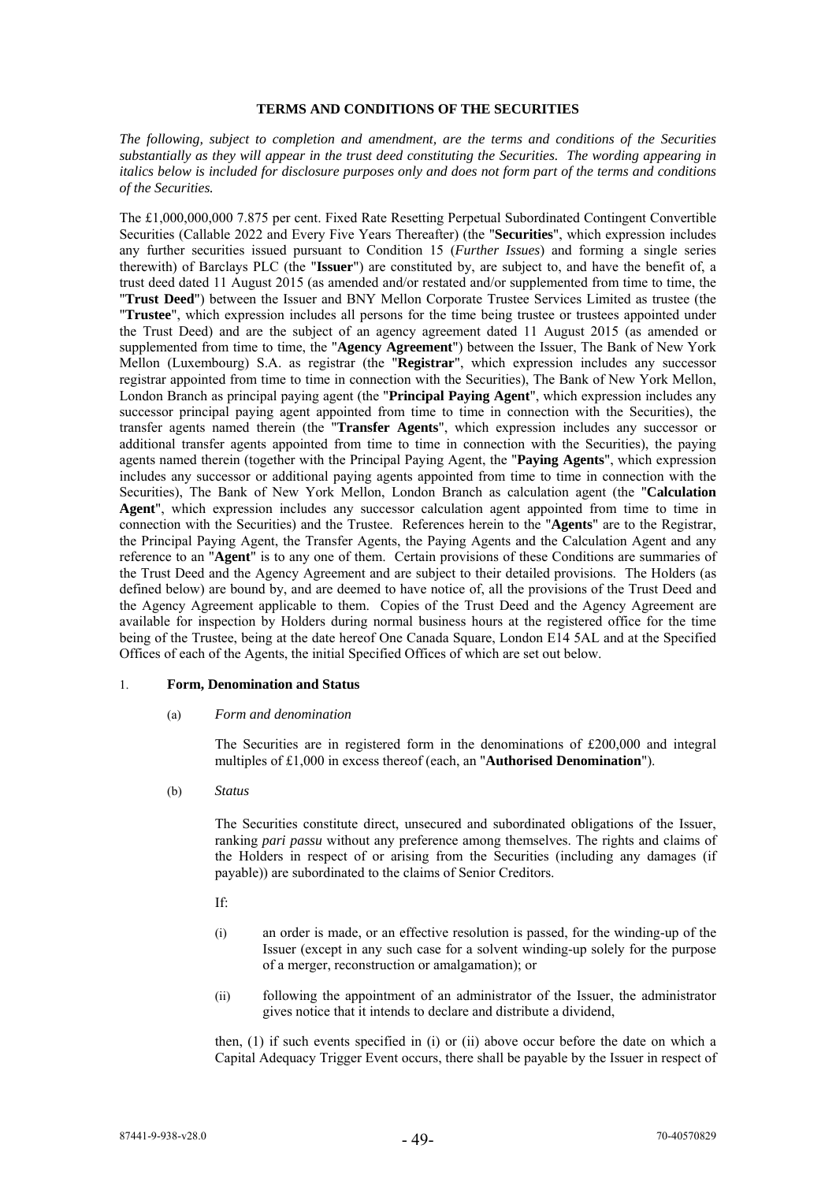**TERMS AND CONDITIONS OF THE SECURITIES**

*The following, subject to completion and amendment, are the terms and conditions of the Securities substantially as they will appear in the trust deed constituting the Securities. The wording appearing in italics below is included for disclosure purposes only and does not form part of the terms and conditions of the Securities.*

The £1,000,000,000 7.875 per cent. Fixed Rate Resetting Perpetual Subordinated Contingent Convertible Securities (Callable 2022 and Every Five Years Thereafter) (the "**Securities**", which expression includes any further securities issued pursuant to Condition 15 (*Further Issues*) and forming a single series therewith) of Barclays PLC (the "**Issuer**") are constituted by, are subject to, and have the benefit of, a trust deed dated 11 August 2015 (as amended and/or restated and/or supplemented from time to time, the "**Trust Deed**") between the Issuer and BNY Mellon Corporate Trustee Services Limited as trustee (the "**Trustee**", which expression includes all persons for the time being trustee or trustees appointed under the Trust Deed) and are the subject of an agency agreement dated 11 August 2015 (as amended or supplemented from time to time, the "**Agency Agreement**") between the Issuer, The Bank of New York Mellon (Luxembourg) S.A. as registrar (the "**Registrar**", which expression includes any successor registrar appointed from time to time in connection with the Securities), The Bank of New York Mellon, London Branch as principal paying agent (the "**Principal Paying Agent**", which expression includes any successor principal paying agent appointed from time to time in connection with the Securities), the transfer agents named therein (the "**Transfer Agents**", which expression includes any successor or additional transfer agents appointed from time to time in connection with the Securities), the paying agents named therein (together with the Principal Paying Agent, the "**Paying Agents**", which expression includes any successor or additional paying agents appointed from time to time in connection with the Securities), The Bank of New York Mellon, London Branch as calculation agent (the "**Calculation Agent**", which expression includes any successor calculation agent appointed from time to time in connection with the Securities) and the Trustee. References herein to the "**Agents**" are to the Registrar, the Principal Paying Agent, the Transfer Agents, the Paying Agents and the Calculation Agent and any reference to an "**Agent**" is to any one of them. Certain provisions of these Conditions are summaries of the Trust Deed and the Agency Agreement and are subject to their detailed provisions. The Holders (as defined below) are bound by, and are deemed to have notice of, all the provisions of the Trust Deed and the Agency Agreement applicable to them. Copies of the Trust Deed and the Agency Agreement are available for inspection by Holders during normal business hours at the registered office for the time being of the Trustee, being at the date hereof One Canada Square, London E14 5AL and at the Specified Offices of each of the Agents, the initial Specified Offices of which are set out below.

1. **Form, Denomination and Status**

(a) *Form and denomination*

The Securities are in registered form in the denominations of £200,000 and integral multiples of £1,000 in excess thereof (each, an "**Authorised Denomination**").

(b) *Status*

The Securities constitute direct, unsecured and subordinated obligations of the Issuer, ranking *pari passu* without any preference among themselves. The rights and claims of the Holders in respect of or arising from the Securities (including any damages (if payable)) are subordinated to the claims of Senior Creditors.

If:

(i) an order is made, or an effective resolution is passed, for the winding-up of the Issuer (except in any such case for a solvent winding-up solely for the purpose of a merger, reconstruction or amalgamation); or

(ii) following the appointment of an administrator of the Issuer, the administrator gives notice that it intends to declare and distribute a dividend,

then, (1) if such events specified in (i) or (ii) above occur before the date on which a Capital Adequacy Trigger Event occurs, there shall be payable by the Issuer in respect of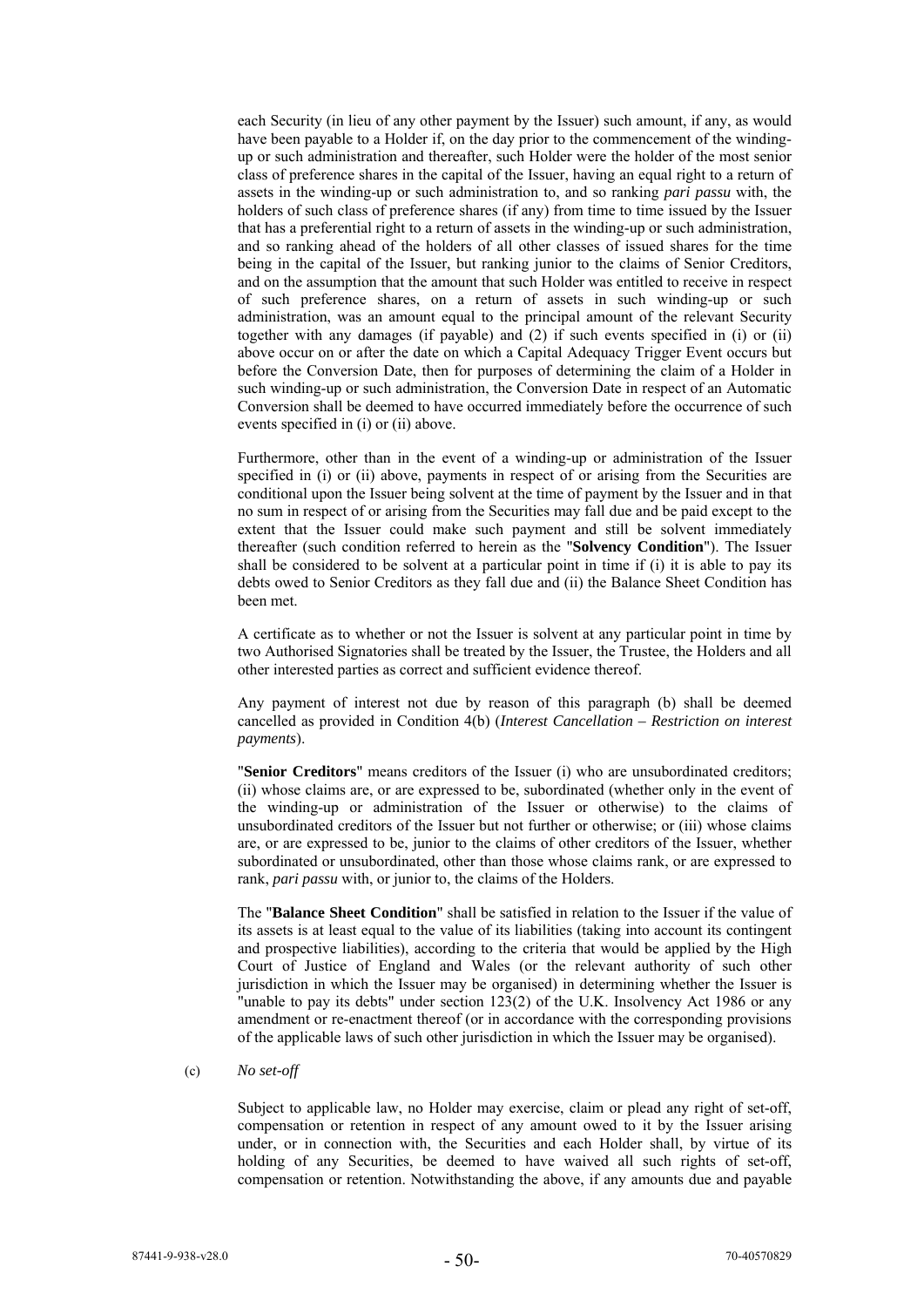each Security (in lieu of any other payment by the Issuer) such amount, if any, as would have been payable to a Holder if, on the day prior to the commencement of the winding-up or such administration and thereafter, such Holder were the holder of the most senior class of preference shares in the capital of the Issuer, having an equal right to a return of assets in the winding-up or such administration to, and so ranking *pari passu* with, the holders of such class of preference shares (if any) from time to time issued by the Issuer that has a preferential right to a return of assets in the winding-up or such administration, and so ranking ahead of the holders of all other classes of issued shares for the time being in the capital of the Issuer, but ranking junior to the claims of Senior Creditors, and on the assumption that the amount that such Holder was entitled to receive in respect of such preference shares, on a return of assets in such winding-up or such administration, was an amount equal to the principal amount of the relevant Security together with any damages (if payable) and (2) if such events specified in (i) or (ii) above occur on or after the date on which a Capital Adequacy Trigger Event occurs but before the Conversion Date, then for purposes of determining the claim of a Holder in such winding-up or such administration, the Conversion Date in respect of an Automatic Conversion shall be deemed to have occurred immediately before the occurrence of such events specified in (i) or (ii) above.

Furthermore, other than in the event of a winding-up or administration of the Issuer specified in (i) or (ii) above, payments in respect of or arising from the Securities are conditional upon the Issuer being solvent at the time of payment by the Issuer and in that no sum in respect of or arising from the Securities may fall due and be paid except to the extent that the Issuer could make such payment and still be solvent immediately thereafter (such condition referred to herein as the "**Solvency Condition**"). The Issuer shall be considered to be solvent at a particular point in time if (i) it is able to pay its debts owed to Senior Creditors as they fall due and (ii) the Balance Sheet Condition has been met.

A certificate as to whether or not the Issuer is solvent at any particular point in time by two Authorised Signatories shall be treated by the Issuer, the Trustee, the Holders and all other interested parties as correct and sufficient evidence thereof.

Any payment of interest not due by reason of this paragraph (b) shall be deemed cancelled as provided in Condition 4(b) (*Interest Cancellation – Restriction on interest payments*).

"**Senior Creditors**" means creditors of the Issuer (i) who are unsubordinated creditors; (ii) whose claims are, or are expressed to be, subordinated (whether only in the event of the winding-up or administration of the Issuer or otherwise) to the claims of unsubordinated creditors of the Issuer but not further or otherwise; or (iii) whose claims are, or are expressed to be, junior to the claims of other creditors of the Issuer, whether subordinated or unsubordinated, other than those whose claims rank, or are expressed to rank, *pari passu* with, or junior to, the claims of the Holders.

The "**Balance Sheet Condition**" shall be satisfied in relation to the Issuer if the value of its assets is at least equal to the value of its liabilities (taking into account its contingent and prospective liabilities), according to the criteria that would be applied by the High Court of Justice of England and Wales (or the relevant authority of such other jurisdiction in which the Issuer may be organised) in determining whether the Issuer is "unable to pay its debts" under section 123(2) of the U.K. Insolvency Act 1986 or any amendment or re-enactment thereof (or in accordance with the corresponding provisions of the applicable laws of such other jurisdiction in which the Issuer may be organised).

(c) *No set-off*

Subject to applicable law, no Holder may exercise, claim or plead any right of set-off, compensation or retention in respect of any amount owed to it by the Issuer arising under, or in connection with, the Securities and each Holder shall, by virtue of its holding of any Securities, be deemed to have waived all such rights of set-off, compensation or retention. Notwithstanding the above, if any amounts due and payable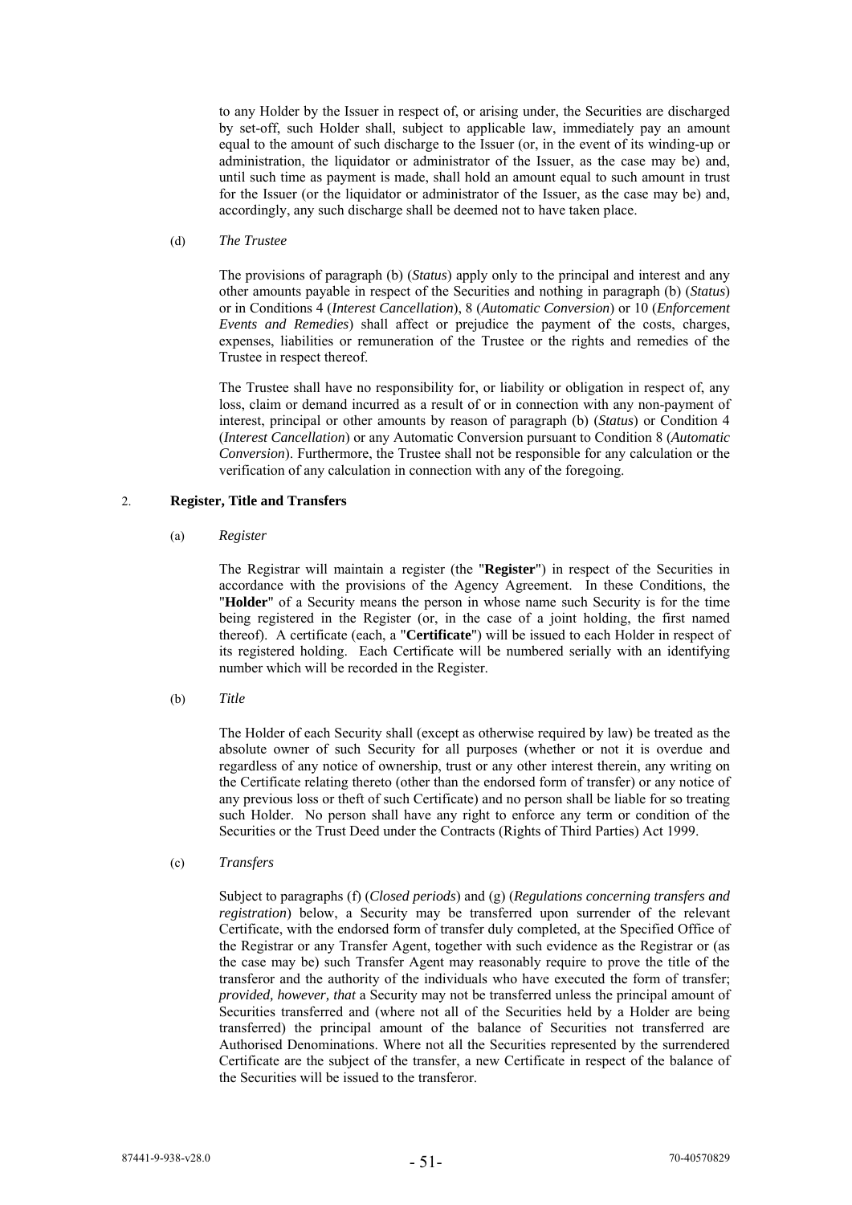to any Holder by the Issuer in respect of, or arising under, the Securities are discharged by set-off, such Holder shall, subject to applicable law, immediately pay an amount equal to the amount of such discharge to the Issuer (or, in the event of its winding-up or administration, the liquidator or administrator of the Issuer, as the case may be) and, until such time as payment is made, shall hold an amount equal to such amount in trust for the Issuer (or the liquidator or administrator of the Issuer, as the case may be) and, accordingly, any such discharge shall be deemed not to have taken place.

(d) *The Trustee*

The provisions of paragraph (b) (*Status*) apply only to the principal and interest and any other amounts payable in respect of the Securities and nothing in paragraph (b) (*Status*) or in Conditions 4 (*Interest Cancellation*), 8 (*Automatic Conversion*) or 10 (*Enforcement Events and Remedies*) shall affect or prejudice the payment of the costs, charges, expenses, liabilities or remuneration of the Trustee or the rights and remedies of the Trustee in respect thereof.

The Trustee shall have no responsibility for, or liability or obligation in respect of, any loss, claim or demand incurred as a result of or in connection with any non-payment of interest, principal or other amounts by reason of paragraph (b) (*Status*) or Condition 4 (*Interest Cancellation*) or any Automatic Conversion pursuant to Condition 8 (*Automatic Conversion*). Furthermore, the Trustee shall not be responsible for any calculation or the verification of any calculation in connection with any of the foregoing.

2. **Register, Title and Transfers**

(a) *Register*

The Registrar will maintain a register (the "**Register**") in respect of the Securities in accordance with the provisions of the Agency Agreement. In these Conditions, the "**Holder**" of a Security means the person in whose name such Security is for the time being registered in the Register (or, in the case of a joint holding, the first named thereof). A certificate (each, a "**Certificate**") will be issued to each Holder in respect of its registered holding. Each Certificate will be numbered serially with an identifying number which will be recorded in the Register.

(b) *Title*

The Holder of each Security shall (except as otherwise required by law) be treated as the absolute owner of such Security for all purposes (whether or not it is overdue and regardless of any notice of ownership, trust or any other interest therein, any writing on the Certificate relating thereto (other than the endorsed form of transfer) or any notice of any previous loss or theft of such Certificate) and no person shall be liable for so treating such Holder. No person shall have any right to enforce any term or condition of the Securities or the Trust Deed under the Contracts (Rights of Third Parties) Act 1999.

(c) *Transfers*

Subject to paragraphs (f) (*Closed periods*) and (g) (*Regulations concerning transfers and registration*) below, a Security may be transferred upon surrender of the relevant Certificate, with the endorsed form of transfer duly completed, at the Specified Office of the Registrar or any Transfer Agent, together with such evidence as the Registrar or (as the case may be) such Transfer Agent may reasonably require to prove the title of the transferor and the authority of the individuals who have executed the form of transfer; *provided, however, that* a Security may not be transferred unless the principal amount of Securities transferred and (where not all of the Securities held by a Holder are being transferred) the principal amount of the balance of Securities not transferred are Authorised Denominations. Where not all the Securities represented by the surrendered Certificate are the subject of the transfer, a new Certificate in respect of the balance of the Securities will be issued to the transferor.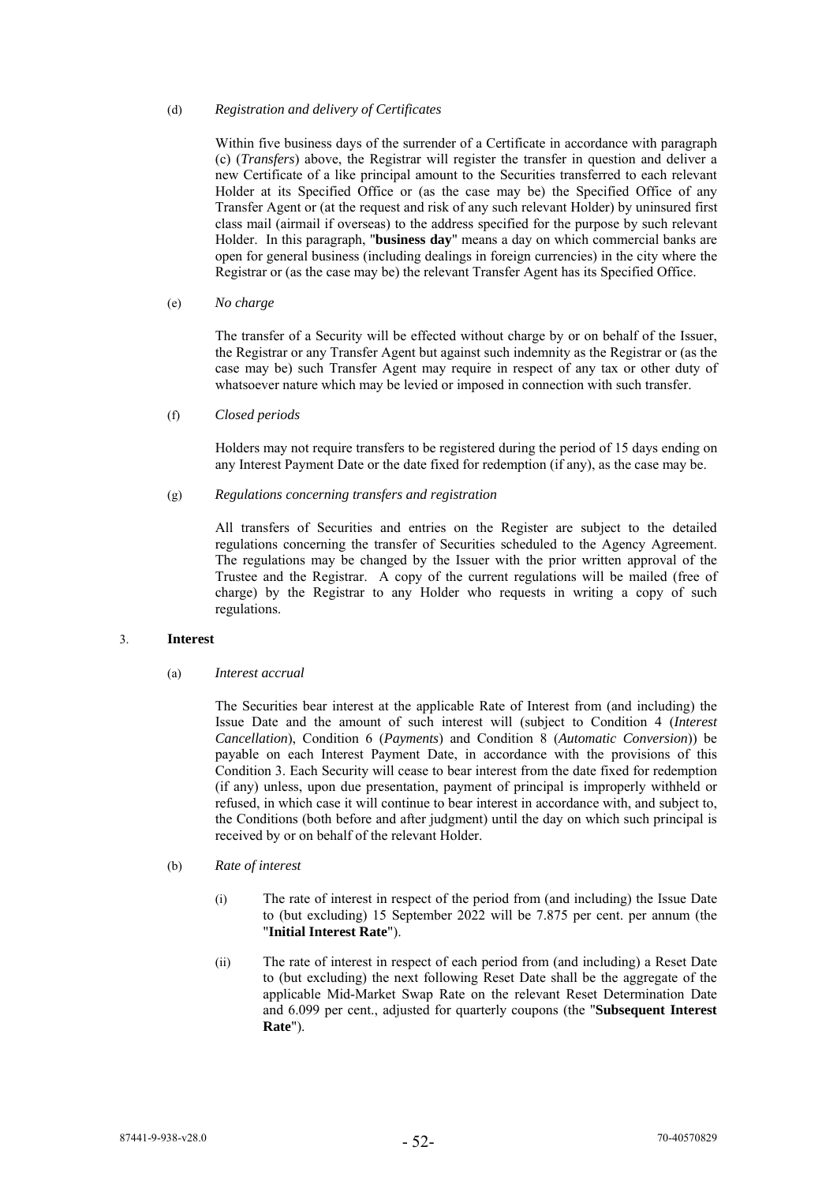(d) *Registration and delivery of Certificates*

Within five business days of the surrender of a Certificate in accordance with paragraph (c) (*Transfers*) above, the Registrar will register the transfer in question and deliver a new Certificate of a like principal amount to the Securities transferred to each relevant Holder at its Specified Office or (as the case may be) the Specified Office of any Transfer Agent or (at the request and risk of any such relevant Holder) by uninsured first class mail (airmail if overseas) to the address specified for the purpose by such relevant Holder. In this paragraph, "**business day**" means a day on which commercial banks are open for general business (including dealings in foreign currencies) in the city where the Registrar or (as the case may be) the relevant Transfer Agent has its Specified Office.

(e) *No charge*

The transfer of a Security will be effected without charge by or on behalf of the Issuer, the Registrar or any Transfer Agent but against such indemnity as the Registrar or (as the case may be) such Transfer Agent may require in respect of any tax or other duty of whatsoever nature which may be levied or imposed in connection with such transfer.

(f) *Closed periods*

Holders may not require transfers to be registered during the period of 15 days ending on any Interest Payment Date or the date fixed for redemption (if any), as the case may be.

(g) *Regulations concerning transfers and registration*

All transfers of Securities and entries on the Register are subject to the detailed regulations concerning the transfer of Securities scheduled to the Agency Agreement. The regulations may be changed by the Issuer with the prior written approval of the Trustee and the Registrar. A copy of the current regulations will be mailed (free of charge) by the Registrar to any Holder who requests in writing a copy of such regulations.

3. **Interest**

(a) *Interest accrual*

The Securities bear interest at the applicable Rate of Interest from (and including) the Issue Date and the amount of such interest will (subject to Condition 4 (*Interest Cancellation*), Condition 6 (*Payments*) and Condition 8 (*Automatic Conversion*)) be payable on each Interest Payment Date, in accordance with the provisions of this Condition 3. Each Security will cease to bear interest from the date fixed for redemption (if any) unless, upon due presentation, payment of principal is improperly withheld or refused, in which case it will continue to bear interest in accordance with, and subject to, the Conditions (both before and after judgment) until the day on which such principal is received by or on behalf of the relevant Holder.

(b) *Rate of interest*

(i) The rate of interest in respect of the period from (and including) the Issue Date to (but excluding) 15 September 2022 will be 7.875 per cent. per annum (the "**Initial Interest Rate**").

(ii) The rate of interest in respect of each period from (and including) a Reset Date to (but excluding) the next following Reset Date shall be the aggregate of the applicable Mid-Market Swap Rate on the relevant Reset Determination Date and 6.099 per cent., adjusted for quarterly coupons (the "**Subsequent Interest Rate**").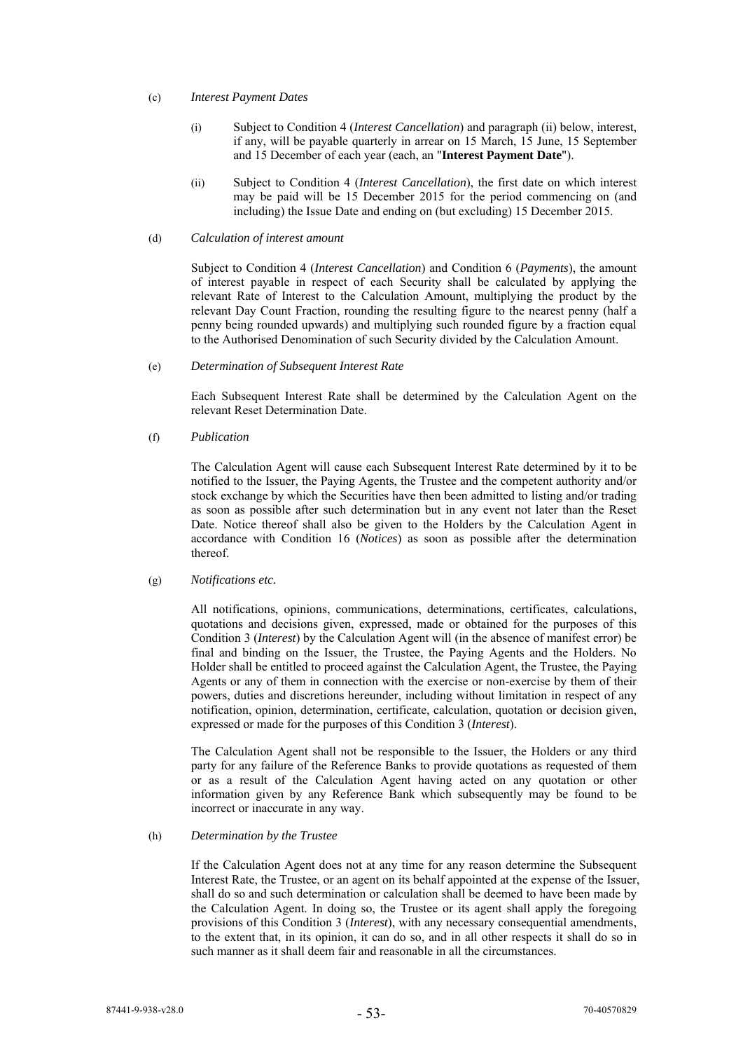(c) *Interest Payment Dates*

(i) Subject to Condition 4 (*Interest Cancellation*) and paragraph (ii) below, interest, if any, will be payable quarterly in arrear on 15 March, 15 June, 15 September and 15 December of each year (each, an "**Interest Payment Date**").

(ii) Subject to Condition 4 (*Interest Cancellation*), the first date on which interest may be paid will be 15 December 2015 for the period commencing on (and including) the Issue Date and ending on (but excluding) 15 December 2015.

(d) *Calculation of interest amount*

Subject to Condition 4 (*Interest Cancellation*) and Condition 6 (*Payments*), the amount of interest payable in respect of each Security shall be calculated by applying the relevant Rate of Interest to the Calculation Amount, multiplying the product by the relevant Day Count Fraction, rounding the resulting figure to the nearest penny (half a penny being rounded upwards) and multiplying such rounded figure by a fraction equal to the Authorised Denomination of such Security divided by the Calculation Amount.

(e) *Determination of Subsequent Interest Rate*

Each Subsequent Interest Rate shall be determined by the Calculation Agent on the relevant Reset Determination Date.

(f) *Publication*

The Calculation Agent will cause each Subsequent Interest Rate determined by it to be notified to the Issuer, the Paying Agents, the Trustee and the competent authority and/or stock exchange by which the Securities have then been admitted to listing and/or trading as soon as possible after such determination but in any event not later than the Reset Date. Notice thereof shall also be given to the Holders by the Calculation Agent in accordance with Condition 16 (*Notices*) as soon as possible after the determination thereof.

(g) *Notifications etc.*

All notifications, opinions, communications, determinations, certificates, calculations, quotations and decisions given, expressed, made or obtained for the purposes of this Condition 3 (*Interest*) by the Calculation Agent will (in the absence of manifest error) be final and binding on the Issuer, the Trustee, the Paying Agents and the Holders. No Holder shall be entitled to proceed against the Calculation Agent, the Trustee, the Paying Agents or any of them in connection with the exercise or non-exercise by them of their powers, duties and discretions hereunder, including without limitation in respect of any notification, opinion, determination, certificate, calculation, quotation or decision given, expressed or made for the purposes of this Condition 3 (*Interest*).

The Calculation Agent shall not be responsible to the Issuer, the Holders or any third party for any failure of the Reference Banks to provide quotations as requested of them or as a result of the Calculation Agent having acted on any quotation or other information given by any Reference Bank which subsequently may be found to be incorrect or inaccurate in any way.

(h) *Determination by the Trustee*

If the Calculation Agent does not at any time for any reason determine the Subsequent Interest Rate, the Trustee, or an agent on its behalf appointed at the expense of the Issuer, shall do so and such determination or calculation shall be deemed to have been made by the Calculation Agent. In doing so, the Trustee or its agent shall apply the foregoing provisions of this Condition 3 (*Interest*), with any necessary consequential amendments, to the extent that, in its opinion, it can do so, and in all other respects it shall do so in such manner as it shall deem fair and reasonable in all the circumstances.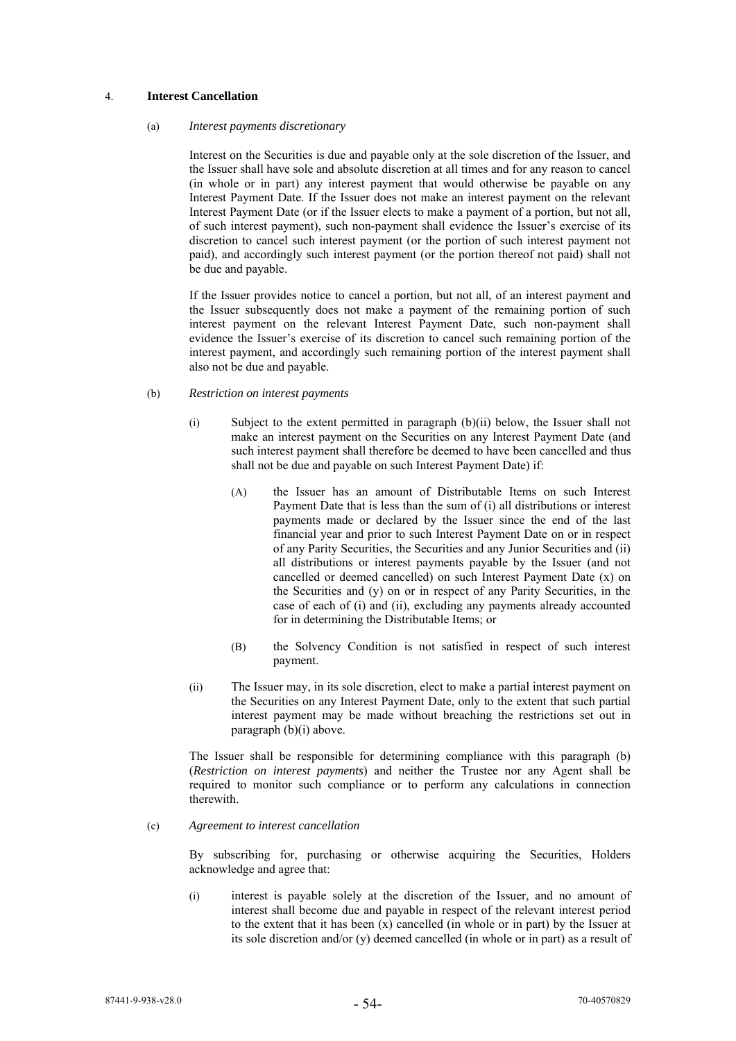4. **Interest Cancellation**

(a) *Interest payments discretionary*

Interest on the Securities is due and payable only at the sole discretion of the Issuer, and the Issuer shall have sole and absolute discretion at all times and for any reason to cancel (in whole or in part) any interest payment that would otherwise be payable on any Interest Payment Date. If the Issuer does not make an interest payment on the relevant Interest Payment Date (or if the Issuer elects to make a payment of a portion, but not all, of such interest payment), such non-payment shall evidence the Issuer's exercise of its discretion to cancel such interest payment (or the portion of such interest payment not paid), and accordingly such interest payment (or the portion thereof not paid) shall not be due and payable.

If the Issuer provides notice to cancel a portion, but not all, of an interest payment and the Issuer subsequently does not make a payment of the remaining portion of such interest payment on the relevant Interest Payment Date, such non-payment shall evidence the Issuer's exercise of its discretion to cancel such remaining portion of the interest payment, and accordingly such remaining portion of the interest payment shall also not be due and payable.

(b) *Restriction on interest payments*

(i) Subject to the extent permitted in paragraph (b)(ii) below, the Issuer shall not make an interest payment on the Securities on any Interest Payment Date (and such interest payment shall therefore be deemed to have been cancelled and thus shall not be due and payable on such Interest Payment Date) if:

(A) the Issuer has an amount of Distributable Items on such Interest Payment Date that is less than the sum of (i) all distributions or interest payments made or declared by the Issuer since the end of the last financial year and prior to such Interest Payment Date on or in respect of any Parity Securities, the Securities and any Junior Securities and (ii) all distributions or interest payments payable by the Issuer (and not cancelled or deemed cancelled) on such Interest Payment Date (x) on the Securities and (y) on or in respect of any Parity Securities, in the case of each of (i) and (ii), excluding any payments already accounted for in determining the Distributable Items; or

(B) the Solvency Condition is not satisfied in respect of such interest payment.

(ii) The Issuer may, in its sole discretion, elect to make a partial interest payment on the Securities on any Interest Payment Date, only to the extent that such partial interest payment may be made without breaching the restrictions set out in paragraph (b)(i) above.

The Issuer shall be responsible for determining compliance with this paragraph (b) (*Restriction on interest payments*) and neither the Trustee nor any Agent shall be required to monitor such compliance or to perform any calculations in connection therewith.

(c) *Agreement to interest cancellation*

By subscribing for, purchasing or otherwise acquiring the Securities, Holders acknowledge and agree that:

(i) interest is payable solely at the discretion of the Issuer, and no amount of interest shall become due and payable in respect of the relevant interest period to the extent that it has been (x) cancelled (in whole or in part) by the Issuer at its sole discretion and/or (y) deemed cancelled (in whole or in part) as a result of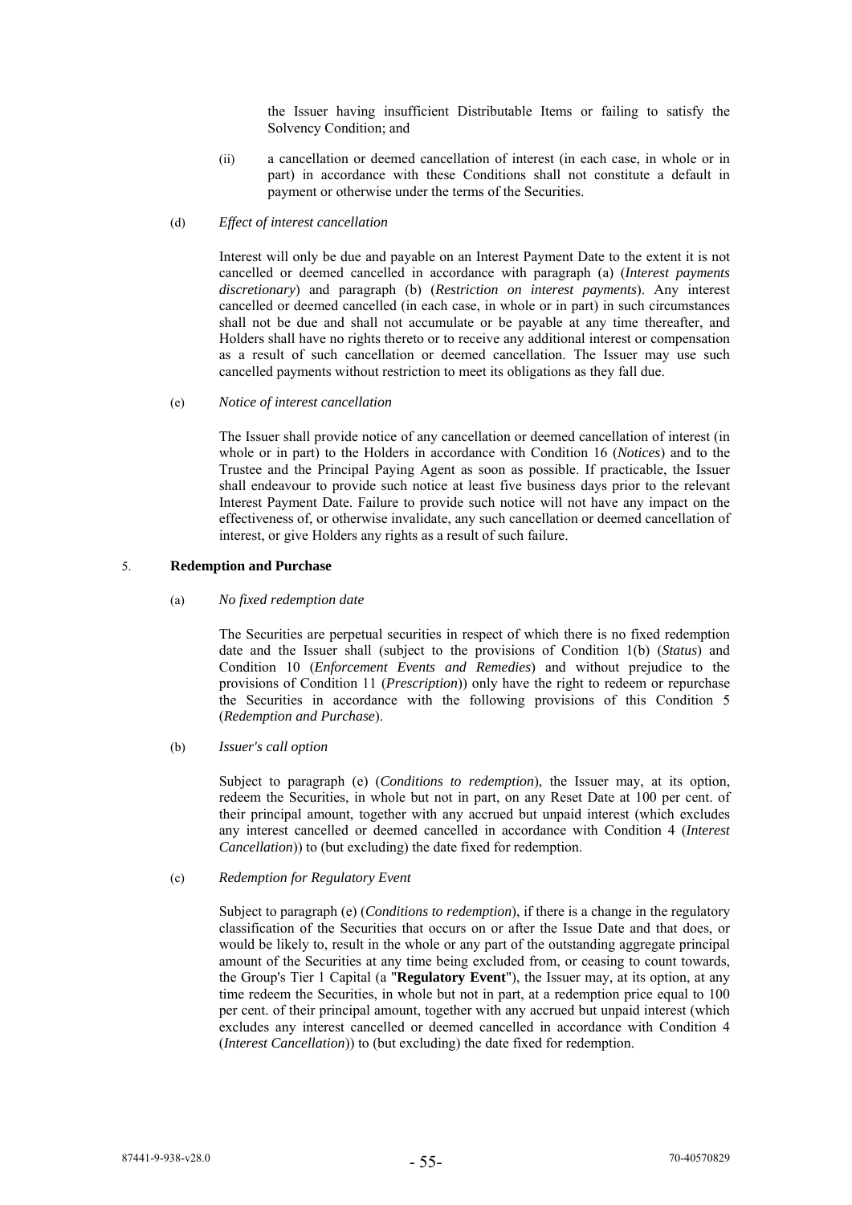the Issuer having insufficient Distributable Items or failing to satisfy the Solvency Condition; and

(ii) a cancellation or deemed cancellation of interest (in each case, in whole or in part) in accordance with these Conditions shall not constitute a default in payment or otherwise under the terms of the Securities.

(d) *Effect of interest cancellation*

Interest will only be due and payable on an Interest Payment Date to the extent it is not cancelled or deemed cancelled in accordance with paragraph (a) (*Interest payments discretionary*) and paragraph (b) (*Restriction on interest payments*). Any interest cancelled or deemed cancelled (in each case, in whole or in part) in such circumstances shall not be due and shall not accumulate or be payable at any time thereafter, and Holders shall have no rights thereto or to receive any additional interest or compensation as a result of such cancellation or deemed cancellation. The Issuer may use such cancelled payments without restriction to meet its obligations as they fall due.

(e) *Notice of interest cancellation*

The Issuer shall provide notice of any cancellation or deemed cancellation of interest (in whole or in part) to the Holders in accordance with Condition 16 (*Notices*) and to the Trustee and the Principal Paying Agent as soon as possible. If practicable, the Issuer shall endeavour to provide such notice at least five business days prior to the relevant Interest Payment Date. Failure to provide such notice will not have any impact on the effectiveness of, or otherwise invalidate, any such cancellation or deemed cancellation of interest, or give Holders any rights as a result of such failure.

5. **Redemption and Purchase**

(a) *No fixed redemption date*

The Securities are perpetual securities in respect of which there is no fixed redemption date and the Issuer shall (subject to the provisions of Condition 1(b) (*Status*) and Condition 10 (*Enforcement Events and Remedies*) and without prejudice to the provisions of Condition 11 (*Prescription*)) only have the right to redeem or repurchase the Securities in accordance with the following provisions of this Condition 5 (*Redemption and Purchase*).

(b) *Issuer's call option*

Subject to paragraph (e) (*Conditions to redemption*), the Issuer may, at its option, redeem the Securities, in whole but not in part, on any Reset Date at 100 per cent. of their principal amount, together with any accrued but unpaid interest (which excludes any interest cancelled or deemed cancelled in accordance with Condition 4 (*Interest Cancellation*)) to (but excluding) the date fixed for redemption.

(c) *Redemption for Regulatory Event*

Subject to paragraph (e) (*Conditions to redemption*), if there is a change in the regulatory classification of the Securities that occurs on or after the Issue Date and that does, or would be likely to, result in the whole or any part of the outstanding aggregate principal amount of the Securities at any time being excluded from, or ceasing to count towards, the Group's Tier 1 Capital (a "**Regulatory Event**"), the Issuer may, at its option, at any time redeem the Securities, in whole but not in part, at a redemption price equal to 100 per cent. of their principal amount, together with any accrued but unpaid interest (which excludes any interest cancelled or deemed cancelled in accordance with Condition 4 (*Interest Cancellation*)) to (but excluding) the date fixed for redemption.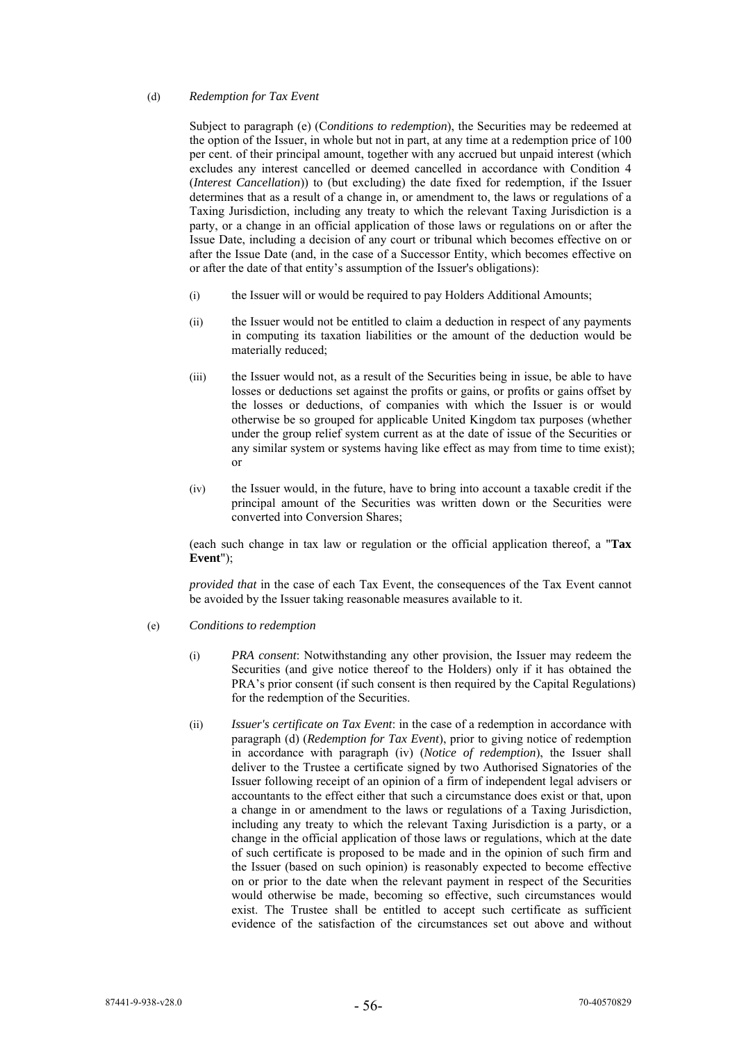(d) *Redemption for Tax Event*

Subject to paragraph (e) (C*onditions to redemption*), the Securities may be redeemed at the option of the Issuer, in whole but not in part, at any time at a redemption price of 100 per cent. of their principal amount, together with any accrued but unpaid interest (which excludes any interest cancelled or deemed cancelled in accordance with Condition 4 (*Interest Cancellation*)) to (but excluding) the date fixed for redemption, if the Issuer determines that as a result of a change in, or amendment to, the laws or regulations of a Taxing Jurisdiction, including any treaty to which the relevant Taxing Jurisdiction is a party, or a change in an official application of those laws or regulations on or after the Issue Date, including a decision of any court or tribunal which becomes effective on or after the Issue Date (and, in the case of a Successor Entity, which becomes effective on or after the date of that entity's assumption of the Issuer's obligations):

(i) the Issuer will or would be required to pay Holders Additional Amounts;

(ii) the Issuer would not be entitled to claim a deduction in respect of any payments in computing its taxation liabilities or the amount of the deduction would be materially reduced;

(iii) the Issuer would not, as a result of the Securities being in issue, be able to have losses or deductions set against the profits or gains, or profits or gains offset by the losses or deductions, of companies with which the Issuer is or would otherwise be so grouped for applicable United Kingdom tax purposes (whether under the group relief system current as at the date of issue of the Securities or any similar system or systems having like effect as may from time to time exist); or

(iv) the Issuer would, in the future, have to bring into account a taxable credit if the principal amount of the Securities was written down or the Securities were converted into Conversion Shares;

(each such change in tax law or regulation or the official application thereof, a "**Tax Event**");

*provided that* in the case of each Tax Event, the consequences of the Tax Event cannot be avoided by the Issuer taking reasonable measures available to it.

(e) *Conditions to redemption*

(i) *PRA consent*: Notwithstanding any other provision, the Issuer may redeem the Securities (and give notice thereof to the Holders) only if it has obtained the PRA's prior consent (if such consent is then required by the Capital Regulations) for the redemption of the Securities.

(ii) *Issuer's certificate on Tax Event*: in the case of a redemption in accordance with paragraph (d) (*Redemption for Tax Event*), prior to giving notice of redemption in accordance with paragraph (iv) (*Notice of redemption*), the Issuer shall deliver to the Trustee a certificate signed by two Authorised Signatories of the Issuer following receipt of an opinion of a firm of independent legal advisers or accountants to the effect either that such a circumstance does exist or that, upon a change in or amendment to the laws or regulations of a Taxing Jurisdiction, including any treaty to which the relevant Taxing Jurisdiction is a party, or a change in the official application of those laws or regulations, which at the date of such certificate is proposed to be made and in the opinion of such firm and the Issuer (based on such opinion) is reasonably expected to become effective on or prior to the date when the relevant payment in respect of the Securities would otherwise be made, becoming so effective, such circumstances would exist. The Trustee shall be entitled to accept such certificate as sufficient evidence of the satisfaction of the circumstances set out above and without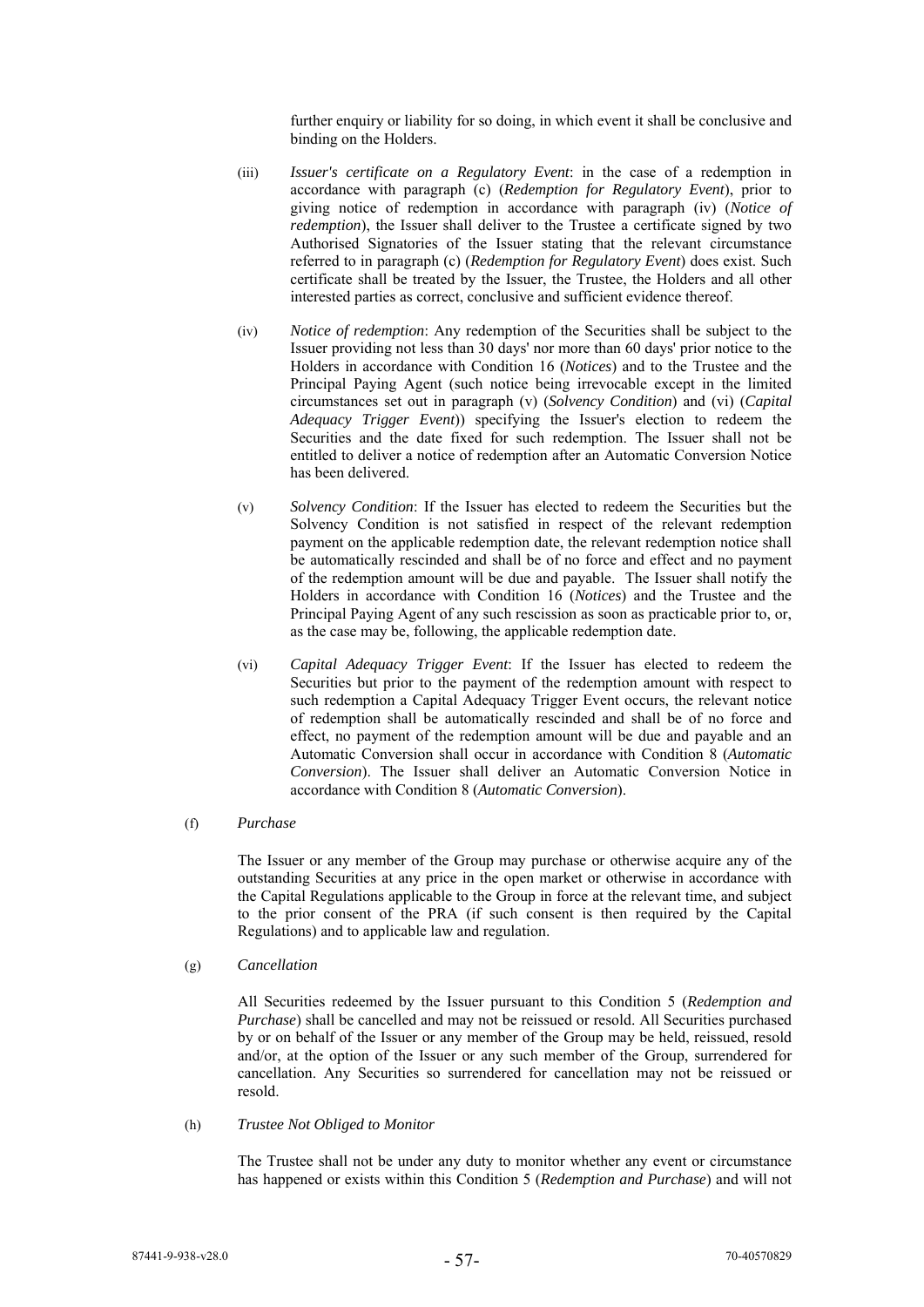further enquiry or liability for so doing, in which event it shall be conclusive and binding on the Holders.

(iii) *Issuer's certificate on a Regulatory Event*: in the case of a redemption in accordance with paragraph (c) (*Redemption for Regulatory Event*), prior to giving notice of redemption in accordance with paragraph (iv) (*Notice of redemption*), the Issuer shall deliver to the Trustee a certificate signed by two Authorised Signatories of the Issuer stating that the relevant circumstance referred to in paragraph (c) (*Redemption for Regulatory Event*) does exist. Such certificate shall be treated by the Issuer, the Trustee, the Holders and all other interested parties as correct, conclusive and sufficient evidence thereof.

(iv) *Notice of redemption*: Any redemption of the Securities shall be subject to the Issuer providing not less than 30 days' nor more than 60 days' prior notice to the Holders in accordance with Condition 16 (*Notices*) and to the Trustee and the Principal Paying Agent (such notice being irrevocable except in the limited circumstances set out in paragraph (v) (*Solvency Condition*) and (vi) (*Capital Adequacy Trigger Event*)) specifying the Issuer's election to redeem the Securities and the date fixed for such redemption. The Issuer shall not be entitled to deliver a notice of redemption after an Automatic Conversion Notice has been delivered.

(v) *Solvency Condition*: If the Issuer has elected to redeem the Securities but the Solvency Condition is not satisfied in respect of the relevant redemption payment on the applicable redemption date, the relevant redemption notice shall be automatically rescinded and shall be of no force and effect and no payment of the redemption amount will be due and payable. The Issuer shall notify the Holders in accordance with Condition 16 (*Notices*) and the Trustee and the Principal Paying Agent of any such rescission as soon as practicable prior to, or, as the case may be, following, the applicable redemption date.

(vi) *Capital Adequacy Trigger Event*: If the Issuer has elected to redeem the Securities but prior to the payment of the redemption amount with respect to such redemption a Capital Adequacy Trigger Event occurs, the relevant notice of redemption shall be automatically rescinded and shall be of no force and effect, no payment of the redemption amount will be due and payable and an Automatic Conversion shall occur in accordance with Condition 8 (*Automatic Conversion*). The Issuer shall deliver an Automatic Conversion Notice in accordance with Condition 8 (*Automatic Conversion*).

(f) *Purchase*

The Issuer or any member of the Group may purchase or otherwise acquire any of the outstanding Securities at any price in the open market or otherwise in accordance with the Capital Regulations applicable to the Group in force at the relevant time, and subject to the prior consent of the PRA (if such consent is then required by the Capital Regulations) and to applicable law and regulation.

(g) *Cancellation*

All Securities redeemed by the Issuer pursuant to this Condition 5 (*Redemption and Purchase*) shall be cancelled and may not be reissued or resold. All Securities purchased by or on behalf of the Issuer or any member of the Group may be held, reissued, resold and/or, at the option of the Issuer or any such member of the Group, surrendered for cancellation. Any Securities so surrendered for cancellation may not be reissued or resold.

(h) *Trustee Not Obliged to Monitor*

The Trustee shall not be under any duty to monitor whether any event or circumstance has happened or exists within this Condition 5 (*Redemption and Purchase*) and will not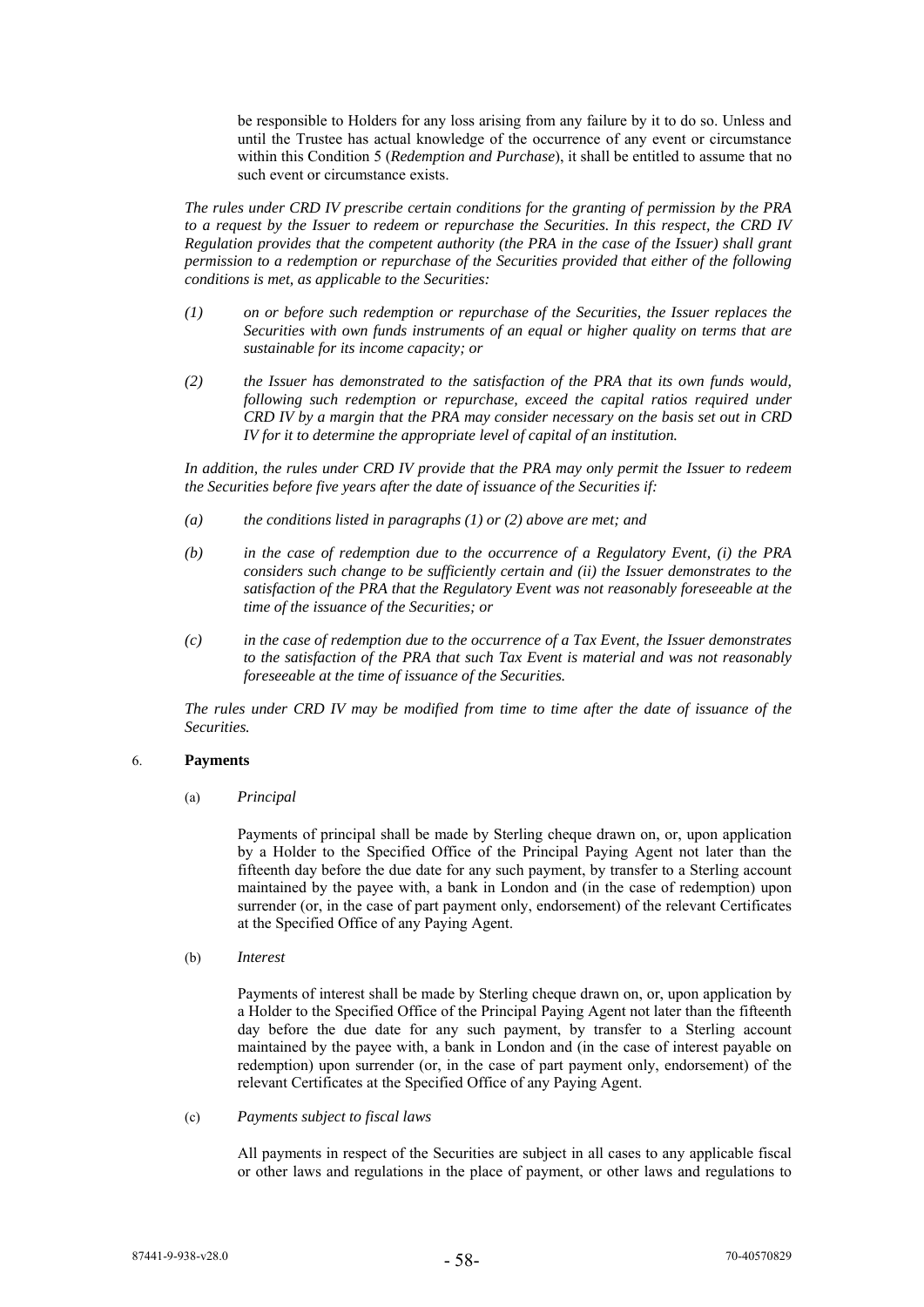be responsible to Holders for any loss arising from any failure by it to do so. Unless and until the Trustee has actual knowledge of the occurrence of any event or circumstance within this Condition 5 (*Redemption and Purchase*), it shall be entitled to assume that no such event or circumstance exists.

*The rules under CRD IV prescribe certain conditions for the granting of permission by the PRA to a request by the Issuer to redeem or repurchase the Securities. In this respect, the CRD IV Regulation provides that the competent authority (the PRA in the case of the Issuer) shall grant permission to a redemption or repurchase of the Securities provided that either of the following conditions is met, as applicable to the Securities:*

*(1) on or before such redemption or repurchase of the Securities, the Issuer replaces the Securities with own funds instruments of an equal or higher quality on terms that are sustainable for its income capacity; or*

*(2) the Issuer has demonstrated to the satisfaction of the PRA that its own funds would, following such redemption or repurchase, exceed the capital ratios required under CRD IV by a margin that the PRA may consider necessary on the basis set out in CRD IV for it to determine the appropriate level of capital of an institution.*

*In addition, the rules under CRD IV provide that the PRA may only permit the Issuer to redeem the Securities before five years after the date of issuance of the Securities if:*

*(a) the conditions listed in paragraphs (1) or (2) above are met; and*

*(b) in the case of redemption due to the occurrence of a Regulatory Event, (i) the PRA considers such change to be sufficiently certain and (ii) the Issuer demonstrates to the satisfaction of the PRA that the Regulatory Event was not reasonably foreseeable at the time of the issuance of the Securities; or*

*(c) in the case of redemption due to the occurrence of a Tax Event, the Issuer demonstrates to the satisfaction of the PRA that such Tax Event is material and was not reasonably foreseeable at the time of issuance of the Securities.*

*The rules under CRD IV may be modified from time to time after the date of issuance of the Securities.*

## 6. **Payments**

(a) *Principal*

Payments of principal shall be made by Sterling cheque drawn on, or, upon application by a Holder to the Specified Office of the Principal Paying Agent not later than the fifteenth day before the due date for any such payment, by transfer to a Sterling account maintained by the payee with, a bank in London and (in the case of redemption) upon surrender (or, in the case of part payment only, endorsement) of the relevant Certificates at the Specified Office of any Paying Agent.

(b) *Interest*

Payments of interest shall be made by Sterling cheque drawn on, or, upon application by a Holder to the Specified Office of the Principal Paying Agent not later than the fifteenth day before the due date for any such payment, by transfer to a Sterling account maintained by the payee with, a bank in London and (in the case of interest payable on redemption) upon surrender (or, in the case of part payment only, endorsement) of the relevant Certificates at the Specified Office of any Paying Agent.

(c) *Payments subject to fiscal laws*

All payments in respect of the Securities are subject in all cases to any applicable fiscal or other laws and regulations in the place of payment, or other laws and regulations to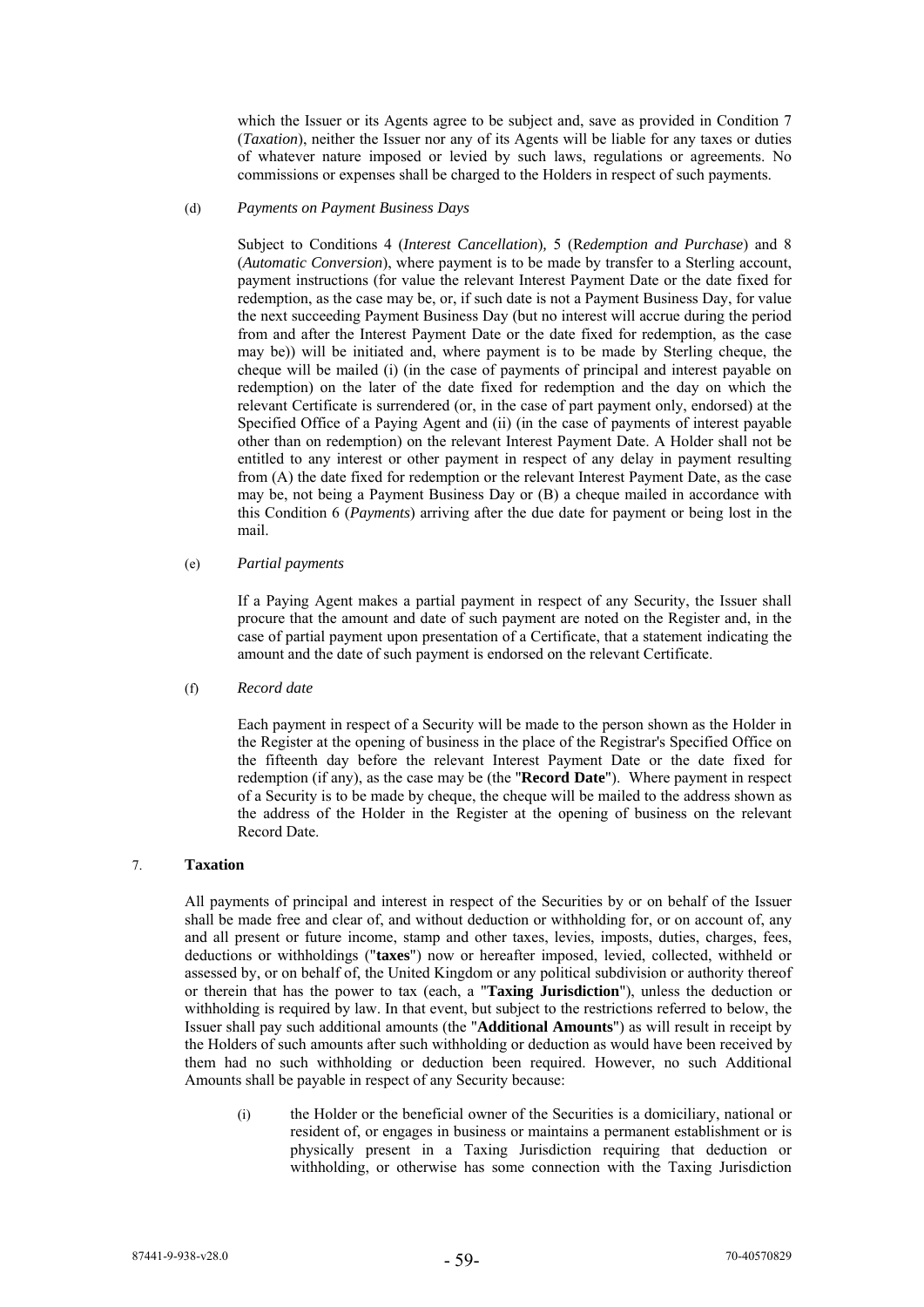which the Issuer or its Agents agree to be subject and, save as provided in Condition 7 (*Taxation*), neither the Issuer nor any of its Agents will be liable for any taxes or duties of whatever nature imposed or levied by such laws, regulations or agreements. No commissions or expenses shall be charged to the Holders in respect of such payments.

(d) *Payments on Payment Business Days*

Subject to Conditions 4 (*Interest Cancellation*), 5 (*Redemption and Purchase*) and 8 (*Automatic Conversion*), where payment is to be made by transfer to a Sterling account, payment instructions (for value the relevant Interest Payment Date or the date fixed for redemption, as the case may be, or, if such date is not a Payment Business Day, for value the next succeeding Payment Business Day (but no interest will accrue during the period from and after the Interest Payment Date or the date fixed for redemption, as the case may be)) will be initiated and, where payment is to be made by Sterling cheque, the cheque will be mailed (i) (in the case of payments of principal and interest payable on redemption) on the later of the date fixed for redemption and the day on which the relevant Certificate is surrendered (or, in the case of part payment only, endorsed) at the Specified Office of a Paying Agent and (ii) (in the case of payments of interest payable other than on redemption) on the relevant Interest Payment Date. A Holder shall not be entitled to any interest or other payment in respect of any delay in payment resulting from (A) the date fixed for redemption or the relevant Interest Payment Date, as the case may be, not being a Payment Business Day or (B) a cheque mailed in accordance with this Condition 6 (*Payments*) arriving after the due date for payment or being lost in the mail.

(e) *Partial payments*

If a Paying Agent makes a partial payment in respect of any Security, the Issuer shall procure that the amount and date of such payment are noted on the Register and, in the case of partial payment upon presentation of a Certificate, that a statement indicating the amount and the date of such payment is endorsed on the relevant Certificate.

(f) *Record date*

Each payment in respect of a Security will be made to the person shown as the Holder in the Register at the opening of business in the place of the Registrar's Specified Office on the fifteenth day before the relevant Interest Payment Date or the date fixed for redemption (if any), as the case may be (the "**Record Date**"). Where payment in respect of a Security is to be made by cheque, the cheque will be mailed to the address shown as the address of the Holder in the Register at the opening of business on the relevant Record Date.

## 7. Taxation

All payments of principal and interest in respect of the Securities by or on behalf of the Issuer shall be made free and clear of, and without deduction or withholding for, or on account of, any and all present or future income, stamp and other taxes, levies, imposts, duties, charges, fees, deductions or withholdings ("**taxes**") now or hereafter imposed, levied, collected, withheld or assessed by, or on behalf of, the United Kingdom or any political subdivision or authority thereof or therein that has the power to tax (each, a "**Taxing Jurisdiction**"), unless the deduction or withholding is required by law. In that event, but subject to the restrictions referred to below, the Issuer shall pay such additional amounts (the "**Additional Amounts**") as will result in receipt by the Holders of such amounts after such withholding or deduction as would have been received by them had no such withholding or deduction been required. However, no such Additional Amounts shall be payable in respect of any Security because:

(i) the Holder or the beneficial owner of the Securities is a domiciliary, national or resident of, or engages in business or maintains a permanent establishment or is physically present in a Taxing Jurisdiction requiring that deduction or withholding, or otherwise has some connection with the Taxing Jurisdiction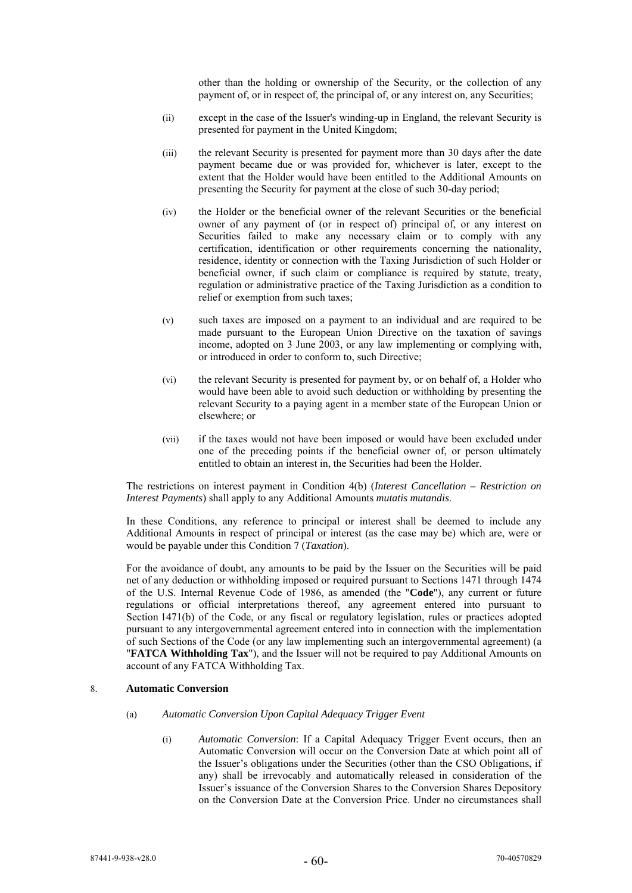other than the holding or ownership of the Security, or the collection of any payment of, or in respect of, the principal of, or any interest on, any Securities;

(ii) except in the case of the Issuer's winding-up in England, the relevant Security is presented for payment in the United Kingdom;

(iii) the relevant Security is presented for payment more than 30 days after the date payment became due or was provided for, whichever is later, except to the extent that the Holder would have been entitled to the Additional Amounts on presenting the Security for payment at the close of such 30-day period;

(iv) the Holder or the beneficial owner of the relevant Securities or the beneficial owner of any payment of (or in respect of) principal of, or any interest on Securities failed to make any necessary claim or to comply with any certification, identification or other requirements concerning the nationality, residence, identity or connection with the Taxing Jurisdiction of such Holder or beneficial owner, if such claim or compliance is required by statute, treaty, regulation or administrative practice of the Taxing Jurisdiction as a condition to relief or exemption from such taxes;

(v) such taxes are imposed on a payment to an individual and are required to be made pursuant to the European Union Directive on the taxation of savings income, adopted on 3 June 2003, or any law implementing or complying with, or introduced in order to conform to, such Directive;

(vi) the relevant Security is presented for payment by, or on behalf of, a Holder who would have been able to avoid such deduction or withholding by presenting the relevant Security to a paying agent in a member state of the European Union or elsewhere; or

(vii) if the taxes would not have been imposed or would have been excluded under one of the preceding points if the beneficial owner of, or person ultimately entitled to obtain an interest in, the Securities had been the Holder.

The restrictions on interest payment in Condition 4(b) (*Interest Cancellation – Restriction on Interest Payments*) shall apply to any Additional Amounts *mutatis mutandis*.

In these Conditions, any reference to principal or interest shall be deemed to include any Additional Amounts in respect of principal or interest (as the case may be) which are, were or would be payable under this Condition 7 (*Taxation*).

For the avoidance of doubt, any amounts to be paid by the Issuer on the Securities will be paid net of any deduction or withholding imposed or required pursuant to Sections 1471 through 1474 of the U.S. Internal Revenue Code of 1986, as amended (the "**Code**"), any current or future regulations or official interpretations thereof, any agreement entered into pursuant to Section 1471(b) of the Code, or any fiscal or regulatory legislation, rules or practices adopted pursuant to any intergovernmental agreement entered into in connection with the implementation of such Sections of the Code (or any law implementing such an intergovernmental agreement) (a "**FATCA Withholding Tax**"), and the Issuer will not be required to pay Additional Amounts on account of any FATCA Withholding Tax.

8. **Automatic Conversion**

(a) *Automatic Conversion Upon Capital Adequacy Trigger Event*

(i) *Automatic Conversion*: If a Capital Adequacy Trigger Event occurs, then an Automatic Conversion will occur on the Conversion Date at which point all of the Issuer's obligations under the Securities (other than the CSO Obligations, if any) shall be irrevocably and automatically released in consideration of the Issuer's issuance of the Conversion Shares to the Conversion Shares Depository on the Conversion Date at the Conversion Price. Under no circumstances shall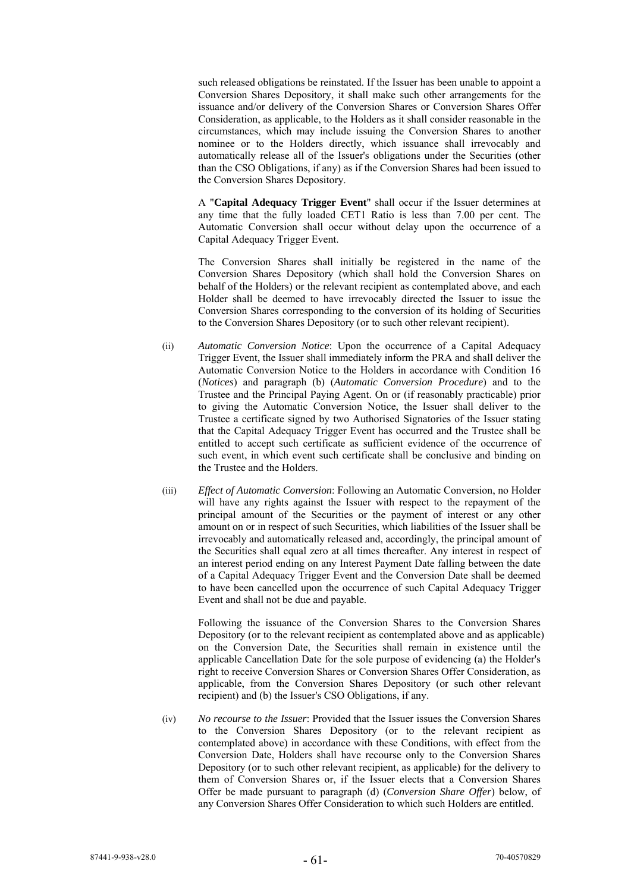such released obligations be reinstated. If the Issuer has been unable to appoint a Conversion Shares Depository, it shall make such other arrangements for the issuance and/or delivery of the Conversion Shares or Conversion Shares Offer Consideration, as applicable, to the Holders as it shall consider reasonable in the circumstances, which may include issuing the Conversion Shares to another nominee or to the Holders directly, which issuance shall irrevocably and automatically release all of the Issuer's obligations under the Securities (other than the CSO Obligations, if any) as if the Conversion Shares had been issued to the Conversion Shares Depository.

A "**Capital Adequacy Trigger Event**" shall occur if the Issuer determines at any time that the fully loaded CET1 Ratio is less than 7.00 per cent. The Automatic Conversion shall occur without delay upon the occurrence of a Capital Adequacy Trigger Event.

The Conversion Shares shall initially be registered in the name of the Conversion Shares Depository (which shall hold the Conversion Shares on behalf of the Holders) or the relevant recipient as contemplated above, and each Holder shall be deemed to have irrevocably directed the Issuer to issue the Conversion Shares corresponding to the conversion of its holding of Securities to the Conversion Shares Depository (or to such other relevant recipient).

(ii) *Automatic Conversion Notice*: Upon the occurrence of a Capital Adequacy Trigger Event, the Issuer shall immediately inform the PRA and shall deliver the Automatic Conversion Notice to the Holders in accordance with Condition 16 (*Notices*) and paragraph (b) (*Automatic Conversion Procedure*) and to the Trustee and the Principal Paying Agent. On or (if reasonably practicable) prior to giving the Automatic Conversion Notice, the Issuer shall deliver to the Trustee a certificate signed by two Authorised Signatories of the Issuer stating that the Capital Adequacy Trigger Event has occurred and the Trustee shall be entitled to accept such certificate as sufficient evidence of the occurrence of such event, in which event such certificate shall be conclusive and binding on the Trustee and the Holders.

(iii) *Effect of Automatic Conversion*: Following an Automatic Conversion, no Holder will have any rights against the Issuer with respect to the repayment of the principal amount of the Securities or the payment of interest or any other amount on or in respect of such Securities, which liabilities of the Issuer shall be irrevocably and automatically released and, accordingly, the principal amount of the Securities shall equal zero at all times thereafter. Any interest in respect of an interest period ending on any Interest Payment Date falling between the date of a Capital Adequacy Trigger Event and the Conversion Date shall be deemed to have been cancelled upon the occurrence of such Capital Adequacy Trigger Event and shall not be due and payable.

Following the issuance of the Conversion Shares to the Conversion Shares Depository (or to the relevant recipient as contemplated above and as applicable) on the Conversion Date, the Securities shall remain in existence until the applicable Cancellation Date for the sole purpose of evidencing (a) the Holder's right to receive Conversion Shares or Conversion Shares Offer Consideration, as applicable, from the Conversion Shares Depository (or such other relevant recipient) and (b) the Issuer's CSO Obligations, if any.

(iv) *No recourse to the Issuer*: Provided that the Issuer issues the Conversion Shares to the Conversion Shares Depository (or to the relevant recipient as contemplated above) in accordance with these Conditions, with effect from the Conversion Date, Holders shall have recourse only to the Conversion Shares Depository (or to such other relevant recipient, as applicable) for the delivery to them of Conversion Shares or, if the Issuer elects that a Conversion Shares Offer be made pursuant to paragraph (d) (*Conversion Share Offer*) below, of any Conversion Shares Offer Consideration to which such Holders are entitled.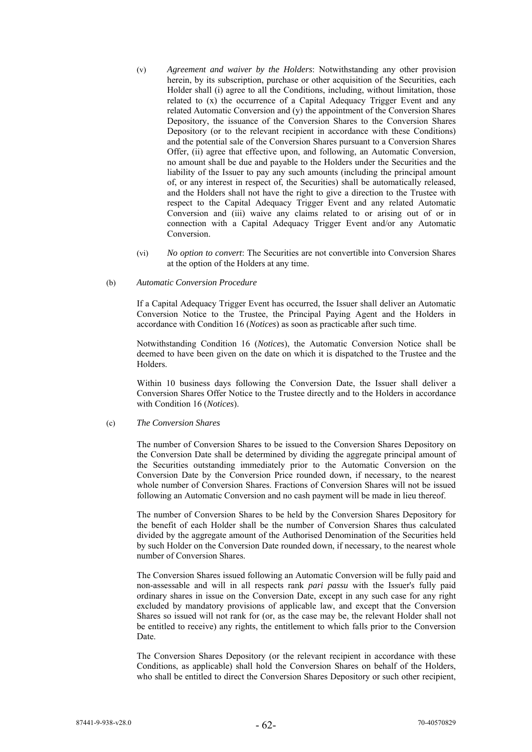(v) *Agreement and waiver by the Holders*: Notwithstanding any other provision herein, by its subscription, purchase or other acquisition of the Securities, each Holder shall (i) agree to all the Conditions, including, without limitation, those related to (x) the occurrence of a Capital Adequacy Trigger Event and any related Automatic Conversion and (y) the appointment of the Conversion Shares Depository, the issuance of the Conversion Shares to the Conversion Shares Depository (or to the relevant recipient in accordance with these Conditions) and the potential sale of the Conversion Shares pursuant to a Conversion Shares Offer, (ii) agree that effective upon, and following, an Automatic Conversion, no amount shall be due and payable to the Holders under the Securities and the liability of the Issuer to pay any such amounts (including the principal amount of, or any interest in respect of, the Securities) shall be automatically released, and the Holders shall not have the right to give a direction to the Trustee with respect to the Capital Adequacy Trigger Event and any related Automatic Conversion and (iii) waive any claims related to or arising out of or in connection with a Capital Adequacy Trigger Event and/or any Automatic Conversion.

(vi) *No option to convert*: The Securities are not convertible into Conversion Shares at the option of the Holders at any time.

(b) *Automatic Conversion Procedure*

If a Capital Adequacy Trigger Event has occurred, the Issuer shall deliver an Automatic Conversion Notice to the Trustee, the Principal Paying Agent and the Holders in accordance with Condition 16 (*Notices*) as soon as practicable after such time.

Notwithstanding Condition 16 (*Notices*), the Automatic Conversion Notice shall be deemed to have been given on the date on which it is dispatched to the Trustee and the Holders.

Within 10 business days following the Conversion Date, the Issuer shall deliver a Conversion Shares Offer Notice to the Trustee directly and to the Holders in accordance with Condition 16 (*Notices*).

(c) *The Conversion Shares*

The number of Conversion Shares to be issued to the Conversion Shares Depository on the Conversion Date shall be determined by dividing the aggregate principal amount of the Securities outstanding immediately prior to the Automatic Conversion on the Conversion Date by the Conversion Price rounded down, if necessary, to the nearest whole number of Conversion Shares. Fractions of Conversion Shares will not be issued following an Automatic Conversion and no cash payment will be made in lieu thereof.

The number of Conversion Shares to be held by the Conversion Shares Depository for the benefit of each Holder shall be the number of Conversion Shares thus calculated divided by the aggregate amount of the Authorised Denomination of the Securities held by such Holder on the Conversion Date rounded down, if necessary, to the nearest whole number of Conversion Shares.

The Conversion Shares issued following an Automatic Conversion will be fully paid and non-assessable and will in all respects rank *pari passu* with the Issuer's fully paid ordinary shares in issue on the Conversion Date, except in any such case for any right excluded by mandatory provisions of applicable law, and except that the Conversion Shares so issued will not rank for (or, as the case may be, the relevant Holder shall not be entitled to receive) any rights, the entitlement to which falls prior to the Conversion Date.

The Conversion Shares Depository (or the relevant recipient in accordance with these Conditions, as applicable) shall hold the Conversion Shares on behalf of the Holders, who shall be entitled to direct the Conversion Shares Depository or such other recipient,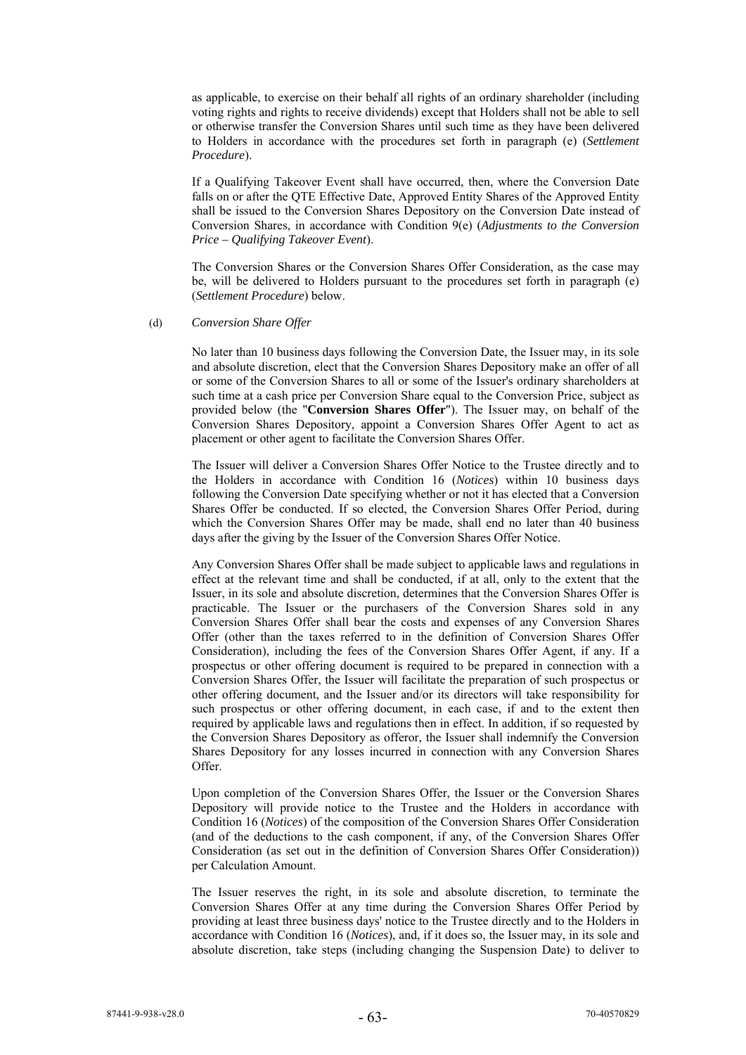as applicable, to exercise on their behalf all rights of an ordinary shareholder (including voting rights and rights to receive dividends) except that Holders shall not be able to sell or otherwise transfer the Conversion Shares until such time as they have been delivered to Holders in accordance with the procedures set forth in paragraph (e) (*Settlement Procedure*).

If a Qualifying Takeover Event shall have occurred, then, where the Conversion Date falls on or after the QTE Effective Date, Approved Entity Shares of the Approved Entity shall be issued to the Conversion Shares Depository on the Conversion Date instead of Conversion Shares, in accordance with Condition 9(e) (*Adjustments to the Conversion Price – Qualifying Takeover Event*).

The Conversion Shares or the Conversion Shares Offer Consideration, as the case may be, will be delivered to Holders pursuant to the procedures set forth in paragraph (e) (*Settlement Procedure*) below.

(d) *Conversion Share Offer*

No later than 10 business days following the Conversion Date, the Issuer may, in its sole and absolute discretion, elect that the Conversion Shares Depository make an offer of all or some of the Conversion Shares to all or some of the Issuer's ordinary shareholders at such time at a cash price per Conversion Share equal to the Conversion Price, subject as provided below (the "**Conversion Shares Offer**"). The Issuer may, on behalf of the Conversion Shares Depository, appoint a Conversion Shares Offer Agent to act as placement or other agent to facilitate the Conversion Shares Offer.

The Issuer will deliver a Conversion Shares Offer Notice to the Trustee directly and to the Holders in accordance with Condition 16 (*Notices*) within 10 business days following the Conversion Date specifying whether or not it has elected that a Conversion Shares Offer be conducted. If so elected, the Conversion Shares Offer Period, during which the Conversion Shares Offer may be made, shall end no later than 40 business days after the giving by the Issuer of the Conversion Shares Offer Notice.

Any Conversion Shares Offer shall be made subject to applicable laws and regulations in effect at the relevant time and shall be conducted, if at all, only to the extent that the Issuer, in its sole and absolute discretion, determines that the Conversion Shares Offer is practicable. The Issuer or the purchasers of the Conversion Shares sold in any Conversion Shares Offer shall bear the costs and expenses of any Conversion Shares Offer (other than the taxes referred to in the definition of Conversion Shares Offer Consideration), including the fees of the Conversion Shares Offer Agent, if any. If a prospectus or other offering document is required to be prepared in connection with a Conversion Shares Offer, the Issuer will facilitate the preparation of such prospectus or other offering document, and the Issuer and/or its directors will take responsibility for such prospectus or other offering document, in each case, if and to the extent then required by applicable laws and regulations then in effect. In addition, if so requested by the Conversion Shares Depository as offeror, the Issuer shall indemnify the Conversion Shares Depository for any losses incurred in connection with any Conversion Shares Offer.

Upon completion of the Conversion Shares Offer, the Issuer or the Conversion Shares Depository will provide notice to the Trustee and the Holders in accordance with Condition 16 (*Notices*) of the composition of the Conversion Shares Offer Consideration (and of the deductions to the cash component, if any, of the Conversion Shares Offer Consideration (as set out in the definition of Conversion Shares Offer Consideration)) per Calculation Amount.

The Issuer reserves the right, in its sole and absolute discretion, to terminate the Conversion Shares Offer at any time during the Conversion Shares Offer Period by providing at least three business days' notice to the Trustee directly and to the Holders in accordance with Condition 16 (*Notices*), and, if it does so, the Issuer may, in its sole and absolute discretion, take steps (including changing the Suspension Date) to deliver to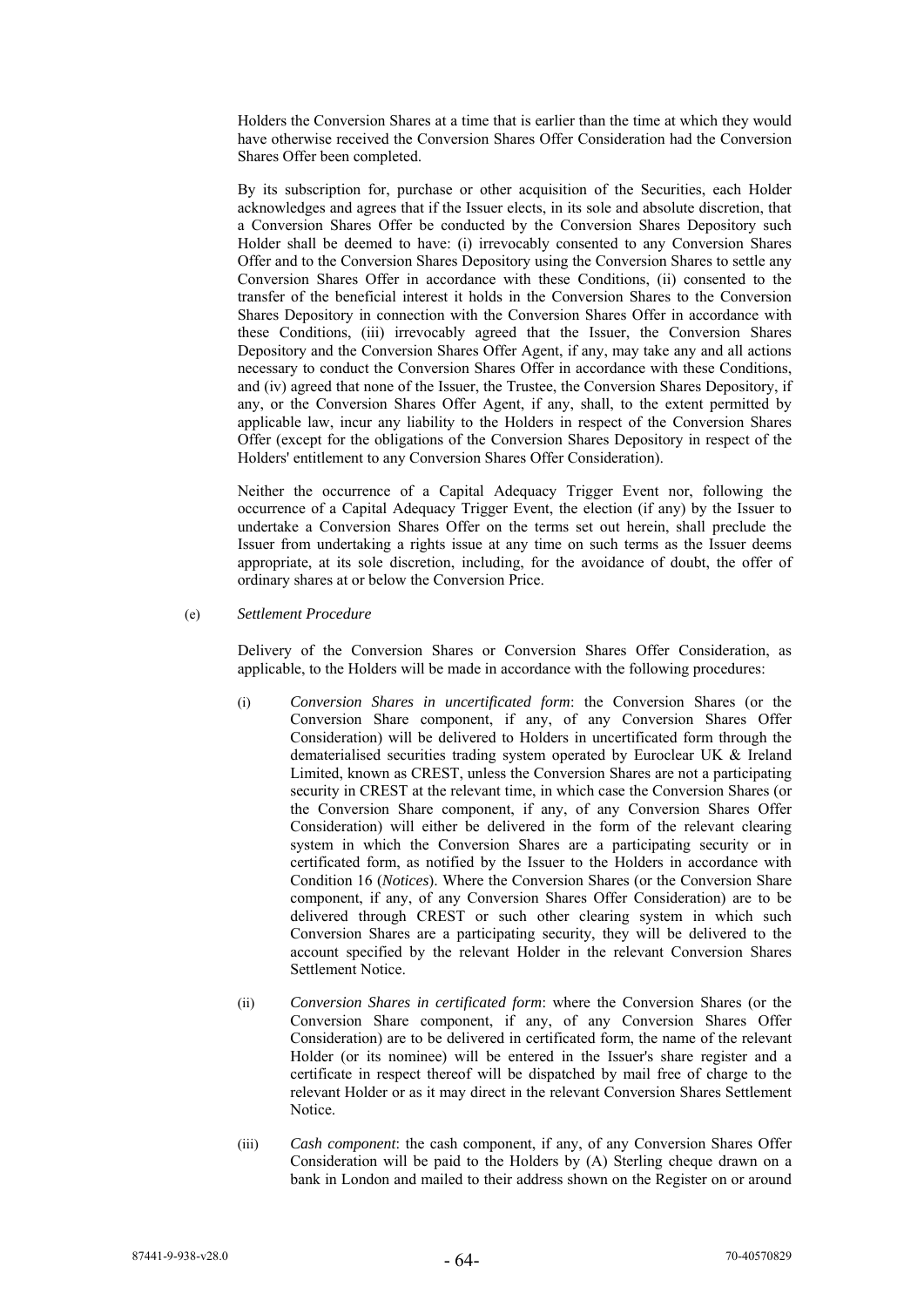Holders the Conversion Shares at a time that is earlier than the time at which they would have otherwise received the Conversion Shares Offer Consideration had the Conversion Shares Offer been completed.

By its subscription for, purchase or other acquisition of the Securities, each Holder acknowledges and agrees that if the Issuer elects, in its sole and absolute discretion, that a Conversion Shares Offer be conducted by the Conversion Shares Depository such Holder shall be deemed to have: (i) irrevocably consented to any Conversion Shares Offer and to the Conversion Shares Depository using the Conversion Shares to settle any Conversion Shares Offer in accordance with these Conditions, (ii) consented to the transfer of the beneficial interest it holds in the Conversion Shares to the Conversion Shares Depository in connection with the Conversion Shares Offer in accordance with these Conditions, (iii) irrevocably agreed that the Issuer, the Conversion Shares Depository and the Conversion Shares Offer Agent, if any, may take any and all actions necessary to conduct the Conversion Shares Offer in accordance with these Conditions, and (iv) agreed that none of the Issuer, the Trustee, the Conversion Shares Depository, if any, or the Conversion Shares Offer Agent, if any, shall, to the extent permitted by applicable law, incur any liability to the Holders in respect of the Conversion Shares Offer (except for the obligations of the Conversion Shares Depository in respect of the Holders' entitlement to any Conversion Shares Offer Consideration).

Neither the occurrence of a Capital Adequacy Trigger Event nor, following the occurrence of a Capital Adequacy Trigger Event, the election (if any) by the Issuer to undertake a Conversion Shares Offer on the terms set out herein, shall preclude the Issuer from undertaking a rights issue at any time on such terms as the Issuer deems appropriate, at its sole discretion, including, for the avoidance of doubt, the offer of ordinary shares at or below the Conversion Price.

(e) *Settlement Procedure*

Delivery of the Conversion Shares or Conversion Shares Offer Consideration, as applicable, to the Holders will be made in accordance with the following procedures:

(i) *Conversion Shares in uncertificated form*: the Conversion Shares (or the Conversion Share component, if any, of any Conversion Shares Offer Consideration) will be delivered to Holders in uncertificated form through the dematerialised securities trading system operated by Euroclear UK & Ireland Limited, known as CREST, unless the Conversion Shares are not a participating security in CREST at the relevant time, in which case the Conversion Shares (or the Conversion Share component, if any, of any Conversion Shares Offer Consideration) will either be delivered in the form of the relevant clearing system in which the Conversion Shares are a participating security or in certificated form, as notified by the Issuer to the Holders in accordance with Condition 16 (*Notices*). Where the Conversion Shares (or the Conversion Share component, if any, of any Conversion Shares Offer Consideration) are to be delivered through CREST or such other clearing system in which such Conversion Shares are a participating security, they will be delivered to the account specified by the relevant Holder in the relevant Conversion Shares Settlement Notice.

(ii) *Conversion Shares in certificated form*: where the Conversion Shares (or the Conversion Share component, if any, of any Conversion Shares Offer Consideration) are to be delivered in certificated form, the name of the relevant Holder (or its nominee) will be entered in the Issuer's share register and a certificate in respect thereof will be dispatched by mail free of charge to the relevant Holder or as it may direct in the relevant Conversion Shares Settlement Notice.

(iii) *Cash component*: the cash component, if any, of any Conversion Shares Offer Consideration will be paid to the Holders by (A) Sterling cheque drawn on a bank in London and mailed to their address shown on the Register on or around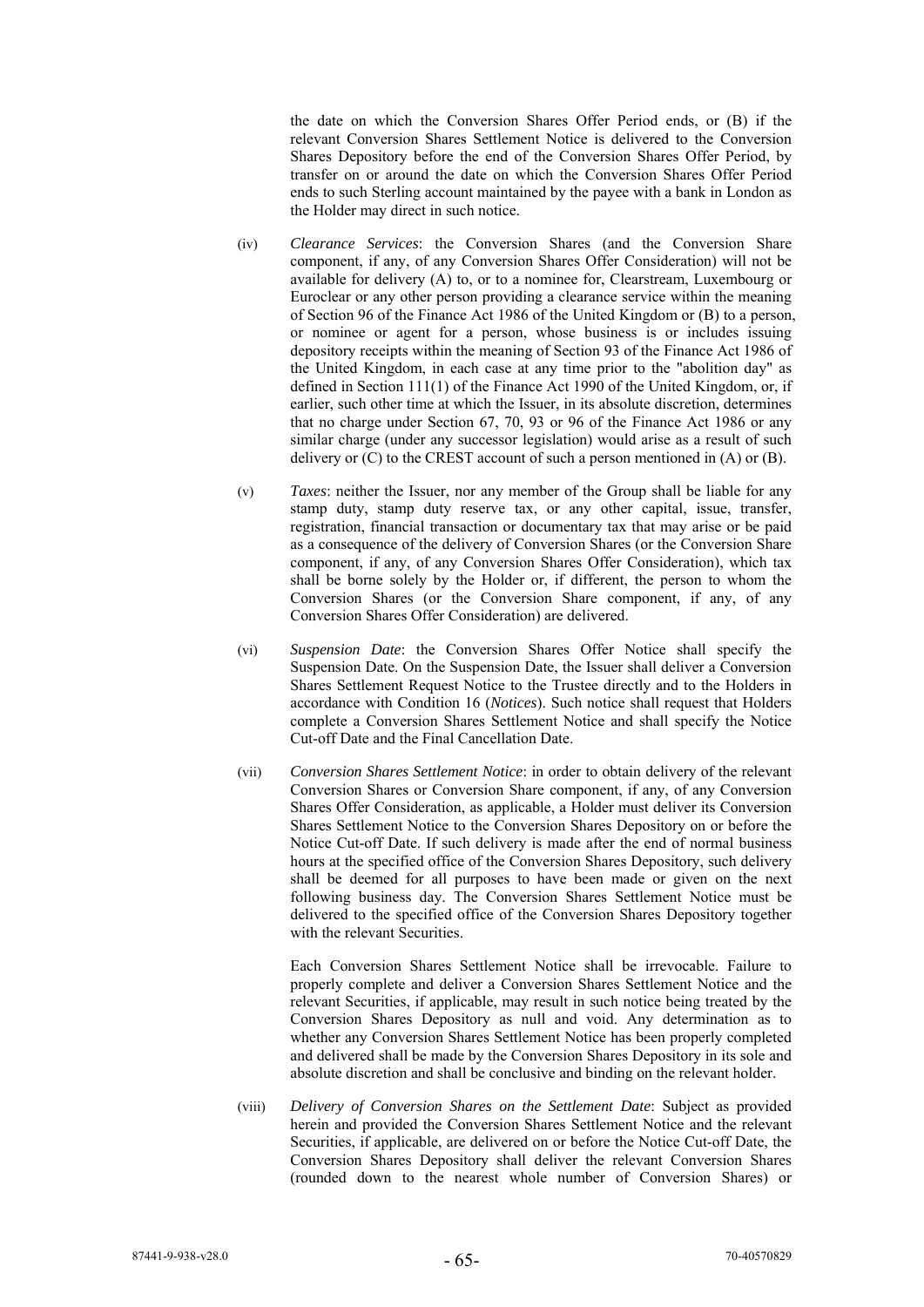the date on which the Conversion Shares Offer Period ends, or (B) if the relevant Conversion Shares Settlement Notice is delivered to the Conversion Shares Depository before the end of the Conversion Shares Offer Period, by transfer on or around the date on which the Conversion Shares Offer Period ends to such Sterling account maintained by the payee with a bank in London as the Holder may direct in such notice.

(iv) *Clearance Services*: the Conversion Shares (and the Conversion Share component, if any, of any Conversion Shares Offer Consideration) will not be available for delivery (A) to, or to a nominee for, Clearstream, Luxembourg or Euroclear or any other person providing a clearance service within the meaning of Section 96 of the Finance Act 1986 of the United Kingdom or (B) to a person, or nominee or agent for a person, whose business is or includes issuing depository receipts within the meaning of Section 93 of the Finance Act 1986 of the United Kingdom, in each case at any time prior to the "abolition day" as defined in Section 111(1) of the Finance Act 1990 of the United Kingdom, or, if earlier, such other time at which the Issuer, in its absolute discretion, determines that no charge under Section 67, 70, 93 or 96 of the Finance Act 1986 or any similar charge (under any successor legislation) would arise as a result of such delivery or (C) to the CREST account of such a person mentioned in (A) or (B).

(v) *Taxes*: neither the Issuer, nor any member of the Group shall be liable for any stamp duty, stamp duty reserve tax, or any other capital, issue, transfer, registration, financial transaction or documentary tax that may arise or be paid as a consequence of the delivery of Conversion Shares (or the Conversion Share component, if any, of any Conversion Shares Offer Consideration), which tax shall be borne solely by the Holder or, if different, the person to whom the Conversion Shares (or the Conversion Share component, if any, of any Conversion Shares Offer Consideration) are delivered.

(vi) *Suspension Date*: the Conversion Shares Offer Notice shall specify the Suspension Date. On the Suspension Date, the Issuer shall deliver a Conversion Shares Settlement Request Notice to the Trustee directly and to the Holders in accordance with Condition 16 (*Notices*). Such notice shall request that Holders complete a Conversion Shares Settlement Notice and shall specify the Notice Cut-off Date and the Final Cancellation Date.

(vii) *Conversion Shares Settlement Notice*: in order to obtain delivery of the relevant Conversion Shares or Conversion Share component, if any, of any Conversion Shares Offer Consideration, as applicable, a Holder must deliver its Conversion Shares Settlement Notice to the Conversion Shares Depository on or before the Notice Cut-off Date. If such delivery is made after the end of normal business hours at the specified office of the Conversion Shares Depository, such delivery shall be deemed for all purposes to have been made or given on the next following business day. The Conversion Shares Settlement Notice must be delivered to the specified office of the Conversion Shares Depository together with the relevant Securities.

Each Conversion Shares Settlement Notice shall be irrevocable. Failure to properly complete and deliver a Conversion Shares Settlement Notice and the relevant Securities, if applicable, may result in such notice being treated by the Conversion Shares Depository as null and void. Any determination as to whether any Conversion Shares Settlement Notice has been properly completed and delivered shall be made by the Conversion Shares Depository in its sole and absolute discretion and shall be conclusive and binding on the relevant holder.

(viii) *Delivery of Conversion Shares on the Settlement Date*: Subject as provided herein and provided the Conversion Shares Settlement Notice and the relevant Securities, if applicable, are delivered on or before the Notice Cut-off Date, the Conversion Shares Depository shall deliver the relevant Conversion Shares (rounded down to the nearest whole number of Conversion Shares) or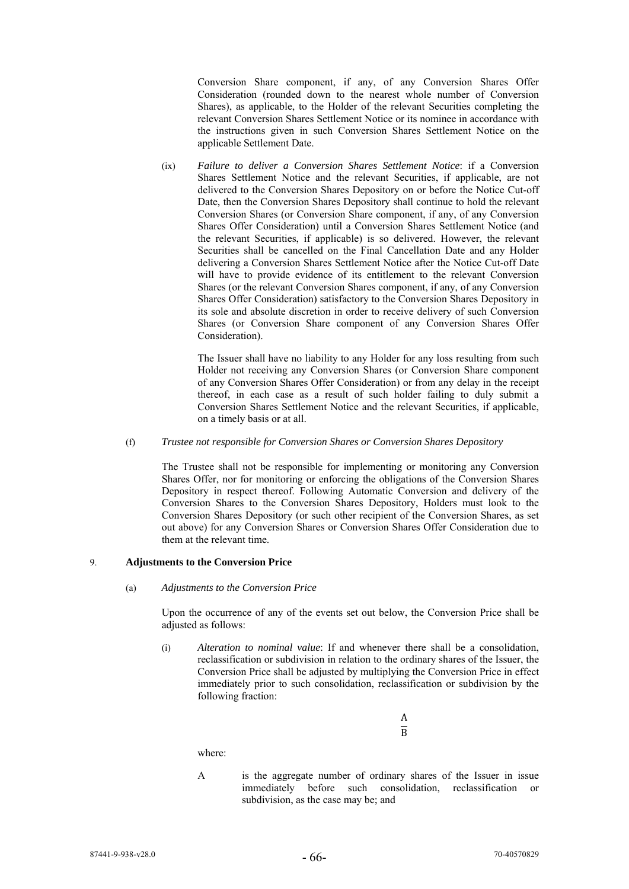Conversion Share component, if any, of any Conversion Shares Offer Consideration (rounded down to the nearest whole number of Conversion Shares), as applicable, to the Holder of the relevant Securities completing the relevant Conversion Shares Settlement Notice or its nominee in accordance with the instructions given in such Conversion Shares Settlement Notice on the applicable Settlement Date.

(ix) *Failure to deliver a Conversion Shares Settlement Notice*: if a Conversion Shares Settlement Notice and the relevant Securities, if applicable, are not delivered to the Conversion Shares Depository on or before the Notice Cut-off Date, then the Conversion Shares Depository shall continue to hold the relevant Conversion Shares (or Conversion Share component, if any, of any Conversion Shares Offer Consideration) until a Conversion Shares Settlement Notice (and the relevant Securities, if applicable) is so delivered. However, the relevant Securities shall be cancelled on the Final Cancellation Date and any Holder delivering a Conversion Shares Settlement Notice after the Notice Cut-off Date will have to provide evidence of its entitlement to the relevant Conversion Shares (or the relevant Conversion Shares component, if any, of any Conversion Shares Offer Consideration) satisfactory to the Conversion Shares Depository in its sole and absolute discretion in order to receive delivery of such Conversion Shares (or Conversion Share component of any Conversion Shares Offer Consideration).

The Issuer shall have no liability to any Holder for any loss resulting from such Holder not receiving any Conversion Shares (or Conversion Share component of any Conversion Shares Offer Consideration) or from any delay in the receipt thereof, in each case as a result of such holder failing to duly submit a Conversion Shares Settlement Notice and the relevant Securities, if applicable, on a timely basis or at all.

(f) *Trustee not responsible for Conversion Shares or Conversion Shares Depository*

The Trustee shall not be responsible for implementing or monitoring any Conversion Shares Offer, nor for monitoring or enforcing the obligations of the Conversion Shares Depository in respect thereof. Following Automatic Conversion and delivery of the Conversion Shares to the Conversion Shares Depository, Holders must look to the Conversion Shares Depository (or such other recipient of the Conversion Shares, as set out above) for any Conversion Shares or Conversion Shares Offer Consideration due to them at the relevant time.

## 9. Adjustments to the Conversion Price

(a) *Adjustments to the Conversion Price*

Upon the occurrence of any of the events set out below, the Conversion Price shall be adjusted as follows:

(i) *Alteration to nominal value*: If and whenever there shall be a consolidation, reclassification or subdivision in relation to the ordinary shares of the Issuer, the Conversion Price shall be adjusted by multiplying the Conversion Price in effect immediately prior to such consolidation, reclassification or subdivision by the following fraction:

$$\frac{A}{B}$$

where:

A is the aggregate number of ordinary shares of the Issuer in issue immediately before such consolidation, reclassification or subdivision, as the case may be; and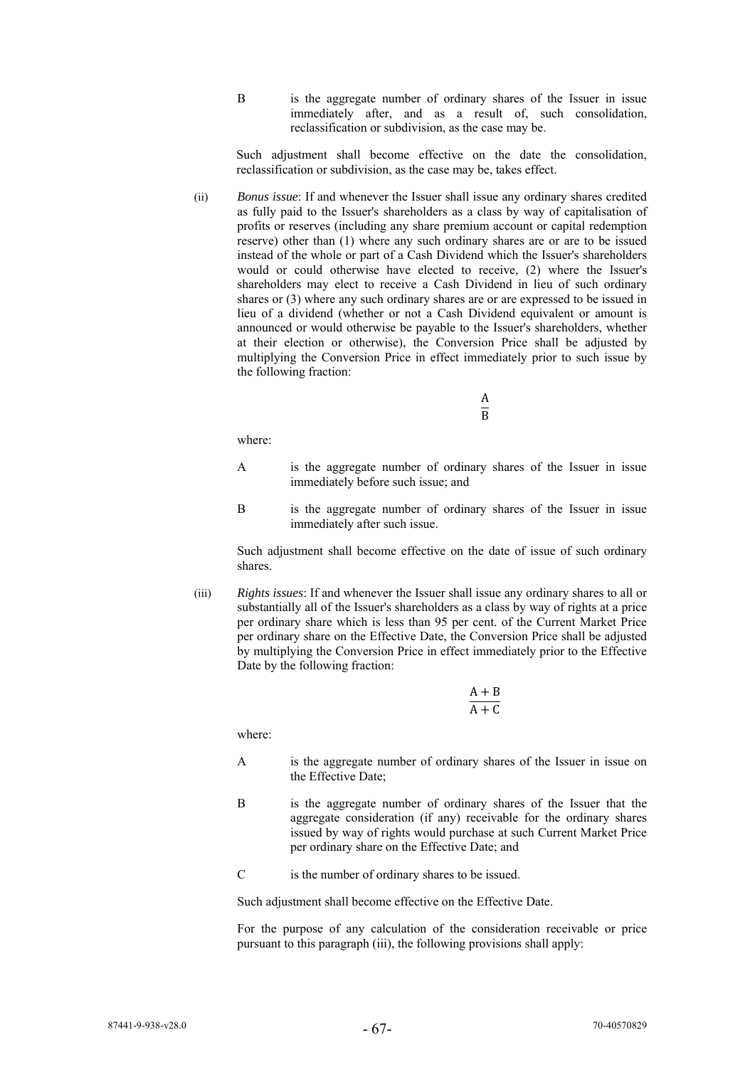B is the aggregate number of ordinary shares of the Issuer in issue immediately after, and as a result of, such consolidation, reclassification or subdivision, as the case may be.

Such adjustment shall become effective on the date the consolidation, reclassification or subdivision, as the case may be, takes effect.

(ii) *Bonus issue*: If and whenever the Issuer shall issue any ordinary shares credited as fully paid to the Issuer's shareholders as a class by way of capitalisation of profits or reserves (including any share premium account or capital redemption reserve) other than (1) where any such ordinary shares are or are to be issued instead of the whole or part of a Cash Dividend which the Issuer's shareholders would or could otherwise have elected to receive, (2) where the Issuer's shareholders may elect to receive a Cash Dividend in lieu of such ordinary shares or (3) where any such ordinary shares are or are expressed to be issued in lieu of a dividend (whether or not a Cash Dividend equivalent or amount is announced or would otherwise be payable to the Issuer's shareholders, whether at their election or otherwise), the Conversion Price shall be adjusted by multiplying the Conversion Price in effect immediately prior to such issue by the following fraction:

$$\frac{A}{B}$$

where:

A is the aggregate number of ordinary shares of the Issuer in issue immediately before such issue; and

B is the aggregate number of ordinary shares of the Issuer in issue immediately after such issue.

Such adjustment shall become effective on the date of issue of such ordinary shares.

(iii) *Rights issues*: If and whenever the Issuer shall issue any ordinary shares to all or substantially all of the Issuer's shareholders as a class by way of rights at a price per ordinary share which is less than 95 per cent. of the Current Market Price per ordinary share on the Effective Date, the Conversion Price shall be adjusted by multiplying the Conversion Price in effect immediately prior to the Effective Date by the following fraction:

$$\frac{A + B}{A + C}$$

where:

A is the aggregate number of ordinary shares of the Issuer in issue on the Effective Date;

B is the aggregate number of ordinary shares of the Issuer that the aggregate consideration (if any) receivable for the ordinary shares issued by way of rights would purchase at such Current Market Price per ordinary share on the Effective Date; and

C is the number of ordinary shares to be issued.

Such adjustment shall become effective on the Effective Date.

For the purpose of any calculation of the consideration receivable or price pursuant to this paragraph (iii), the following provisions shall apply: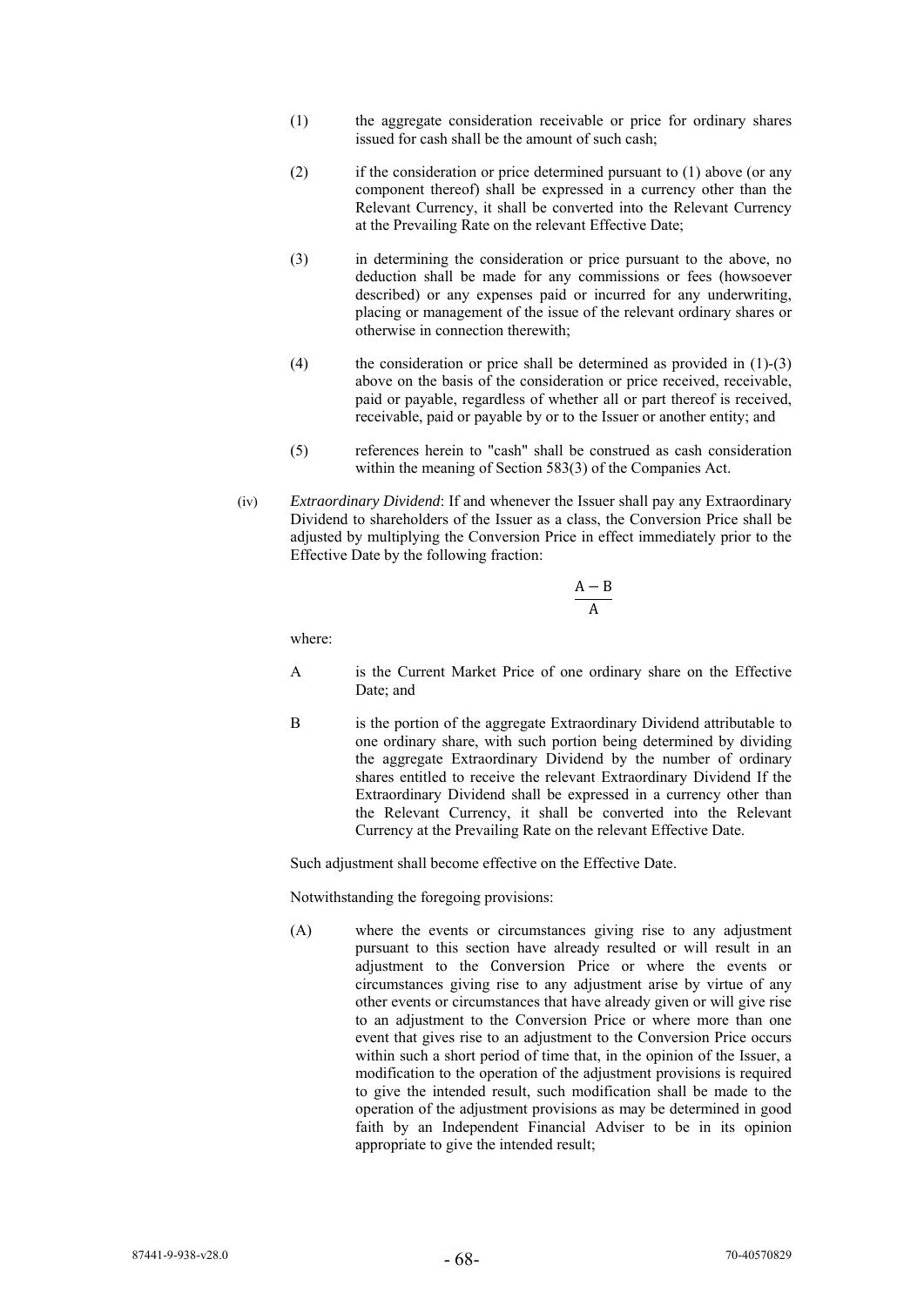(1) the aggregate consideration receivable or price for ordinary shares issued for cash shall be the amount of such cash;

(2) if the consideration or price determined pursuant to (1) above (or any component thereof) shall be expressed in a currency other than the Relevant Currency, it shall be converted into the Relevant Currency at the Prevailing Rate on the relevant Effective Date;

(3) in determining the consideration or price pursuant to the above, no deduction shall be made for any commissions or fees (howsoever described) or any expenses paid or incurred for any underwriting, placing or management of the issue of the relevant ordinary shares or otherwise in connection therewith;

(4) the consideration or price shall be determined as provided in (1)-(3) above on the basis of the consideration or price received, receivable, paid or payable, regardless of whether all or part thereof is received, receivable, paid or payable by or to the Issuer or another entity; and

(5) references herein to "cash" shall be construed as cash consideration within the meaning of Section 583(3) of the Companies Act.

(iv) *Extraordinary Dividend*: If and whenever the Issuer shall pay any Extraordinary Dividend to shareholders of the Issuer as a class, the Conversion Price shall be adjusted by multiplying the Conversion Price in effect immediately prior to the Effective Date by the following fraction:

$$\frac{A - B}{A}$$

where:

A is the Current Market Price of one ordinary share on the Effective Date; and

B is the portion of the aggregate Extraordinary Dividend attributable to one ordinary share, with such portion being determined by dividing the aggregate Extraordinary Dividend by the number of ordinary shares entitled to receive the relevant Extraordinary Dividend If the Extraordinary Dividend shall be expressed in a currency other than the Relevant Currency, it shall be converted into the Relevant Currency at the Prevailing Rate on the relevant Effective Date.

Such adjustment shall become effective on the Effective Date.

Notwithstanding the foregoing provisions:

(A) where the events or circumstances giving rise to any adjustment pursuant to this section have already resulted or will result in an adjustment to the Conversion Price or where the events or circumstances giving rise to any adjustment arise by virtue of any other events or circumstances that have already given or will give rise to an adjustment to the Conversion Price or where more than one event that gives rise to an adjustment to the Conversion Price occurs within such a short period of time that, in the opinion of the Issuer, a modification to the operation of the adjustment provisions is required to give the intended result, such modification shall be made to the operation of the adjustment provisions as may be determined in good faith by an Independent Financial Adviser to be in its opinion appropriate to give the intended result;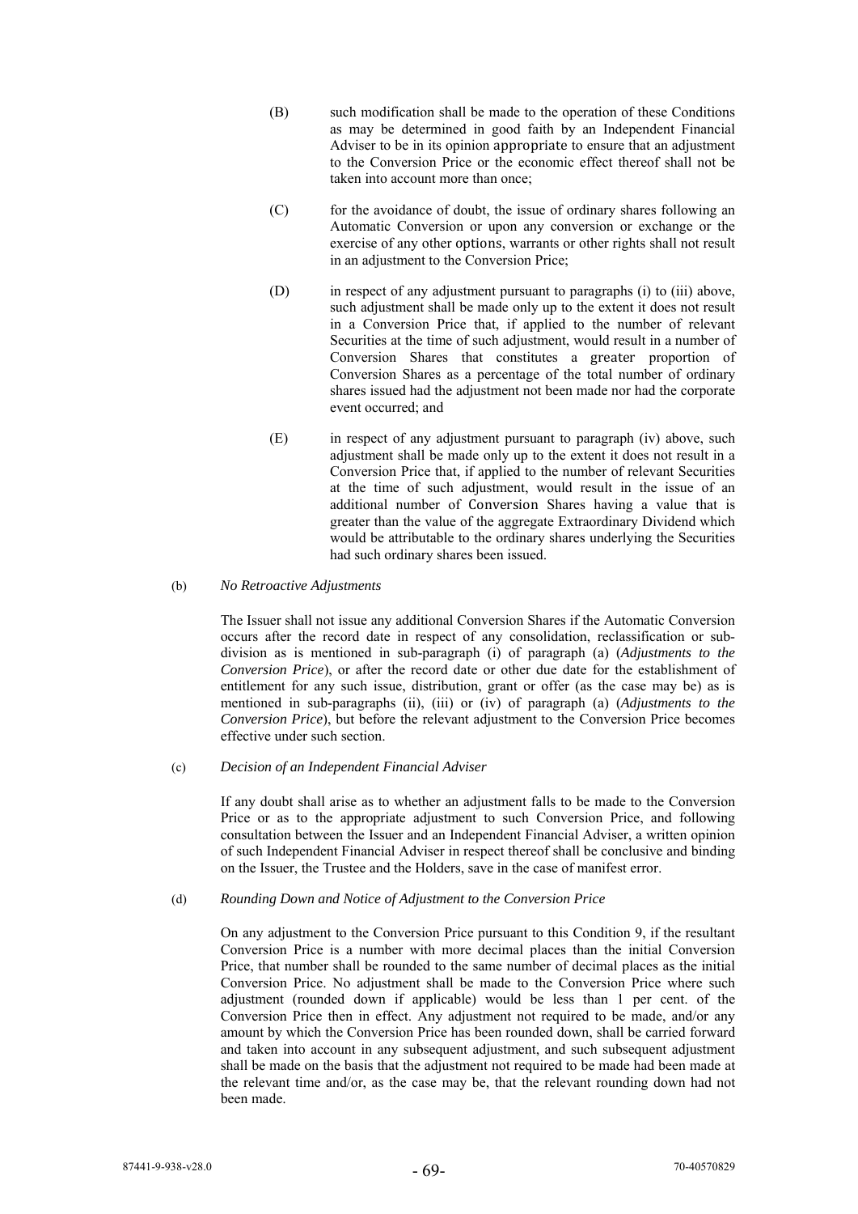(B) such modification shall be made to the operation of these Conditions as may be determined in good faith by an Independent Financial Adviser to be in its opinion appropriate to ensure that an adjustment to the Conversion Price or the economic effect thereof shall not be taken into account more than once;

(C) for the avoidance of doubt, the issue of ordinary shares following an Automatic Conversion or upon any conversion or exchange or the exercise of any other options, warrants or other rights shall not result in an adjustment to the Conversion Price;

(D) in respect of any adjustment pursuant to paragraphs (i) to (iii) above, such adjustment shall be made only up to the extent it does not result in a Conversion Price that, if applied to the number of relevant Securities at the time of such adjustment, would result in a number of Conversion Shares that constitutes a greater proportion of Conversion Shares as a percentage of the total number of ordinary shares issued had the adjustment not been made nor had the corporate event occurred; and

(E) in respect of any adjustment pursuant to paragraph (iv) above, such adjustment shall be made only up to the extent it does not result in a Conversion Price that, if applied to the number of relevant Securities at the time of such adjustment, would result in the issue of an additional number of Conversion Shares having a value that is greater than the value of the aggregate Extraordinary Dividend which would be attributable to the ordinary shares underlying the Securities had such ordinary shares been issued.

(b) *No Retroactive Adjustments*

The Issuer shall not issue any additional Conversion Shares if the Automatic Conversion occurs after the record date in respect of any consolidation, reclassification or sub-division as is mentioned in sub-paragraph (i) of paragraph (a) (*Adjustments to the Conversion Price*), or after the record date or other due date for the establishment of entitlement for any such issue, distribution, grant or offer (as the case may be) as is mentioned in sub-paragraphs (ii), (iii) or (iv) of paragraph (a) (*Adjustments to the Conversion Price*), but before the relevant adjustment to the Conversion Price becomes effective under such section.

(c) *Decision of an Independent Financial Adviser*

If any doubt shall arise as to whether an adjustment falls to be made to the Conversion Price or as to the appropriate adjustment to such Conversion Price, and following consultation between the Issuer and an Independent Financial Adviser, a written opinion of such Independent Financial Adviser in respect thereof shall be conclusive and binding on the Issuer, the Trustee and the Holders, save in the case of manifest error.

(d) *Rounding Down and Notice of Adjustment to the Conversion Price*

On any adjustment to the Conversion Price pursuant to this Condition 9, if the resultant Conversion Price is a number with more decimal places than the initial Conversion Price, that number shall be rounded to the same number of decimal places as the initial Conversion Price. No adjustment shall be made to the Conversion Price where such adjustment (rounded down if applicable) would be less than 1 per cent. of the Conversion Price then in effect. Any adjustment not required to be made, and/or any amount by which the Conversion Price has been rounded down, shall be carried forward and taken into account in any subsequent adjustment, and such subsequent adjustment shall be made on the basis that the adjustment not required to be made had been made at the relevant time and/or, as the case may be, that the relevant rounding down had not been made.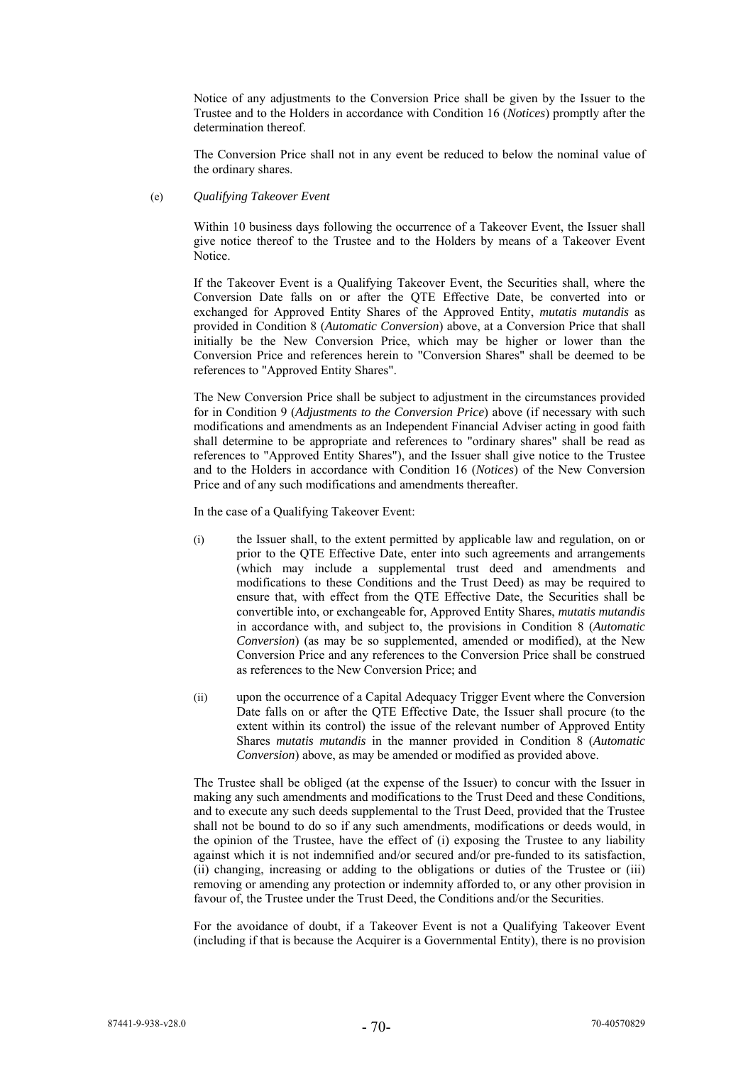Notice of any adjustments to the Conversion Price shall be given by the Issuer to the Trustee and to the Holders in accordance with Condition 16 (*Notices*) promptly after the determination thereof.

The Conversion Price shall not in any event be reduced to below the nominal value of the ordinary shares.

(e) *Qualifying Takeover Event*

Within 10 business days following the occurrence of a Takeover Event, the Issuer shall give notice thereof to the Trustee and to the Holders by means of a Takeover Event Notice.

If the Takeover Event is a Qualifying Takeover Event, the Securities shall, where the Conversion Date falls on or after the QTE Effective Date, be converted into or exchanged for Approved Entity Shares of the Approved Entity, *mutatis mutandis* as provided in Condition 8 (*Automatic Conversion*) above, at a Conversion Price that shall initially be the New Conversion Price, which may be higher or lower than the Conversion Price and references herein to "Conversion Shares" shall be deemed to be references to "Approved Entity Shares".

The New Conversion Price shall be subject to adjustment in the circumstances provided for in Condition 9 (*Adjustments to the Conversion Price*) above (if necessary with such modifications and amendments as an Independent Financial Adviser acting in good faith shall determine to be appropriate and references to "ordinary shares" shall be read as references to "Approved Entity Shares"), and the Issuer shall give notice to the Trustee and to the Holders in accordance with Condition 16 (*Notices*) of the New Conversion Price and of any such modifications and amendments thereafter.

In the case of a Qualifying Takeover Event:

(i) the Issuer shall, to the extent permitted by applicable law and regulation, on or prior to the QTE Effective Date, enter into such agreements and arrangements (which may include a supplemental trust deed and amendments and modifications to these Conditions and the Trust Deed) as may be required to ensure that, with effect from the QTE Effective Date, the Securities shall be convertible into, or exchangeable for, Approved Entity Shares, *mutatis mutandis* in accordance with, and subject to, the provisions in Condition 8 (*Automatic Conversion*) (as may be so supplemented, amended or modified), at the New Conversion Price and any references to the Conversion Price shall be construed as references to the New Conversion Price; and

(ii) upon the occurrence of a Capital Adequacy Trigger Event where the Conversion Date falls on or after the QTE Effective Date, the Issuer shall procure (to the extent within its control) the issue of the relevant number of Approved Entity Shares *mutatis mutandis* in the manner provided in Condition 8 (*Automatic Conversion*) above, as may be amended or modified as provided above.

The Trustee shall be obliged (at the expense of the Issuer) to concur with the Issuer in making any such amendments and modifications to the Trust Deed and these Conditions, and to execute any such deeds supplemental to the Trust Deed, provided that the Trustee shall not be bound to do so if any such amendments, modifications or deeds would, in the opinion of the Trustee, have the effect of (i) exposing the Trustee to any liability against which it is not indemnified and/or secured and/or pre-funded to its satisfaction, (ii) changing, increasing or adding to the obligations or duties of the Trustee or (iii) removing or amending any protection or indemnity afforded to, or any other provision in favour of, the Trustee under the Trust Deed, the Conditions and/or the Securities.

For the avoidance of doubt, if a Takeover Event is not a Qualifying Takeover Event (including if that is because the Acquirer is a Governmental Entity), there is no provision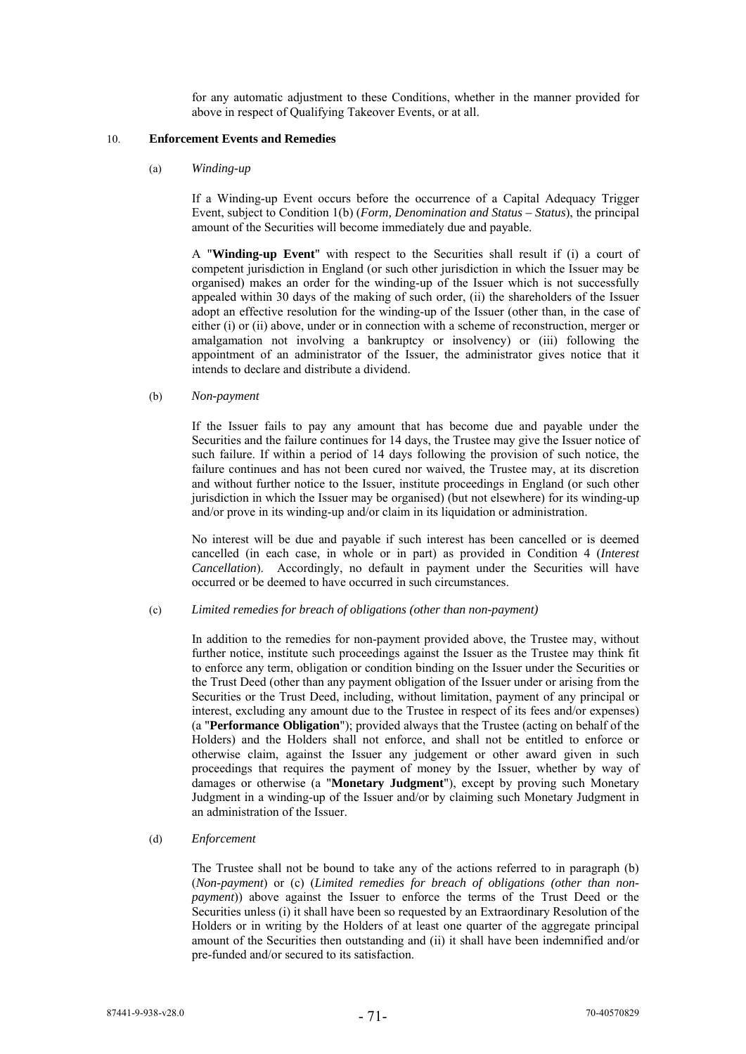for any automatic adjustment to these Conditions, whether in the manner provided for above in respect of Qualifying Takeover Events, or at all.

## 10. Enforcement Events and Remedies

(a) *Winding-up*

If a Winding-up Event occurs before the occurrence of a Capital Adequacy Trigger Event, subject to Condition 1(b) (*Form, Denomination and Status – Status*), the principal amount of the Securities will become immediately due and payable.

A "**Winding-up Event**" with respect to the Securities shall result if (i) a court of competent jurisdiction in England (or such other jurisdiction in which the Issuer may be organised) makes an order for the winding-up of the Issuer which is not successfully appealed within 30 days of the making of such order, (ii) the shareholders of the Issuer adopt an effective resolution for the winding-up of the Issuer (other than, in the case of either (i) or (ii) above, under or in connection with a scheme of reconstruction, merger or amalgamation not involving a bankruptcy or insolvency) or (iii) following the appointment of an administrator of the Issuer, the administrator gives notice that it intends to declare and distribute a dividend.

(b) *Non-payment*

If the Issuer fails to pay any amount that has become due and payable under the Securities and the failure continues for 14 days, the Trustee may give the Issuer notice of such failure. If within a period of 14 days following the provision of such notice, the failure continues and has not been cured nor waived, the Trustee may, at its discretion and without further notice to the Issuer, institute proceedings in England (or such other jurisdiction in which the Issuer may be organised) (but not elsewhere) for its winding-up and/or prove in its winding-up and/or claim in its liquidation or administration.

No interest will be due and payable if such interest has been cancelled or is deemed cancelled (in each case, in whole or in part) as provided in Condition 4 (*Interest Cancellation*). Accordingly, no default in payment under the Securities will have occurred or be deemed to have occurred in such circumstances.

(c) *Limited remedies for breach of obligations (other than non-payment)*

In addition to the remedies for non-payment provided above, the Trustee may, without further notice, institute such proceedings against the Issuer as the Trustee may think fit to enforce any term, obligation or condition binding on the Issuer under the Securities or the Trust Deed (other than any payment obligation of the Issuer under or arising from the Securities or the Trust Deed, including, without limitation, payment of any principal or interest, excluding any amount due to the Trustee in respect of its fees and/or expenses) (a "**Performance Obligation**"); provided always that the Trustee (acting on behalf of the Holders) and the Holders shall not enforce, and shall not be entitled to enforce or otherwise claim, against the Issuer any judgement or other award given in such proceedings that requires the payment of money by the Issuer, whether by way of damages or otherwise (a "**Monetary Judgment**"), except by proving such Monetary Judgment in a winding-up of the Issuer and/or by claiming such Monetary Judgment in an administration of the Issuer.

(d) *Enforcement*

The Trustee shall not be bound to take any of the actions referred to in paragraph (b) (*Non-payment*) or (c) (*Limited remedies for breach of obligations (other than non-payment)*) above against the Issuer to enforce the terms of the Trust Deed or the Securities unless (i) it shall have been so requested by an Extraordinary Resolution of the Holders or in writing by the Holders of at least one quarter of the aggregate principal amount of the Securities then outstanding and (ii) it shall have been indemnified and/or pre-funded and/or secured to its satisfaction.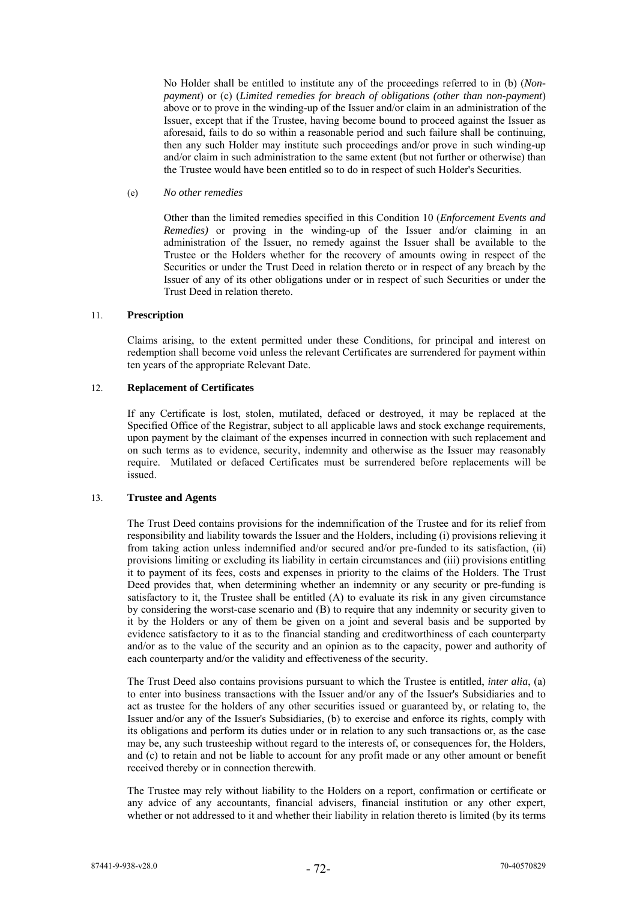No Holder shall be entitled to institute any of the proceedings referred to in (b) (*Non-payment*) or (c) (*Limited remedies for breach of obligations (other than non-payment*) above or to prove in the winding-up of the Issuer and/or claim in an administration of the Issuer, except that if the Trustee, having become bound to proceed against the Issuer as aforesaid, fails to do so within a reasonable period and such failure shall be continuing, then any such Holder may institute such proceedings and/or prove in such winding-up and/or claim in such administration to the same extent (but not further or otherwise) than the Trustee would have been entitled so to do in respect of such Holder's Securities.

(e) *No other remedies*

Other than the limited remedies specified in this Condition 10 (*Enforcement Events and Remedies)* or proving in the winding-up of the Issuer and/or claiming in an administration of the Issuer, no remedy against the Issuer shall be available to the Trustee or the Holders whether for the recovery of amounts owing in respect of the Securities or under the Trust Deed in relation thereto or in respect of any breach by the Issuer of any of its other obligations under or in respect of such Securities or under the Trust Deed in relation thereto.

## 11. **Prescription**

Claims arising, to the extent permitted under these Conditions, for principal and interest on redemption shall become void unless the relevant Certificates are surrendered for payment within ten years of the appropriate Relevant Date.

## 12. **Replacement of Certificates**

If any Certificate is lost, stolen, mutilated, defaced or destroyed, it may be replaced at the Specified Office of the Registrar, subject to all applicable laws and stock exchange requirements, upon payment by the claimant of the expenses incurred in connection with such replacement and on such terms as to evidence, security, indemnity and otherwise as the Issuer may reasonably require. Mutilated or defaced Certificates must be surrendered before replacements will be issued.

## 13. **Trustee and Agents**

The Trust Deed contains provisions for the indemnification of the Trustee and for its relief from responsibility and liability towards the Issuer and the Holders, including (i) provisions relieving it from taking action unless indemnified and/or secured and/or pre-funded to its satisfaction, (ii) provisions limiting or excluding its liability in certain circumstances and (iii) provisions entitling it to payment of its fees, costs and expenses in priority to the claims of the Holders. The Trust Deed provides that, when determining whether an indemnity or any security or pre-funding is satisfactory to it, the Trustee shall be entitled (A) to evaluate its risk in any given circumstance by considering the worst-case scenario and (B) to require that any indemnity or security given to it by the Holders or any of them be given on a joint and several basis and be supported by evidence satisfactory to it as to the financial standing and creditworthiness of each counterparty and/or as to the value of the security and an opinion as to the capacity, power and authority of each counterparty and/or the validity and effectiveness of the security.

The Trust Deed also contains provisions pursuant to which the Trustee is entitled, *inter alia*, (a) to enter into business transactions with the Issuer and/or any of the Issuer's Subsidiaries and to act as trustee for the holders of any other securities issued or guaranteed by, or relating to, the Issuer and/or any of the Issuer's Subsidiaries, (b) to exercise and enforce its rights, comply with its obligations and perform its duties under or in relation to any such transactions or, as the case may be, any such trusteeship without regard to the interests of, or consequences for, the Holders, and (c) to retain and not be liable to account for any profit made or any other amount or benefit received thereby or in connection therewith.

The Trustee may rely without liability to the Holders on a report, confirmation or certificate or any advice of any accountants, financial advisers, financial institution or any other expert, whether or not addressed to it and whether their liability in relation thereto is limited (by its terms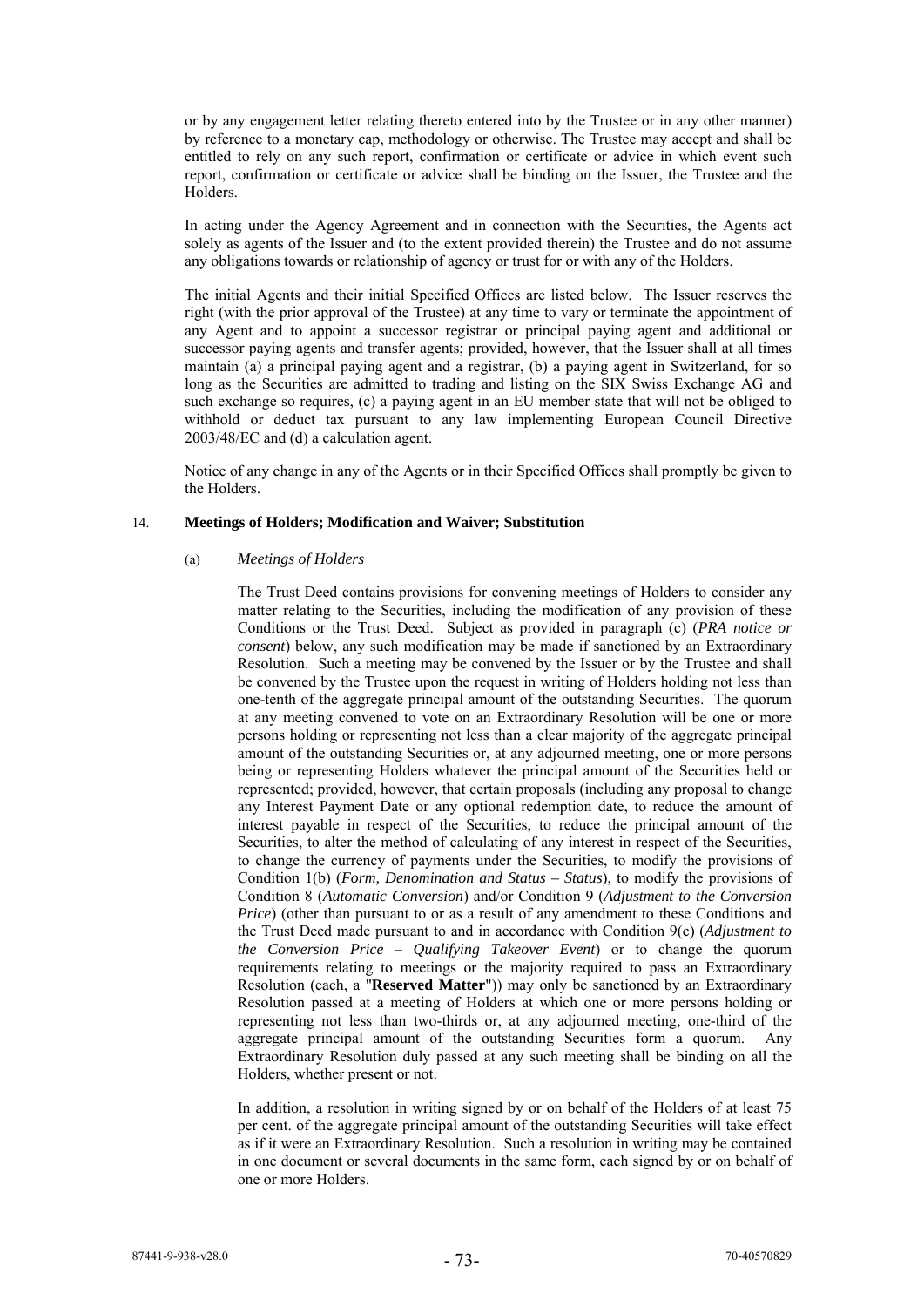or by any engagement letter relating thereto entered into by the Trustee or in any other manner) by reference to a monetary cap, methodology or otherwise. The Trustee may accept and shall be entitled to rely on any such report, confirmation or certificate or advice in which event such report, confirmation or certificate or advice shall be binding on the Issuer, the Trustee and the Holders.

In acting under the Agency Agreement and in connection with the Securities, the Agents act solely as agents of the Issuer and (to the extent provided therein) the Trustee and do not assume any obligations towards or relationship of agency or trust for or with any of the Holders.

The initial Agents and their initial Specified Offices are listed below. The Issuer reserves the right (with the prior approval of the Trustee) at any time to vary or terminate the appointment of any Agent and to appoint a successor registrar or principal paying agent and additional or successor paying agents and transfer agents; provided, however, that the Issuer shall at all times maintain (a) a principal paying agent and a registrar, (b) a paying agent in Switzerland, for so long as the Securities are admitted to trading and listing on the SIX Swiss Exchange AG and such exchange so requires, (c) a paying agent in an EU member state that will not be obliged to withhold or deduct tax pursuant to any law implementing European Council Directive 2003/48/EC and (d) a calculation agent.

Notice of any change in any of the Agents or in their Specified Offices shall promptly be given to the Holders.

## 14. Meetings of Holders; Modification and Waiver; Substitution

### (a) *Meetings of Holders*

The Trust Deed contains provisions for convening meetings of Holders to consider any matter relating to the Securities, including the modification of any provision of these Conditions or the Trust Deed. Subject as provided in paragraph (c) (*PRA notice or consent*) below, any such modification may be made if sanctioned by an Extraordinary Resolution. Such a meeting may be convened by the Issuer or by the Trustee and shall be convened by the Trustee upon the request in writing of Holders holding not less than one-tenth of the aggregate principal amount of the outstanding Securities. The quorum at any meeting convened to vote on an Extraordinary Resolution will be one or more persons holding or representing not less than a clear majority of the aggregate principal amount of the outstanding Securities or, at any adjourned meeting, one or more persons being or representing Holders whatever the principal amount of the Securities held or represented; provided, however, that certain proposals (including any proposal to change any Interest Payment Date or any optional redemption date, to reduce the amount of interest payable in respect of the Securities, to reduce the principal amount of the Securities, to alter the method of calculating of any interest in respect of the Securities, to change the currency of payments under the Securities, to modify the provisions of Condition 1(b) (*Form, Denomination and Status – Status*), to modify the provisions of Condition 8 (*Automatic Conversion*) and/or Condition 9 (*Adjustment to the Conversion Price*) (other than pursuant to or as a result of any amendment to these Conditions and the Trust Deed made pursuant to and in accordance with Condition 9(e) (*Adjustment to the Conversion Price – Qualifying Takeover Event*) or to change the quorum requirements relating to meetings or the majority required to pass an Extraordinary Resolution (each, a "**Reserved Matter**")) may only be sanctioned by an Extraordinary Resolution passed at a meeting of Holders at which one or more persons holding or representing not less than two-thirds or, at any adjourned meeting, one-third of the aggregate principal amount of the outstanding Securities form a quorum. Any Extraordinary Resolution duly passed at any such meeting shall be binding on all the Holders, whether present or not.

In addition, a resolution in writing signed by or on behalf of the Holders of at least 75 per cent. of the aggregate principal amount of the outstanding Securities will take effect as if it were an Extraordinary Resolution. Such a resolution in writing may be contained in one document or several documents in the same form, each signed by or on behalf of one or more Holders.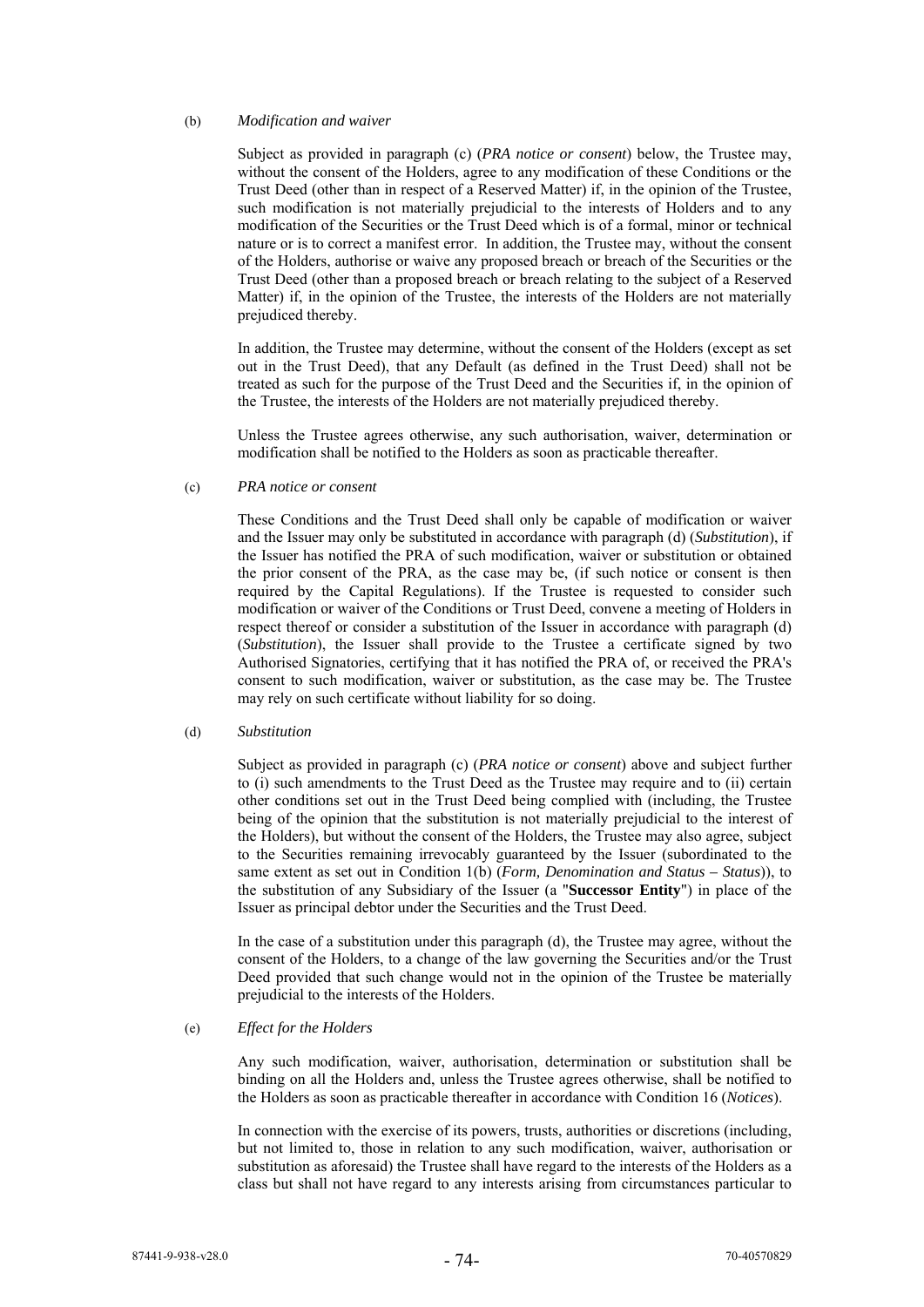(b) *Modification and waiver*

Subject as provided in paragraph (c) (*PRA notice or consent*) below, the Trustee may, without the consent of the Holders, agree to any modification of these Conditions or the Trust Deed (other than in respect of a Reserved Matter) if, in the opinion of the Trustee, such modification is not materially prejudicial to the interests of Holders and to any modification of the Securities or the Trust Deed which is of a formal, minor or technical nature or is to correct a manifest error. In addition, the Trustee may, without the consent of the Holders, authorise or waive any proposed breach or breach of the Securities or the Trust Deed (other than a proposed breach or breach relating to the subject of a Reserved Matter) if, in the opinion of the Trustee, the interests of the Holders are not materially prejudiced thereby.

In addition, the Trustee may determine, without the consent of the Holders (except as set out in the Trust Deed), that any Default (as defined in the Trust Deed) shall not be treated as such for the purpose of the Trust Deed and the Securities if, in the opinion of the Trustee, the interests of the Holders are not materially prejudiced thereby.

Unless the Trustee agrees otherwise, any such authorisation, waiver, determination or modification shall be notified to the Holders as soon as practicable thereafter.

(c) *PRA notice or consent*

These Conditions and the Trust Deed shall only be capable of modification or waiver and the Issuer may only be substituted in accordance with paragraph (d) (*Substitution*), if the Issuer has notified the PRA of such modification, waiver or substitution or obtained the prior consent of the PRA, as the case may be, (if such notice or consent is then required by the Capital Regulations). If the Trustee is requested to consider such modification or waiver of the Conditions or Trust Deed, convene a meeting of Holders in respect thereof or consider a substitution of the Issuer in accordance with paragraph (d) (*Substitution*), the Issuer shall provide to the Trustee a certificate signed by two Authorised Signatories, certifying that it has notified the PRA of, or received the PRA's consent to such modification, waiver or substitution, as the case may be. The Trustee may rely on such certificate without liability for so doing.

(d) *Substitution*

Subject as provided in paragraph (c) (*PRA notice or consent*) above and subject further to (i) such amendments to the Trust Deed as the Trustee may require and to (ii) certain other conditions set out in the Trust Deed being complied with (including, the Trustee being of the opinion that the substitution is not materially prejudicial to the interest of the Holders), but without the consent of the Holders, the Trustee may also agree, subject to the Securities remaining irrevocably guaranteed by the Issuer (subordinated to the same extent as set out in Condition 1(b) (*Form, Denomination and Status – Status*)), to the substitution of any Subsidiary of the Issuer (a "**Successor Entity**") in place of the Issuer as principal debtor under the Securities and the Trust Deed.

In the case of a substitution under this paragraph (d), the Trustee may agree, without the consent of the Holders, to a change of the law governing the Securities and/or the Trust Deed provided that such change would not in the opinion of the Trustee be materially prejudicial to the interests of the Holders.

(e) *Effect for the Holders*

Any such modification, waiver, authorisation, determination or substitution shall be binding on all the Holders and, unless the Trustee agrees otherwise, shall be notified to the Holders as soon as practicable thereafter in accordance with Condition 16 (*Notices*).

In connection with the exercise of its powers, trusts, authorities or discretions (including, but not limited to, those in relation to any such modification, waiver, authorisation or substitution as aforesaid) the Trustee shall have regard to the interests of the Holders as a class but shall not have regard to any interests arising from circumstances particular to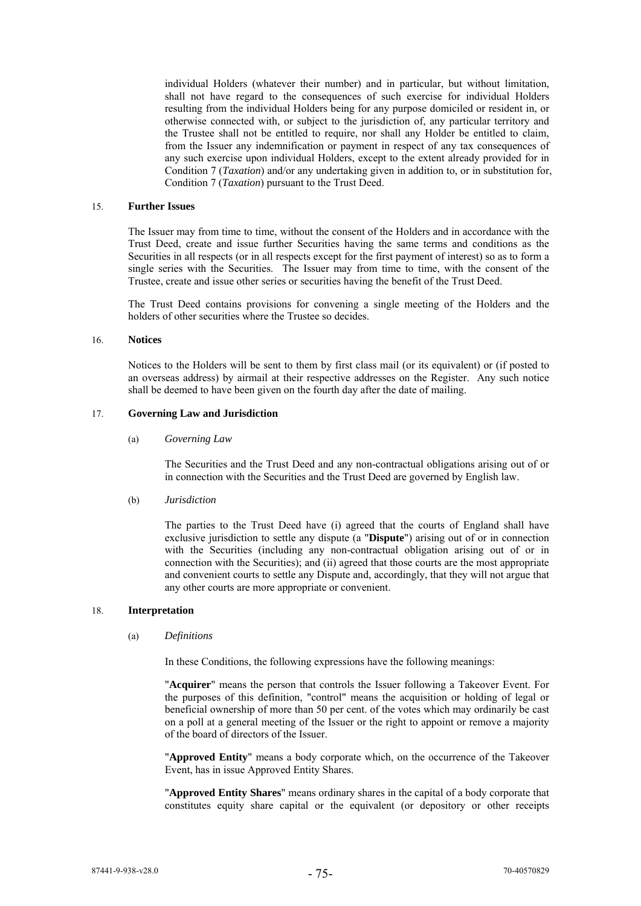individual Holders (whatever their number) and in particular, but without limitation, shall not have regard to the consequences of such exercise for individual Holders resulting from the individual Holders being for any purpose domiciled or resident in, or otherwise connected with, or subject to the jurisdiction of, any particular territory and the Trustee shall not be entitled to require, nor shall any Holder be entitled to claim, from the Issuer any indemnification or payment in respect of any tax consequences of any such exercise upon individual Holders, except to the extent already provided for in Condition 7 (*Taxation*) and/or any undertaking given in addition to, or in substitution for, Condition 7 (*Taxation*) pursuant to the Trust Deed.

15. **Further Issues**

The Issuer may from time to time, without the consent of the Holders and in accordance with the Trust Deed, create and issue further Securities having the same terms and conditions as the Securities in all respects (or in all respects except for the first payment of interest) so as to form a single series with the Securities. The Issuer may from time to time, with the consent of the Trustee, create and issue other series or securities having the benefit of the Trust Deed.

The Trust Deed contains provisions for convening a single meeting of the Holders and the holders of other securities where the Trustee so decides.

16. **Notices**

Notices to the Holders will be sent to them by first class mail (or its equivalent) or (if posted to an overseas address) by airmail at their respective addresses on the Register. Any such notice shall be deemed to have been given on the fourth day after the date of mailing.

17. **Governing Law and Jurisdiction**

(a) *Governing Law*

The Securities and the Trust Deed and any non-contractual obligations arising out of or in connection with the Securities and the Trust Deed are governed by English law.

(b) *Jurisdiction*

The parties to the Trust Deed have (i) agreed that the courts of England shall have exclusive jurisdiction to settle any dispute (a "**Dispute**") arising out of or in connection with the Securities (including any non-contractual obligation arising out of or in connection with the Securities); and (ii) agreed that those courts are the most appropriate and convenient courts to settle any Dispute and, accordingly, that they will not argue that any other courts are more appropriate or convenient.

18. **Interpretation**

(a) *Definitions*

In these Conditions, the following expressions have the following meanings:

"**Acquirer**" means the person that controls the Issuer following a Takeover Event. For the purposes of this definition, "control" means the acquisition or holding of legal or beneficial ownership of more than 50 per cent. of the votes which may ordinarily be cast on a poll at a general meeting of the Issuer or the right to appoint or remove a majority of the board of directors of the Issuer.

"**Approved Entity**" means a body corporate which, on the occurrence of the Takeover Event, has in issue Approved Entity Shares.

"**Approved Entity Shares**" means ordinary shares in the capital of a body corporate that constitutes equity share capital or the equivalent (or depository or other receipts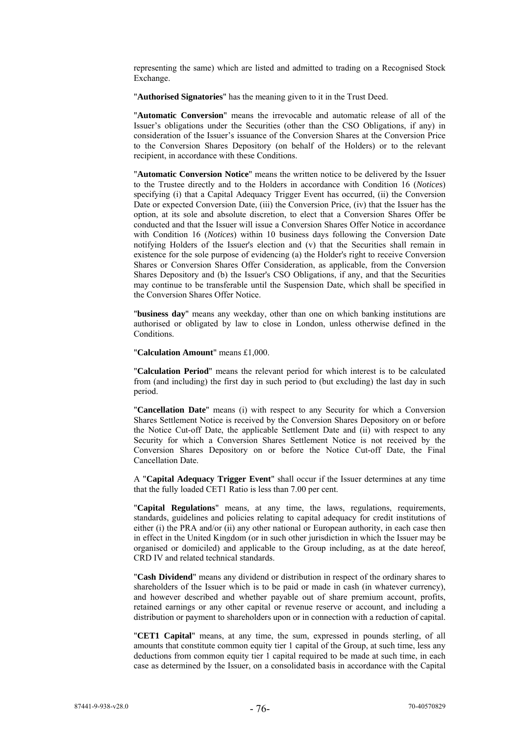representing the same) which are listed and admitted to trading on a Recognised Stock Exchange.

"**Authorised Signatories**" has the meaning given to it in the Trust Deed.

"**Automatic Conversion**" means the irrevocable and automatic release of all of the Issuer's obligations under the Securities (other than the CSO Obligations, if any) in consideration of the Issuer's issuance of the Conversion Shares at the Conversion Price to the Conversion Shares Depository (on behalf of the Holders) or to the relevant recipient, in accordance with these Conditions.

"**Automatic Conversion Notice**" means the written notice to be delivered by the Issuer to the Trustee directly and to the Holders in accordance with Condition 16 (*Notices*) specifying (i) that a Capital Adequacy Trigger Event has occurred, (ii) the Conversion Date or expected Conversion Date, (iii) the Conversion Price, (iv) that the Issuer has the option, at its sole and absolute discretion, to elect that a Conversion Shares Offer be conducted and that the Issuer will issue a Conversion Shares Offer Notice in accordance with Condition 16 (*Notices*) within 10 business days following the Conversion Date notifying Holders of the Issuer's election and (v) that the Securities shall remain in existence for the sole purpose of evidencing (a) the Holder's right to receive Conversion Shares or Conversion Shares Offer Consideration, as applicable, from the Conversion Shares Depository and (b) the Issuer's CSO Obligations, if any, and that the Securities may continue to be transferable until the Suspension Date, which shall be specified in the Conversion Shares Offer Notice.

"**business day**" means any weekday, other than one on which banking institutions are authorised or obligated by law to close in London, unless otherwise defined in the Conditions.

"**Calculation Amount**" means £1,000.

"**Calculation Period**" means the relevant period for which interest is to be calculated from (and including) the first day in such period to (but excluding) the last day in such period.

"**Cancellation Date**" means (i) with respect to any Security for which a Conversion Shares Settlement Notice is received by the Conversion Shares Depository on or before the Notice Cut-off Date, the applicable Settlement Date and (ii) with respect to any Security for which a Conversion Shares Settlement Notice is not received by the Conversion Shares Depository on or before the Notice Cut-off Date, the Final Cancellation Date.

A "**Capital Adequacy Trigger Event**" shall occur if the Issuer determines at any time that the fully loaded CET1 Ratio is less than 7.00 per cent.

"**Capital Regulations**" means, at any time, the laws, regulations, requirements, standards, guidelines and policies relating to capital adequacy for credit institutions of either (i) the PRA and/or (ii) any other national or European authority, in each case then in effect in the United Kingdom (or in such other jurisdiction in which the Issuer may be organised or domiciled) and applicable to the Group including, as at the date hereof, CRD IV and related technical standards.

"**Cash Dividend**" means any dividend or distribution in respect of the ordinary shares to shareholders of the Issuer which is to be paid or made in cash (in whatever currency), and however described and whether payable out of share premium account, profits, retained earnings or any other capital or revenue reserve or account, and including a distribution or payment to shareholders upon or in connection with a reduction of capital.

"**CET1 Capital**" means, at any time, the sum, expressed in pounds sterling, of all amounts that constitute common equity tier 1 capital of the Group, at such time, less any deductions from common equity tier 1 capital required to be made at such time, in each case as determined by the Issuer, on a consolidated basis in accordance with the Capital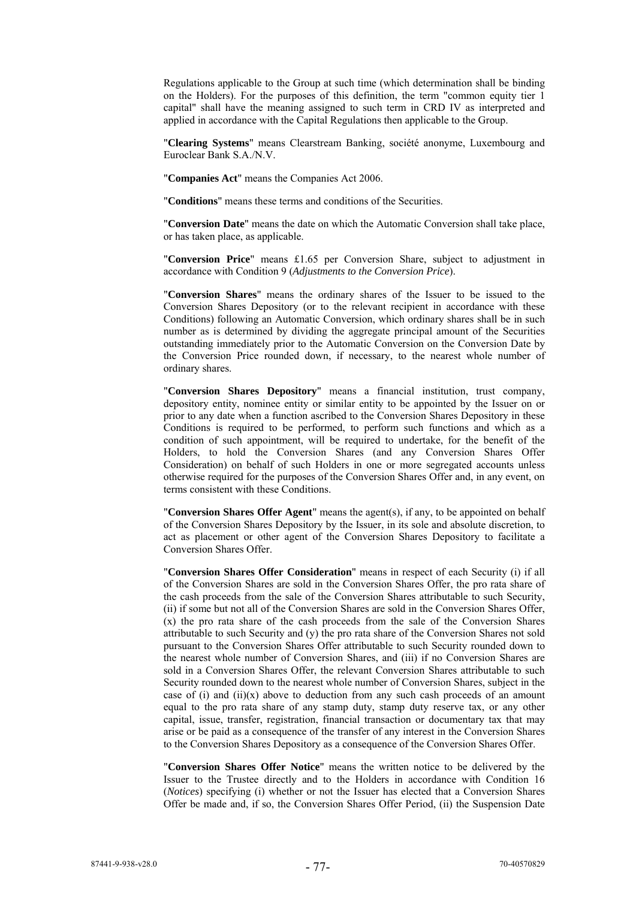Regulations applicable to the Group at such time (which determination shall be binding on the Holders). For the purposes of this definition, the term "common equity tier 1 capital" shall have the meaning assigned to such term in CRD IV as interpreted and applied in accordance with the Capital Regulations then applicable to the Group.

"**Clearing Systems**" means Clearstream Banking, société anonyme, Luxembourg and Euroclear Bank S.A./N.V.

"**Companies Act**" means the Companies Act 2006.

"**Conditions**" means these terms and conditions of the Securities.

"**Conversion Date**" means the date on which the Automatic Conversion shall take place, or has taken place, as applicable.

"**Conversion Price**" means £1.65 per Conversion Share, subject to adjustment in accordance with Condition 9 (*Adjustments to the Conversion Price*).

"**Conversion Shares**" means the ordinary shares of the Issuer to be issued to the Conversion Shares Depository (or to the relevant recipient in accordance with these Conditions) following an Automatic Conversion, which ordinary shares shall be in such number as is determined by dividing the aggregate principal amount of the Securities outstanding immediately prior to the Automatic Conversion on the Conversion Date by the Conversion Price rounded down, if necessary, to the nearest whole number of ordinary shares.

"**Conversion Shares Depository**" means a financial institution, trust company, depository entity, nominee entity or similar entity to be appointed by the Issuer on or prior to any date when a function ascribed to the Conversion Shares Depository in these Conditions is required to be performed, to perform such functions and which as a condition of such appointment, will be required to undertake, for the benefit of the Holders, to hold the Conversion Shares (and any Conversion Shares Offer Consideration) on behalf of such Holders in one or more segregated accounts unless otherwise required for the purposes of the Conversion Shares Offer and, in any event, on terms consistent with these Conditions.

"**Conversion Shares Offer Agent**" means the agent(s), if any, to be appointed on behalf of the Conversion Shares Depository by the Issuer, in its sole and absolute discretion, to act as placement or other agent of the Conversion Shares Depository to facilitate a Conversion Shares Offer.

"**Conversion Shares Offer Consideration**" means in respect of each Security (i) if all of the Conversion Shares are sold in the Conversion Shares Offer, the pro rata share of the cash proceeds from the sale of the Conversion Shares attributable to such Security, (ii) if some but not all of the Conversion Shares are sold in the Conversion Shares Offer, (x) the pro rata share of the cash proceeds from the sale of the Conversion Shares attributable to such Security and (y) the pro rata share of the Conversion Shares not sold pursuant to the Conversion Shares Offer attributable to such Security rounded down to the nearest whole number of Conversion Shares, and (iii) if no Conversion Shares are sold in a Conversion Shares Offer, the relevant Conversion Shares attributable to such Security rounded down to the nearest whole number of Conversion Shares, subject in the case of (i) and (ii)(x) above to deduction from any such cash proceeds of an amount equal to the pro rata share of any stamp duty, stamp duty reserve tax, or any other capital, issue, transfer, registration, financial transaction or documentary tax that may arise or be paid as a consequence of the transfer of any interest in the Conversion Shares to the Conversion Shares Depository as a consequence of the Conversion Shares Offer.

"**Conversion Shares Offer Notice**" means the written notice to be delivered by the Issuer to the Trustee directly and to the Holders in accordance with Condition 16 (*Notices*) specifying (i) whether or not the Issuer has elected that a Conversion Shares Offer be made and, if so, the Conversion Shares Offer Period, (ii) the Suspension Date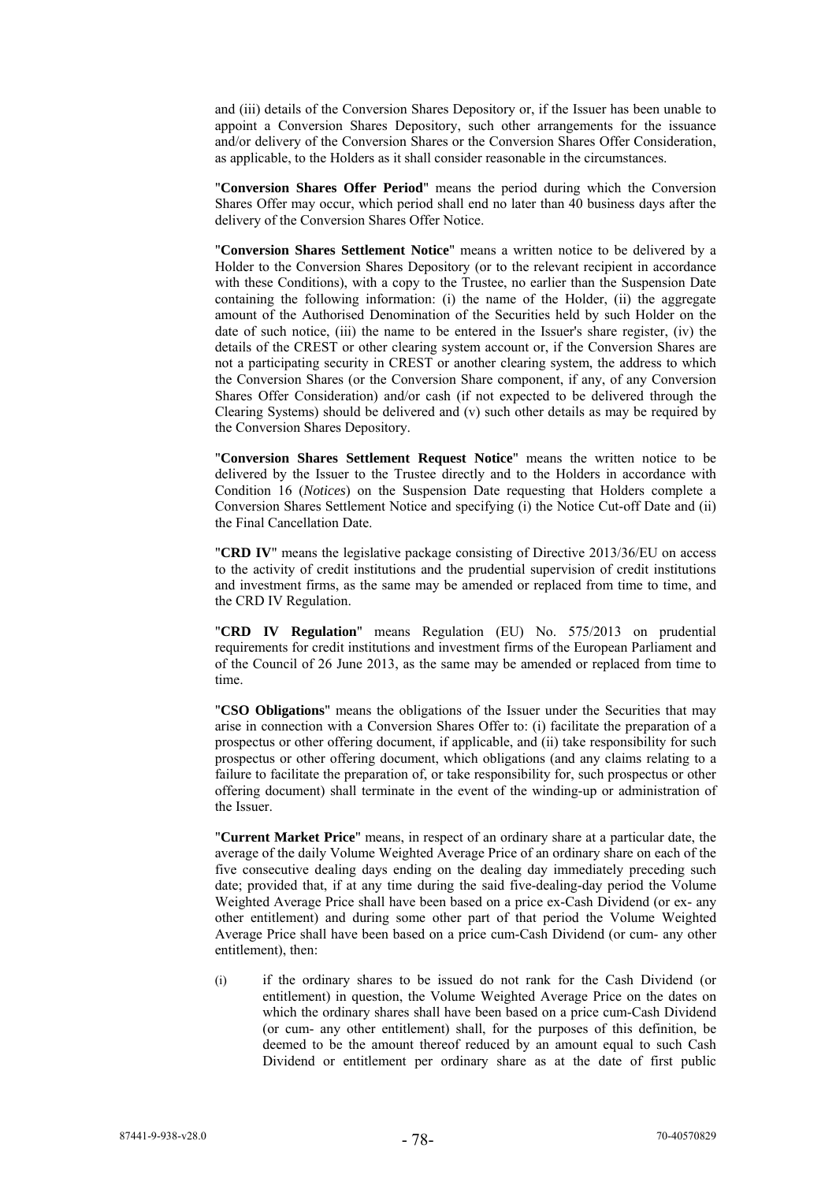and (iii) details of the Conversion Shares Depository or, if the Issuer has been unable to appoint a Conversion Shares Depository, such other arrangements for the issuance and/or delivery of the Conversion Shares or the Conversion Shares Offer Consideration, as applicable, to the Holders as it shall consider reasonable in the circumstances.

"**Conversion Shares Offer Period**" means the period during which the Conversion Shares Offer may occur, which period shall end no later than 40 business days after the delivery of the Conversion Shares Offer Notice.

"**Conversion Shares Settlement Notice**" means a written notice to be delivered by a Holder to the Conversion Shares Depository (or to the relevant recipient in accordance with these Conditions), with a copy to the Trustee, no earlier than the Suspension Date containing the following information: (i) the name of the Holder, (ii) the aggregate amount of the Authorised Denomination of the Securities held by such Holder on the date of such notice, (iii) the name to be entered in the Issuer's share register, (iv) the details of the CREST or other clearing system account or, if the Conversion Shares are not a participating security in CREST or another clearing system, the address to which the Conversion Shares (or the Conversion Share component, if any, of any Conversion Shares Offer Consideration) and/or cash (if not expected to be delivered through the Clearing Systems) should be delivered and (v) such other details as may be required by the Conversion Shares Depository.

"**Conversion Shares Settlement Request Notice**" means the written notice to be delivered by the Issuer to the Trustee directly and to the Holders in accordance with Condition 16 (*Notices*) on the Suspension Date requesting that Holders complete a Conversion Shares Settlement Notice and specifying (i) the Notice Cut-off Date and (ii) the Final Cancellation Date.

"**CRD IV**" means the legislative package consisting of Directive 2013/36/EU on access to the activity of credit institutions and the prudential supervision of credit institutions and investment firms, as the same may be amended or replaced from time to time, and the CRD IV Regulation.

"**CRD IV Regulation**" means Regulation (EU) No. 575/2013 on prudential requirements for credit institutions and investment firms of the European Parliament and of the Council of 26 June 2013, as the same may be amended or replaced from time to time.

"**CSO Obligations**" means the obligations of the Issuer under the Securities that may arise in connection with a Conversion Shares Offer to: (i) facilitate the preparation of a prospectus or other offering document, if applicable, and (ii) take responsibility for such prospectus or other offering document, which obligations (and any claims relating to a failure to facilitate the preparation of, or take responsibility for, such prospectus or other offering document) shall terminate in the event of the winding-up or administration of the Issuer.

"**Current Market Price**" means, in respect of an ordinary share at a particular date, the average of the daily Volume Weighted Average Price of an ordinary share on each of the five consecutive dealing days ending on the dealing day immediately preceding such date; provided that, if at any time during the said five-dealing-day period the Volume Weighted Average Price shall have been based on a price ex-Cash Dividend (or ex- any other entitlement) and during some other part of that period the Volume Weighted Average Price shall have been based on a price cum-Cash Dividend (or cum- any other entitlement), then:

(i) if the ordinary shares to be issued do not rank for the Cash Dividend (or entitlement) in question, the Volume Weighted Average Price on the dates on which the ordinary shares shall have been based on a price cum-Cash Dividend (or cum- any other entitlement) shall, for the purposes of this definition, be deemed to be the amount thereof reduced by an amount equal to such Cash Dividend or entitlement per ordinary share as at the date of first public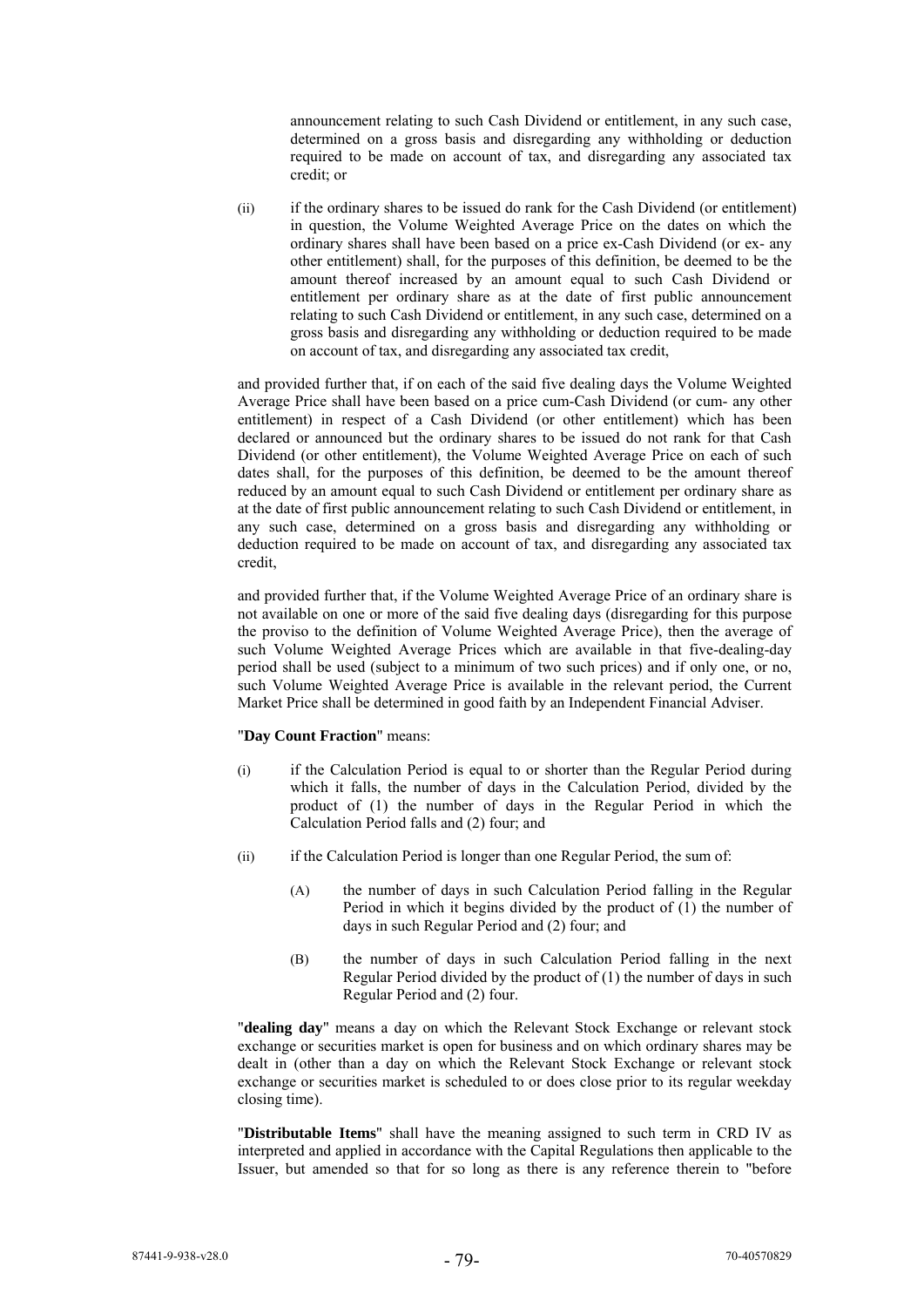announcement relating to such Cash Dividend or entitlement, in any such case, determined on a gross basis and disregarding any withholding or deduction required to be made on account of tax, and disregarding any associated tax credit; or

(ii) if the ordinary shares to be issued do rank for the Cash Dividend (or entitlement) in question, the Volume Weighted Average Price on the dates on which the ordinary shares shall have been based on a price ex-Cash Dividend (or ex- any other entitlement) shall, for the purposes of this definition, be deemed to be the amount thereof increased by an amount equal to such Cash Dividend or entitlement per ordinary share as at the date of first public announcement relating to such Cash Dividend or entitlement, in any such case, determined on a gross basis and disregarding any withholding or deduction required to be made on account of tax, and disregarding any associated tax credit,

and provided further that, if on each of the said five dealing days the Volume Weighted Average Price shall have been based on a price cum-Cash Dividend (or cum- any other entitlement) in respect of a Cash Dividend (or other entitlement) which has been declared or announced but the ordinary shares to be issued do not rank for that Cash Dividend (or other entitlement), the Volume Weighted Average Price on each of such dates shall, for the purposes of this definition, be deemed to be the amount thereof reduced by an amount equal to such Cash Dividend or entitlement per ordinary share as at the date of first public announcement relating to such Cash Dividend or entitlement, in any such case, determined on a gross basis and disregarding any withholding or deduction required to be made on account of tax, and disregarding any associated tax credit,

and provided further that, if the Volume Weighted Average Price of an ordinary share is not available on one or more of the said five dealing days (disregarding for this purpose the proviso to the definition of Volume Weighted Average Price), then the average of such Volume Weighted Average Prices which are available in that five-dealing-day period shall be used (subject to a minimum of two such prices) and if only one, or no, such Volume Weighted Average Price is available in the relevant period, the Current Market Price shall be determined in good faith by an Independent Financial Adviser.

"**Day Count Fraction**" means:

(i) if the Calculation Period is equal to or shorter than the Regular Period during which it falls, the number of days in the Calculation Period, divided by the product of (1) the number of days in the Regular Period in which the Calculation Period falls and (2) four; and

(ii) if the Calculation Period is longer than one Regular Period, the sum of:

(A) the number of days in such Calculation Period falling in the Regular Period in which it begins divided by the product of (1) the number of days in such Regular Period and (2) four; and

(B) the number of days in such Calculation Period falling in the next Regular Period divided by the product of (1) the number of days in such Regular Period and (2) four.

"**dealing day**" means a day on which the Relevant Stock Exchange or relevant stock exchange or securities market is open for business and on which ordinary shares may be dealt in (other than a day on which the Relevant Stock Exchange or relevant stock exchange or securities market is scheduled to or does close prior to its regular weekday closing time).

"**Distributable Items**" shall have the meaning assigned to such term in CRD IV as interpreted and applied in accordance with the Capital Regulations then applicable to the Issuer, but amended so that for so long as there is any reference therein to "before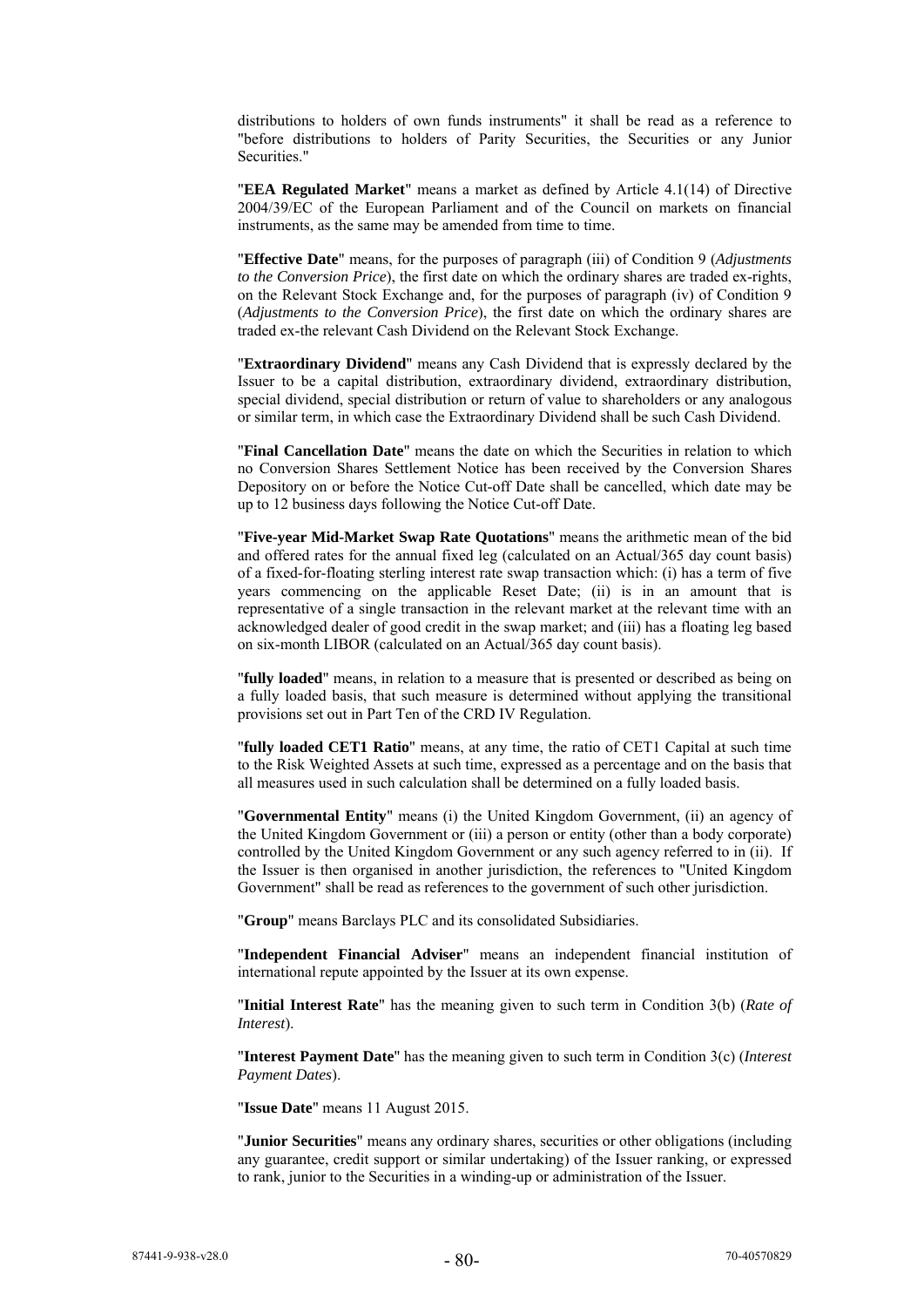distributions to holders of own funds instruments" it shall be read as a reference to "before distributions to holders of Parity Securities, the Securities or any Junior Securities."

"**EEA Regulated Market**" means a market as defined by Article 4.1(14) of Directive 2004/39/EC of the European Parliament and of the Council on markets on financial instruments, as the same may be amended from time to time.

"**Effective Date**" means, for the purposes of paragraph (iii) of Condition 9 (*Adjustments to the Conversion Price*), the first date on which the ordinary shares are traded ex-rights, on the Relevant Stock Exchange and, for the purposes of paragraph (iv) of Condition 9 (*Adjustments to the Conversion Price*), the first date on which the ordinary shares are traded ex-the relevant Cash Dividend on the Relevant Stock Exchange.

"**Extraordinary Dividend**" means any Cash Dividend that is expressly declared by the Issuer to be a capital distribution, extraordinary dividend, extraordinary distribution, special dividend, special distribution or return of value to shareholders or any analogous or similar term, in which case the Extraordinary Dividend shall be such Cash Dividend.

"**Final Cancellation Date**" means the date on which the Securities in relation to which no Conversion Shares Settlement Notice has been received by the Conversion Shares Depository on or before the Notice Cut-off Date shall be cancelled, which date may be up to 12 business days following the Notice Cut-off Date.

"**Five-year Mid-Market Swap Rate Quotations**" means the arithmetic mean of the bid and offered rates for the annual fixed leg (calculated on an Actual/365 day count basis) of a fixed-for-floating sterling interest rate swap transaction which: (i) has a term of five years commencing on the applicable Reset Date; (ii) is in an amount that is representative of a single transaction in the relevant market at the relevant time with an acknowledged dealer of good credit in the swap market; and (iii) has a floating leg based on six-month LIBOR (calculated on an Actual/365 day count basis).

"**fully loaded**" means, in relation to a measure that is presented or described as being on a fully loaded basis, that such measure is determined without applying the transitional provisions set out in Part Ten of the CRD IV Regulation.

"**fully loaded CET1 Ratio**" means, at any time, the ratio of CET1 Capital at such time to the Risk Weighted Assets at such time, expressed as a percentage and on the basis that all measures used in such calculation shall be determined on a fully loaded basis.

"**Governmental Entity**" means (i) the United Kingdom Government, (ii) an agency of the United Kingdom Government or (iii) a person or entity (other than a body corporate) controlled by the United Kingdom Government or any such agency referred to in (ii). If the Issuer is then organised in another jurisdiction, the references to "United Kingdom Government" shall be read as references to the government of such other jurisdiction.

"**Group**" means Barclays PLC and its consolidated Subsidiaries.

"**Independent Financial Adviser**" means an independent financial institution of international repute appointed by the Issuer at its own expense.

"**Initial Interest Rate**" has the meaning given to such term in Condition 3(b) (*Rate of Interest*).

"**Interest Payment Date**" has the meaning given to such term in Condition 3(c) (*Interest Payment Dates*).

"**Issue Date**" means 11 August 2015.

"**Junior Securities**" means any ordinary shares, securities or other obligations (including any guarantee, credit support or similar undertaking) of the Issuer ranking, or expressed to rank, junior to the Securities in a winding-up or administration of the Issuer.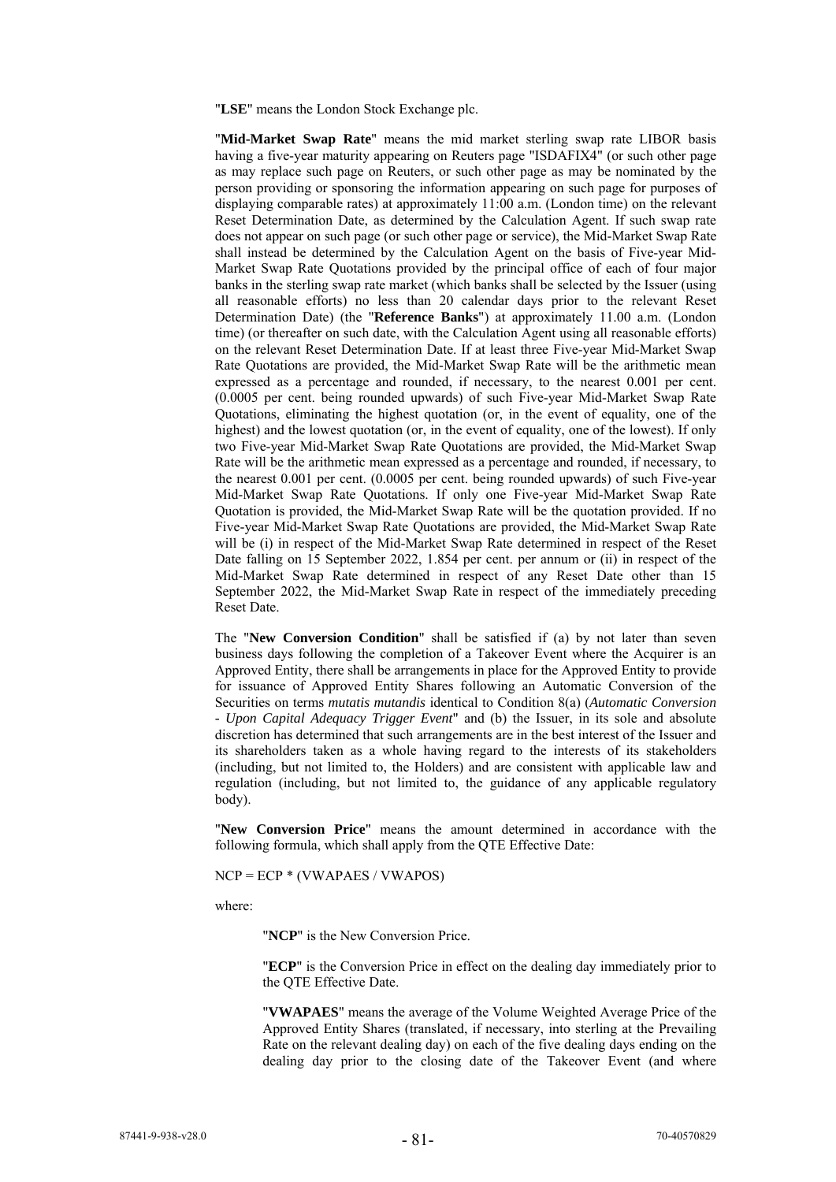"**LSE**" means the London Stock Exchange plc.

"**Mid-Market Swap Rate**" means the mid market sterling swap rate LIBOR basis having a five-year maturity appearing on Reuters page "ISDAFIX4" (or such other page as may replace such page on Reuters, or such other page as may be nominated by the person providing or sponsoring the information appearing on such page for purposes of displaying comparable rates) at approximately 11:00 a.m. (London time) on the relevant Reset Determination Date, as determined by the Calculation Agent. If such swap rate does not appear on such page (or such other page or service), the Mid-Market Swap Rate shall instead be determined by the Calculation Agent on the basis of Five-year Mid-Market Swap Rate Quotations provided by the principal office of each of four major banks in the sterling swap rate market (which banks shall be selected by the Issuer (using all reasonable efforts) no less than 20 calendar days prior to the relevant Reset Determination Date) (the "**Reference Banks**") at approximately 11.00 a.m. (London time) (or thereafter on such date, with the Calculation Agent using all reasonable efforts) on the relevant Reset Determination Date. If at least three Five-year Mid-Market Swap Rate Quotations are provided, the Mid-Market Swap Rate will be the arithmetic mean expressed as a percentage and rounded, if necessary, to the nearest 0.001 per cent. (0.0005 per cent. being rounded upwards) of such Five-year Mid-Market Swap Rate Quotations, eliminating the highest quotation (or, in the event of equality, one of the highest) and the lowest quotation (or, in the event of equality, one of the lowest). If only two Five-year Mid-Market Swap Rate Quotations are provided, the Mid-Market Swap Rate will be the arithmetic mean expressed as a percentage and rounded, if necessary, to the nearest 0.001 per cent. (0.0005 per cent. being rounded upwards) of such Five-year Mid-Market Swap Rate Quotations. If only one Five-year Mid-Market Swap Rate Quotation is provided, the Mid-Market Swap Rate will be the quotation provided. If no Five-year Mid-Market Swap Rate Quotations are provided, the Mid-Market Swap Rate will be (i) in respect of the Mid-Market Swap Rate determined in respect of the Reset Date falling on 15 September 2022, 1.854 per cent. per annum or (ii) in respect of the Mid-Market Swap Rate determined in respect of any Reset Date other than 15 September 2022, the Mid-Market Swap Rate in respect of the immediately preceding Reset Date.

The "**New Conversion Condition**" shall be satisfied if (a) by not later than seven business days following the completion of a Takeover Event where the Acquirer is an Approved Entity, there shall be arrangements in place for the Approved Entity to provide for issuance of Approved Entity Shares following an Automatic Conversion of the Securities on terms *mutatis mutandis* identical to Condition 8(a) (*Automatic Conversion - Upon Capital Adequacy Trigger Event*" and (b) the Issuer, in its sole and absolute discretion has determined that such arrangements are in the best interest of the Issuer and its shareholders taken as a whole having regard to the interests of its stakeholders (including, but not limited to, the Holders) and are consistent with applicable law and regulation (including, but not limited to, the guidance of any applicable regulatory body).

"**New Conversion Price**" means the amount determined in accordance with the following formula, which shall apply from the QTE Effective Date:

NCP = ECP * (VWAPAES / VWAPOS)

where:

"**NCP**" is the New Conversion Price.

"**ECP**" is the Conversion Price in effect on the dealing day immediately prior to the QTE Effective Date.

"**VWAPAES**" means the average of the Volume Weighted Average Price of the Approved Entity Shares (translated, if necessary, into sterling at the Prevailing Rate on the relevant dealing day) on each of the five dealing days ending on the dealing day prior to the closing date of the Takeover Event (and where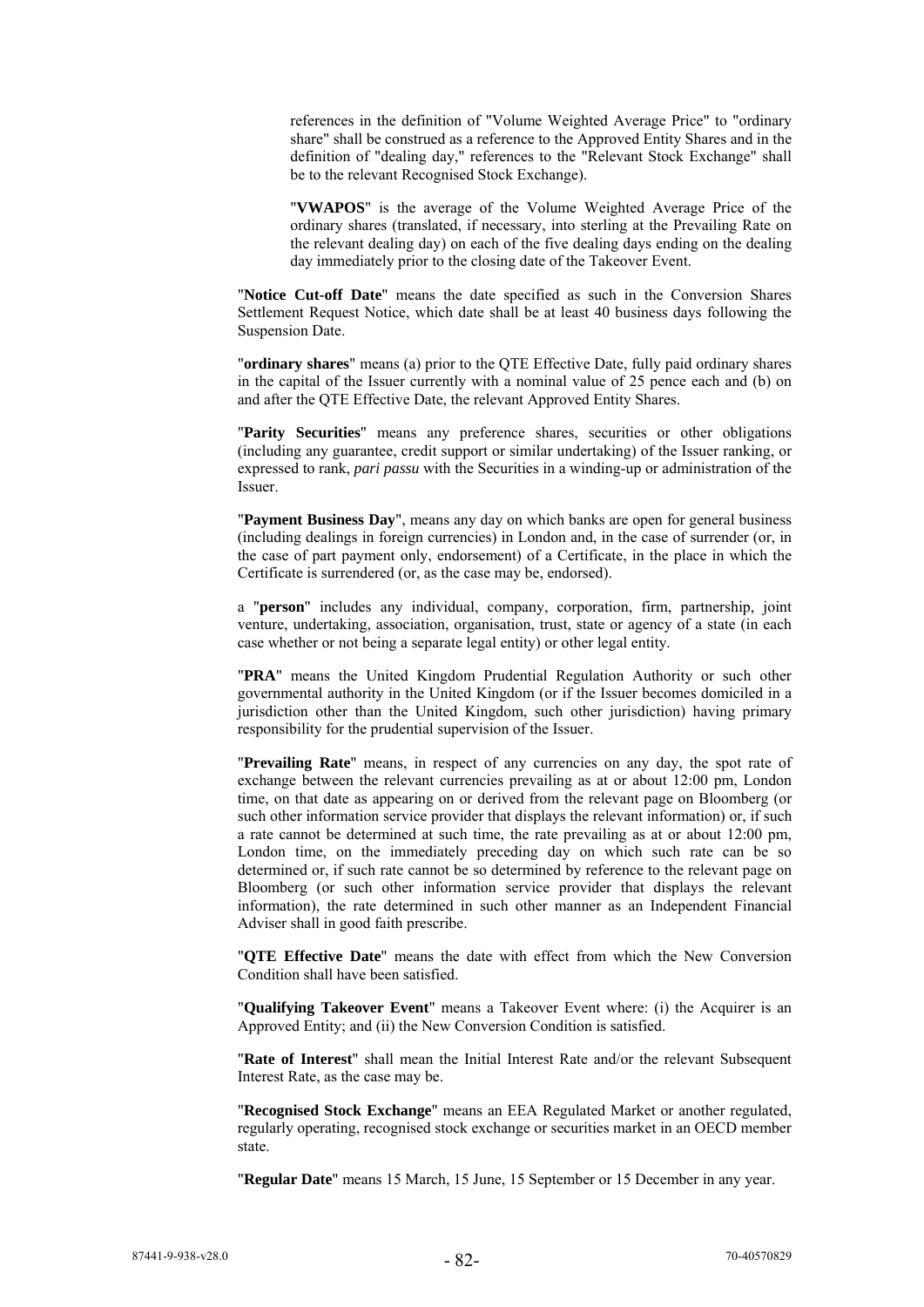references in the definition of "Volume Weighted Average Price" to "ordinary share" shall be construed as a reference to the Approved Entity Shares and in the definition of "dealing day," references to the "Relevant Stock Exchange" shall be to the relevant Recognised Stock Exchange).

"**VWAPOS**" is the average of the Volume Weighted Average Price of the ordinary shares (translated, if necessary, into sterling at the Prevailing Rate on the relevant dealing day) on each of the five dealing days ending on the dealing day immediately prior to the closing date of the Takeover Event.

"**Notice Cut-off Date**" means the date specified as such in the Conversion Shares Settlement Request Notice, which date shall be at least 40 business days following the Suspension Date.

"**ordinary shares**" means (a) prior to the QTE Effective Date, fully paid ordinary shares in the capital of the Issuer currently with a nominal value of 25 pence each and (b) on and after the QTE Effective Date, the relevant Approved Entity Shares.

"**Parity Securities**" means any preference shares, securities or other obligations (including any guarantee, credit support or similar undertaking) of the Issuer ranking, or expressed to rank, *pari passu* with the Securities in a winding-up or administration of the Issuer.

"**Payment Business Day**", means any day on which banks are open for general business (including dealings in foreign currencies) in London and, in the case of surrender (or, in the case of part payment only, endorsement) of a Certificate, in the place in which the Certificate is surrendered (or, as the case may be, endorsed).

a "**person**" includes any individual, company, corporation, firm, partnership, joint venture, undertaking, association, organisation, trust, state or agency of a state (in each case whether or not being a separate legal entity) or other legal entity.

"**PRA**" means the United Kingdom Prudential Regulation Authority or such other governmental authority in the United Kingdom (or if the Issuer becomes domiciled in a jurisdiction other than the United Kingdom, such other jurisdiction) having primary responsibility for the prudential supervision of the Issuer.

"**Prevailing Rate**" means, in respect of any currencies on any day, the spot rate of exchange between the relevant currencies prevailing as at or about 12:00 pm, London time, on that date as appearing on or derived from the relevant page on Bloomberg (or such other information service provider that displays the relevant information) or, if such a rate cannot be determined at such time, the rate prevailing as at or about 12:00 pm, London time, on the immediately preceding day on which such rate can be so determined or, if such rate cannot be so determined by reference to the relevant page on Bloomberg (or such other information service provider that displays the relevant information), the rate determined in such other manner as an Independent Financial Adviser shall in good faith prescribe.

"**QTE Effective Date**" means the date with effect from which the New Conversion Condition shall have been satisfied.

"**Qualifying Takeover Event**" means a Takeover Event where: (i) the Acquirer is an Approved Entity; and (ii) the New Conversion Condition is satisfied.

"**Rate of Interest**" shall mean the Initial Interest Rate and/or the relevant Subsequent Interest Rate, as the case may be.

"**Recognised Stock Exchange**" means an EEA Regulated Market or another regulated, regularly operating, recognised stock exchange or securities market in an OECD member state.

"**Regular Date**" means 15 March, 15 June, 15 September or 15 December in any year.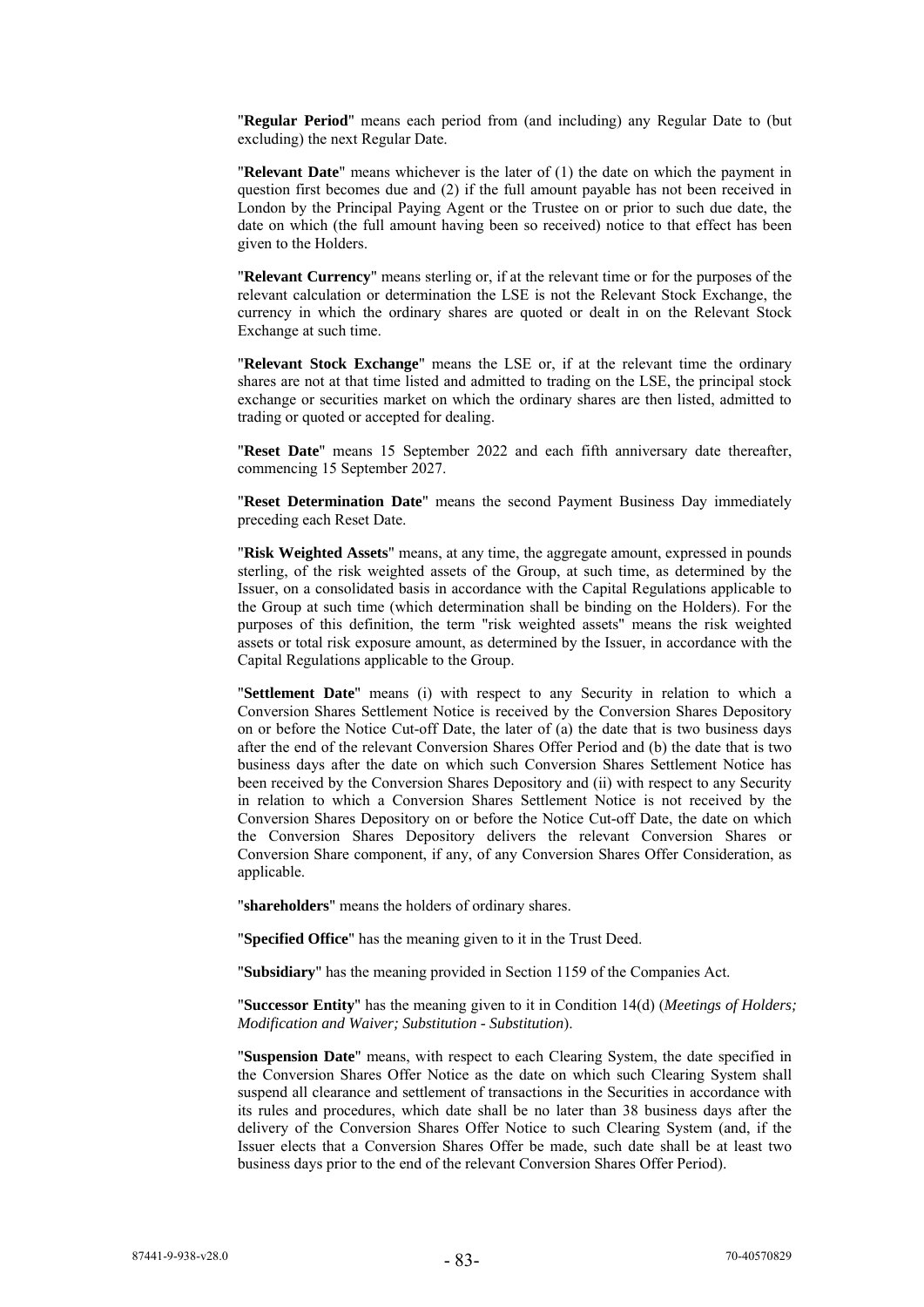"**Regular Period**" means each period from (and including) any Regular Date to (but excluding) the next Regular Date.

"**Relevant Date**" means whichever is the later of (1) the date on which the payment in question first becomes due and (2) if the full amount payable has not been received in London by the Principal Paying Agent or the Trustee on or prior to such due date, the date on which (the full amount having been so received) notice to that effect has been given to the Holders.

"**Relevant Currency**" means sterling or, if at the relevant time or for the purposes of the relevant calculation or determination the LSE is not the Relevant Stock Exchange, the currency in which the ordinary shares are quoted or dealt in on the Relevant Stock Exchange at such time.

"**Relevant Stock Exchange**" means the LSE or, if at the relevant time the ordinary shares are not at that time listed and admitted to trading on the LSE, the principal stock exchange or securities market on which the ordinary shares are then listed, admitted to trading or quoted or accepted for dealing.

"**Reset Date**" means 15 September 2022 and each fifth anniversary date thereafter, commencing 15 September 2027.

"**Reset Determination Date**" means the second Payment Business Day immediately preceding each Reset Date.

"**Risk Weighted Assets**" means, at any time, the aggregate amount, expressed in pounds sterling, of the risk weighted assets of the Group, at such time, as determined by the Issuer, on a consolidated basis in accordance with the Capital Regulations applicable to the Group at such time (which determination shall be binding on the Holders). For the purposes of this definition, the term "risk weighted assets" means the risk weighted assets or total risk exposure amount, as determined by the Issuer, in accordance with the Capital Regulations applicable to the Group.

"**Settlement Date**" means (i) with respect to any Security in relation to which a Conversion Shares Settlement Notice is received by the Conversion Shares Depository on or before the Notice Cut-off Date, the later of (a) the date that is two business days after the end of the relevant Conversion Shares Offer Period and (b) the date that is two business days after the date on which such Conversion Shares Settlement Notice has been received by the Conversion Shares Depository and (ii) with respect to any Security in relation to which a Conversion Shares Settlement Notice is not received by the Conversion Shares Depository on or before the Notice Cut-off Date, the date on which the Conversion Shares Depository delivers the relevant Conversion Shares or Conversion Share component, if any, of any Conversion Shares Offer Consideration, as applicable.

"**shareholders**" means the holders of ordinary shares.

"**Specified Office**" has the meaning given to it in the Trust Deed.

"**Subsidiary**" has the meaning provided in Section 1159 of the Companies Act.

"**Successor Entity**" has the meaning given to it in Condition 14(d) (*Meetings of Holders; Modification and Waiver; Substitution - Substitution*).

"**Suspension Date**" means, with respect to each Clearing System, the date specified in the Conversion Shares Offer Notice as the date on which such Clearing System shall suspend all clearance and settlement of transactions in the Securities in accordance with its rules and procedures, which date shall be no later than 38 business days after the delivery of the Conversion Shares Offer Notice to such Clearing System (and, if the Issuer elects that a Conversion Shares Offer be made, such date shall be at least two business days prior to the end of the relevant Conversion Shares Offer Period).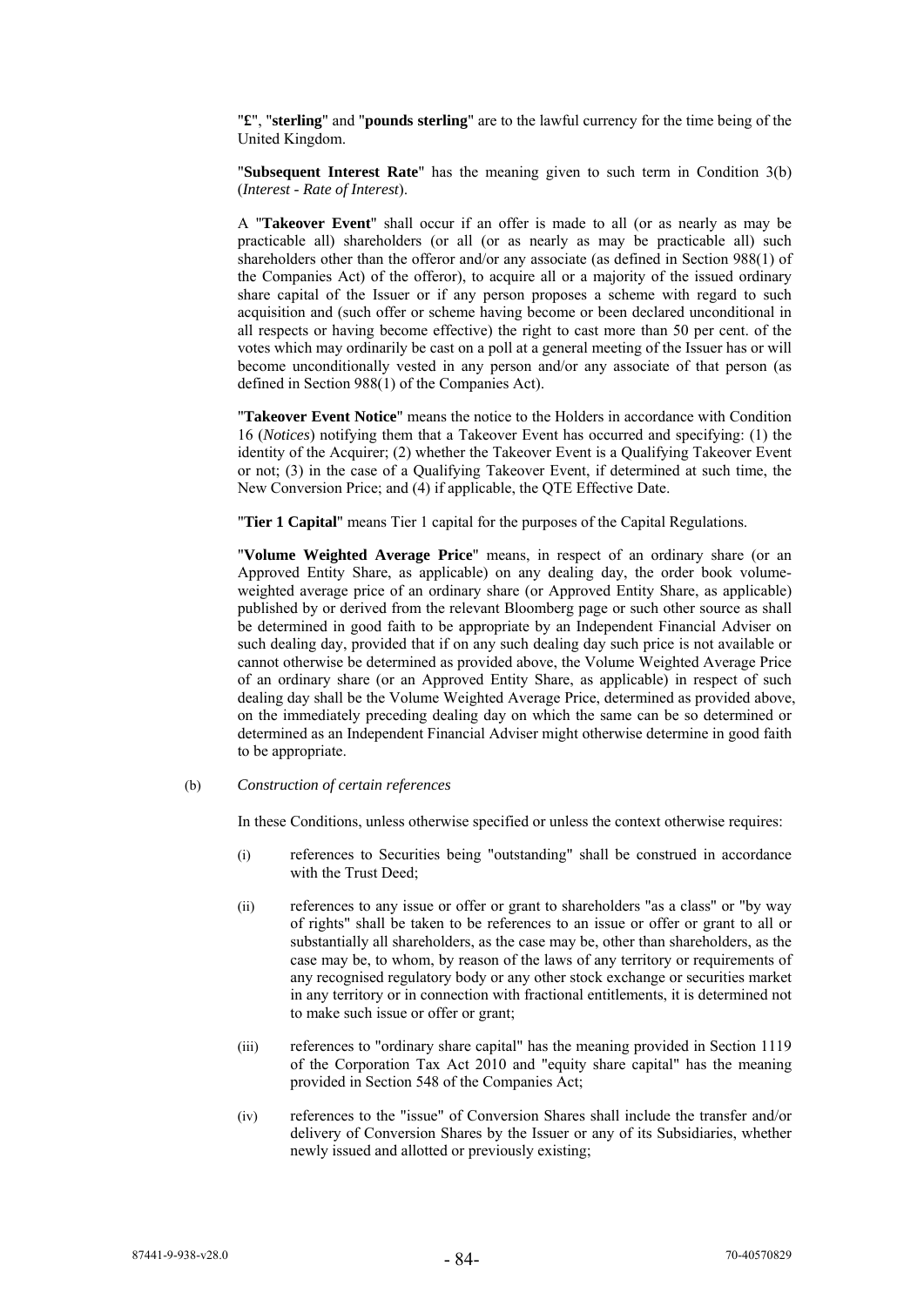"**£**", "**sterling**" and "**pounds sterling**" are to the lawful currency for the time being of the United Kingdom.

"**Subsequent Interest Rate**" has the meaning given to such term in Condition 3(b) (*Interest - Rate of Interest*).

A "**Takeover Event**" shall occur if an offer is made to all (or as nearly as may be practicable all) shareholders (or all (or as nearly as may be practicable all) such shareholders other than the offeror and/or any associate (as defined in Section 988(1) of the Companies Act) of the offeror), to acquire all or a majority of the issued ordinary share capital of the Issuer or if any person proposes a scheme with regard to such acquisition and (such offer or scheme having become or been declared unconditional in all respects or having become effective) the right to cast more than 50 per cent. of the votes which may ordinarily be cast on a poll at a general meeting of the Issuer has or will become unconditionally vested in any person and/or any associate of that person (as defined in Section 988(1) of the Companies Act).

"**Takeover Event Notice**" means the notice to the Holders in accordance with Condition 16 (*Notices*) notifying them that a Takeover Event has occurred and specifying: (1) the identity of the Acquirer; (2) whether the Takeover Event is a Qualifying Takeover Event or not; (3) in the case of a Qualifying Takeover Event, if determined at such time, the New Conversion Price; and (4) if applicable, the QTE Effective Date.

"**Tier 1 Capital**" means Tier 1 capital for the purposes of the Capital Regulations.

"**Volume Weighted Average Price**" means, in respect of an ordinary share (or an Approved Entity Share, as applicable) on any dealing day, the order book volume-weighted average price of an ordinary share (or Approved Entity Share, as applicable) published by or derived from the relevant Bloomberg page or such other source as shall be determined in good faith to be appropriate by an Independent Financial Adviser on such dealing day, provided that if on any such dealing day such price is not available or cannot otherwise be determined as provided above, the Volume Weighted Average Price of an ordinary share (or an Approved Entity Share, as applicable) in respect of such dealing day shall be the Volume Weighted Average Price, determined as provided above, on the immediately preceding dealing day on which the same can be so determined or determined as an Independent Financial Adviser might otherwise determine in good faith to be appropriate.

(b) *Construction of certain references*

In these Conditions, unless otherwise specified or unless the context otherwise requires:

(i) references to Securities being "outstanding" shall be construed in accordance with the Trust Deed;

(ii) references to any issue or offer or grant to shareholders "as a class" or "by way of rights" shall be taken to be references to an issue or offer or grant to all or substantially all shareholders, as the case may be, other than shareholders, as the case may be, to whom, by reason of the laws of any territory or requirements of any recognised regulatory body or any other stock exchange or securities market in any territory or in connection with fractional entitlements, it is determined not to make such issue or offer or grant;

(iii) references to "ordinary share capital" has the meaning provided in Section 1119 of the Corporation Tax Act 2010 and "equity share capital" has the meaning provided in Section 548 of the Companies Act;

(iv) references to the "issue" of Conversion Shares shall include the transfer and/or delivery of Conversion Shares by the Issuer or any of its Subsidiaries, whether newly issued and allotted or previously existing;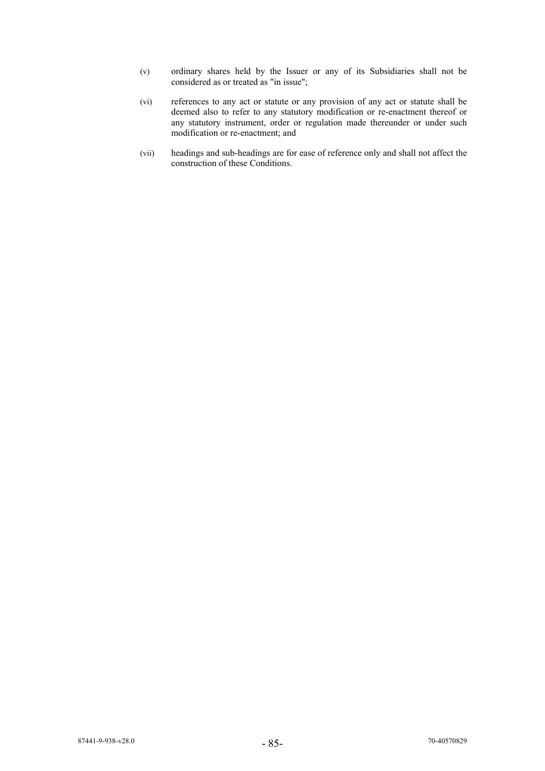(v) ordinary shares held by the Issuer or any of its Subsidiaries shall not be considered as or treated as "in issue";

(vi) references to any act or statute or any provision of any act or statute shall be deemed also to refer to any statutory modification or re-enactment thereof or any statutory instrument, order or regulation made thereunder or under such modification or re-enactment; and

(vii) headings and sub-headings are for ease of reference only and shall not affect the construction of these Conditions.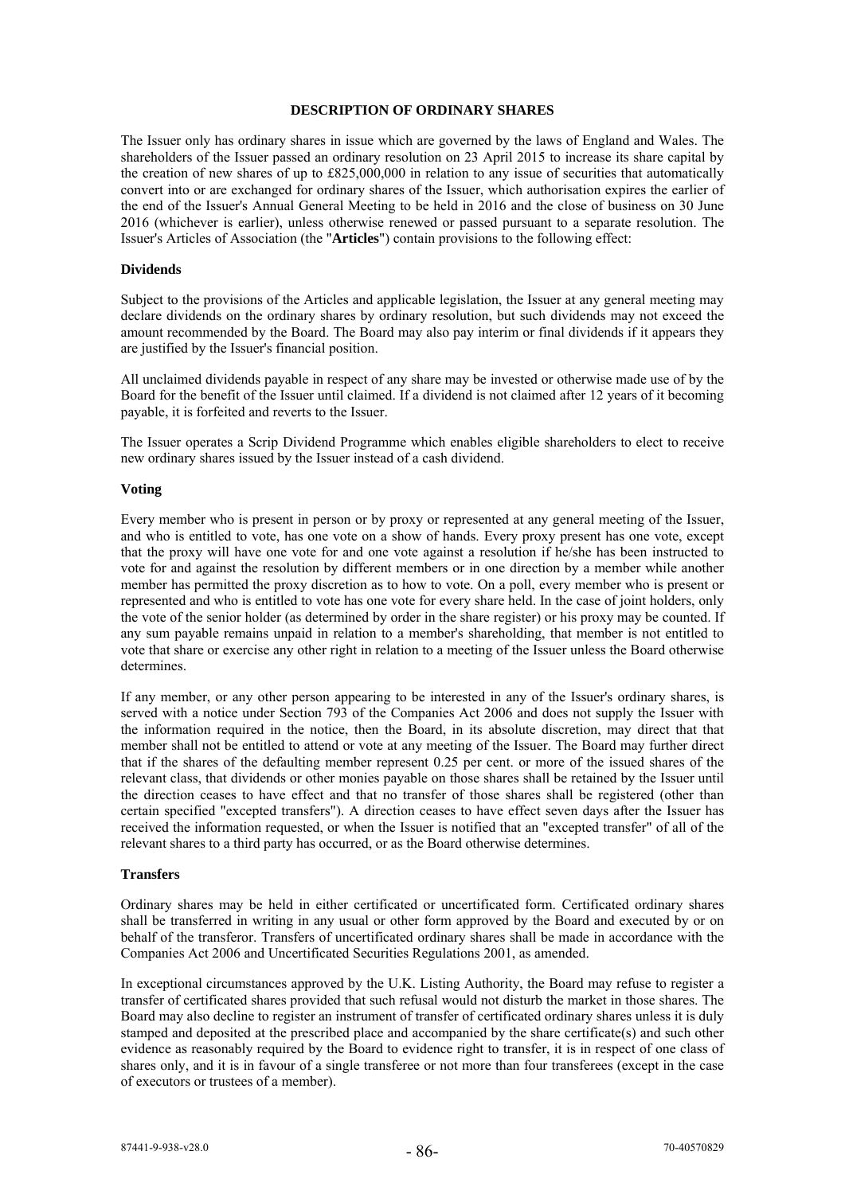# DESCRIPTION OF ORDINARY SHARES

The Issuer only has ordinary shares in issue which are governed by the laws of England and Wales. The shareholders of the Issuer passed an ordinary resolution on 23 April 2015 to increase its share capital by the creation of new shares of up to £825,000,000 in relation to any issue of securities that automatically convert into or are exchanged for ordinary shares of the Issuer, which authorisation expires the earlier of the end of the Issuer's Annual General Meeting to be held in 2016 and the close of business on 30 June 2016 (whichever is earlier), unless otherwise renewed or passed pursuant to a separate resolution. The Issuer's Articles of Association (the "**Articles**") contain provisions to the following effect:

## Dividends

Subject to the provisions of the Articles and applicable legislation, the Issuer at any general meeting may declare dividends on the ordinary shares by ordinary resolution, but such dividends may not exceed the amount recommended by the Board. The Board may also pay interim or final dividends if it appears they are justified by the Issuer's financial position.

All unclaimed dividends payable in respect of any share may be invested or otherwise made use of by the Board for the benefit of the Issuer until claimed. If a dividend is not claimed after 12 years of it becoming payable, it is forfeited and reverts to the Issuer.

The Issuer operates a Scrip Dividend Programme which enables eligible shareholders to elect to receive new ordinary shares issued by the Issuer instead of a cash dividend.

## Voting

Every member who is present in person or by proxy or represented at any general meeting of the Issuer, and who is entitled to vote, has one vote on a show of hands. Every proxy present has one vote, except that the proxy will have one vote for and one vote against a resolution if he/she has been instructed to vote for and against the resolution by different members or in one direction by a member while another member has permitted the proxy discretion as to how to vote. On a poll, every member who is present or represented and who is entitled to vote has one vote for every share held. In the case of joint holders, only the vote of the senior holder (as determined by order in the share register) or his proxy may be counted. If any sum payable remains unpaid in relation to a member's shareholding, that member is not entitled to vote that share or exercise any other right in relation to a meeting of the Issuer unless the Board otherwise determines.

If any member, or any other person appearing to be interested in any of the Issuer's ordinary shares, is served with a notice under Section 793 of the Companies Act 2006 and does not supply the Issuer with the information required in the notice, then the Board, in its absolute discretion, may direct that that member shall not be entitled to attend or vote at any meeting of the Issuer. The Board may further direct that if the shares of the defaulting member represent 0.25 per cent. or more of the issued shares of the relevant class, that dividends or other monies payable on those shares shall be retained by the Issuer until the direction ceases to have effect and that no transfer of those shares shall be registered (other than certain specified "excepted transfers"). A direction ceases to have effect seven days after the Issuer has received the information requested, or when the Issuer is notified that an "excepted transfer" of all of the relevant shares to a third party has occurred, or as the Board otherwise determines.

## Transfers

Ordinary shares may be held in either certificated or uncertificated form. Certificated ordinary shares shall be transferred in writing in any usual or other form approved by the Board and executed by or on behalf of the transferor. Transfers of uncertificated ordinary shares shall be made in accordance with the Companies Act 2006 and Uncertificated Securities Regulations 2001, as amended.

In exceptional circumstances approved by the U.K. Listing Authority, the Board may refuse to register a transfer of certificated shares provided that such refusal would not disturb the market in those shares. The Board may also decline to register an instrument of transfer of certificated ordinary shares unless it is duly stamped and deposited at the prescribed place and accompanied by the share certificate(s) and such other evidence as reasonably required by the Board to evidence right to transfer, it is in respect of one class of shares only, and it is in favour of a single transferee or not more than four transferees (except in the case of executors or trustees of a member).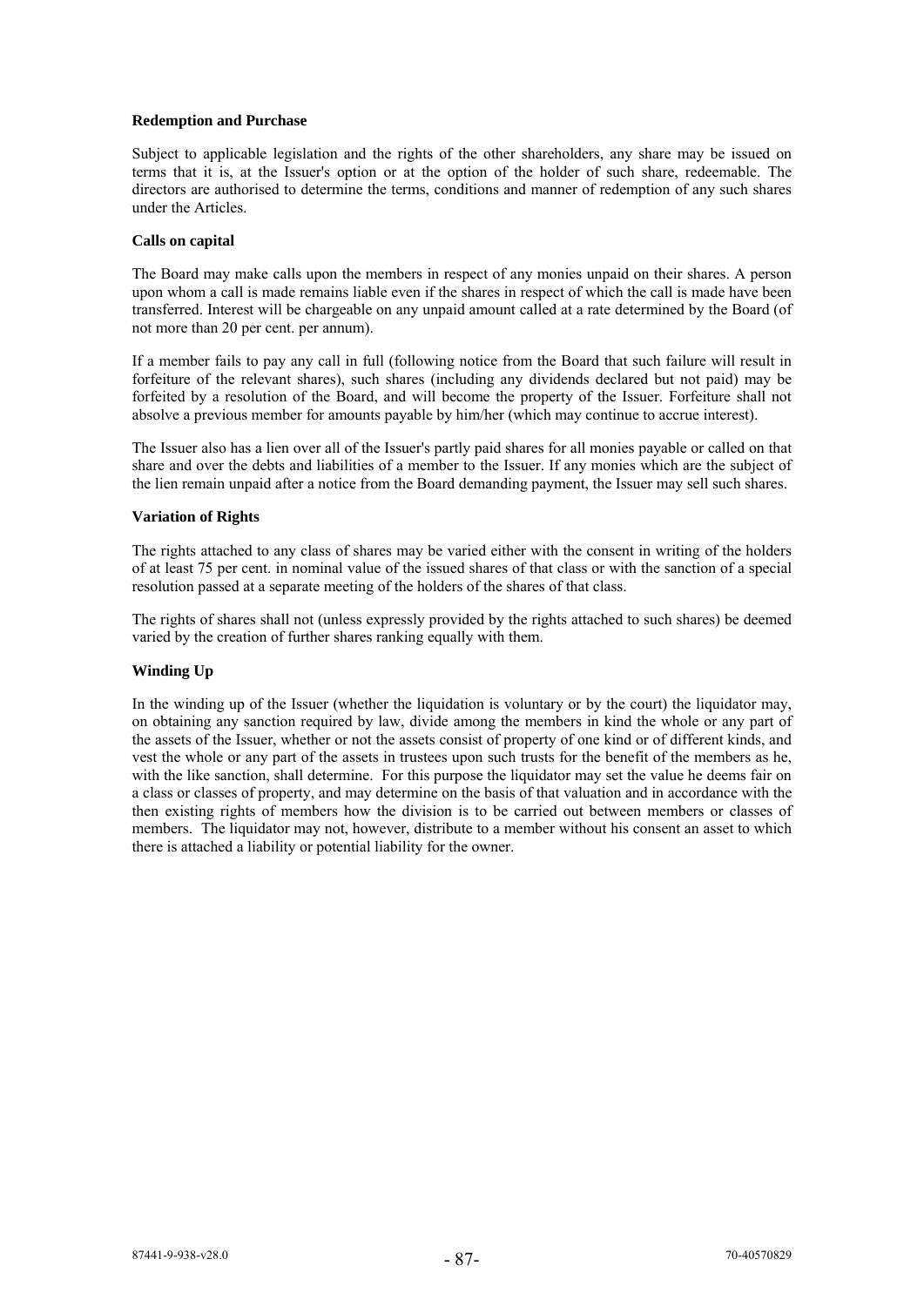**Redemption and Purchase**

Subject to applicable legislation and the rights of the other shareholders, any share may be issued on terms that it is, at the Issuer's option or at the option of the holder of such share, redeemable. The directors are authorised to determine the terms, conditions and manner of redemption of any such shares under the Articles.

**Calls on capital**

The Board may make calls upon the members in respect of any monies unpaid on their shares. A person upon whom a call is made remains liable even if the shares in respect of which the call is made have been transferred. Interest will be chargeable on any unpaid amount called at a rate determined by the Board (of not more than 20 per cent. per annum).

If a member fails to pay any call in full (following notice from the Board that such failure will result in forfeiture of the relevant shares), such shares (including any dividends declared but not paid) may be forfeited by a resolution of the Board, and will become the property of the Issuer. Forfeiture shall not absolve a previous member for amounts payable by him/her (which may continue to accrue interest).

The Issuer also has a lien over all of the Issuer's partly paid shares for all monies payable or called on that share and over the debts and liabilities of a member to the Issuer. If any monies which are the subject of the lien remain unpaid after a notice from the Board demanding payment, the Issuer may sell such shares.

**Variation of Rights**

The rights attached to any class of shares may be varied either with the consent in writing of the holders of at least 75 per cent. in nominal value of the issued shares of that class or with the sanction of a special resolution passed at a separate meeting of the holders of the shares of that class.

The rights of shares shall not (unless expressly provided by the rights attached to such shares) be deemed varied by the creation of further shares ranking equally with them.

**Winding Up**

In the winding up of the Issuer (whether the liquidation is voluntary or by the court) the liquidator may, on obtaining any sanction required by law, divide among the members in kind the whole or any part of the assets of the Issuer, whether or not the assets consist of property of one kind or of different kinds, and vest the whole or any part of the assets in trustees upon such trusts for the benefit of the members as he, with the like sanction, shall determine. For this purpose the liquidator may set the value he deems fair on a class or classes of property, and may determine on the basis of that valuation and in accordance with the then existing rights of members how the division is to be carried out between members or classes of members. The liquidator may not, however, distribute to a member without his consent an asset to which there is attached a liability or potential liability for the owner.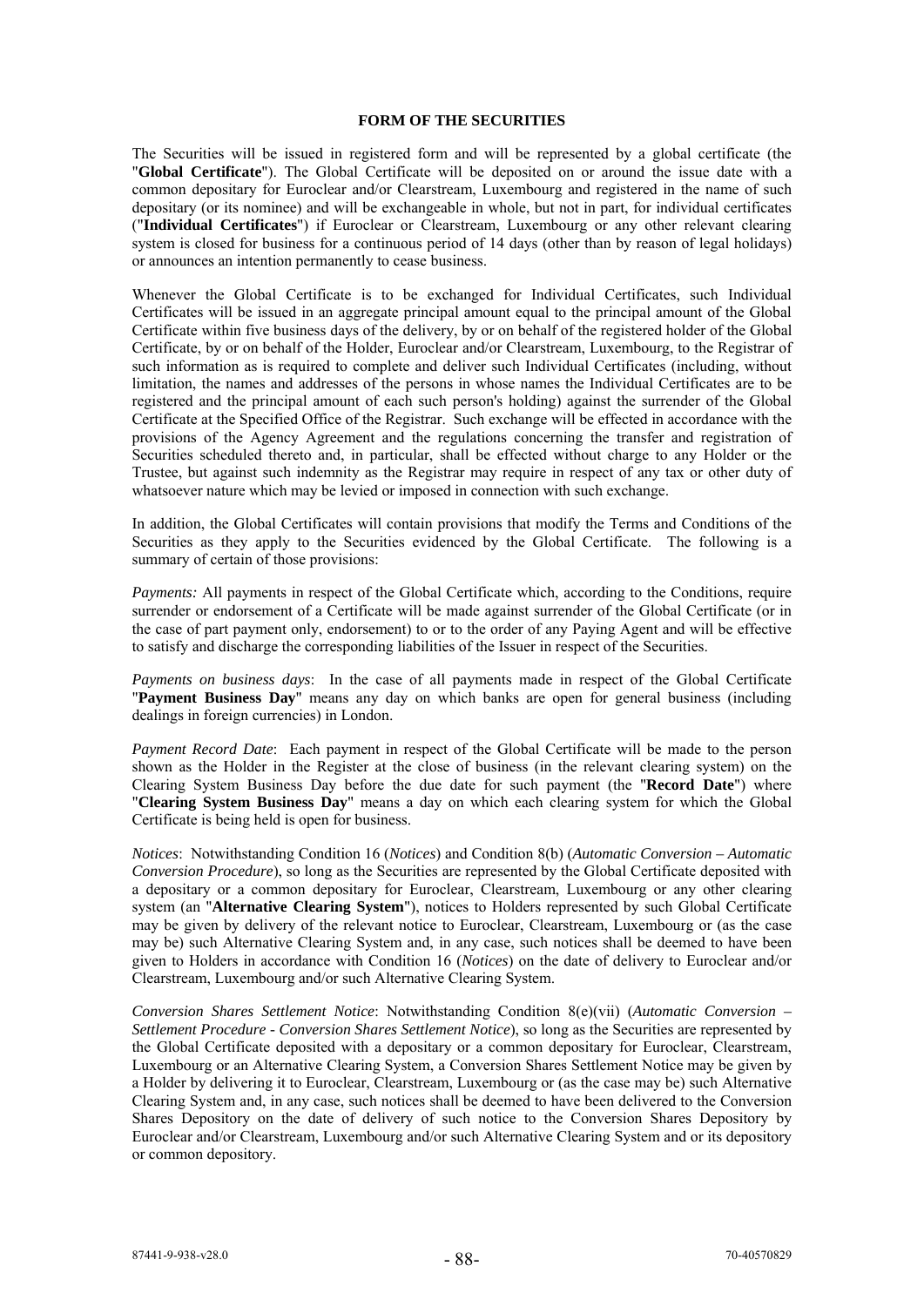## FORM OF THE SECURITIES

The Securities will be issued in registered form and will be represented by a global certificate (the "**Global Certificate**"). The Global Certificate will be deposited on or around the issue date with a common depositary for Euroclear and/or Clearstream, Luxembourg and registered in the name of such depositary (or its nominee) and will be exchangeable in whole, but not in part, for individual certificates ("**Individual Certificates**") if Euroclear or Clearstream, Luxembourg or any other relevant clearing system is closed for business for a continuous period of 14 days (other than by reason of legal holidays) or announces an intention permanently to cease business.

Whenever the Global Certificate is to be exchanged for Individual Certificates, such Individual Certificates will be issued in an aggregate principal amount equal to the principal amount of the Global Certificate within five business days of the delivery, by or on behalf of the registered holder of the Global Certificate, by or on behalf of the Holder, Euroclear and/or Clearstream, Luxembourg, to the Registrar of such information as is required to complete and deliver such Individual Certificates (including, without limitation, the names and addresses of the persons in whose names the Individual Certificates are to be registered and the principal amount of each such person's holding) against the surrender of the Global Certificate at the Specified Office of the Registrar. Such exchange will be effected in accordance with the provisions of the Agency Agreement and the regulations concerning the transfer and registration of Securities scheduled thereto and, in particular, shall be effected without charge to any Holder or the Trustee, but against such indemnity as the Registrar may require in respect of any tax or other duty of whatsoever nature which may be levied or imposed in connection with such exchange.

In addition, the Global Certificates will contain provisions that modify the Terms and Conditions of the Securities as they apply to the Securities evidenced by the Global Certificate. The following is a summary of certain of those provisions:

*Payments:* All payments in respect of the Global Certificate which, according to the Conditions, require surrender or endorsement of a Certificate will be made against surrender of the Global Certificate (or in the case of part payment only, endorsement) to or to the order of any Paying Agent and will be effective to satisfy and discharge the corresponding liabilities of the Issuer in respect of the Securities.

*Payments on business days*: In the case of all payments made in respect of the Global Certificate "**Payment Business Day**" means any day on which banks are open for general business (including dealings in foreign currencies) in London.

*Payment Record Date*: Each payment in respect of the Global Certificate will be made to the person shown as the Holder in the Register at the close of business (in the relevant clearing system) on the Clearing System Business Day before the due date for such payment (the "**Record Date**") where "**Clearing System Business Day**" means a day on which each clearing system for which the Global Certificate is being held is open for business.

*Notices*: Notwithstanding Condition 16 (*Notices*) and Condition 8(b) (*Automatic Conversion – Automatic Conversion Procedure*), so long as the Securities are represented by the Global Certificate deposited with a depositary or a common depositary for Euroclear, Clearstream, Luxembourg or any other clearing system (an "**Alternative Clearing System**"), notices to Holders represented by such Global Certificate may be given by delivery of the relevant notice to Euroclear, Clearstream, Luxembourg or (as the case may be) such Alternative Clearing System and, in any case, such notices shall be deemed to have been given to Holders in accordance with Condition 16 (*Notices*) on the date of delivery to Euroclear and/or Clearstream, Luxembourg and/or such Alternative Clearing System.

*Conversion Shares Settlement Notice*: Notwithstanding Condition 8(e)(vii) (*Automatic Conversion – Settlement Procedure - Conversion Shares Settlement Notice*), so long as the Securities are represented by the Global Certificate deposited with a depositary or a common depositary for Euroclear, Clearstream, Luxembourg or an Alternative Clearing System, a Conversion Shares Settlement Notice may be given by a Holder by delivering it to Euroclear, Clearstream, Luxembourg or (as the case may be) such Alternative Clearing System and, in any case, such notices shall be deemed to have been delivered to the Conversion Shares Depository on the date of delivery of such notice to the Conversion Shares Depository by Euroclear and/or Clearstream, Luxembourg and/or such Alternative Clearing System and or its depository or common depository.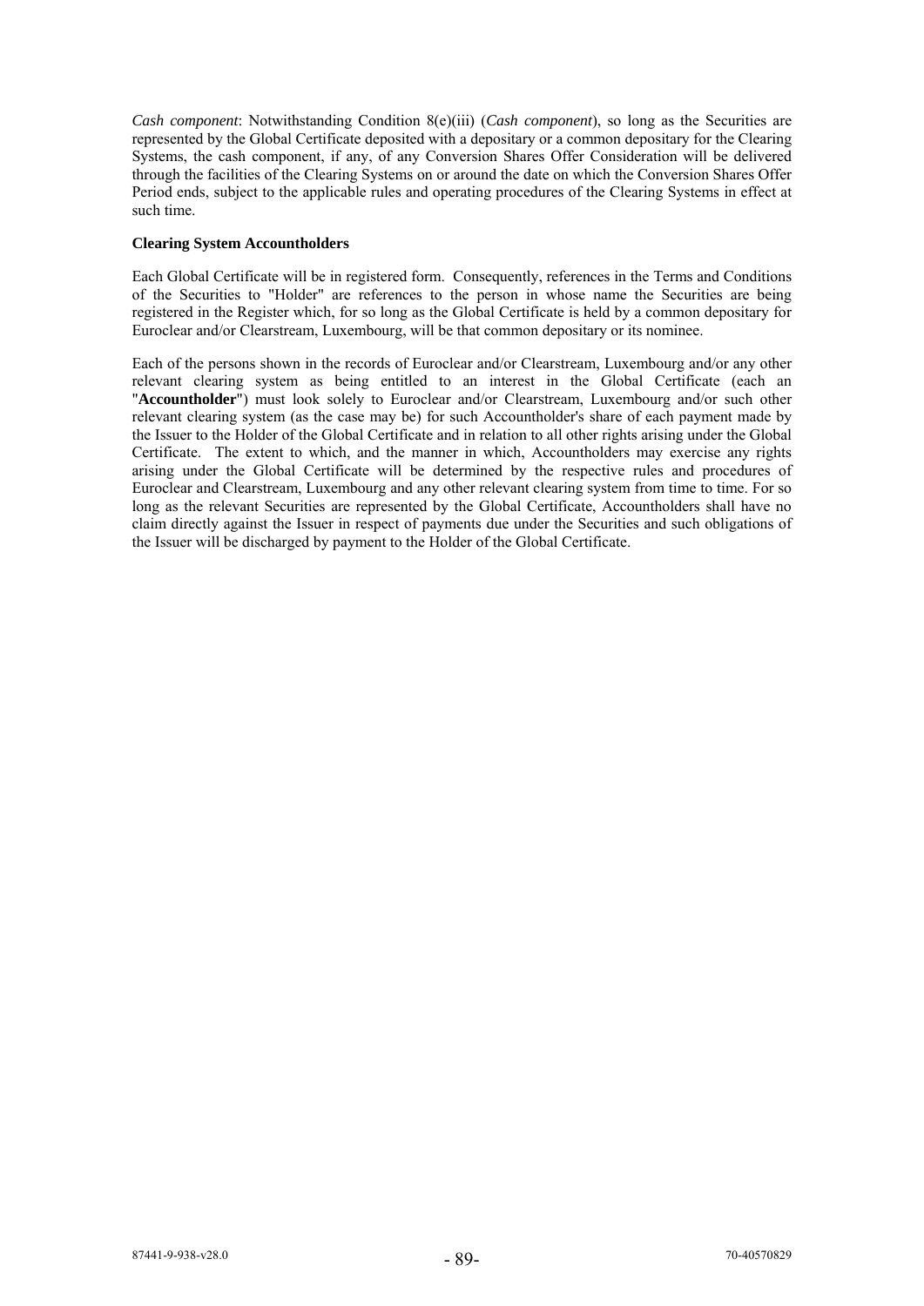*Cash component*: Notwithstanding Condition 8(e)(iii) (*Cash component*), so long as the Securities are represented by the Global Certificate deposited with a depositary or a common depositary for the Clearing Systems, the cash component, if any, of any Conversion Shares Offer Consideration will be delivered through the facilities of the Clearing Systems on or around the date on which the Conversion Shares Offer Period ends, subject to the applicable rules and operating procedures of the Clearing Systems in effect at such time.

**Clearing System Accountholders**

Each Global Certificate will be in registered form. Consequently, references in the Terms and Conditions of the Securities to "Holder" are references to the person in whose name the Securities are being registered in the Register which, for so long as the Global Certificate is held by a common depositary for Euroclear and/or Clearstream, Luxembourg, will be that common depositary or its nominee.

Each of the persons shown in the records of Euroclear and/or Clearstream, Luxembourg and/or any other relevant clearing system as being entitled to an interest in the Global Certificate (each an "**Accountholder**") must look solely to Euroclear and/or Clearstream, Luxembourg and/or such other relevant clearing system (as the case may be) for such Accountholder's share of each payment made by the Issuer to the Holder of the Global Certificate and in relation to all other rights arising under the Global Certificate. The extent to which, and the manner in which, Accountholders may exercise any rights arising under the Global Certificate will be determined by the respective rules and procedures of Euroclear and Clearstream, Luxembourg and any other relevant clearing system from time to time. For so long as the relevant Securities are represented by the Global Certificate, Accountholders shall have no claim directly against the Issuer in respect of payments due under the Securities and such obligations of the Issuer will be discharged by payment to the Holder of the Global Certificate.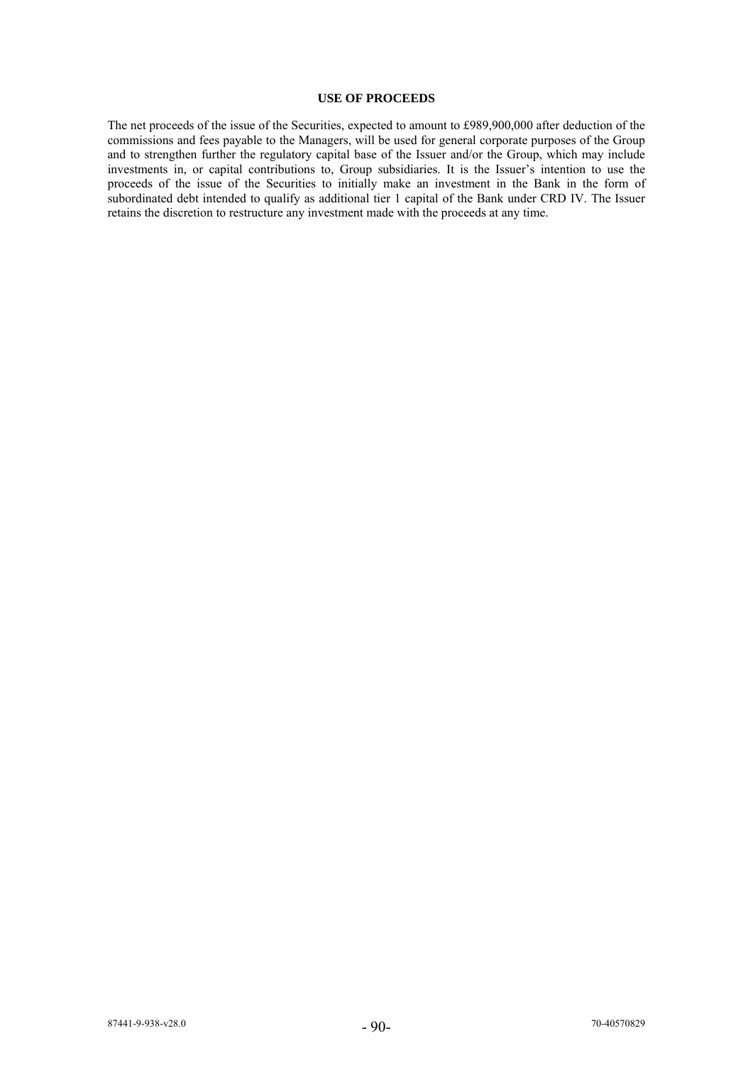## USE OF PROCEEDS

The net proceeds of the issue of the Securities, expected to amount to £989,900,000 after deduction of the commissions and fees payable to the Managers, will be used for general corporate purposes of the Group and to strengthen further the regulatory capital base of the Issuer and/or the Group, which may include investments in, or capital contributions to, Group subsidiaries. It is the Issuer's intention to use the proceeds of the issue of the Securities to initially make an investment in the Bank in the form of subordinated debt intended to qualify as additional tier 1 capital of the Bank under CRD IV. The Issuer retains the discretion to restructure any investment made with the proceeds at any time.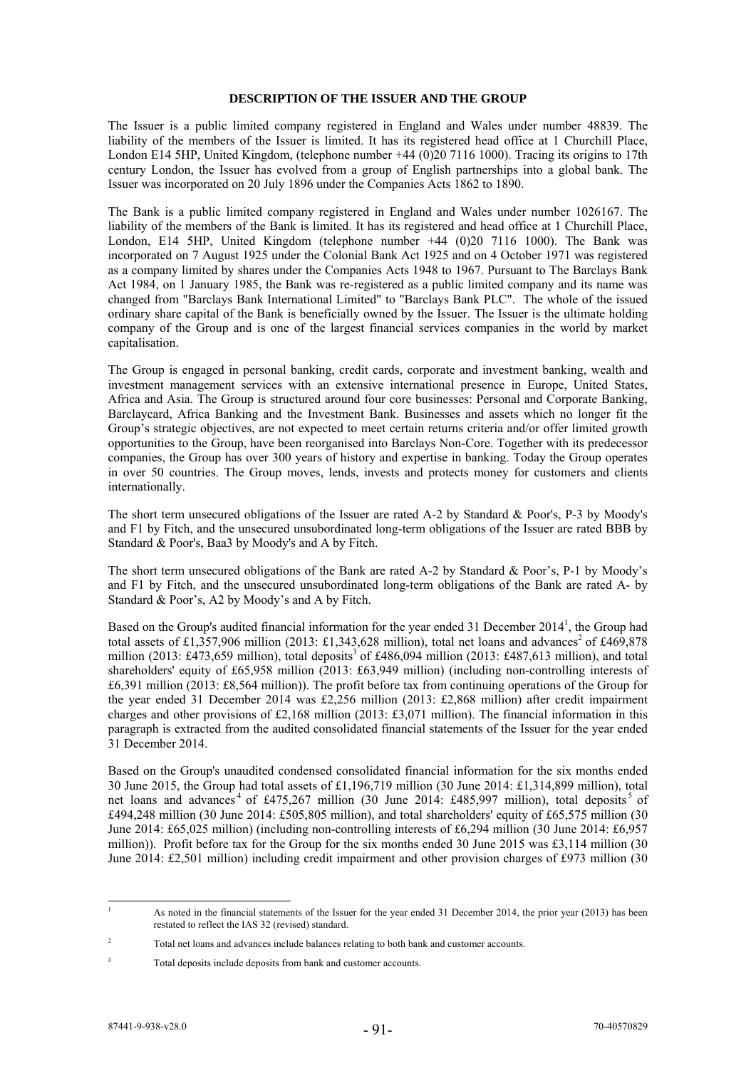**DESCRIPTION OF THE ISSUER AND THE GROUP**

The Issuer is a public limited company registered in England and Wales under number 48839. The liability of the members of the Issuer is limited. It has its registered head office at 1 Churchill Place, London E14 5HP, United Kingdom, (telephone number +44 (0)20 7116 1000). Tracing its origins to 17th century London, the Issuer has evolved from a group of English partnerships into a global bank. The Issuer was incorporated on 20 July 1896 under the Companies Acts 1862 to 1890.

The Bank is a public limited company registered in England and Wales under number 1026167. The liability of the members of the Bank is limited. It has its registered and head office at 1 Churchill Place, London, E14 5HP, United Kingdom (telephone number +44 (0)20 7116 1000). The Bank was incorporated on 7 August 1925 under the Colonial Bank Act 1925 and on 4 October 1971 was registered as a company limited by shares under the Companies Acts 1948 to 1967. Pursuant to The Barclays Bank Act 1984, on 1 January 1985, the Bank was re-registered as a public limited company and its name was changed from "Barclays Bank International Limited" to "Barclays Bank PLC". The whole of the issued ordinary share capital of the Bank is beneficially owned by the Issuer. The Issuer is the ultimate holding company of the Group and is one of the largest financial services companies in the world by market capitalisation.

The Group is engaged in personal banking, credit cards, corporate and investment banking, wealth and investment management services with an extensive international presence in Europe, United States, Africa and Asia. The Group is structured around four core businesses: Personal and Corporate Banking, Barclaycard, Africa Banking and the Investment Bank. Businesses and assets which no longer fit the Group's strategic objectives, are not expected to meet certain returns criteria and/or offer limited growth opportunities to the Group, have been reorganised into Barclays Non-Core. Together with its predecessor companies, the Group has over 300 years of history and expertise in banking. Today the Group operates in over 50 countries. The Group moves, lends, invests and protects money for customers and clients internationally.

The short term unsecured obligations of the Issuer are rated A-2 by Standard & Poor's, P-3 by Moody's and F1 by Fitch, and the unsecured unsubordinated long-term obligations of the Issuer are rated BBB by Standard & Poor's, Baa3 by Moody's and A by Fitch.

The short term unsecured obligations of the Bank are rated A-2 by Standard & Poor's, P-1 by Moody's and F1 by Fitch, and the unsecured unsubordinated long-term obligations of the Bank are rated A- by Standard & Poor's, A2 by Moody's and A by Fitch.

Based on the Group's audited financial information for the year ended 31 December 2014[1], the Group had total assets of £1,357,906 million (2013: £1,343,628 million), total net loans and advances[2] of £469,878 million (2013: £473,659 million), total deposits[3] of £486,094 million (2013: £487,613 million), and total shareholders' equity of £65,958 million (2013: £63,949 million) (including non-controlling interests of £6,391 million (2013: £8,564 million)). The profit before tax from continuing operations of the Group for the year ended 31 December 2014 was £2,256 million (2013: £2,868 million) after credit impairment charges and other provisions of £2,168 million (2013: £3,071 million). The financial information in this paragraph is extracted from the audited consolidated financial statements of the Issuer for the year ended 31 December 2014.

Based on the Group's unaudited condensed consolidated financial information for the six months ended 30 June 2015, the Group had total assets of £1,196,719 million (30 June 2014: £1,314,899 million), total net loans and advances[4] of £475,267 million (30 June 2014: £485,997 million), total deposits[5] of £494,248 million (30 June 2014: £505,805 million), and total shareholders' equity of £65,575 million (30 June 2014: £65,025 million) (including non-controlling interests of £6,294 million (30 June 2014: £6,957 million)). Profit before tax for the Group for the six months ended 30 June 2015 was £3,114 million (30 June 2014: £2,501 million) including credit impairment and other provision charges of £973 million (30

---

[1] As noted in the financial statements of the Issuer for the year ended 31 December 2014, the prior year (2013) has been restated to reflect the IAS 32 (revised) standard.

[2] Total net loans and advances include balances relating to both bank and customer accounts.

[3] Total deposits include deposits from bank and customer accounts.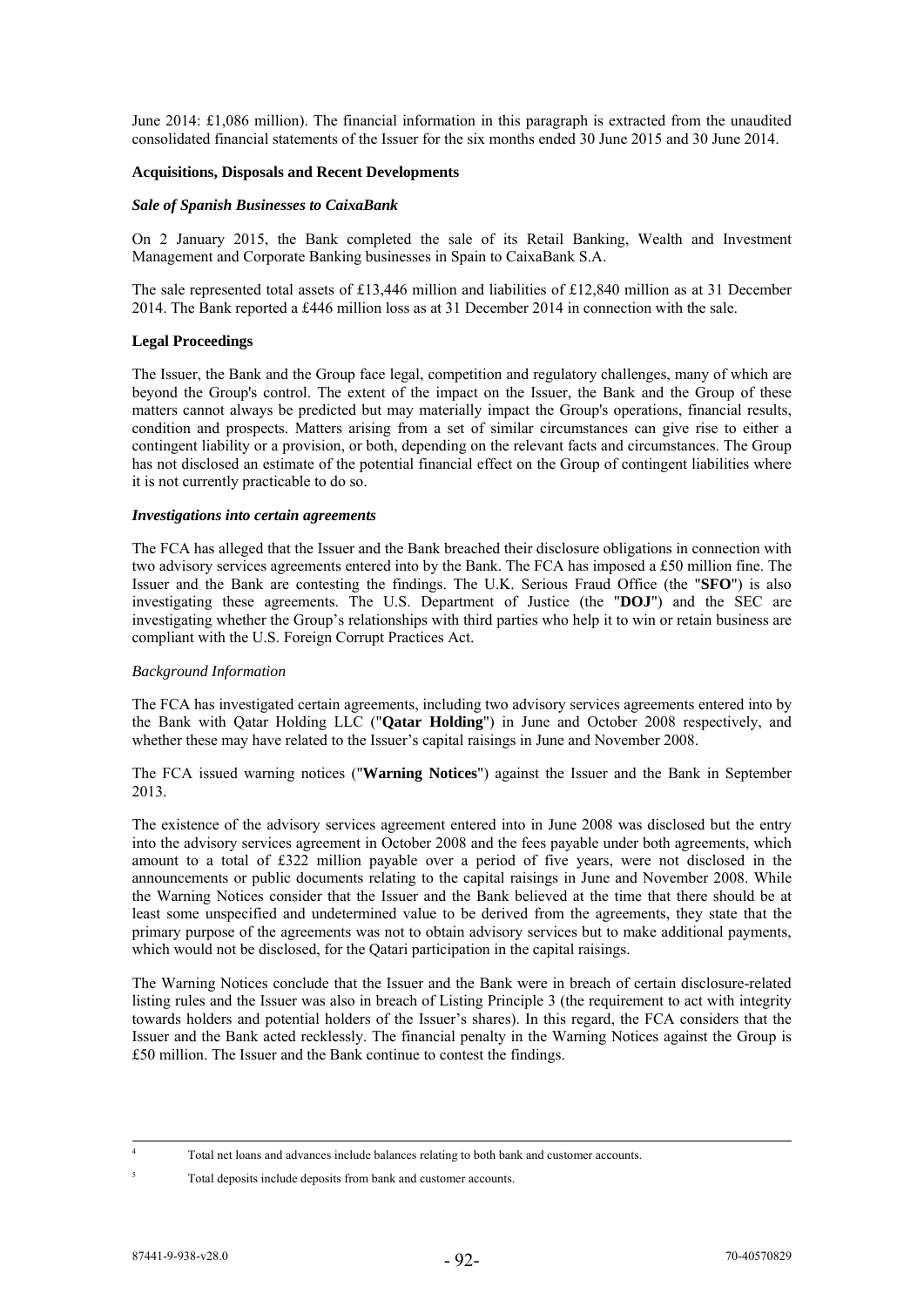June 2014: £1,086 million). The financial information in this paragraph is extracted from the unaudited consolidated financial statements of the Issuer for the six months ended 30 June 2015 and 30 June 2014.

**Acquisitions, Disposals and Recent Developments**

***Sale of Spanish Businesses to CaixaBank***

On 2 January 2015, the Bank completed the sale of its Retail Banking, Wealth and Investment Management and Corporate Banking businesses in Spain to CaixaBank S.A.

The sale represented total assets of £13,446 million and liabilities of £12,840 million as at 31 December 2014. The Bank reported a £446 million loss as at 31 December 2014 in connection with the sale.

**Legal Proceedings**

The Issuer, the Bank and the Group face legal, competition and regulatory challenges, many of which are beyond the Group's control. The extent of the impact on the Issuer, the Bank and the Group of these matters cannot always be predicted but may materially impact the Group's operations, financial results, condition and prospects. Matters arising from a set of similar circumstances can give rise to either a contingent liability or a provision, or both, depending on the relevant facts and circumstances. The Group has not disclosed an estimate of the potential financial effect on the Group of contingent liabilities where it is not currently practicable to do so.

***Investigations into certain agreements***

The FCA has alleged that the Issuer and the Bank breached their disclosure obligations in connection with two advisory services agreements entered into by the Bank. The FCA has imposed a £50 million fine. The Issuer and the Bank are contesting the findings. The U.K. Serious Fraud Office (the "**SFO**") is also investigating these agreements. The U.S. Department of Justice (the "**DOJ**") and the SEC are investigating whether the Group's relationships with third parties who help it to win or retain business are compliant with the U.S. Foreign Corrupt Practices Act.

*Background Information*

The FCA has investigated certain agreements, including two advisory services agreements entered into by the Bank with Qatar Holding LLC ("**Qatar Holding**") in June and October 2008 respectively, and whether these may have related to the Issuer's capital raisings in June and November 2008.

The FCA issued warning notices ("**Warning Notices**") against the Issuer and the Bank in September 2013.

The existence of the advisory services agreement entered into in June 2008 was disclosed but the entry into the advisory services agreement in October 2008 and the fees payable under both agreements, which amount to a total of £322 million payable over a period of five years, were not disclosed in the announcements or public documents relating to the capital raisings in June and November 2008. While the Warning Notices consider that the Issuer and the Bank believed at the time that there should be at least some unspecified and undetermined value to be derived from the agreements, they state that the primary purpose of the agreements was not to obtain advisory services but to make additional payments, which would not be disclosed, for the Qatari participation in the capital raisings.

The Warning Notices conclude that the Issuer and the Bank were in breach of certain disclosure-related listing rules and the Issuer was also in breach of Listing Principle 3 (the requirement to act with integrity towards holders and potential holders of the Issuer's shares). In this regard, the FCA considers that the Issuer and the Bank acted recklessly. The financial penalty in the Warning Notices against the Group is £50 million. The Issuer and the Bank continue to contest the findings.

[4] Total net loans and advances include balances relating to both bank and customer accounts.

[5] Total deposits include deposits from bank and customer accounts.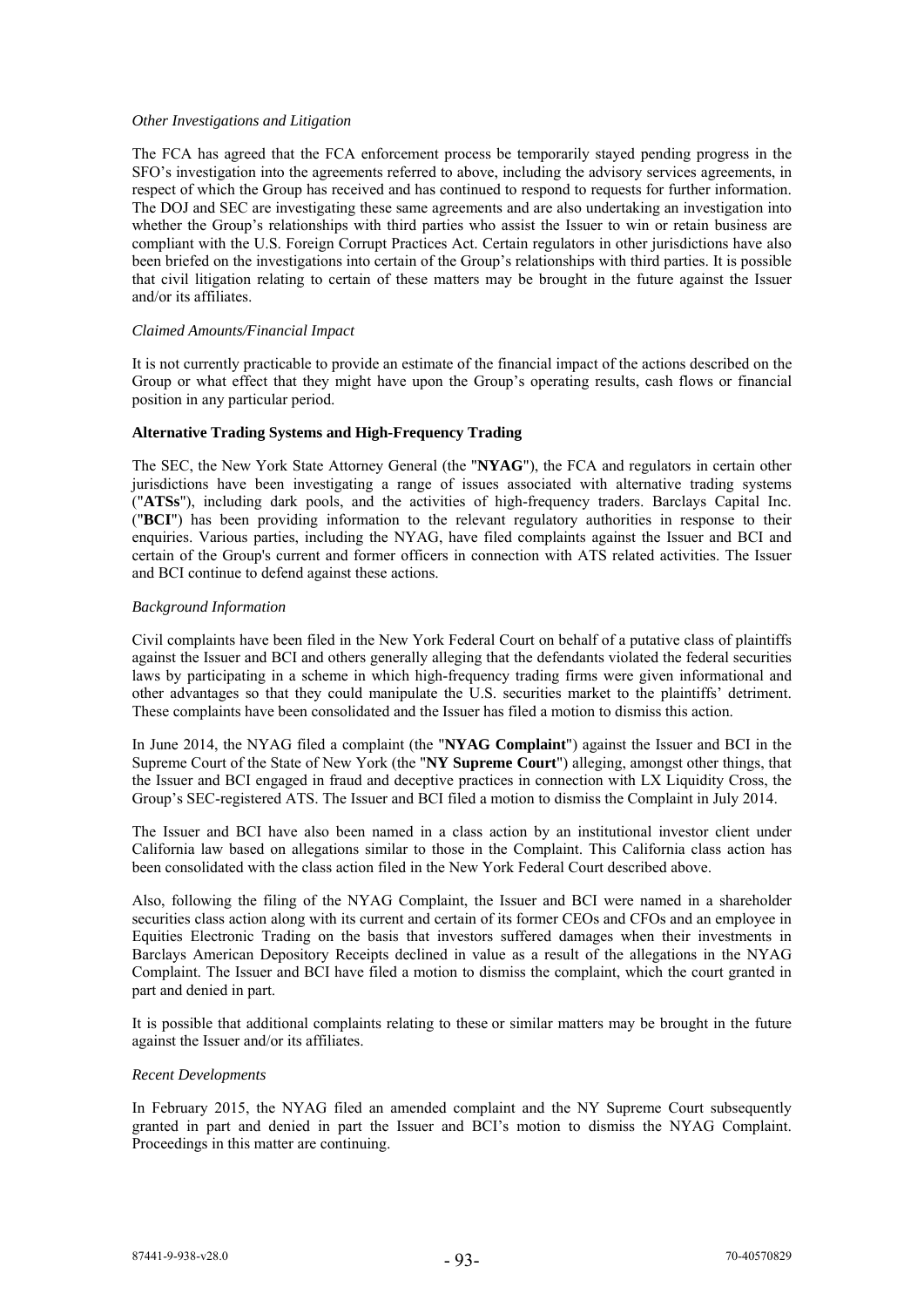*Other Investigations and Litigation*

The FCA has agreed that the FCA enforcement process be temporarily stayed pending progress in the SFO's investigation into the agreements referred to above, including the advisory services agreements, in respect of which the Group has received and has continued to respond to requests for further information. The DOJ and SEC are investigating these same agreements and are also undertaking an investigation into whether the Group's relationships with third parties who assist the Issuer to win or retain business are compliant with the U.S. Foreign Corrupt Practices Act. Certain regulators in other jurisdictions have also been briefed on the investigations into certain of the Group's relationships with third parties. It is possible that civil litigation relating to certain of these matters may be brought in the future against the Issuer and/or its affiliates.

*Claimed Amounts/Financial Impact*

It is not currently practicable to provide an estimate of the financial impact of the actions described on the Group or what effect that they might have upon the Group's operating results, cash flows or financial position in any particular period.

**Alternative Trading Systems and High-Frequency Trading**

The SEC, the New York State Attorney General (the "**NYAG**"), the FCA and regulators in certain other jurisdictions have been investigating a range of issues associated with alternative trading systems ("**ATSs**"), including dark pools, and the activities of high-frequency traders. Barclays Capital Inc. ("**BCI**") has been providing information to the relevant regulatory authorities in response to their enquiries. Various parties, including the NYAG, have filed complaints against the Issuer and BCI and certain of the Group's current and former officers in connection with ATS related activities. The Issuer and BCI continue to defend against these actions.

*Background Information*

Civil complaints have been filed in the New York Federal Court on behalf of a putative class of plaintiffs against the Issuer and BCI and others generally alleging that the defendants violated the federal securities laws by participating in a scheme in which high-frequency trading firms were given informational and other advantages so that they could manipulate the U.S. securities market to the plaintiffs' detriment. These complaints have been consolidated and the Issuer has filed a motion to dismiss this action.

In June 2014, the NYAG filed a complaint (the "**NYAG Complaint**") against the Issuer and BCI in the Supreme Court of the State of New York (the "**NY Supreme Court**") alleging, amongst other things, that the Issuer and BCI engaged in fraud and deceptive practices in connection with LX Liquidity Cross, the Group's SEC-registered ATS. The Issuer and BCI filed a motion to dismiss the Complaint in July 2014.

The Issuer and BCI have also been named in a class action by an institutional investor client under California law based on allegations similar to those in the Complaint. This California class action has been consolidated with the class action filed in the New York Federal Court described above.

Also, following the filing of the NYAG Complaint, the Issuer and BCI were named in a shareholder securities class action along with its current and certain of its former CEOs and CFOs and an employee in Equities Electronic Trading on the basis that investors suffered damages when their investments in Barclays American Depository Receipts declined in value as a result of the allegations in the NYAG Complaint. The Issuer and BCI have filed a motion to dismiss the complaint, which the court granted in part and denied in part.

It is possible that additional complaints relating to these or similar matters may be brought in the future against the Issuer and/or its affiliates.

*Recent Developments*

In February 2015, the NYAG filed an amended complaint and the NY Supreme Court subsequently granted in part and denied in part the Issuer and BCI's motion to dismiss the NYAG Complaint. Proceedings in this matter are continuing.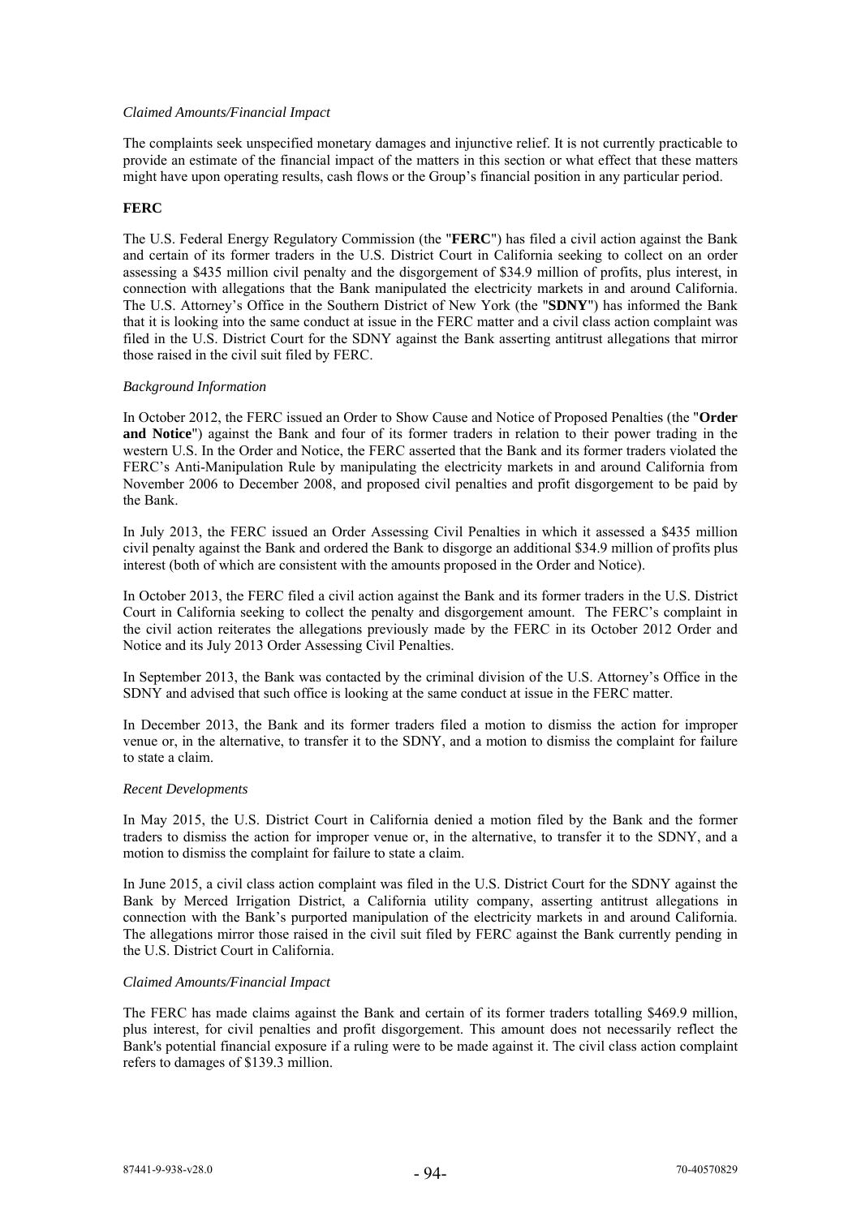*Claimed Amounts/Financial Impact*

The complaints seek unspecified monetary damages and injunctive relief. It is not currently practicable to provide an estimate of the financial impact of the matters in this section or what effect that these matters might have upon operating results, cash flows or the Group's financial position in any particular period.

**FERC**

The U.S. Federal Energy Regulatory Commission (the "**FERC**") has filed a civil action against the Bank and certain of its former traders in the U.S. District Court in California seeking to collect on an order assessing a $435 million civil penalty and the disgorgement of $34.9 million of profits, plus interest, in connection with allegations that the Bank manipulated the electricity markets in and around California. The U.S. Attorney's Office in the Southern District of New York (the "**SDNY**") has informed the Bank that it is looking into the same conduct at issue in the FERC matter and a civil class action complaint was filed in the U.S. District Court for the SDNY against the Bank asserting antitrust allegations that mirror those raised in the civil suit filed by FERC.

*Background Information*

In October 2012, the FERC issued an Order to Show Cause and Notice of Proposed Penalties (the "**Order and Notice**") against the Bank and four of its former traders in relation to their power trading in the western U.S. In the Order and Notice, the FERC asserted that the Bank and its former traders violated the FERC's Anti-Manipulation Rule by manipulating the electricity markets in and around California from November 2006 to December 2008, and proposed civil penalties and profit disgorgement to be paid by the Bank.

In July 2013, the FERC issued an Order Assessing Civil Penalties in which it assessed a $435 million civil penalty against the Bank and ordered the Bank to disgorge an additional $34.9 million of profits plus interest (both of which are consistent with the amounts proposed in the Order and Notice).

In October 2013, the FERC filed a civil action against the Bank and its former traders in the U.S. District Court in California seeking to collect the penalty and disgorgement amount. The FERC's complaint in the civil action reiterates the allegations previously made by the FERC in its October 2012 Order and Notice and its July 2013 Order Assessing Civil Penalties.

In September 2013, the Bank was contacted by the criminal division of the U.S. Attorney's Office in the SDNY and advised that such office is looking at the same conduct at issue in the FERC matter.

In December 2013, the Bank and its former traders filed a motion to dismiss the action for improper venue or, in the alternative, to transfer it to the SDNY, and a motion to dismiss the complaint for failure to state a claim.

*Recent Developments*

In May 2015, the U.S. District Court in California denied a motion filed by the Bank and the former traders to dismiss the action for improper venue or, in the alternative, to transfer it to the SDNY, and a motion to dismiss the complaint for failure to state a claim.

In June 2015, a civil class action complaint was filed in the U.S. District Court for the SDNY against the Bank by Merced Irrigation District, a California utility company, asserting antitrust allegations in connection with the Bank's purported manipulation of the electricity markets in and around California. The allegations mirror those raised in the civil suit filed by FERC against the Bank currently pending in the U.S. District Court in California.

*Claimed Amounts/Financial Impact*

The FERC has made claims against the Bank and certain of its former traders totalling $469.9 million, plus interest, for civil penalties and profit disgorgement. This amount does not necessarily reflect the Bank's potential financial exposure if a ruling were to be made against it. The civil class action complaint refers to damages of $139.3 million.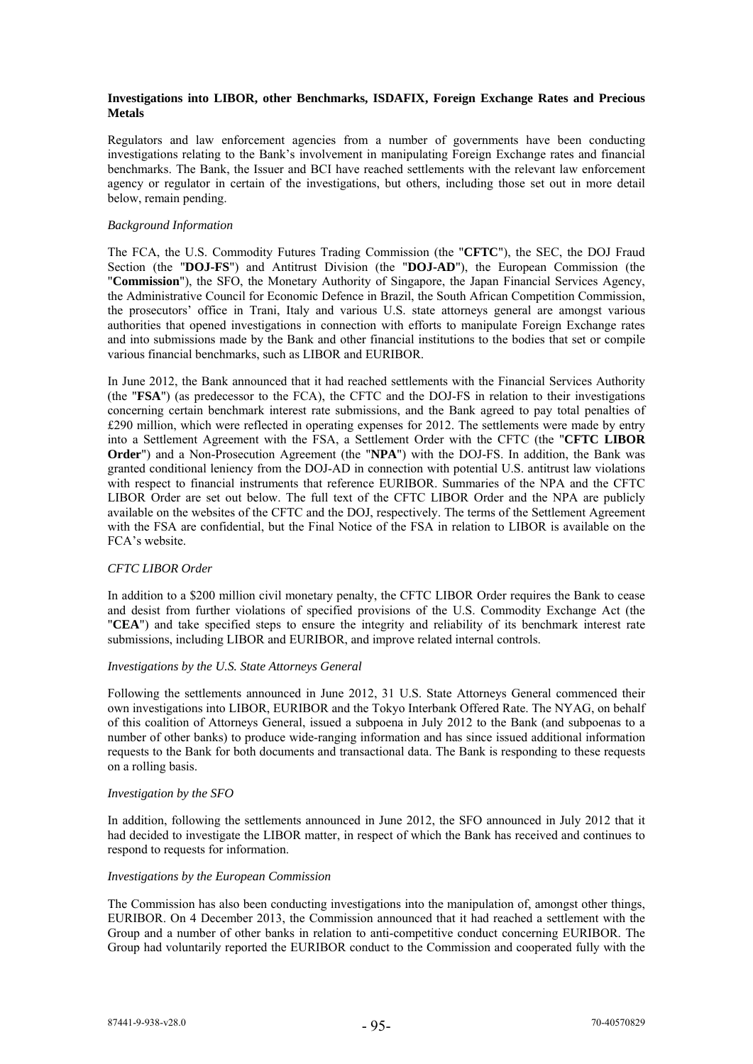### Investigations into LIBOR, other Benchmarks, ISDAFIX, Foreign Exchange Rates and Precious Metals

Regulators and law enforcement agencies from a number of governments have been conducting investigations relating to the Bank's involvement in manipulating Foreign Exchange rates and financial benchmarks. The Bank, the Issuer and BCI have reached settlements with the relevant law enforcement agency or regulator in certain of the investigations, but others, including those set out in more detail below, remain pending.

*Background Information*

The FCA, the U.S. Commodity Futures Trading Commission (the "**CFTC**"), the SEC, the DOJ Fraud Section (the "**DOJ-FS**") and Antitrust Division (the "**DOJ-AD**"), the European Commission (the "**Commission**"), the SFO, the Monetary Authority of Singapore, the Japan Financial Services Agency, the Administrative Council for Economic Defence in Brazil, the South African Competition Commission, the prosecutors' office in Trani, Italy and various U.S. state attorneys general are amongst various authorities that opened investigations in connection with efforts to manipulate Foreign Exchange rates and into submissions made by the Bank and other financial institutions to the bodies that set or compile various financial benchmarks, such as LIBOR and EURIBOR.

In June 2012, the Bank announced that it had reached settlements with the Financial Services Authority (the "**FSA**") (as predecessor to the FCA), the CFTC and the DOJ-FS in relation to their investigations concerning certain benchmark interest rate submissions, and the Bank agreed to pay total penalties of £290 million, which were reflected in operating expenses for 2012. The settlements were made by entry into a Settlement Agreement with the FSA, a Settlement Order with the CFTC (the "**CFTC LIBOR Order**") and a Non-Prosecution Agreement (the "**NPA**") with the DOJ-FS. In addition, the Bank was granted conditional leniency from the DOJ-AD in connection with potential U.S. antitrust law violations with respect to financial instruments that reference EURIBOR. Summaries of the NPA and the CFTC LIBOR Order are set out below. The full text of the CFTC LIBOR Order and the NPA are publicly available on the websites of the CFTC and the DOJ, respectively. The terms of the Settlement Agreement with the FSA are confidential, but the Final Notice of the FSA in relation to LIBOR is available on the FCA's website.

*CFTC LIBOR Order*

In addition to a $200 million civil monetary penalty, the CFTC LIBOR Order requires the Bank to cease and desist from further violations of specified provisions of the U.S. Commodity Exchange Act (the "**CEA**") and take specified steps to ensure the integrity and reliability of its benchmark interest rate submissions, including LIBOR and EURIBOR, and improve related internal controls.

*Investigations by the U.S. State Attorneys General*

Following the settlements announced in June 2012, 31 U.S. State Attorneys General commenced their own investigations into LIBOR, EURIBOR and the Tokyo Interbank Offered Rate. The NYAG, on behalf of this coalition of Attorneys General, issued a subpoena in July 2012 to the Bank (and subpoenas to a number of other banks) to produce wide-ranging information and has since issued additional information requests to the Bank for both documents and transactional data. The Bank is responding to these requests on a rolling basis.

*Investigation by the SFO*

In addition, following the settlements announced in June 2012, the SFO announced in July 2012 that it had decided to investigate the LIBOR matter, in respect of which the Bank has received and continues to respond to requests for information.

*Investigations by the European Commission*

The Commission has also been conducting investigations into the manipulation of, amongst other things, EURIBOR. On 4 December 2013, the Commission announced that it had reached a settlement with the Group and a number of other banks in relation to anti-competitive conduct concerning EURIBOR. The Group had voluntarily reported the EURIBOR conduct to the Commission and cooperated fully with the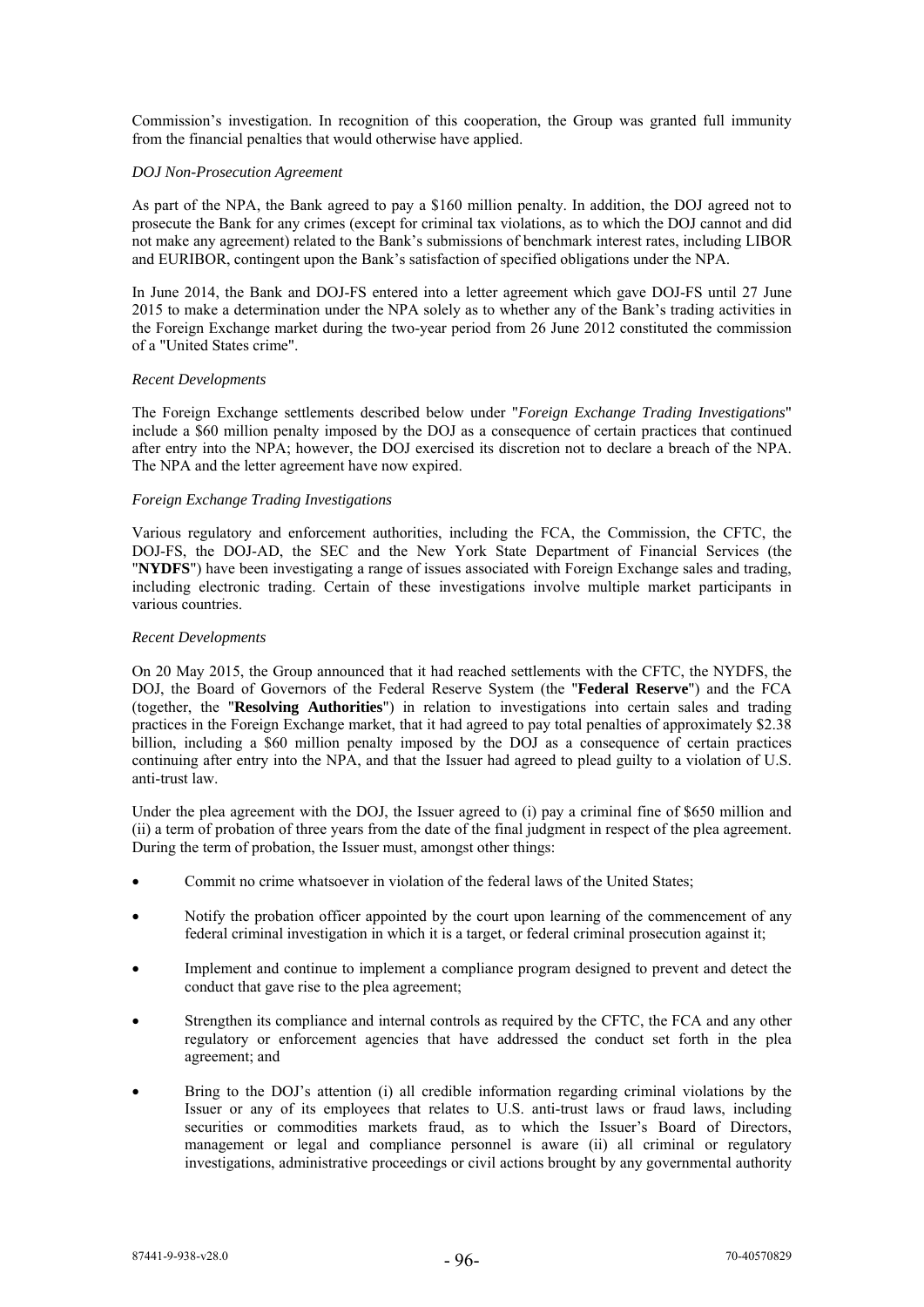Commission's investigation. In recognition of this cooperation, the Group was granted full immunity from the financial penalties that would otherwise have applied.

*DOJ Non-Prosecution Agreement*

As part of the NPA, the Bank agreed to pay a $160 million penalty. In addition, the DOJ agreed not to prosecute the Bank for any crimes (except for criminal tax violations, as to which the DOJ cannot and did not make any agreement) related to the Bank's submissions of benchmark interest rates, including LIBOR and EURIBOR, contingent upon the Bank's satisfaction of specified obligations under the NPA.

In June 2014, the Bank and DOJ-FS entered into a letter agreement which gave DOJ-FS until 27 June 2015 to make a determination under the NPA solely as to whether any of the Bank's trading activities in the Foreign Exchange market during the two-year period from 26 June 2012 constituted the commission of a "United States crime".

*Recent Developments*

The Foreign Exchange settlements described below under "*Foreign Exchange Trading Investigations*" include a $60 million penalty imposed by the DOJ as a consequence of certain practices that continued after entry into the NPA; however, the DOJ exercised its discretion not to declare a breach of the NPA. The NPA and the letter agreement have now expired.

*Foreign Exchange Trading Investigations*

Various regulatory and enforcement authorities, including the FCA, the Commission, the CFTC, the DOJ-FS, the DOJ-AD, the SEC and the New York State Department of Financial Services (the "**NYDFS**") have been investigating a range of issues associated with Foreign Exchange sales and trading, including electronic trading. Certain of these investigations involve multiple market participants in various countries.

*Recent Developments*

On 20 May 2015, the Group announced that it had reached settlements with the CFTC, the NYDFS, the DOJ, the Board of Governors of the Federal Reserve System (the "**Federal Reserve**") and the FCA (together, the "**Resolving Authorities**") in relation to investigations into certain sales and trading practices in the Foreign Exchange market, that it had agreed to pay total penalties of approximately $2.38 billion, including a $60 million penalty imposed by the DOJ as a consequence of certain practices continuing after entry into the NPA, and that the Issuer had agreed to plead guilty to a violation of U.S. anti-trust law.

Under the plea agreement with the DOJ, the Issuer agreed to (i) pay a criminal fine of $650 million and (ii) a term of probation of three years from the date of the final judgment in respect of the plea agreement. During the term of probation, the Issuer must, amongst other things:

- Commit no crime whatsoever in violation of the federal laws of the United States;
- Notify the probation officer appointed by the court upon learning of the commencement of any federal criminal investigation in which it is a target, or federal criminal prosecution against it;
- Implement and continue to implement a compliance program designed to prevent and detect the conduct that gave rise to the plea agreement;
- Strengthen its compliance and internal controls as required by the CFTC, the FCA and any other regulatory or enforcement agencies that have addressed the conduct set forth in the plea agreement; and
- Bring to the DOJ's attention (i) all credible information regarding criminal violations by the Issuer or any of its employees that relates to U.S. anti-trust laws or fraud laws, including securities or commodities markets fraud, as to which the Issuer's Board of Directors, management or legal and compliance personnel is aware (ii) all criminal or regulatory investigations, administrative proceedings or civil actions brought by any governmental authority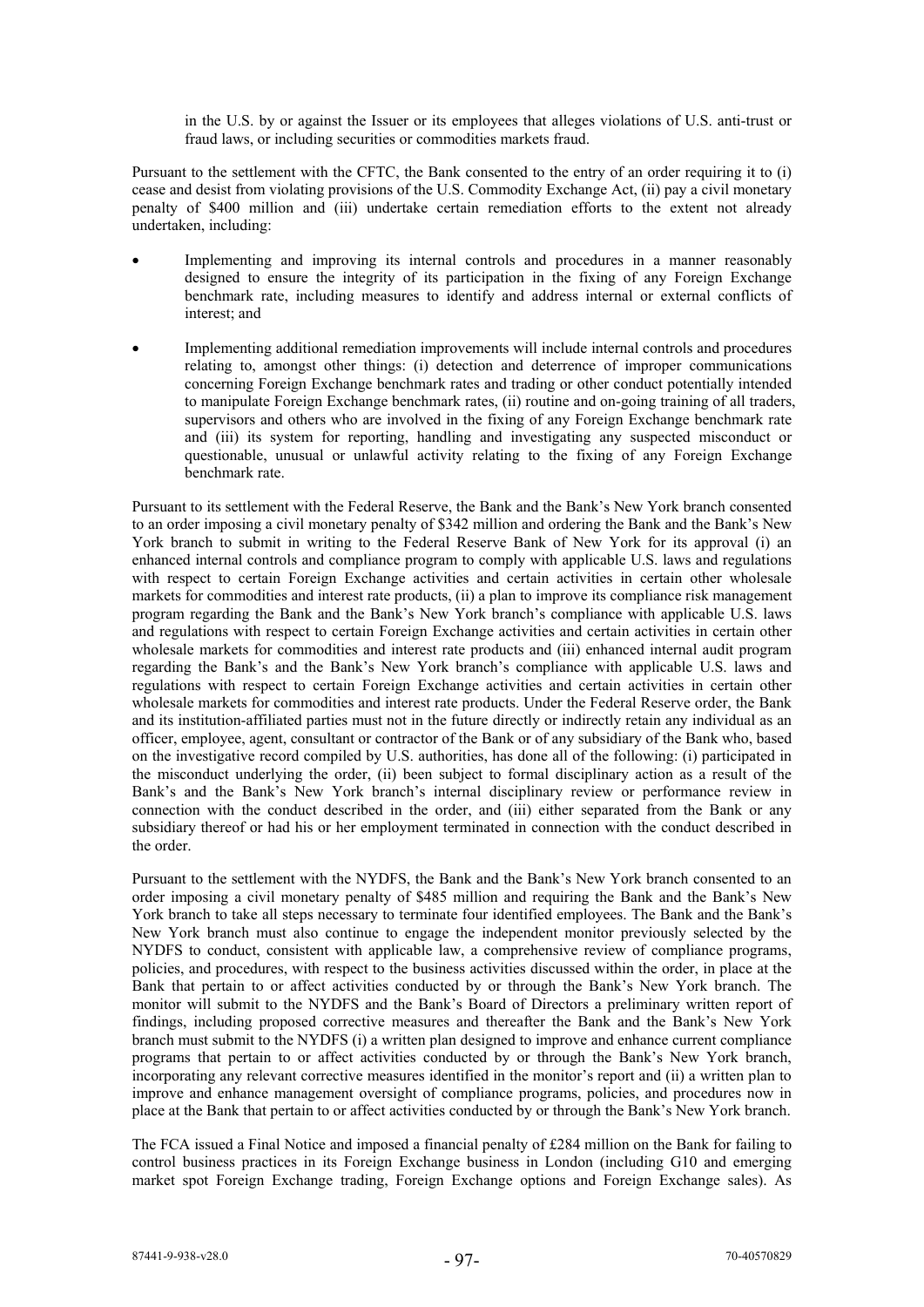in the U.S. by or against the Issuer or its employees that alleges violations of U.S. anti-trust or fraud laws, or including securities or commodities markets fraud.

Pursuant to the settlement with the CFTC, the Bank consented to the entry of an order requiring it to (i) cease and desist from violating provisions of the U.S. Commodity Exchange Act, (ii) pay a civil monetary penalty of $400 million and (iii) undertake certain remediation efforts to the extent not already undertaken, including:

- Implementing and improving its internal controls and procedures in a manner reasonably designed to ensure the integrity of its participation in the fixing of any Foreign Exchange benchmark rate, including measures to identify and address internal or external conflicts of interest; and
- Implementing additional remediation improvements will include internal controls and procedures relating to, amongst other things: (i) detection and deterrence of improper communications concerning Foreign Exchange benchmark rates and trading or other conduct potentially intended to manipulate Foreign Exchange benchmark rates, (ii) routine and on-going training of all traders, supervisors and others who are involved in the fixing of any Foreign Exchange benchmark rate and (iii) its system for reporting, handling and investigating any suspected misconduct or questionable, unusual or unlawful activity relating to the fixing of any Foreign Exchange benchmark rate.

Pursuant to its settlement with the Federal Reserve, the Bank and the Bank's New York branch consented to an order imposing a civil monetary penalty of $342 million and ordering the Bank and the Bank's New York branch to submit in writing to the Federal Reserve Bank of New York for its approval (i) an enhanced internal controls and compliance program to comply with applicable U.S. laws and regulations with respect to certain Foreign Exchange activities and certain activities in certain other wholesale markets for commodities and interest rate products, (ii) a plan to improve its compliance risk management program regarding the Bank and the Bank's New York branch's compliance with applicable U.S. laws and regulations with respect to certain Foreign Exchange activities and certain activities in certain other wholesale markets for commodities and interest rate products and (iii) enhanced internal audit program regarding the Bank's and the Bank's New York branch's compliance with applicable U.S. laws and regulations with respect to certain Foreign Exchange activities and certain activities in certain other wholesale markets for commodities and interest rate products. Under the Federal Reserve order, the Bank and its institution-affiliated parties must not in the future directly or indirectly retain any individual as an officer, employee, agent, consultant or contractor of the Bank or of any subsidiary of the Bank who, based on the investigative record compiled by U.S. authorities, has done all of the following: (i) participated in the misconduct underlying the order, (ii) been subject to formal disciplinary action as a result of the Bank's and the Bank's New York branch's internal disciplinary review or performance review in connection with the conduct described in the order, and (iii) either separated from the Bank or any subsidiary thereof or had his or her employment terminated in connection with the conduct described in the order.

Pursuant to the settlement with the NYDFS, the Bank and the Bank's New York branch consented to an order imposing a civil monetary penalty of $485 million and requiring the Bank and the Bank's New York branch to take all steps necessary to terminate four identified employees. The Bank and the Bank's New York branch must also continue to engage the independent monitor previously selected by the NYDFS to conduct, consistent with applicable law, a comprehensive review of compliance programs, policies, and procedures, with respect to the business activities discussed within the order, in place at the Bank that pertain to or affect activities conducted by or through the Bank's New York branch. The monitor will submit to the NYDFS and the Bank's Board of Directors a preliminary written report of findings, including proposed corrective measures and thereafter the Bank and the Bank's New York branch must submit to the NYDFS (i) a written plan designed to improve and enhance current compliance programs that pertain to or affect activities conducted by or through the Bank's New York branch, incorporating any relevant corrective measures identified in the monitor's report and (ii) a written plan to improve and enhance management oversight of compliance programs, policies, and procedures now in place at the Bank that pertain to or affect activities conducted by or through the Bank's New York branch.

The FCA issued a Final Notice and imposed a financial penalty of £284 million on the Bank for failing to control business practices in its Foreign Exchange business in London (including G10 and emerging market spot Foreign Exchange trading, Foreign Exchange options and Foreign Exchange sales). As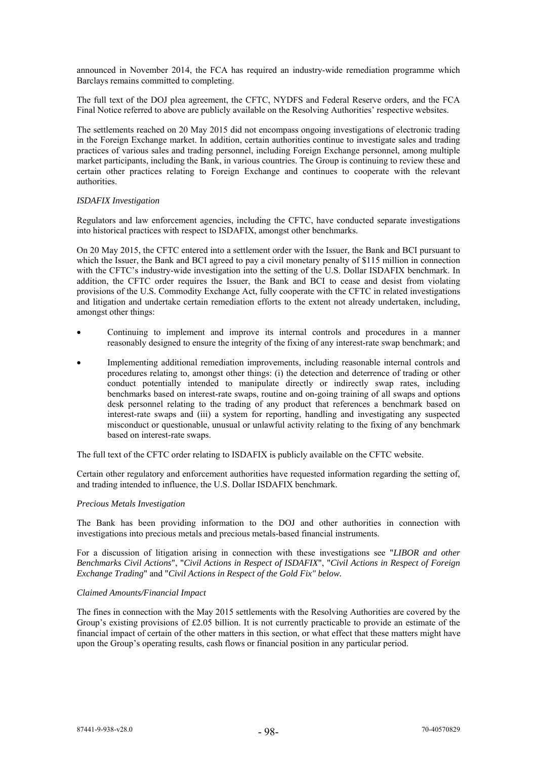announced in November 2014, the FCA has required an industry-wide remediation programme which Barclays remains committed to completing.

The full text of the DOJ plea agreement, the CFTC, NYDFS and Federal Reserve orders, and the FCA Final Notice referred to above are publicly available on the Resolving Authorities' respective websites.

The settlements reached on 20 May 2015 did not encompass ongoing investigations of electronic trading in the Foreign Exchange market. In addition, certain authorities continue to investigate sales and trading practices of various sales and trading personnel, including Foreign Exchange personnel, among multiple market participants, including the Bank, in various countries. The Group is continuing to review these and certain other practices relating to Foreign Exchange and continues to cooperate with the relevant authorities.

*ISDAFIX Investigation*

Regulators and law enforcement agencies, including the CFTC, have conducted separate investigations into historical practices with respect to ISDAFIX, amongst other benchmarks.

On 20 May 2015, the CFTC entered into a settlement order with the Issuer, the Bank and BCI pursuant to which the Issuer, the Bank and BCI agreed to pay a civil monetary penalty of $115 million in connection with the CFTC's industry-wide investigation into the setting of the U.S. Dollar ISDAFIX benchmark. In addition, the CFTC order requires the Issuer, the Bank and BCI to cease and desist from violating provisions of the U.S. Commodity Exchange Act, fully cooperate with the CFTC in related investigations and litigation and undertake certain remediation efforts to the extent not already undertaken, including, amongst other things:

- Continuing to implement and improve its internal controls and procedures in a manner reasonably designed to ensure the integrity of the fixing of any interest-rate swap benchmark; and
- Implementing additional remediation improvements, including reasonable internal controls and procedures relating to, amongst other things: (i) the detection and deterrence of trading or other conduct potentially intended to manipulate directly or indirectly swap rates, including benchmarks based on interest-rate swaps, routine and on-going training of all swaps and options desk personnel relating to the trading of any product that references a benchmark based on interest-rate swaps and (iii) a system for reporting, handling and investigating any suspected misconduct or questionable, unusual or unlawful activity relating to the fixing of any benchmark based on interest-rate swaps.

The full text of the CFTC order relating to ISDAFIX is publicly available on the CFTC website.

Certain other regulatory and enforcement authorities have requested information regarding the setting of, and trading intended to influence, the U.S. Dollar ISDAFIX benchmark.

*Precious Metals Investigation*

The Bank has been providing information to the DOJ and other authorities in connection with investigations into precious metals and precious metals-based financial instruments.

For a discussion of litigation arising in connection with these investigations see "*LIBOR and other Benchmarks Civil Actions*", "*Civil Actions in Respect of ISDAFIX*", "*Civil Actions in Respect of Foreign Exchange Trading*" and "*Civil Actions in Respect of the Gold Fix" below.*

*Claimed Amounts/Financial Impact*

The fines in connection with the May 2015 settlements with the Resolving Authorities are covered by the Group's existing provisions of £2.05 billion. It is not currently practicable to provide an estimate of the financial impact of certain of the other matters in this section, or what effect that these matters might have upon the Group's operating results, cash flows or financial position in any particular period.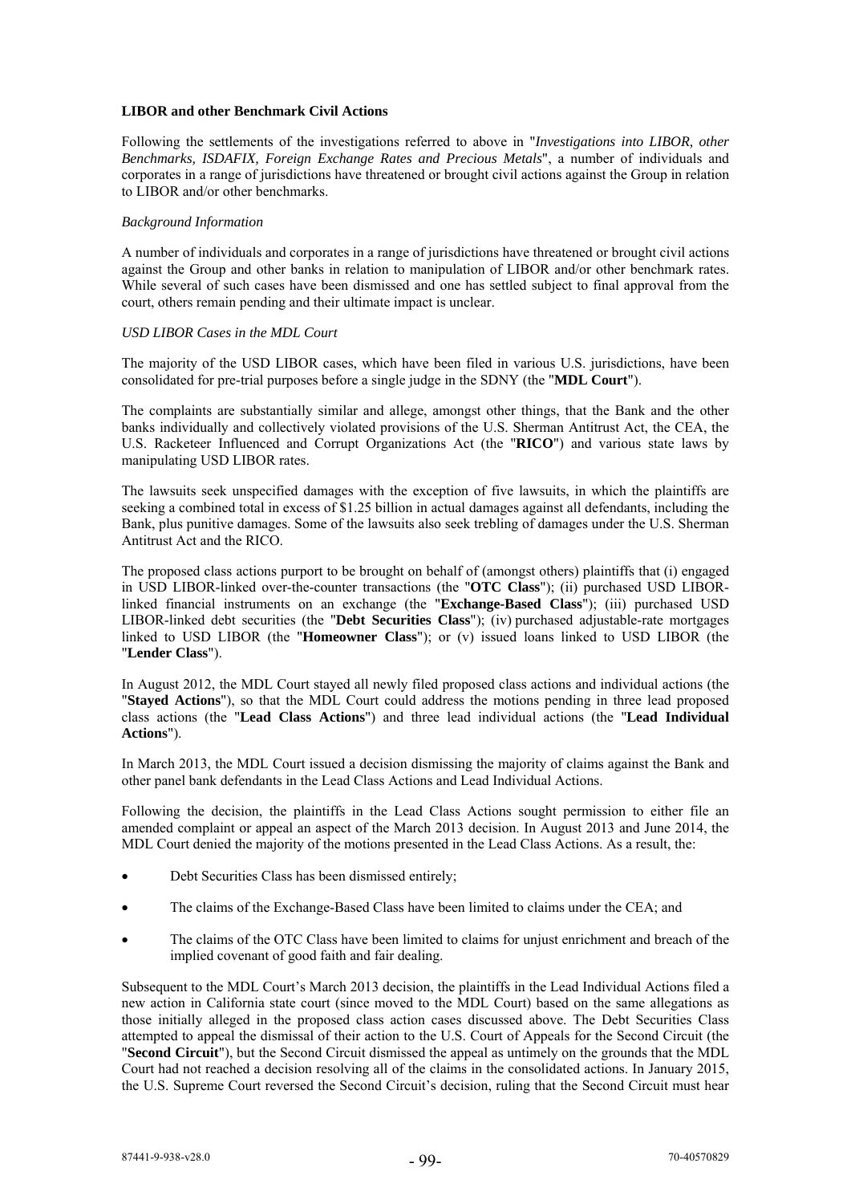**LIBOR and other Benchmark Civil Actions**

Following the settlements of the investigations referred to above in "*Investigations into LIBOR, other Benchmarks, ISDAFIX, Foreign Exchange Rates and Precious Metals*", a number of individuals and corporates in a range of jurisdictions have threatened or brought civil actions against the Group in relation to LIBOR and/or other benchmarks.

*Background Information*

A number of individuals and corporates in a range of jurisdictions have threatened or brought civil actions against the Group and other banks in relation to manipulation of LIBOR and/or other benchmark rates. While several of such cases have been dismissed and one has settled subject to final approval from the court, others remain pending and their ultimate impact is unclear.

*USD LIBOR Cases in the MDL Court*

The majority of the USD LIBOR cases, which have been filed in various U.S. jurisdictions, have been consolidated for pre-trial purposes before a single judge in the SDNY (the "**MDL Court**").

The complaints are substantially similar and allege, amongst other things, that the Bank and the other banks individually and collectively violated provisions of the U.S. Sherman Antitrust Act, the CEA, the U.S. Racketeer Influenced and Corrupt Organizations Act (the "**RICO**") and various state laws by manipulating USD LIBOR rates.

The lawsuits seek unspecified damages with the exception of five lawsuits, in which the plaintiffs are seeking a combined total in excess of $1.25 billion in actual damages against all defendants, including the Bank, plus punitive damages. Some of the lawsuits also seek trebling of damages under the U.S. Sherman Antitrust Act and the RICO.

The proposed class actions purport to be brought on behalf of (amongst others) plaintiffs that (i) engaged in USD LIBOR-linked over-the-counter transactions (the "**OTC Class**"); (ii) purchased USD LIBOR-linked financial instruments on an exchange (the "**Exchange-Based Class**"); (iii) purchased USD LIBOR-linked debt securities (the "**Debt Securities Class**"); (iv) purchased adjustable-rate mortgages linked to USD LIBOR (the "**Homeowner Class**"); or (v) issued loans linked to USD LIBOR (the "**Lender Class**").

In August 2012, the MDL Court stayed all newly filed proposed class actions and individual actions (the "**Stayed Actions**"), so that the MDL Court could address the motions pending in three lead proposed class actions (the "**Lead Class Actions**") and three lead individual actions (the "**Lead Individual Actions**").

In March 2013, the MDL Court issued a decision dismissing the majority of claims against the Bank and other panel bank defendants in the Lead Class Actions and Lead Individual Actions.

Following the decision, the plaintiffs in the Lead Class Actions sought permission to either file an amended complaint or appeal an aspect of the March 2013 decision. In August 2013 and June 2014, the MDL Court denied the majority of the motions presented in the Lead Class Actions. As a result, the:

- Debt Securities Class has been dismissed entirely;
- The claims of the Exchange-Based Class have been limited to claims under the CEA; and
- The claims of the OTC Class have been limited to claims for unjust enrichment and breach of the implied covenant of good faith and fair dealing.

Subsequent to the MDL Court's March 2013 decision, the plaintiffs in the Lead Individual Actions filed a new action in California state court (since moved to the MDL Court) based on the same allegations as those initially alleged in the proposed class action cases discussed above. The Debt Securities Class attempted to appeal the dismissal of their action to the U.S. Court of Appeals for the Second Circuit (the "**Second Circuit**"), but the Second Circuit dismissed the appeal as untimely on the grounds that the MDL Court had not reached a decision resolving all of the claims in the consolidated actions. In January 2015, the U.S. Supreme Court reversed the Second Circuit's decision, ruling that the Second Circuit must hear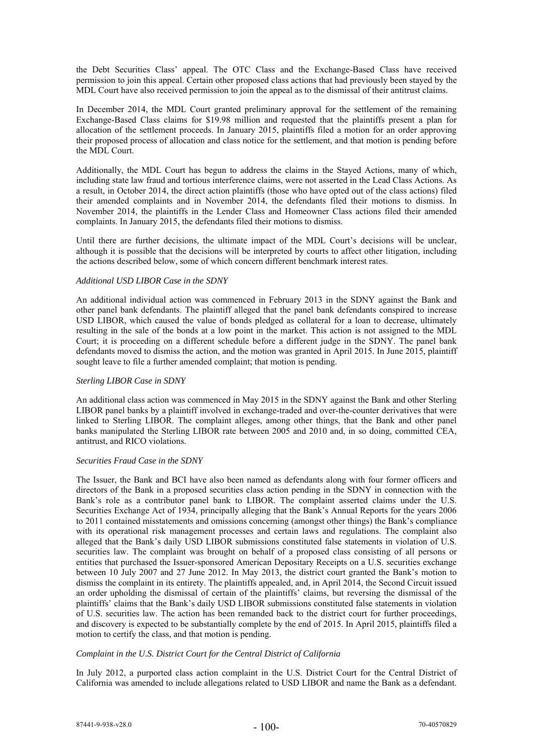the Debt Securities Class' appeal. The OTC Class and the Exchange-Based Class have received permission to join this appeal. Certain other proposed class actions that had previously been stayed by the MDL Court have also received permission to join the appeal as to the dismissal of their antitrust claims.

In December 2014, the MDL Court granted preliminary approval for the settlement of the remaining Exchange-Based Class claims for $19.98 million and requested that the plaintiffs present a plan for allocation of the settlement proceeds. In January 2015, plaintiffs filed a motion for an order approving their proposed process of allocation and class notice for the settlement, and that motion is pending before the MDL Court.

Additionally, the MDL Court has begun to address the claims in the Stayed Actions, many of which, including state law fraud and tortious interference claims, were not asserted in the Lead Class Actions. As a result, in October 2014, the direct action plaintiffs (those who have opted out of the class actions) filed their amended complaints and in November 2014, the defendants filed their motions to dismiss. In November 2014, the plaintiffs in the Lender Class and Homeowner Class actions filed their amended complaints. In January 2015, the defendants filed their motions to dismiss.

Until there are further decisions, the ultimate impact of the MDL Court's decisions will be unclear, although it is possible that the decisions will be interpreted by courts to affect other litigation, including the actions described below, some of which concern different benchmark interest rates.

*Additional USD LIBOR Case in the SDNY*

An additional individual action was commenced in February 2013 in the SDNY against the Bank and other panel bank defendants. The plaintiff alleged that the panel bank defendants conspired to increase USD LIBOR, which caused the value of bonds pledged as collateral for a loan to decrease, ultimately resulting in the sale of the bonds at a low point in the market. This action is not assigned to the MDL Court; it is proceeding on a different schedule before a different judge in the SDNY. The panel bank defendants moved to dismiss the action, and the motion was granted in April 2015. In June 2015, plaintiff sought leave to file a further amended complaint; that motion is pending.

*Sterling LIBOR Case in SDNY*

An additional class action was commenced in May 2015 in the SDNY against the Bank and other Sterling LIBOR panel banks by a plaintiff involved in exchange-traded and over-the-counter derivatives that were linked to Sterling LIBOR. The complaint alleges, among other things, that the Bank and other panel banks manipulated the Sterling LIBOR rate between 2005 and 2010 and, in so doing, committed CEA, antitrust, and RICO violations.

*Securities Fraud Case in the SDNY*

The Issuer, the Bank and BCI have also been named as defendants along with four former officers and directors of the Bank in a proposed securities class action pending in the SDNY in connection with the Bank's role as a contributor panel bank to LIBOR. The complaint asserted claims under the U.S. Securities Exchange Act of 1934, principally alleging that the Bank's Annual Reports for the years 2006 to 2011 contained misstatements and omissions concerning (amongst other things) the Bank's compliance with its operational risk management processes and certain laws and regulations. The complaint also alleged that the Bank's daily USD LIBOR submissions constituted false statements in violation of U.S. securities law. The complaint was brought on behalf of a proposed class consisting of all persons or entities that purchased the Issuer-sponsored American Depositary Receipts on a U.S. securities exchange between 10 July 2007 and 27 June 2012. In May 2013, the district court granted the Bank's motion to dismiss the complaint in its entirety. The plaintiffs appealed, and, in April 2014, the Second Circuit issued an order upholding the dismissal of certain of the plaintiffs' claims, but reversing the dismissal of the plaintiffs' claims that the Bank's daily USD LIBOR submissions constituted false statements in violation of U.S. securities law. The action has been remanded back to the district court for further proceedings, and discovery is expected to be substantially complete by the end of 2015. In April 2015, plaintiffs filed a motion to certify the class, and that motion is pending.

*Complaint in the U.S. District Court for the Central District of California*

In July 2012, a purported class action complaint in the U.S. District Court for the Central District of California was amended to include allegations related to USD LIBOR and name the Bank as a defendant.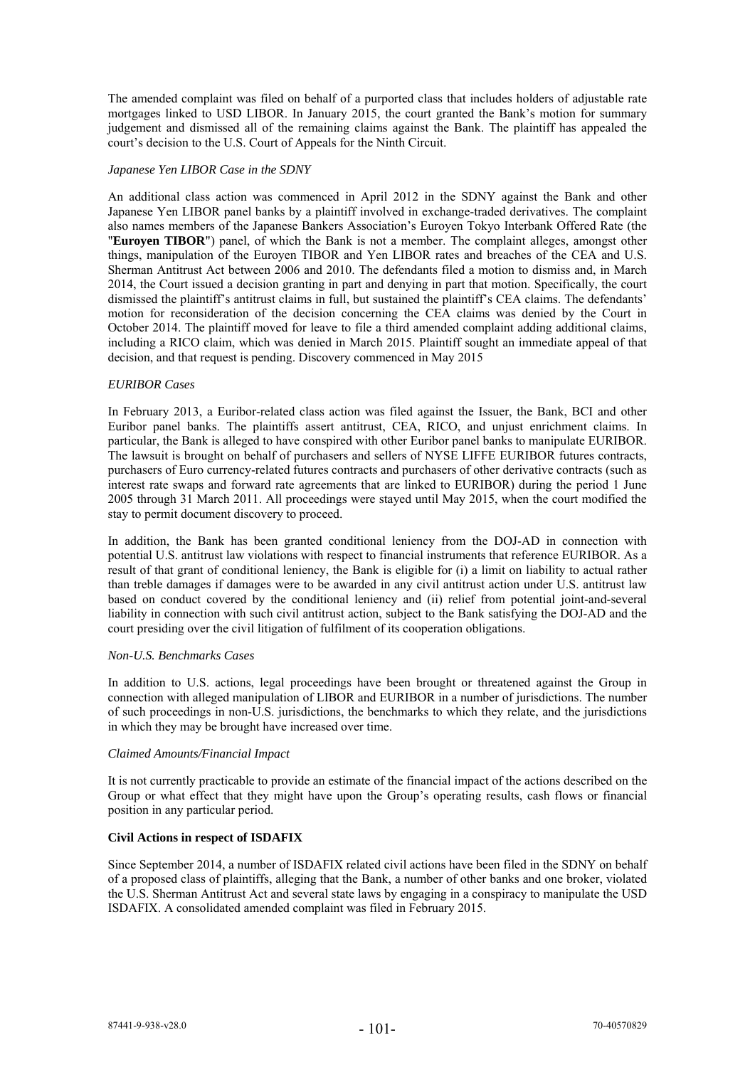The amended complaint was filed on behalf of a purported class that includes holders of adjustable rate mortgages linked to USD LIBOR. In January 2015, the court granted the Bank's motion for summary judgement and dismissed all of the remaining claims against the Bank. The plaintiff has appealed the court's decision to the U.S. Court of Appeals for the Ninth Circuit.

*Japanese Yen LIBOR Case in the SDNY*

An additional class action was commenced in April 2012 in the SDNY against the Bank and other Japanese Yen LIBOR panel banks by a plaintiff involved in exchange-traded derivatives. The complaint also names members of the Japanese Bankers Association's Euroyen Tokyo Interbank Offered Rate (the "**Euroyen TIBOR**") panel, of which the Bank is not a member. The complaint alleges, amongst other things, manipulation of the Euroyen TIBOR and Yen LIBOR rates and breaches of the CEA and U.S. Sherman Antitrust Act between 2006 and 2010. The defendants filed a motion to dismiss and, in March 2014, the Court issued a decision granting in part and denying in part that motion. Specifically, the court dismissed the plaintiff's antitrust claims in full, but sustained the plaintiff's CEA claims. The defendants' motion for reconsideration of the decision concerning the CEA claims was denied by the Court in October 2014. The plaintiff moved for leave to file a third amended complaint adding additional claims, including a RICO claim, which was denied in March 2015. Plaintiff sought an immediate appeal of that decision, and that request is pending. Discovery commenced in May 2015

*EURIBOR Cases*

In February 2013, a Euribor-related class action was filed against the Issuer, the Bank, BCI and other Euribor panel banks. The plaintiffs assert antitrust, CEA, RICO, and unjust enrichment claims. In particular, the Bank is alleged to have conspired with other Euribor panel banks to manipulate EURIBOR. The lawsuit is brought on behalf of purchasers and sellers of NYSE LIFFE EURIBOR futures contracts, purchasers of Euro currency-related futures contracts and purchasers of other derivative contracts (such as interest rate swaps and forward rate agreements that are linked to EURIBOR) during the period 1 June 2005 through 31 March 2011. All proceedings were stayed until May 2015, when the court modified the stay to permit document discovery to proceed.

In addition, the Bank has been granted conditional leniency from the DOJ-AD in connection with potential U.S. antitrust law violations with respect to financial instruments that reference EURIBOR. As a result of that grant of conditional leniency, the Bank is eligible for (i) a limit on liability to actual rather than treble damages if damages were to be awarded in any civil antitrust action under U.S. antitrust law based on conduct covered by the conditional leniency and (ii) relief from potential joint-and-several liability in connection with such civil antitrust action, subject to the Bank satisfying the DOJ-AD and the court presiding over the civil litigation of fulfilment of its cooperation obligations.

*Non-U.S. Benchmarks Cases*

In addition to U.S. actions, legal proceedings have been brought or threatened against the Group in connection with alleged manipulation of LIBOR and EURIBOR in a number of jurisdictions. The number of such proceedings in non-U.S. jurisdictions, the benchmarks to which they relate, and the jurisdictions in which they may be brought have increased over time.

*Claimed Amounts/Financial Impact*

It is not currently practicable to provide an estimate of the financial impact of the actions described on the Group or what effect that they might have upon the Group's operating results, cash flows or financial position in any particular period.

**Civil Actions in respect of ISDAFIX**

Since September 2014, a number of ISDAFIX related civil actions have been filed in the SDNY on behalf of a proposed class of plaintiffs, alleging that the Bank, a number of other banks and one broker, violated the U.S. Sherman Antitrust Act and several state laws by engaging in a conspiracy to manipulate the USD ISDAFIX. A consolidated amended complaint was filed in February 2015.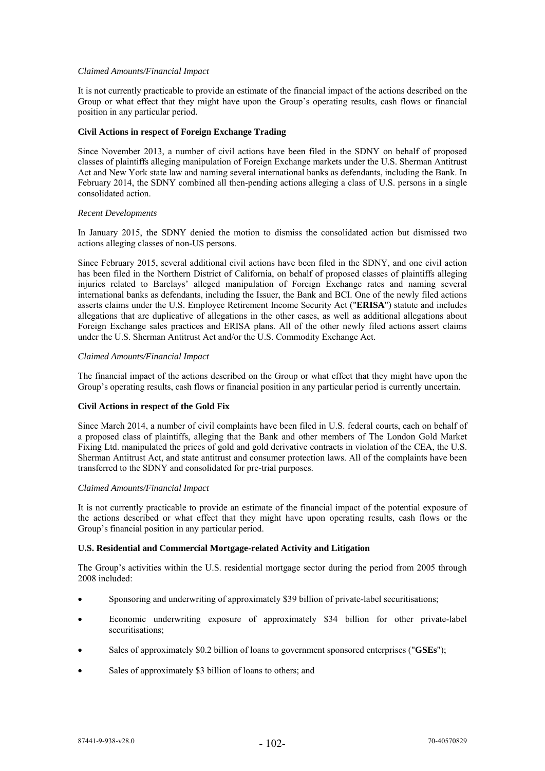*Claimed Amounts/Financial Impact*

It is not currently practicable to provide an estimate of the financial impact of the actions described on the Group or what effect that they might have upon the Group's operating results, cash flows or financial position in any particular period.

**Civil Actions in respect of Foreign Exchange Trading**

Since November 2013, a number of civil actions have been filed in the SDNY on behalf of proposed classes of plaintiffs alleging manipulation of Foreign Exchange markets under the U.S. Sherman Antitrust Act and New York state law and naming several international banks as defendants, including the Bank. In February 2014, the SDNY combined all then-pending actions alleging a class of U.S. persons in a single consolidated action.

*Recent Developments*

In January 2015, the SDNY denied the motion to dismiss the consolidated action but dismissed two actions alleging classes of non-US persons.

Since February 2015, several additional civil actions have been filed in the SDNY, and one civil action has been filed in the Northern District of California, on behalf of proposed classes of plaintiffs alleging injuries related to Barclays' alleged manipulation of Foreign Exchange rates and naming several international banks as defendants, including the Issuer, the Bank and BCI. One of the newly filed actions asserts claims under the U.S. Employee Retirement Income Security Act ("**ERISA**") statute and includes allegations that are duplicative of allegations in the other cases, as well as additional allegations about Foreign Exchange sales practices and ERISA plans. All of the other newly filed actions assert claims under the U.S. Sherman Antitrust Act and/or the U.S. Commodity Exchange Act.

*Claimed Amounts/Financial Impact*

The financial impact of the actions described on the Group or what effect that they might have upon the Group's operating results, cash flows or financial position in any particular period is currently uncertain.

**Civil Actions in respect of the Gold Fix**

Since March 2014, a number of civil complaints have been filed in U.S. federal courts, each on behalf of a proposed class of plaintiffs, alleging that the Bank and other members of The London Gold Market Fixing Ltd. manipulated the prices of gold and gold derivative contracts in violation of the CEA, the U.S. Sherman Antitrust Act, and state antitrust and consumer protection laws. All of the complaints have been transferred to the SDNY and consolidated for pre-trial purposes.

*Claimed Amounts/Financial Impact*

It is not currently practicable to provide an estimate of the financial impact of the potential exposure of the actions described or what effect that they might have upon operating results, cash flows or the Group's financial position in any particular period.

**U.S. Residential and Commercial Mortgage-related Activity and Litigation**

The Group's activities within the U.S. residential mortgage sector during the period from 2005 through 2008 included:

- Sponsoring and underwriting of approximately $39 billion of private-label securitisations;
- Economic underwriting exposure of approximately $34 billion for other private-label securitisations;
- Sales of approximately $0.2 billion of loans to government sponsored enterprises ("**GSEs**");
- Sales of approximately $3 billion of loans to others; and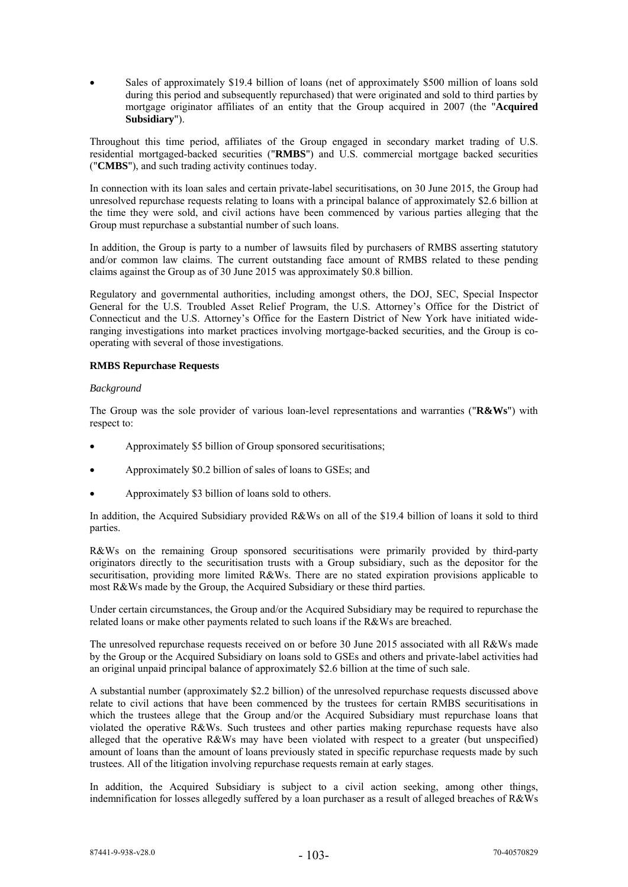- Sales of approximately $19.4 billion of loans (net of approximately $500 million of loans sold during this period and subsequently repurchased) that were originated and sold to third parties by mortgage originator affiliates of an entity that the Group acquired in 2007 (the "**Acquired Subsidiary**").

Throughout this time period, affiliates of the Group engaged in secondary market trading of U.S. residential mortgaged-backed securities ("**RMBS**") and U.S. commercial mortgage backed securities ("**CMBS**"), and such trading activity continues today.

In connection with its loan sales and certain private-label securitisations, on 30 June 2015, the Group had unresolved repurchase requests relating to loans with a principal balance of approximately $2.6 billion at the time they were sold, and civil actions have been commenced by various parties alleging that the Group must repurchase a substantial number of such loans.

In addition, the Group is party to a number of lawsuits filed by purchasers of RMBS asserting statutory and/or common law claims. The current outstanding face amount of RMBS related to these pending claims against the Group as of 30 June 2015 was approximately $0.8 billion.

Regulatory and governmental authorities, including amongst others, the DOJ, SEC, Special Inspector General for the U.S. Troubled Asset Relief Program, the U.S. Attorney's Office for the District of Connecticut and the U.S. Attorney's Office for the Eastern District of New York have initiated wide-ranging investigations into market practices involving mortgage-backed securities, and the Group is co-operating with several of those investigations.

**RMBS Repurchase Requests**

*Background*

The Group was the sole provider of various loan-level representations and warranties ("**R&Ws**") with respect to:

- Approximately $5 billion of Group sponsored securitisations;
- Approximately $0.2 billion of sales of loans to GSEs; and
- Approximately $3 billion of loans sold to others.

In addition, the Acquired Subsidiary provided R&Ws on all of the $19.4 billion of loans it sold to third parties.

R&Ws on the remaining Group sponsored securitisations were primarily provided by third-party originators directly to the securitisation trusts with a Group subsidiary, such as the depositor for the securitisation, providing more limited R&Ws. There are no stated expiration provisions applicable to most R&Ws made by the Group, the Acquired Subsidiary or these third parties.

Under certain circumstances, the Group and/or the Acquired Subsidiary may be required to repurchase the related loans or make other payments related to such loans if the R&Ws are breached.

The unresolved repurchase requests received on or before 30 June 2015 associated with all R&Ws made by the Group or the Acquired Subsidiary on loans sold to GSEs and others and private-label activities had an original unpaid principal balance of approximately $2.6 billion at the time of such sale.

A substantial number (approximately $2.2 billion) of the unresolved repurchase requests discussed above relate to civil actions that have been commenced by the trustees for certain RMBS securitisations in which the trustees allege that the Group and/or the Acquired Subsidiary must repurchase loans that violated the operative R&Ws. Such trustees and other parties making repurchase requests have also alleged that the operative R&Ws may have been violated with respect to a greater (but unspecified) amount of loans than the amount of loans previously stated in specific repurchase requests made by such trustees. All of the litigation involving repurchase requests remain at early stages.

In addition, the Acquired Subsidiary is subject to a civil action seeking, among other things, indemnification for losses allegedly suffered by a loan purchaser as a result of alleged breaches of R&Ws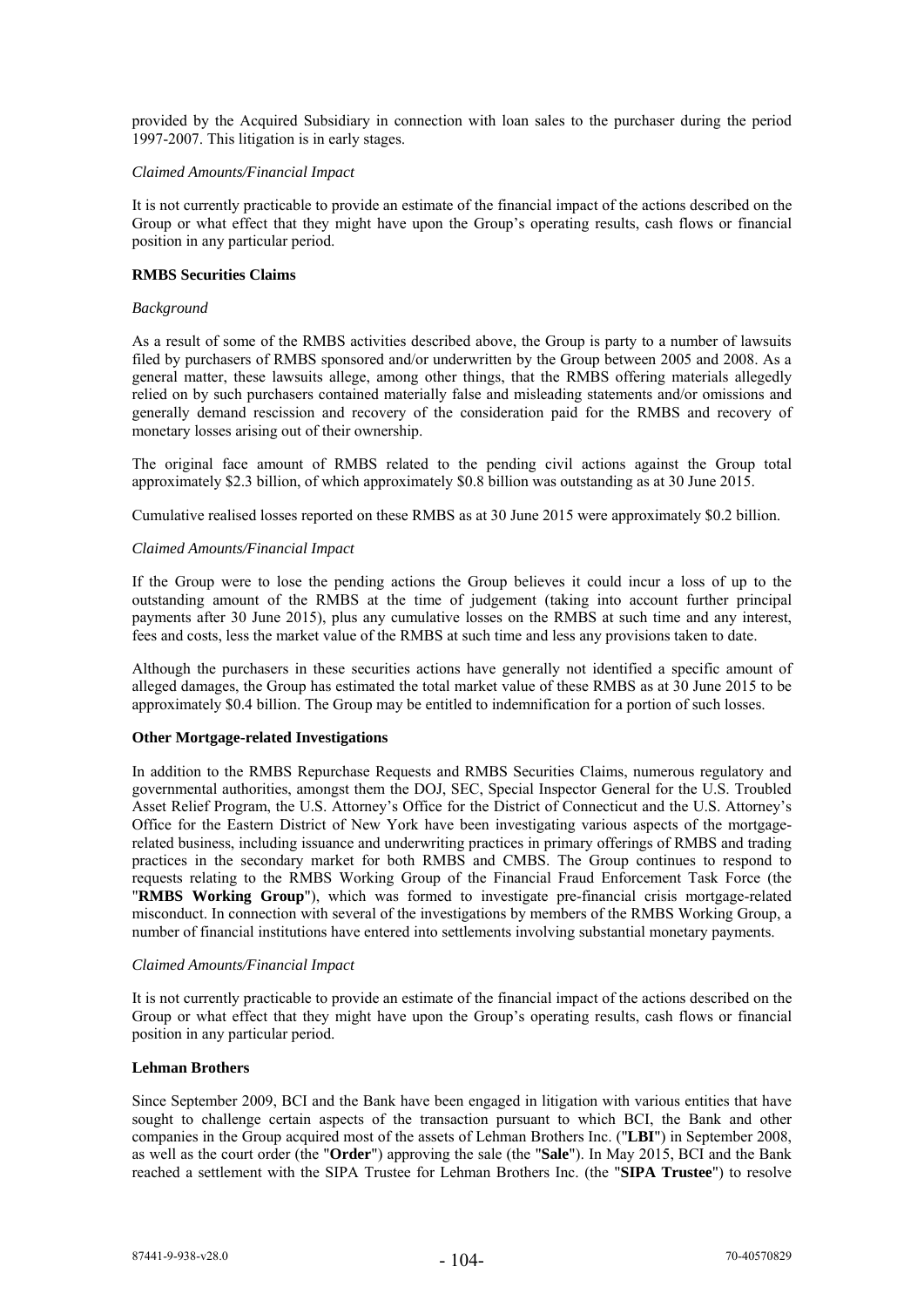provided by the Acquired Subsidiary in connection with loan sales to the purchaser during the period 1997-2007. This litigation is in early stages.

*Claimed Amounts/Financial Impact*

It is not currently practicable to provide an estimate of the financial impact of the actions described on the Group or what effect that they might have upon the Group's operating results, cash flows or financial position in any particular period.

**RMBS Securities Claims**

*Background*

As a result of some of the RMBS activities described above, the Group is party to a number of lawsuits filed by purchasers of RMBS sponsored and/or underwritten by the Group between 2005 and 2008. As a general matter, these lawsuits allege, among other things, that the RMBS offering materials allegedly relied on by such purchasers contained materially false and misleading statements and/or omissions and generally demand rescission and recovery of the consideration paid for the RMBS and recovery of monetary losses arising out of their ownership.

The original face amount of RMBS related to the pending civil actions against the Group total approximately $2.3 billion, of which approximately $0.8 billion was outstanding as at 30 June 2015.

Cumulative realised losses reported on these RMBS as at 30 June 2015 were approximately $0.2 billion.

*Claimed Amounts/Financial Impact*

If the Group were to lose the pending actions the Group believes it could incur a loss of up to the outstanding amount of the RMBS at the time of judgement (taking into account further principal payments after 30 June 2015), plus any cumulative losses on the RMBS at such time and any interest, fees and costs, less the market value of the RMBS at such time and less any provisions taken to date.

Although the purchasers in these securities actions have generally not identified a specific amount of alleged damages, the Group has estimated the total market value of these RMBS as at 30 June 2015 to be approximately $0.4 billion. The Group may be entitled to indemnification for a portion of such losses.

**Other Mortgage-related Investigations**

In addition to the RMBS Repurchase Requests and RMBS Securities Claims, numerous regulatory and governmental authorities, amongst them the DOJ, SEC, Special Inspector General for the U.S. Troubled Asset Relief Program, the U.S. Attorney's Office for the District of Connecticut and the U.S. Attorney's Office for the Eastern District of New York have been investigating various aspects of the mortgage-related business, including issuance and underwriting practices in primary offerings of RMBS and trading practices in the secondary market for both RMBS and CMBS. The Group continues to respond to requests relating to the RMBS Working Group of the Financial Fraud Enforcement Task Force (the "**RMBS Working Group**"), which was formed to investigate pre-financial crisis mortgage-related misconduct. In connection with several of the investigations by members of the RMBS Working Group, a number of financial institutions have entered into settlements involving substantial monetary payments.

*Claimed Amounts/Financial Impact*

It is not currently practicable to provide an estimate of the financial impact of the actions described on the Group or what effect that they might have upon the Group's operating results, cash flows or financial position in any particular period.

**Lehman Brothers**

Since September 2009, BCI and the Bank have been engaged in litigation with various entities that have sought to challenge certain aspects of the transaction pursuant to which BCI, the Bank and other companies in the Group acquired most of the assets of Lehman Brothers Inc. ("**LBI**") in September 2008, as well as the court order (the "**Order**") approving the sale (the "**Sale**"). In May 2015, BCI and the Bank reached a settlement with the SIPA Trustee for Lehman Brothers Inc. (the "**SIPA Trustee**") to resolve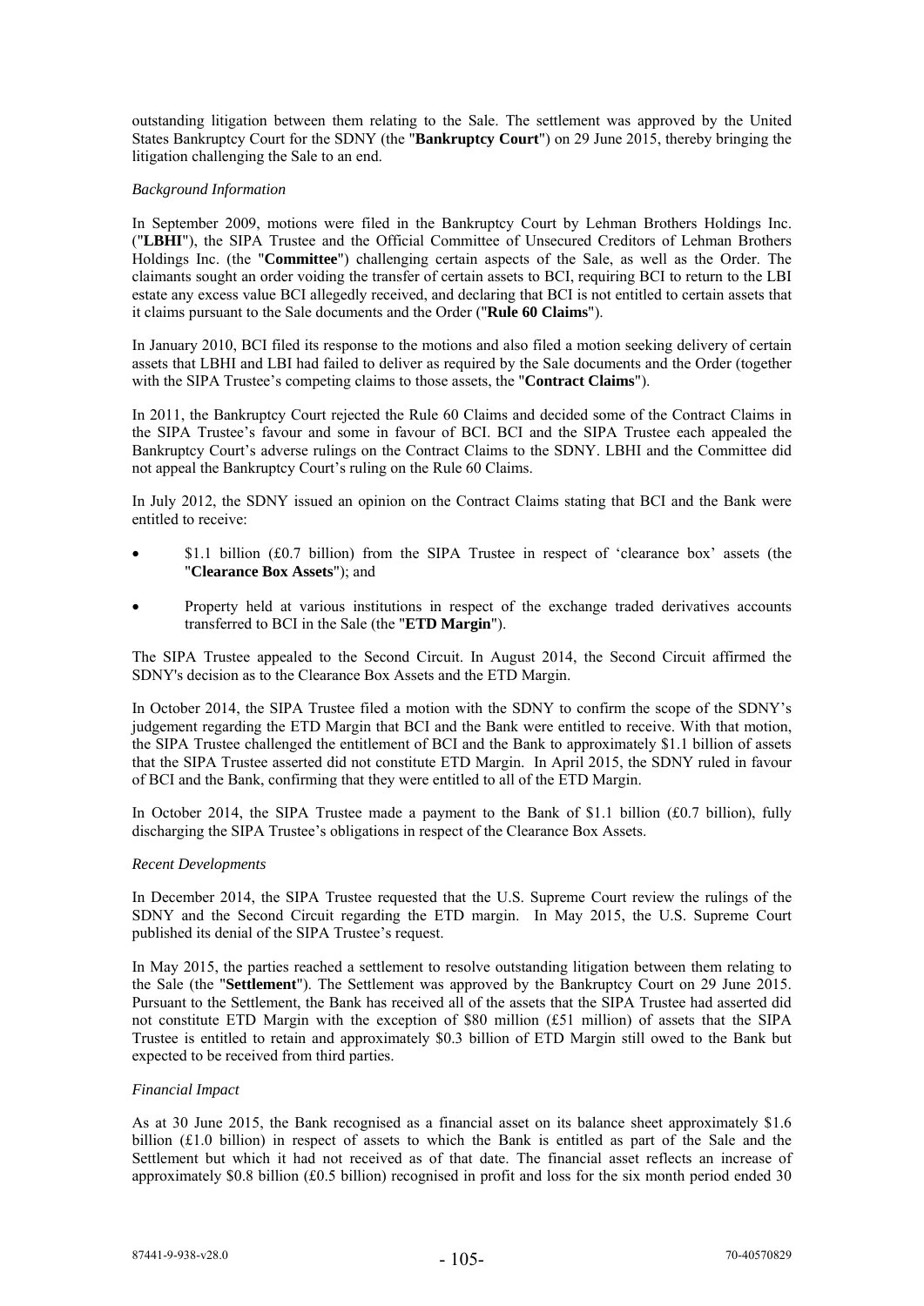outstanding litigation between them relating to the Sale. The settlement was approved by the United States Bankruptcy Court for the SDNY (the "**Bankruptcy Court**") on 29 June 2015, thereby bringing the litigation challenging the Sale to an end.

*Background Information*

In September 2009, motions were filed in the Bankruptcy Court by Lehman Brothers Holdings Inc. ("**LBHI**"), the SIPA Trustee and the Official Committee of Unsecured Creditors of Lehman Brothers Holdings Inc. (the "**Committee**") challenging certain aspects of the Sale, as well as the Order. The claimants sought an order voiding the transfer of certain assets to BCI, requiring BCI to return to the LBI estate any excess value BCI allegedly received, and declaring that BCI is not entitled to certain assets that it claims pursuant to the Sale documents and the Order ("**Rule 60 Claims**").

In January 2010, BCI filed its response to the motions and also filed a motion seeking delivery of certain assets that LBHI and LBI had failed to deliver as required by the Sale documents and the Order (together with the SIPA Trustee's competing claims to those assets, the "**Contract Claims**").

In 2011, the Bankruptcy Court rejected the Rule 60 Claims and decided some of the Contract Claims in the SIPA Trustee's favour and some in favour of BCI. BCI and the SIPA Trustee each appealed the Bankruptcy Court's adverse rulings on the Contract Claims to the SDNY. LBHI and the Committee did not appeal the Bankruptcy Court's ruling on the Rule 60 Claims.

In July 2012, the SDNY issued an opinion on the Contract Claims stating that BCI and the Bank were entitled to receive:

- $1.1 billion (£0.7 billion) from the SIPA Trustee in respect of 'clearance box' assets (the "**Clearance Box Assets**"); and
- Property held at various institutions in respect of the exchange traded derivatives accounts transferred to BCI in the Sale (the "**ETD Margin**").

The SIPA Trustee appealed to the Second Circuit. In August 2014, the Second Circuit affirmed the SDNY's decision as to the Clearance Box Assets and the ETD Margin.

In October 2014, the SIPA Trustee filed a motion with the SDNY to confirm the scope of the SDNY's judgement regarding the ETD Margin that BCI and the Bank were entitled to receive. With that motion, the SIPA Trustee challenged the entitlement of BCI and the Bank to approximately $1.1 billion of assets that the SIPA Trustee asserted did not constitute ETD Margin. In April 2015, the SDNY ruled in favour of BCI and the Bank, confirming that they were entitled to all of the ETD Margin.

In October 2014, the SIPA Trustee made a payment to the Bank of $1.1 billion (£0.7 billion), fully discharging the SIPA Trustee's obligations in respect of the Clearance Box Assets.

*Recent Developments*

In December 2014, the SIPA Trustee requested that the U.S. Supreme Court review the rulings of the SDNY and the Second Circuit regarding the ETD margin. In May 2015, the U.S. Supreme Court published its denial of the SIPA Trustee's request.

In May 2015, the parties reached a settlement to resolve outstanding litigation between them relating to the Sale (the "**Settlement**"). The Settlement was approved by the Bankruptcy Court on 29 June 2015. Pursuant to the Settlement, the Bank has received all of the assets that the SIPA Trustee had asserted did not constitute ETD Margin with the exception of $80 million (£51 million) of assets that the SIPA Trustee is entitled to retain and approximately $0.3 billion of ETD Margin still owed to the Bank but expected to be received from third parties.

*Financial Impact*

As at 30 June 2015, the Bank recognised as a financial asset on its balance sheet approximately $1.6 billion (£1.0 billion) in respect of assets to which the Bank is entitled as part of the Sale and the Settlement but which it had not received as of that date. The financial asset reflects an increase of approximately $0.8 billion (£0.5 billion) recognised in profit and loss for the six month period ended 30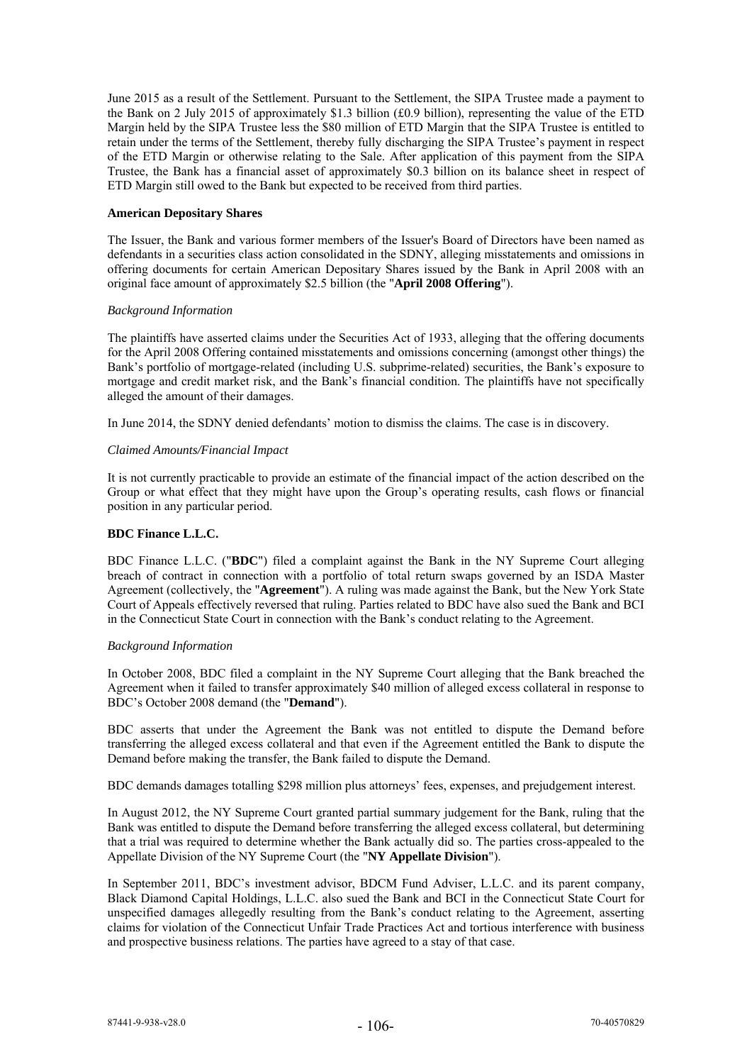June 2015 as a result of the Settlement. Pursuant to the Settlement, the SIPA Trustee made a payment to the Bank on 2 July 2015 of approximately $1.3 billion (£0.9 billion), representing the value of the ETD Margin held by the SIPA Trustee less the $80 million of ETD Margin that the SIPA Trustee is entitled to retain under the terms of the Settlement, thereby fully discharging the SIPA Trustee's payment in respect of the ETD Margin or otherwise relating to the Sale. After application of this payment from the SIPA Trustee, the Bank has a financial asset of approximately $0.3 billion on its balance sheet in respect of ETD Margin still owed to the Bank but expected to be received from third parties.

**American Depositary Shares**

The Issuer, the Bank and various former members of the Issuer's Board of Directors have been named as defendants in a securities class action consolidated in the SDNY, alleging misstatements and omissions in offering documents for certain American Depositary Shares issued by the Bank in April 2008 with an original face amount of approximately $2.5 billion (the "**April 2008 Offering**").

*Background Information*

The plaintiffs have asserted claims under the Securities Act of 1933, alleging that the offering documents for the April 2008 Offering contained misstatements and omissions concerning (amongst other things) the Bank's portfolio of mortgage-related (including U.S. subprime-related) securities, the Bank's exposure to mortgage and credit market risk, and the Bank's financial condition. The plaintiffs have not specifically alleged the amount of their damages.

In June 2014, the SDNY denied defendants' motion to dismiss the claims. The case is in discovery.

*Claimed Amounts/Financial Impact*

It is not currently practicable to provide an estimate of the financial impact of the action described on the Group or what effect that they might have upon the Group's operating results, cash flows or financial position in any particular period.

**BDC Finance L.L.C.**

BDC Finance L.L.C. ("**BDC**") filed a complaint against the Bank in the NY Supreme Court alleging breach of contract in connection with a portfolio of total return swaps governed by an ISDA Master Agreement (collectively, the "**Agreement**"). A ruling was made against the Bank, but the New York State Court of Appeals effectively reversed that ruling. Parties related to BDC have also sued the Bank and BCI in the Connecticut State Court in connection with the Bank's conduct relating to the Agreement.

*Background Information*

In October 2008, BDC filed a complaint in the NY Supreme Court alleging that the Bank breached the Agreement when it failed to transfer approximately $40 million of alleged excess collateral in response to BDC's October 2008 demand (the "**Demand**").

BDC asserts that under the Agreement the Bank was not entitled to dispute the Demand before transferring the alleged excess collateral and that even if the Agreement entitled the Bank to dispute the Demand before making the transfer, the Bank failed to dispute the Demand.

BDC demands damages totalling $298 million plus attorneys' fees, expenses, and prejudgement interest.

In August 2012, the NY Supreme Court granted partial summary judgement for the Bank, ruling that the Bank was entitled to dispute the Demand before transferring the alleged excess collateral, but determining that a trial was required to determine whether the Bank actually did so. The parties cross-appealed to the Appellate Division of the NY Supreme Court (the "**NY Appellate Division**").

In September 2011, BDC's investment advisor, BDCM Fund Adviser, L.L.C. and its parent company, Black Diamond Capital Holdings, L.L.C. also sued the Bank and BCI in the Connecticut State Court for unspecified damages allegedly resulting from the Bank's conduct relating to the Agreement, asserting claims for violation of the Connecticut Unfair Trade Practices Act and tortious interference with business and prospective business relations. The parties have agreed to a stay of that case.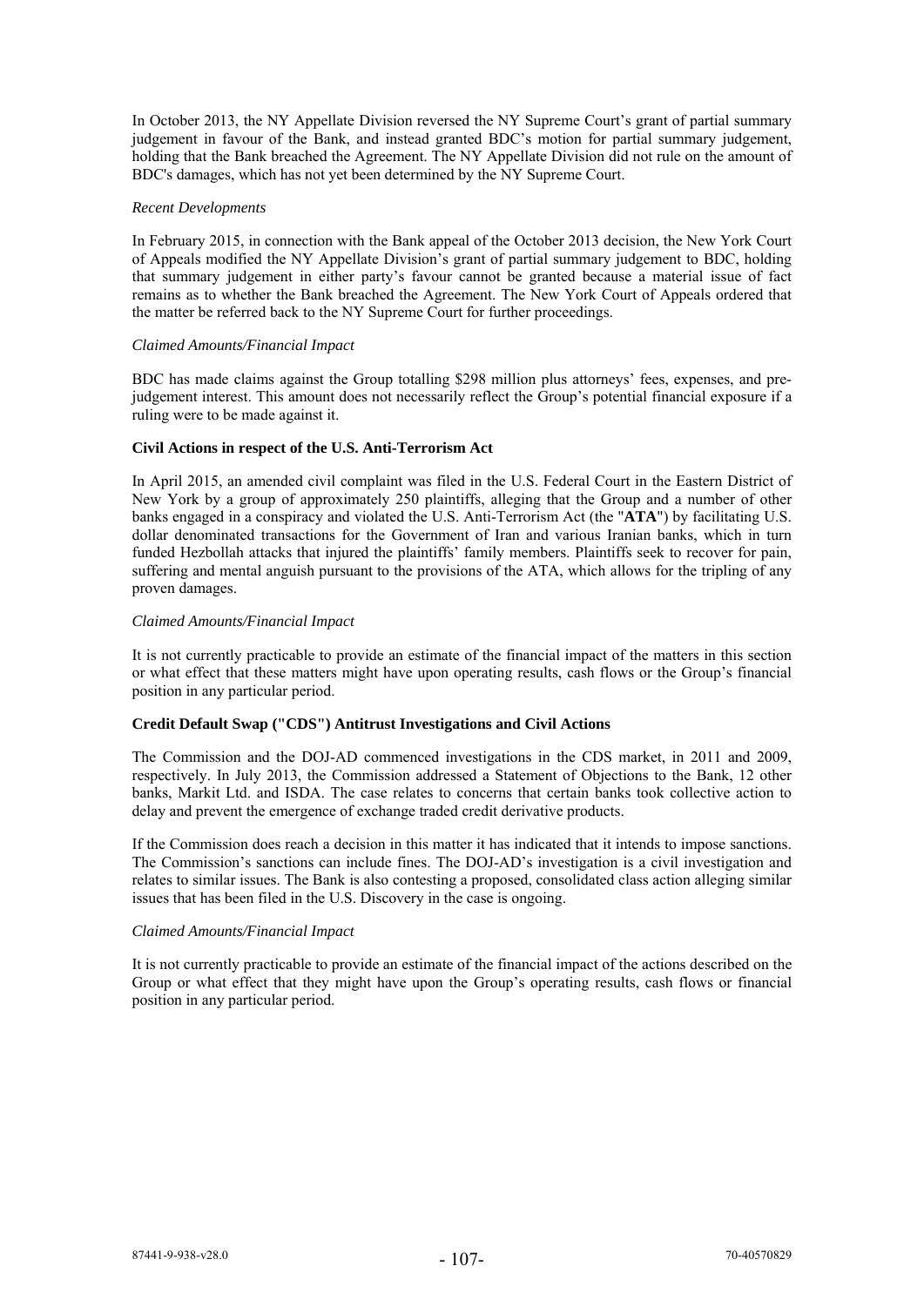In October 2013, the NY Appellate Division reversed the NY Supreme Court's grant of partial summary judgement in favour of the Bank, and instead granted BDC's motion for partial summary judgement, holding that the Bank breached the Agreement. The NY Appellate Division did not rule on the amount of BDC's damages, which has not yet been determined by the NY Supreme Court.

*Recent Developments*

In February 2015, in connection with the Bank appeal of the October 2013 decision, the New York Court of Appeals modified the NY Appellate Division's grant of partial summary judgement to BDC, holding that summary judgement in either party's favour cannot be granted because a material issue of fact remains as to whether the Bank breached the Agreement. The New York Court of Appeals ordered that the matter be referred back to the NY Supreme Court for further proceedings.

*Claimed Amounts/Financial Impact*

BDC has made claims against the Group totalling $298 million plus attorneys' fees, expenses, and pre-judgement interest. This amount does not necessarily reflect the Group's potential financial exposure if a ruling were to be made against it.

**Civil Actions in respect of the U.S. Anti-Terrorism Act**

In April 2015, an amended civil complaint was filed in the U.S. Federal Court in the Eastern District of New York by a group of approximately 250 plaintiffs, alleging that the Group and a number of other banks engaged in a conspiracy and violated the U.S. Anti-Terrorism Act (the "**ATA**") by facilitating U.S. dollar denominated transactions for the Government of Iran and various Iranian banks, which in turn funded Hezbollah attacks that injured the plaintiffs' family members. Plaintiffs seek to recover for pain, suffering and mental anguish pursuant to the provisions of the ATA, which allows for the tripling of any proven damages.

*Claimed Amounts/Financial Impact*

It is not currently practicable to provide an estimate of the financial impact of the matters in this section or what effect that these matters might have upon operating results, cash flows or the Group's financial position in any particular period.

**Credit Default Swap ("CDS") Antitrust Investigations and Civil Actions**

The Commission and the DOJ-AD commenced investigations in the CDS market, in 2011 and 2009, respectively. In July 2013, the Commission addressed a Statement of Objections to the Bank, 12 other banks, Markit Ltd. and ISDA. The case relates to concerns that certain banks took collective action to delay and prevent the emergence of exchange traded credit derivative products.

If the Commission does reach a decision in this matter it has indicated that it intends to impose sanctions. The Commission's sanctions can include fines. The DOJ-AD's investigation is a civil investigation and relates to similar issues. The Bank is also contesting a proposed, consolidated class action alleging similar issues that has been filed in the U.S. Discovery in the case is ongoing.

*Claimed Amounts/Financial Impact*

It is not currently practicable to provide an estimate of the financial impact of the actions described on the Group or what effect that they might have upon the Group's operating results, cash flows or financial position in any particular period.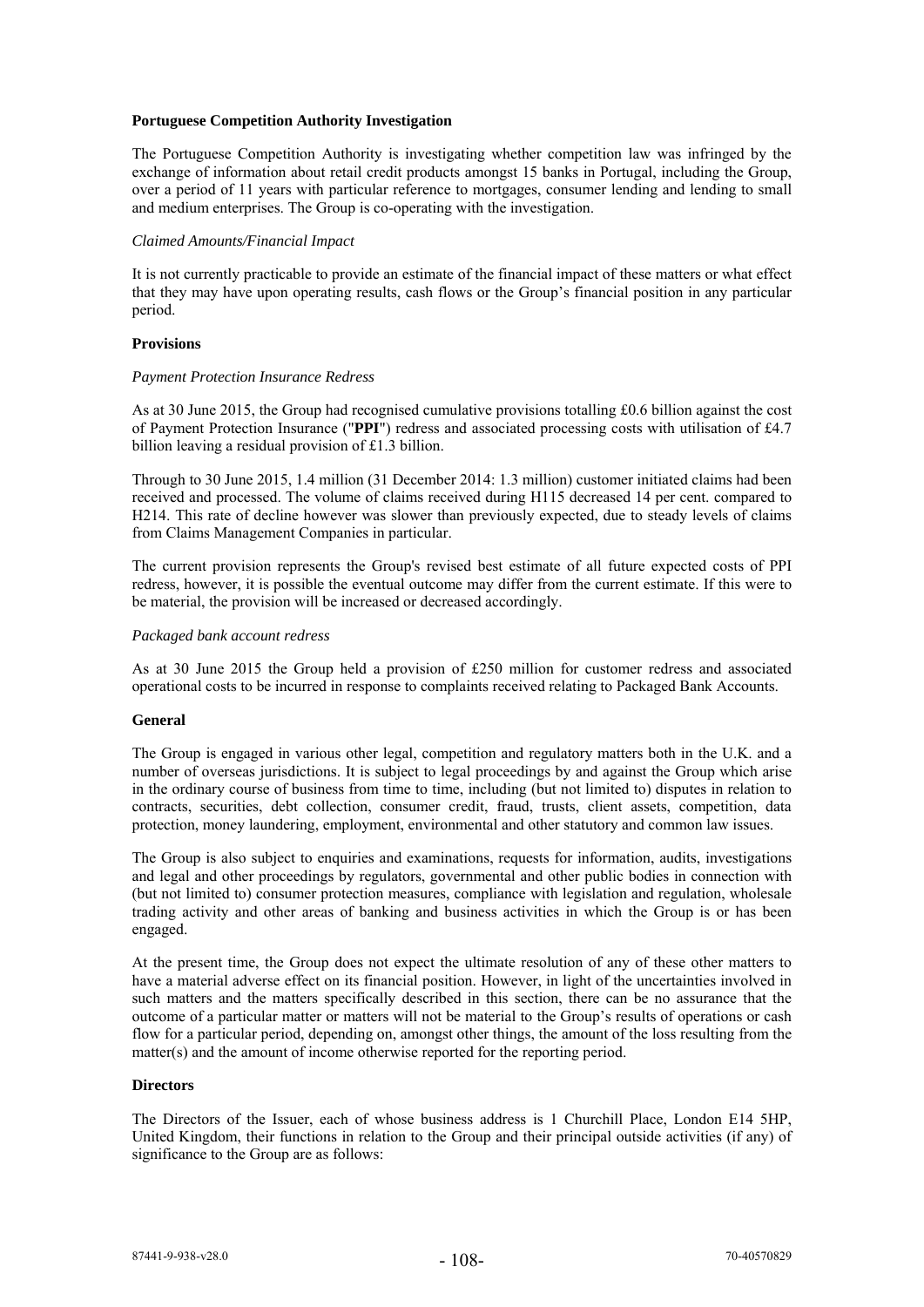**Portuguese Competition Authority Investigation**

The Portuguese Competition Authority is investigating whether competition law was infringed by the exchange of information about retail credit products amongst 15 banks in Portugal, including the Group, over a period of 11 years with particular reference to mortgages, consumer lending and lending to small and medium enterprises. The Group is co-operating with the investigation.

*Claimed Amounts/Financial Impact*

It is not currently practicable to provide an estimate of the financial impact of these matters or what effect that they may have upon operating results, cash flows or the Group's financial position in any particular period.

**Provisions**

*Payment Protection Insurance Redress*

As at 30 June 2015, the Group had recognised cumulative provisions totalling £0.6 billion against the cost of Payment Protection Insurance ("**PPI**") redress and associated processing costs with utilisation of £4.7 billion leaving a residual provision of £1.3 billion.

Through to 30 June 2015, 1.4 million (31 December 2014: 1.3 million) customer initiated claims had been received and processed. The volume of claims received during H115 decreased 14 per cent. compared to H214. This rate of decline however was slower than previously expected, due to steady levels of claims from Claims Management Companies in particular.

The current provision represents the Group's revised best estimate of all future expected costs of PPI redress, however, it is possible the eventual outcome may differ from the current estimate. If this were to be material, the provision will be increased or decreased accordingly.

*Packaged bank account redress*

As at 30 June 2015 the Group held a provision of £250 million for customer redress and associated operational costs to be incurred in response to complaints received relating to Packaged Bank Accounts.

**General**

The Group is engaged in various other legal, competition and regulatory matters both in the U.K. and a number of overseas jurisdictions. It is subject to legal proceedings by and against the Group which arise in the ordinary course of business from time to time, including (but not limited to) disputes in relation to contracts, securities, debt collection, consumer credit, fraud, trusts, client assets, competition, data protection, money laundering, employment, environmental and other statutory and common law issues.

The Group is also subject to enquiries and examinations, requests for information, audits, investigations and legal and other proceedings by regulators, governmental and other public bodies in connection with (but not limited to) consumer protection measures, compliance with legislation and regulation, wholesale trading activity and other areas of banking and business activities in which the Group is or has been engaged.

At the present time, the Group does not expect the ultimate resolution of any of these other matters to have a material adverse effect on its financial position. However, in light of the uncertainties involved in such matters and the matters specifically described in this section, there can be no assurance that the outcome of a particular matter or matters will not be material to the Group's results of operations or cash flow for a particular period, depending on, amongst other things, the amount of the loss resulting from the matter(s) and the amount of income otherwise reported for the reporting period.

**Directors**

The Directors of the Issuer, each of whose business address is 1 Churchill Place, London E14 5HP, United Kingdom, their functions in relation to the Group and their principal outside activities (if any) of significance to the Group are as follows: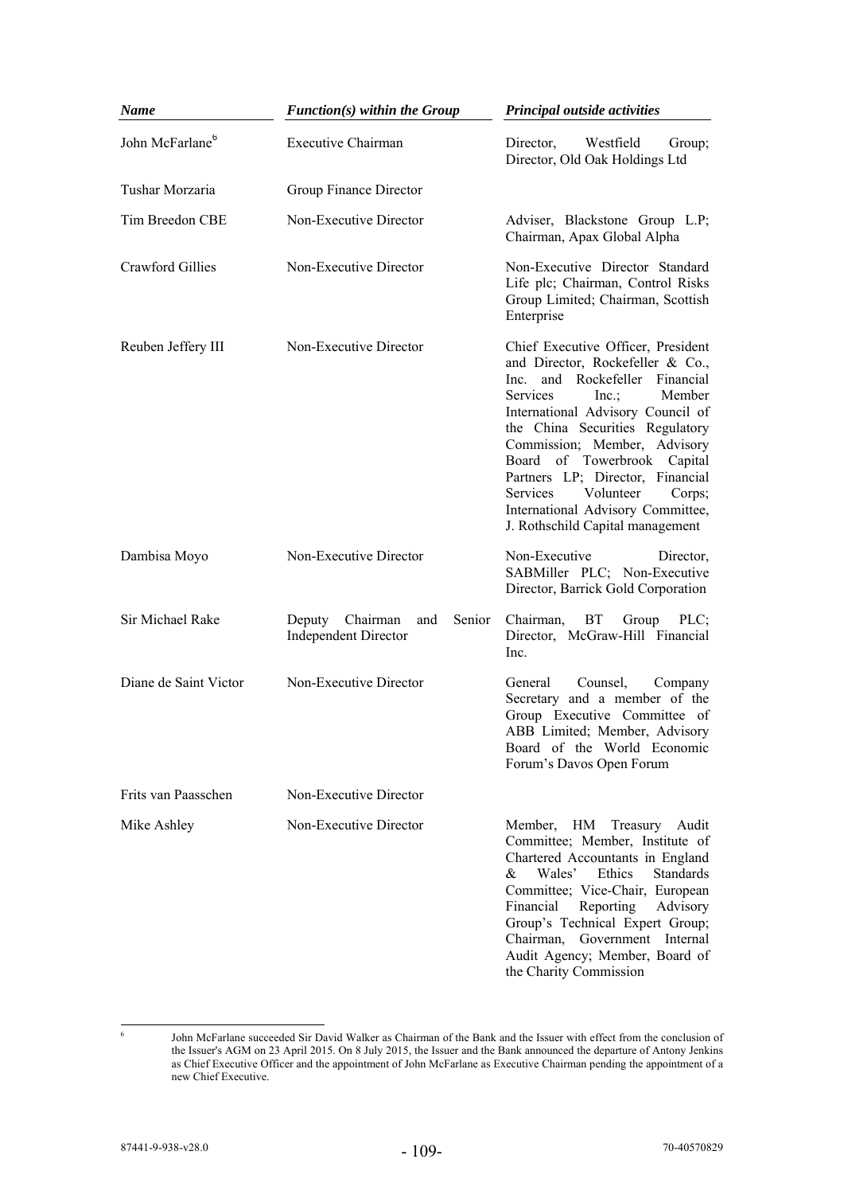| *Name* | *Function(s) within the Group* | *Principal outside activities* |
|---|---|---|
| John McFarlane[6] | Executive Chairman | Director, Westfield Group; Director, Old Oak Holdings Ltd |
| Tushar Morzaria | Group Finance Director | |
| Tim Breedon CBE | Non-Executive Director | Adviser, Blackstone Group L.P; Chairman, Apax Global Alpha |
| Crawford Gillies | Non-Executive Director | Non-Executive Director Standard Life plc; Chairman, Control Risks Group Limited; Chairman, Scottish Enterprise |
| Reuben Jeffery III | Non-Executive Director | Chief Executive Officer, President and Director, Rockefeller & Co., Inc. and Rockefeller Financial Services Inc.; Member International Advisory Council of the China Securities Regulatory Commission; Member, Advisory Board of Towerbrook Capital Partners LP; Director, Financial Services Volunteer Corps; International Advisory Committee, J. Rothschild Capital management |
| Dambisa Moyo | Non-Executive Director | Non-Executive Director, SABMiller PLC; Non-Executive Director, Barrick Gold Corporation |
| Sir Michael Rake | Deputy Chairman and Senior Independent Director | Chairman, BT Group PLC; Director, McGraw-Hill Financial Inc. |
| Diane de Saint Victor | Non-Executive Director | General Counsel, Company Secretary and a member of the Group Executive Committee of ABB Limited; Member, Advisory Board of the World Economic Forum's Davos Open Forum |
| Frits van Paasschen | Non-Executive Director | |
| Mike Ashley | Non-Executive Director | Member, HM Treasury Audit Committee; Member, Institute of Chartered Accountants in England & Wales' Ethics Standards Committee; Vice-Chair, European Financial Reporting Advisory Group's Technical Expert Group; Chairman, Government Internal Audit Agency; Member, Board of the Charity Commission |

[6] John McFarlane succeeded Sir David Walker as Chairman of the Bank and the Issuer with effect from the conclusion of the Issuer's AGM on 23 April 2015. On 8 July 2015, the Issuer and the Bank announced the departure of Antony Jenkins as Chief Executive Officer and the appointment of John McFarlane as Executive Chairman pending the appointment of a new Chief Executive.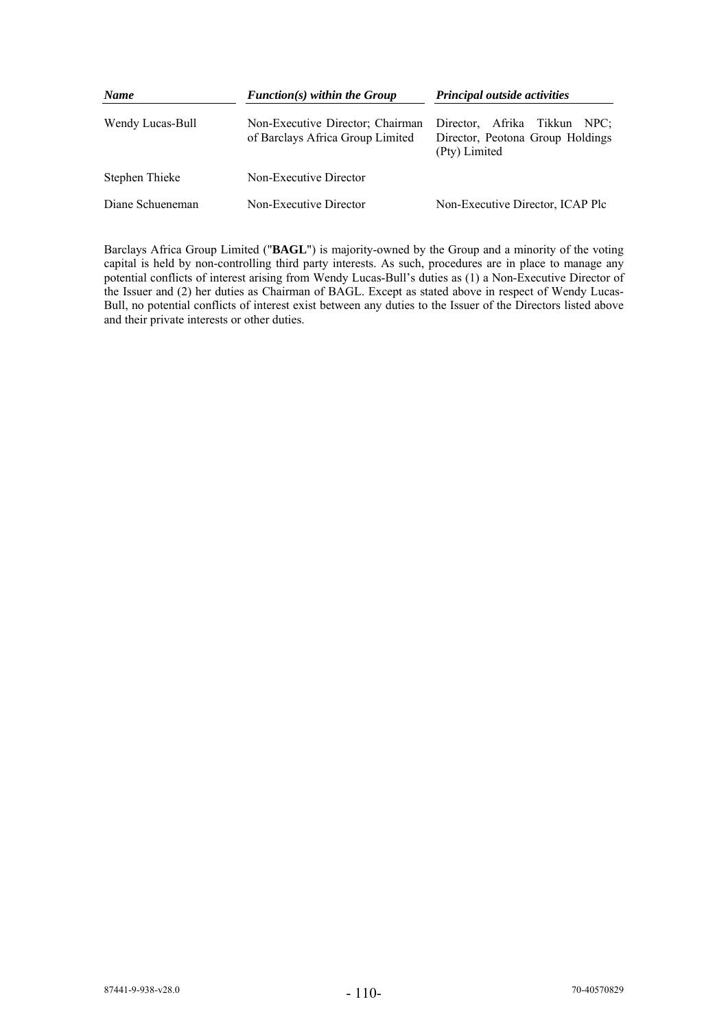| *Name* | *Function(s) within the Group* | *Principal outside activities* |
|---|---|---|
| Wendy Lucas-Bull | Non-Executive Director; Chairman of Barclays Africa Group Limited | Director, Afrika Tikkun NPC; Director, Peotona Group Holdings (Pty) Limited |
| Stephen Thieke | Non-Executive Director | |
| Diane Schueneman | Non-Executive Director | Non-Executive Director, ICAP Plc |

Barclays Africa Group Limited ("**BAGL**") is majority-owned by the Group and a minority of the voting capital is held by non-controlling third party interests. As such, procedures are in place to manage any potential conflicts of interest arising from Wendy Lucas-Bull's duties as (1) a Non-Executive Director of the Issuer and (2) her duties as Chairman of BAGL. Except as stated above in respect of Wendy Lucas-Bull, no potential conflicts of interest exist between any duties to the Issuer of the Directors listed above and their private interests or other duties.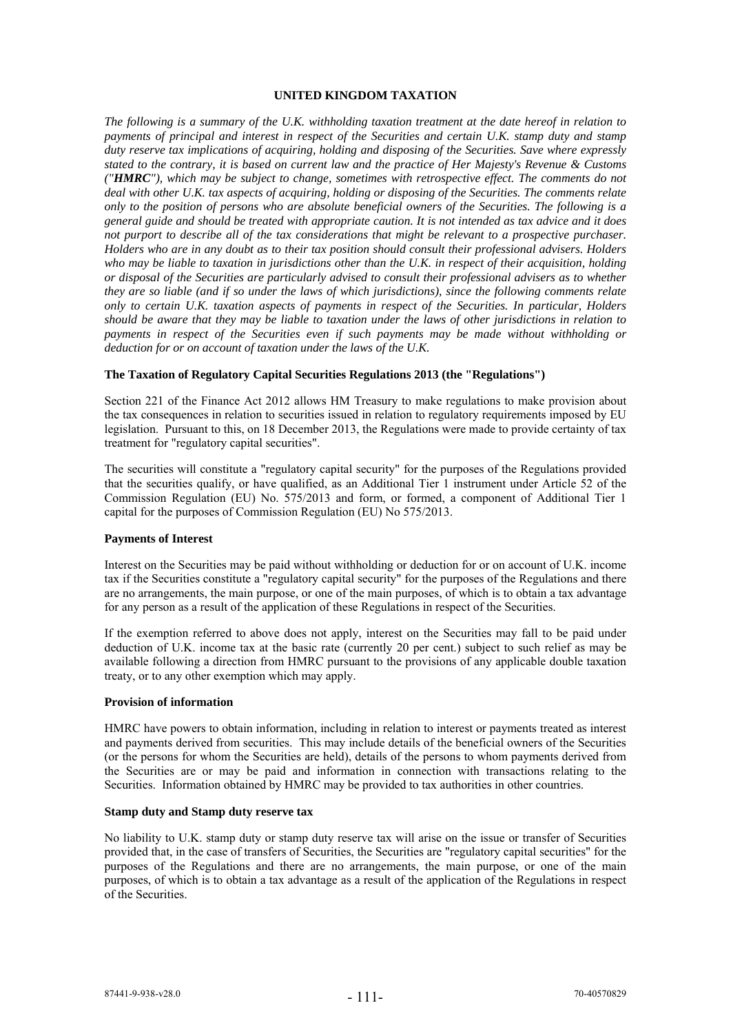# UNITED KINGDOM TAXATION

*The following is a summary of the U.K. withholding taxation treatment at the date hereof in relation to payments of principal and interest in respect of the Securities and certain U.K. stamp duty and stamp duty reserve tax implications of acquiring, holding and disposing of the Securities. Save where expressly stated to the contrary, it is based on current law and the practice of Her Majesty's Revenue & Customs ("**HMRC**"), which may be subject to change, sometimes with retrospective effect. The comments do not deal with other U.K. tax aspects of acquiring, holding or disposing of the Securities. The comments relate only to the position of persons who are absolute beneficial owners of the Securities. The following is a general guide and should be treated with appropriate caution. It is not intended as tax advice and it does not purport to describe all of the tax considerations that might be relevant to a prospective purchaser. Holders who are in any doubt as to their tax position should consult their professional advisers. Holders who may be liable to taxation in jurisdictions other than the U.K. in respect of their acquisition, holding or disposal of the Securities are particularly advised to consult their professional advisers as to whether they are so liable (and if so under the laws of which jurisdictions), since the following comments relate only to certain U.K. taxation aspects of payments in respect of the Securities. In particular, Holders should be aware that they may be liable to taxation under the laws of other jurisdictions in relation to payments in respect of the Securities even if such payments may be made without withholding or deduction for or on account of taxation under the laws of the U.K.*

## The Taxation of Regulatory Capital Securities Regulations 2013 (the "Regulations")

Section 221 of the Finance Act 2012 allows HM Treasury to make regulations to make provision about the tax consequences in relation to securities issued in relation to regulatory requirements imposed by EU legislation. Pursuant to this, on 18 December 2013, the Regulations were made to provide certainty of tax treatment for "regulatory capital securities".

The securities will constitute a "regulatory capital security" for the purposes of the Regulations provided that the securities qualify, or have qualified, as an Additional Tier 1 instrument under Article 52 of the Commission Regulation (EU) No. 575/2013 and form, or formed, a component of Additional Tier 1 capital for the purposes of Commission Regulation (EU) No 575/2013.

## Payments of Interest

Interest on the Securities may be paid without withholding or deduction for or on account of U.K. income tax if the Securities constitute a "regulatory capital security" for the purposes of the Regulations and there are no arrangements, the main purpose, or one of the main purposes, of which is to obtain a tax advantage for any person as a result of the application of these Regulations in respect of the Securities.

If the exemption referred to above does not apply, interest on the Securities may fall to be paid under deduction of U.K. income tax at the basic rate (currently 20 per cent.) subject to such relief as may be available following a direction from HMRC pursuant to the provisions of any applicable double taxation treaty, or to any other exemption which may apply.

## Provision of information

HMRC have powers to obtain information, including in relation to interest or payments treated as interest and payments derived from securities. This may include details of the beneficial owners of the Securities (or the persons for whom the Securities are held), details of the persons to whom payments derived from the Securities are or may be paid and information in connection with transactions relating to the Securities. Information obtained by HMRC may be provided to tax authorities in other countries.

## Stamp duty and Stamp duty reserve tax

No liability to U.K. stamp duty or stamp duty reserve tax will arise on the issue or transfer of Securities provided that, in the case of transfers of Securities, the Securities are "regulatory capital securities" for the purposes of the Regulations and there are no arrangements, the main purpose, or one of the main purposes, of which is to obtain a tax advantage as a result of the application of the Regulations in respect of the Securities.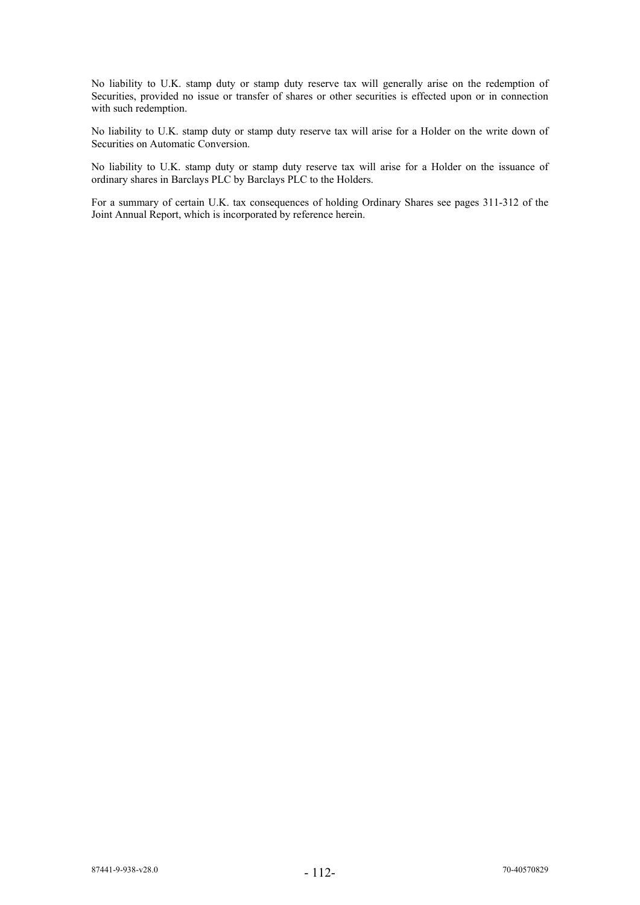No liability to U.K. stamp duty or stamp duty reserve tax will generally arise on the redemption of Securities, provided no issue or transfer of shares or other securities is effected upon or in connection with such redemption.

No liability to U.K. stamp duty or stamp duty reserve tax will arise for a Holder on the write down of Securities on Automatic Conversion.

No liability to U.K. stamp duty or stamp duty reserve tax will arise for a Holder on the issuance of ordinary shares in Barclays PLC by Barclays PLC to the Holders.

For a summary of certain U.K. tax consequences of holding Ordinary Shares see pages 311-312 of the Joint Annual Report, which is incorporated by reference herein.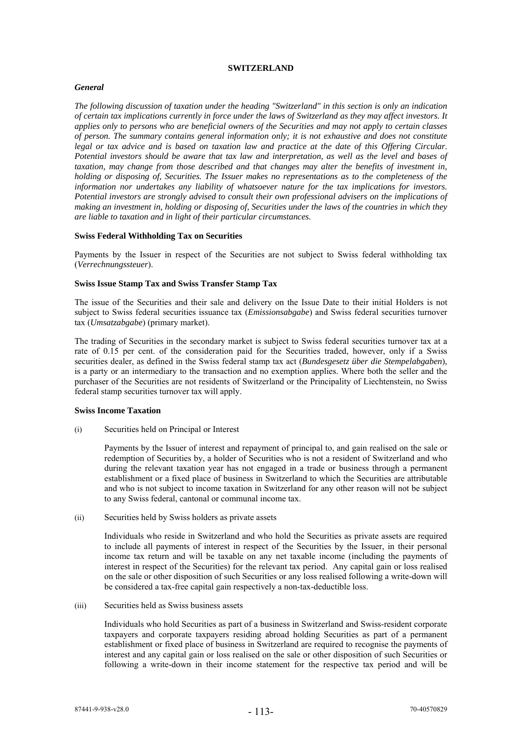## SWITZERLAND

### *General*

*The following discussion of taxation under the heading "Switzerland" in this section is only an indication of certain tax implications currently in force under the laws of Switzerland as they may affect investors. It applies only to persons who are beneficial owners of the Securities and may not apply to certain classes of person. The summary contains general information only; it is not exhaustive and does not constitute legal or tax advice and is based on taxation law and practice at the date of this Offering Circular. Potential investors should be aware that tax law and interpretation, as well as the level and bases of taxation, may change from those described and that changes may alter the benefits of investment in, holding or disposing of, Securities. The Issuer makes no representations as to the completeness of the information nor undertakes any liability of whatsoever nature for the tax implications for investors. Potential investors are strongly advised to consult their own professional advisers on the implications of making an investment in, holding or disposing of, Securities under the laws of the countries in which they are liable to taxation and in light of their particular circumstances.*

### Swiss Federal Withholding Tax on Securities

Payments by the Issuer in respect of the Securities are not subject to Swiss federal withholding tax (*Verrechnungssteuer*).

### Swiss Issue Stamp Tax and Swiss Transfer Stamp Tax

The issue of the Securities and their sale and delivery on the Issue Date to their initial Holders is not subject to Swiss federal securities issuance tax (*Emissionsabgabe*) and Swiss federal securities turnover tax (*Umsatzabgabe*) (primary market).

The trading of Securities in the secondary market is subject to Swiss federal securities turnover tax at a rate of 0.15 per cent. of the consideration paid for the Securities traded, however, only if a Swiss securities dealer, as defined in the Swiss federal stamp tax act (*Bundesgesetz über die Stempelabgaben*), is a party or an intermediary to the transaction and no exemption applies. Where both the seller and the purchaser of the Securities are not residents of Switzerland or the Principality of Liechtenstein, no Swiss federal stamp securities turnover tax will apply.

### Swiss Income Taxation

(i) Securities held on Principal or Interest

Payments by the Issuer of interest and repayment of principal to, and gain realised on the sale or redemption of Securities by, a holder of Securities who is not a resident of Switzerland and who during the relevant taxation year has not engaged in a trade or business through a permanent establishment or a fixed place of business in Switzerland to which the Securities are attributable and who is not subject to income taxation in Switzerland for any other reason will not be subject to any Swiss federal, cantonal or communal income tax.

(ii) Securities held by Swiss holders as private assets

Individuals who reside in Switzerland and who hold the Securities as private assets are required to include all payments of interest in respect of the Securities by the Issuer, in their personal income tax return and will be taxable on any net taxable income (including the payments of interest in respect of the Securities) for the relevant tax period. Any capital gain or loss realised on the sale or other disposition of such Securities or any loss realised following a write-down will be considered a tax-free capital gain respectively a non-tax-deductible loss.

(iii) Securities held as Swiss business assets

Individuals who hold Securities as part of a business in Switzerland and Swiss-resident corporate taxpayers and corporate taxpayers residing abroad holding Securities as part of a permanent establishment or fixed place of business in Switzerland are required to recognise the payments of interest and any capital gain or loss realised on the sale or other disposition of such Securities or following a write-down in their income statement for the respective tax period and will be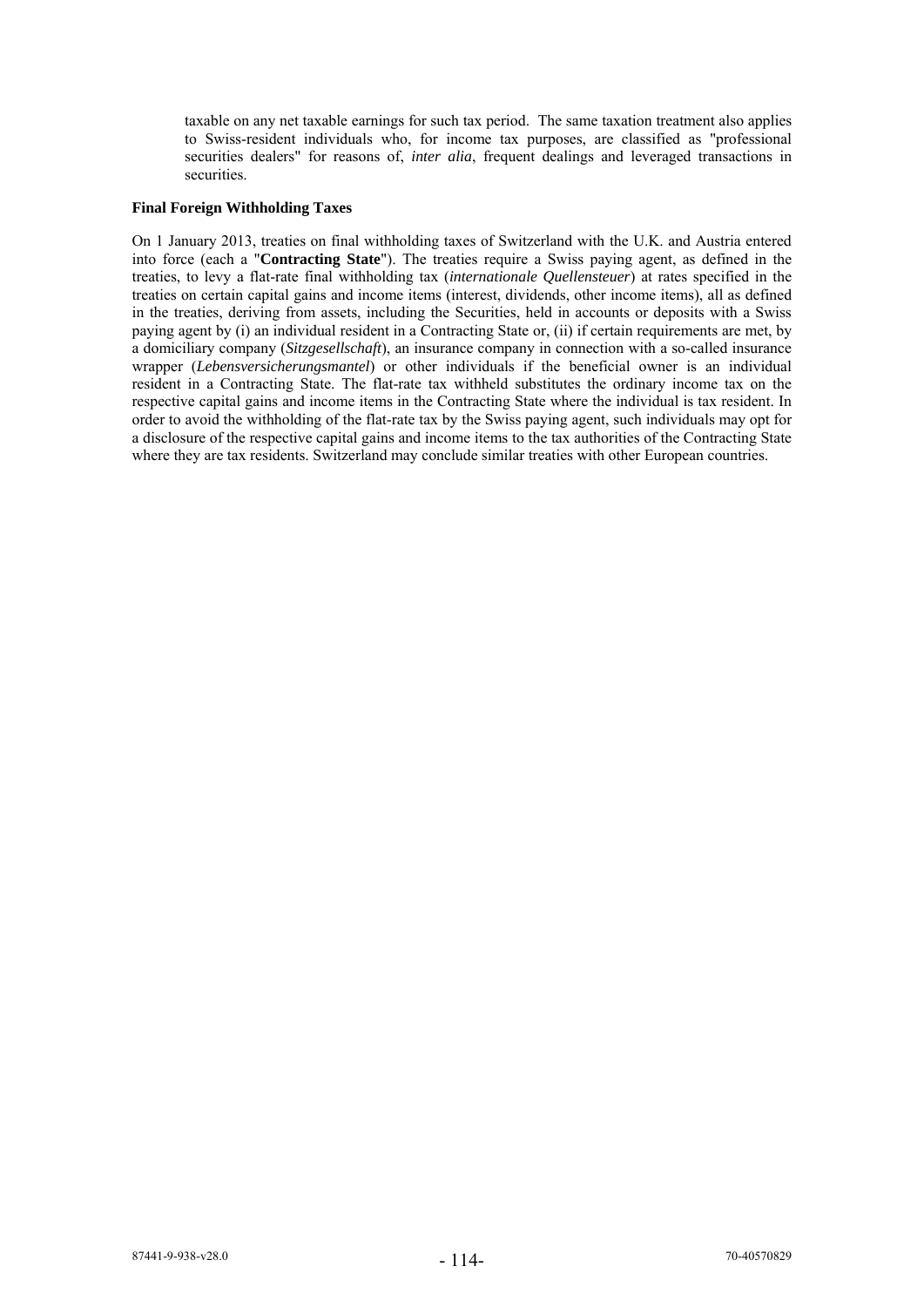taxable on any net taxable earnings for such tax period. The same taxation treatment also applies to Swiss-resident individuals who, for income tax purposes, are classified as "professional securities dealers" for reasons of, *inter alia*, frequent dealings and leveraged transactions in securities.

**Final Foreign Withholding Taxes**

On 1 January 2013, treaties on final withholding taxes of Switzerland with the U.K. and Austria entered into force (each a "**Contracting State**"). The treaties require a Swiss paying agent, as defined in the treaties, to levy a flat-rate final withholding tax (*internationale Quellensteuer*) at rates specified in the treaties on certain capital gains and income items (interest, dividends, other income items), all as defined in the treaties, deriving from assets, including the Securities, held in accounts or deposits with a Swiss paying agent by (i) an individual resident in a Contracting State or, (ii) if certain requirements are met, by a domiciliary company (*Sitzgesellschaft*), an insurance company in connection with a so-called insurance wrapper (*Lebensversicherungsmantel*) or other individuals if the beneficial owner is an individual resident in a Contracting State. The flat-rate tax withheld substitutes the ordinary income tax on the respective capital gains and income items in the Contracting State where the individual is tax resident. In order to avoid the withholding of the flat-rate tax by the Swiss paying agent, such individuals may opt for a disclosure of the respective capital gains and income items to the tax authorities of the Contracting State where they are tax residents. Switzerland may conclude similar treaties with other European countries.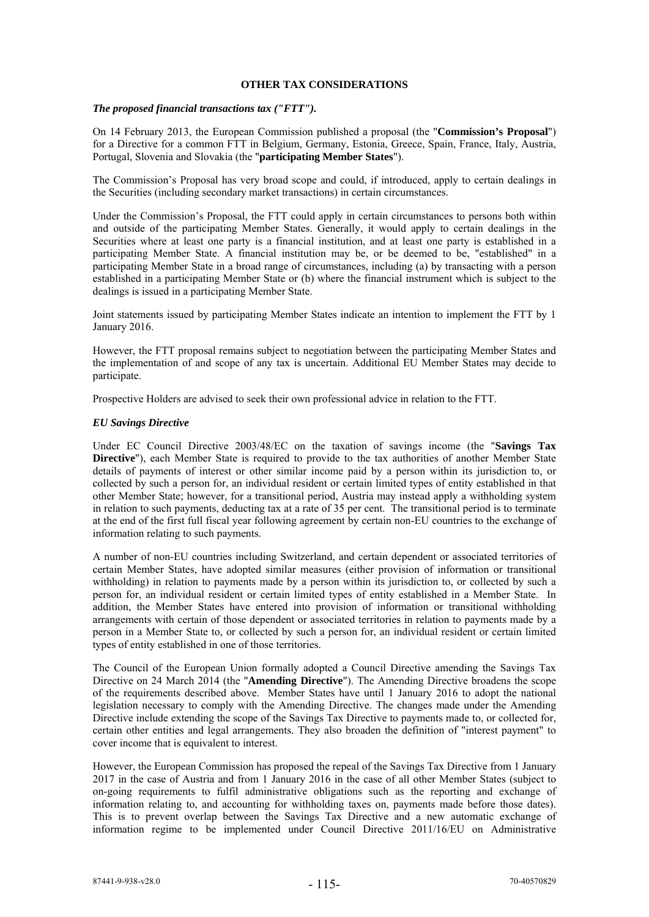## OTHER TAX CONSIDERATIONS

### *The proposed financial transactions tax ("FTT").*

On 14 February 2013, the European Commission published a proposal (the "**Commission's Proposal**") for a Directive for a common FTT in Belgium, Germany, Estonia, Greece, Spain, France, Italy, Austria, Portugal, Slovenia and Slovakia (the "**participating Member States**").

The Commission's Proposal has very broad scope and could, if introduced, apply to certain dealings in the Securities (including secondary market transactions) in certain circumstances.

Under the Commission's Proposal, the FTT could apply in certain circumstances to persons both within and outside of the participating Member States. Generally, it would apply to certain dealings in the Securities where at least one party is a financial institution, and at least one party is established in a participating Member State. A financial institution may be, or be deemed to be, "established" in a participating Member State in a broad range of circumstances, including (a) by transacting with a person established in a participating Member State or (b) where the financial instrument which is subject to the dealings is issued in a participating Member State.

Joint statements issued by participating Member States indicate an intention to implement the FTT by 1 January 2016.

However, the FTT proposal remains subject to negotiation between the participating Member States and the implementation of and scope of any tax is uncertain. Additional EU Member States may decide to participate.

Prospective Holders are advised to seek their own professional advice in relation to the FTT.

### *EU Savings Directive*

Under EC Council Directive 2003/48/EC on the taxation of savings income (the "**Savings Tax Directive**"), each Member State is required to provide to the tax authorities of another Member State details of payments of interest or other similar income paid by a person within its jurisdiction to, or collected by such a person for, an individual resident or certain limited types of entity established in that other Member State; however, for a transitional period, Austria may instead apply a withholding system in relation to such payments, deducting tax at a rate of 35 per cent. The transitional period is to terminate at the end of the first full fiscal year following agreement by certain non-EU countries to the exchange of information relating to such payments.

A number of non-EU countries including Switzerland, and certain dependent or associated territories of certain Member States, have adopted similar measures (either provision of information or transitional withholding) in relation to payments made by a person within its jurisdiction to, or collected by such a person for, an individual resident or certain limited types of entity established in a Member State. In addition, the Member States have entered into provision of information or transitional withholding arrangements with certain of those dependent or associated territories in relation to payments made by a person in a Member State to, or collected by such a person for, an individual resident or certain limited types of entity established in one of those territories.

The Council of the European Union formally adopted a Council Directive amending the Savings Tax Directive on 24 March 2014 (the "**Amending Directive**"). The Amending Directive broadens the scope of the requirements described above. Member States have until 1 January 2016 to adopt the national legislation necessary to comply with the Amending Directive. The changes made under the Amending Directive include extending the scope of the Savings Tax Directive to payments made to, or collected for, certain other entities and legal arrangements. They also broaden the definition of "interest payment" to cover income that is equivalent to interest.

However, the European Commission has proposed the repeal of the Savings Tax Directive from 1 January 2017 in the case of Austria and from 1 January 2016 in the case of all other Member States (subject to on-going requirements to fulfil administrative obligations such as the reporting and exchange of information relating to, and accounting for withholding taxes on, payments made before those dates). This is to prevent overlap between the Savings Tax Directive and a new automatic exchange of information regime to be implemented under Council Directive 2011/16/EU on Administrative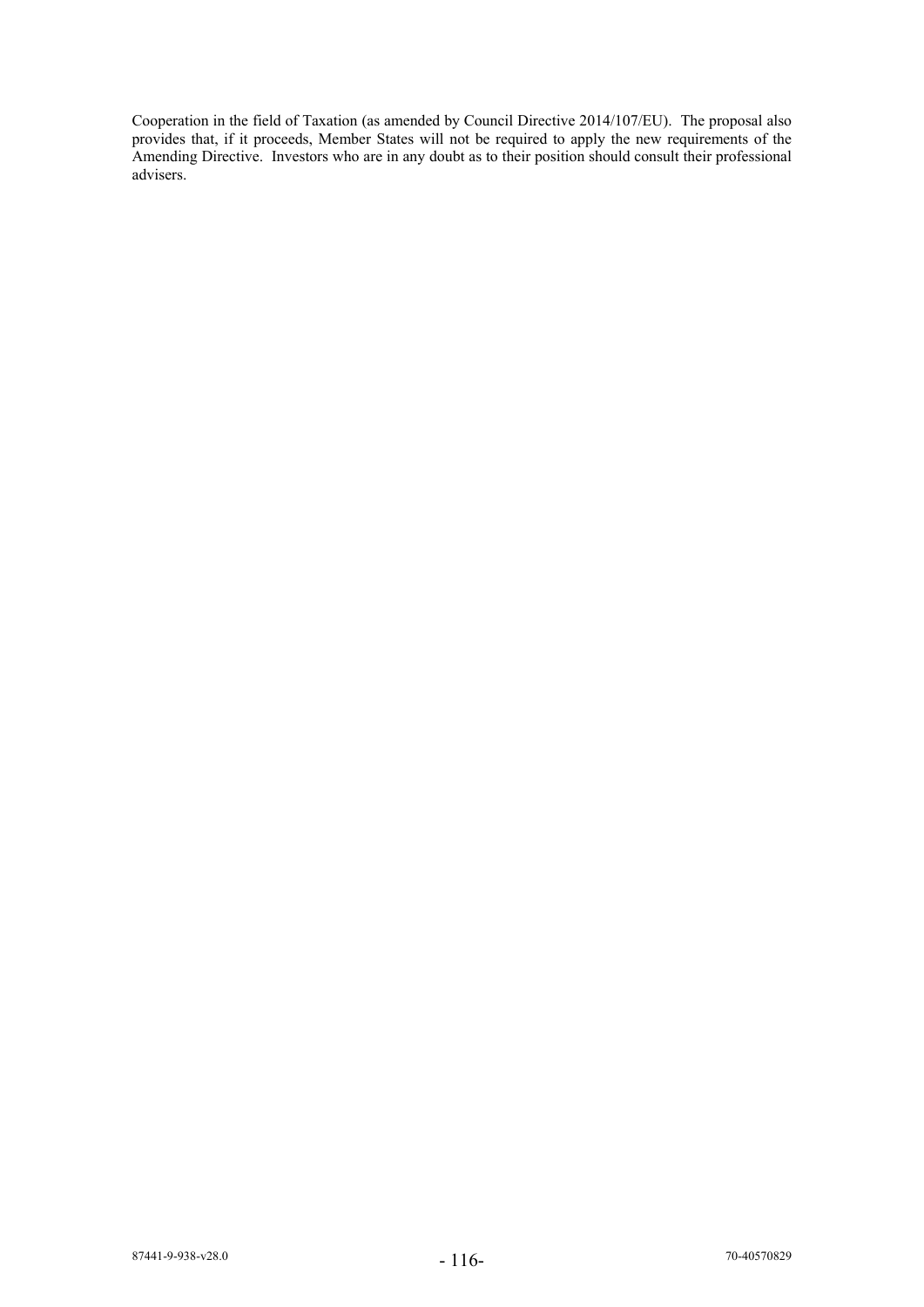Cooperation in the field of Taxation (as amended by Council Directive 2014/107/EU). The proposal also provides that, if it proceeds, Member States will not be required to apply the new requirements of the Amending Directive. Investors who are in any doubt as to their position should consult their professional advisers.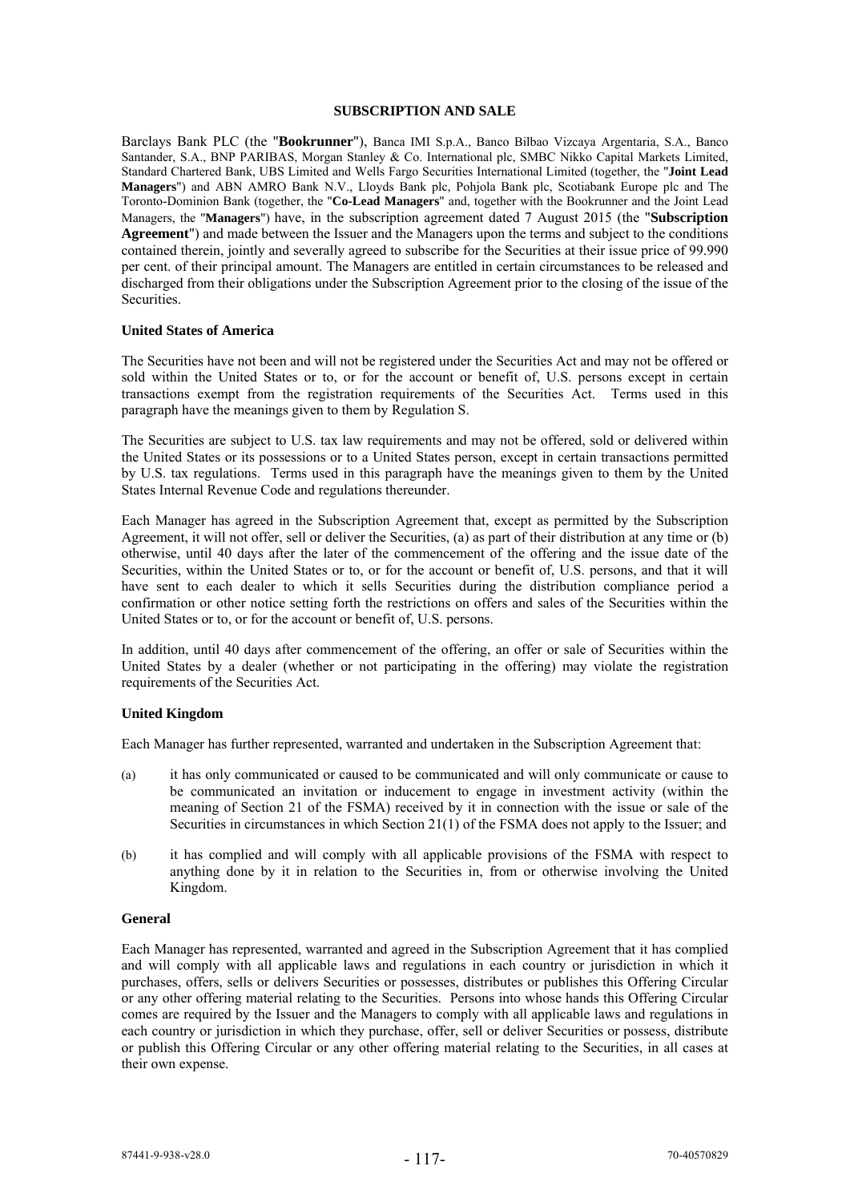# SUBSCRIPTION AND SALE

Barclays Bank PLC (the "**Bookrunner**"), Banca IMI S.p.A., Banco Bilbao Vizcaya Argentaria, S.A., Banco Santander, S.A., BNP PARIBAS, Morgan Stanley & Co. International plc, SMBC Nikko Capital Markets Limited, Standard Chartered Bank, UBS Limited and Wells Fargo Securities International Limited (together, the "**Joint Lead Managers**") and ABN AMRO Bank N.V., Lloyds Bank plc, Pohjola Bank plc, Scotiabank Europe plc and The Toronto-Dominion Bank (together, the "**Co-Lead Managers**" and, together with the Bookrunner and the Joint Lead Managers, the "**Managers**") have, in the subscription agreement dated 7 August 2015 (the "**Subscription Agreement**") and made between the Issuer and the Managers upon the terms and subject to the conditions contained therein, jointly and severally agreed to subscribe for the Securities at their issue price of 99.990 per cent. of their principal amount. The Managers are entitled in certain circumstances to be released and discharged from their obligations under the Subscription Agreement prior to the closing of the issue of the Securities.

## United States of America

The Securities have not been and will not be registered under the Securities Act and may not be offered or sold within the United States or to, or for the account or benefit of, U.S. persons except in certain transactions exempt from the registration requirements of the Securities Act. Terms used in this paragraph have the meanings given to them by Regulation S.

The Securities are subject to U.S. tax law requirements and may not be offered, sold or delivered within the United States or its possessions or to a United States person, except in certain transactions permitted by U.S. tax regulations. Terms used in this paragraph have the meanings given to them by the United States Internal Revenue Code and regulations thereunder.

Each Manager has agreed in the Subscription Agreement that, except as permitted by the Subscription Agreement, it will not offer, sell or deliver the Securities, (a) as part of their distribution at any time or (b) otherwise, until 40 days after the later of the commencement of the offering and the issue date of the Securities, within the United States or to, or for the account or benefit of, U.S. persons, and that it will have sent to each dealer to which it sells Securities during the distribution compliance period a confirmation or other notice setting forth the restrictions on offers and sales of the Securities within the United States or to, or for the account or benefit of, U.S. persons.

In addition, until 40 days after commencement of the offering, an offer or sale of Securities within the United States by a dealer (whether or not participating in the offering) may violate the registration requirements of the Securities Act.

## United Kingdom

Each Manager has further represented, warranted and undertaken in the Subscription Agreement that:

(a) it has only communicated or caused to be communicated and will only communicate or cause to be communicated an invitation or inducement to engage in investment activity (within the meaning of Section 21 of the FSMA) received by it in connection with the issue or sale of the Securities in circumstances in which Section 21(1) of the FSMA does not apply to the Issuer; and

(b) it has complied and will comply with all applicable provisions of the FSMA with respect to anything done by it in relation to the Securities in, from or otherwise involving the United Kingdom.

## General

Each Manager has represented, warranted and agreed in the Subscription Agreement that it has complied and will comply with all applicable laws and regulations in each country or jurisdiction in which it purchases, offers, sells or delivers Securities or possesses, distributes or publishes this Offering Circular or any other offering material relating to the Securities. Persons into whose hands this Offering Circular comes are required by the Issuer and the Managers to comply with all applicable laws and regulations in each country or jurisdiction in which they purchase, offer, sell or deliver Securities or possess, distribute or publish this Offering Circular or any other offering material relating to the Securities, in all cases at their own expense.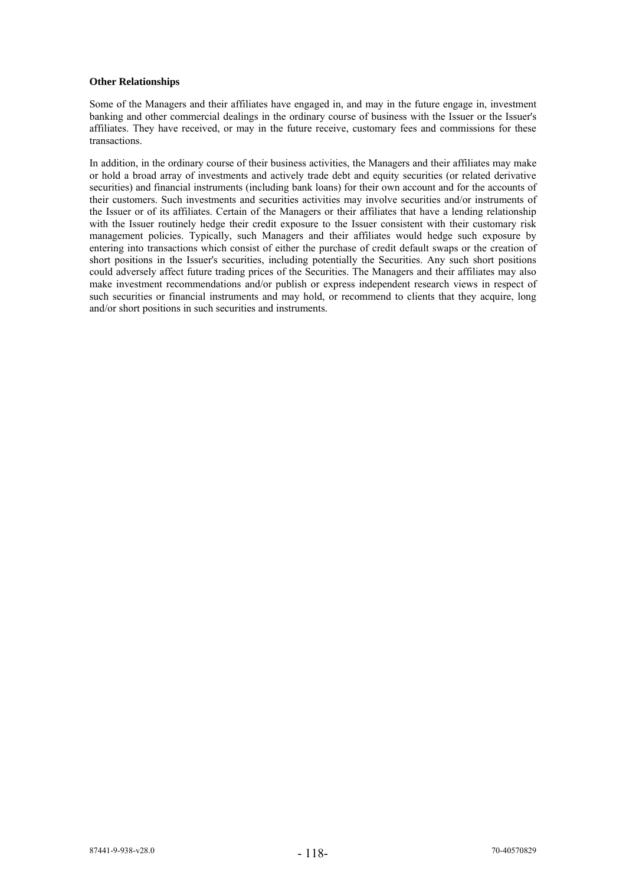**Other Relationships**

Some of the Managers and their affiliates have engaged in, and may in the future engage in, investment banking and other commercial dealings in the ordinary course of business with the Issuer or the Issuer's affiliates. They have received, or may in the future receive, customary fees and commissions for these transactions.

In addition, in the ordinary course of their business activities, the Managers and their affiliates may make or hold a broad array of investments and actively trade debt and equity securities (or related derivative securities) and financial instruments (including bank loans) for their own account and for the accounts of their customers. Such investments and securities activities may involve securities and/or instruments of the Issuer or of its affiliates. Certain of the Managers or their affiliates that have a lending relationship with the Issuer routinely hedge their credit exposure to the Issuer consistent with their customary risk management policies. Typically, such Managers and their affiliates would hedge such exposure by entering into transactions which consist of either the purchase of credit default swaps or the creation of short positions in the Issuer's securities, including potentially the Securities. Any such short positions could adversely affect future trading prices of the Securities. The Managers and their affiliates may also make investment recommendations and/or publish or express independent research views in respect of such securities or financial instruments and may hold, or recommend to clients that they acquire, long and/or short positions in such securities and instruments.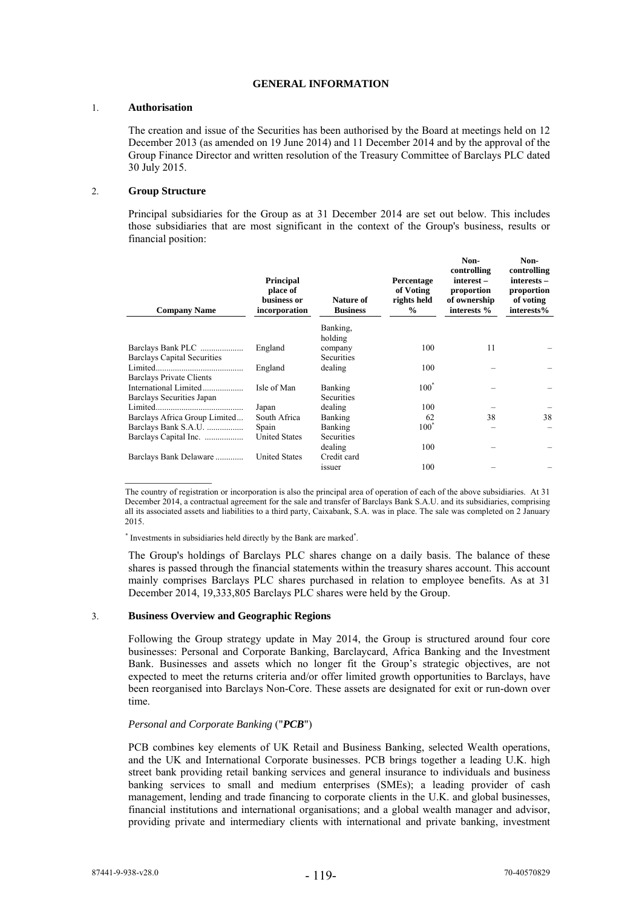# GENERAL INFORMATION

## 1. Authorisation

The creation and issue of the Securities has been authorised by the Board at meetings held on 12 December 2013 (as amended on 19 June 2014) and 11 December 2014 and by the approval of the Group Finance Director and written resolution of the Treasury Committee of Barclays PLC dated 30 July 2015.

## 2. Group Structure

Principal subsidiaries for the Group as at 31 December 2014 are set out below. This includes those subsidiaries that are most significant in the context of the Group's business, results or financial position:

| Company Name | Principal place of business or incorporation | Nature of Business | Percentage of Voting rights held % | Non-controlling interest – proportion of ownership interests % | Non-controlling interests – proportion of voting interests% |
|---|---|---|---|---|---|
| Barclays Bank PLC | England | Banking, holding company | 100 | 11 | – |
| Barclays Capital Securities Limited | England | Securities dealing | 100 | – | – |
| Barclays Private Clients International Limited | Isle of Man | Banking | 100* | – | – |
| Barclays Securities Japan Limited | Japan | Securities dealing | 100 | – | – |
| Barclays Africa Group Limited | South Africa | Banking | 62 | 38 | 38 |
| Barclays Bank S.A.U. | Spain | Banking | 100* | – | – |
| Barclays Capital Inc. | United States | Securities dealing | 100 | – | – |
| Barclays Bank Delaware | United States | Credit card issuer | 100 | – | – |

The country of registration or incorporation is also the principal area of operation of each of the above subsidiaries. At 31 December 2014, a contractual agreement for the sale and transfer of Barclays Bank S.A.U. and its subsidiaries, comprising all its associated assets and liabilities to a third party, Caixabank, S.A. was in place. The sale was completed on 2 January 2015.

* Investments in subsidiaries held directly by the Bank are marked*.

The Group's holdings of Barclays PLC shares change on a daily basis. The balance of these shares is passed through the financial statements within the treasury shares account. This account mainly comprises Barclays PLC shares purchased in relation to employee benefits. As at 31 December 2014, 19,333,805 Barclays PLC shares were held by the Group.

## 3. Business Overview and Geographic Regions

Following the Group strategy update in May 2014, the Group is structured around four core businesses: Personal and Corporate Banking, Barclaycard, Africa Banking and the Investment Bank. Businesses and assets which no longer fit the Group's strategic objectives, are not expected to meet the returns criteria and/or offer limited growth opportunities to Barclays, have been reorganised into Barclays Non-Core. These assets are designated for exit or run-down over time.

*Personal and Corporate Banking ("**PCB**")*

PCB combines key elements of UK Retail and Business Banking, selected Wealth operations, and the UK and International Corporate businesses. PCB brings together a leading U.K. high street bank providing retail banking services and general insurance to individuals and business banking services to small and medium enterprises (SMEs); a leading provider of cash management, lending and trade financing to corporate clients in the U.K. and global businesses, financial institutions and international organisations; and a global wealth manager and advisor, providing private and intermediary clients with international and private banking, investment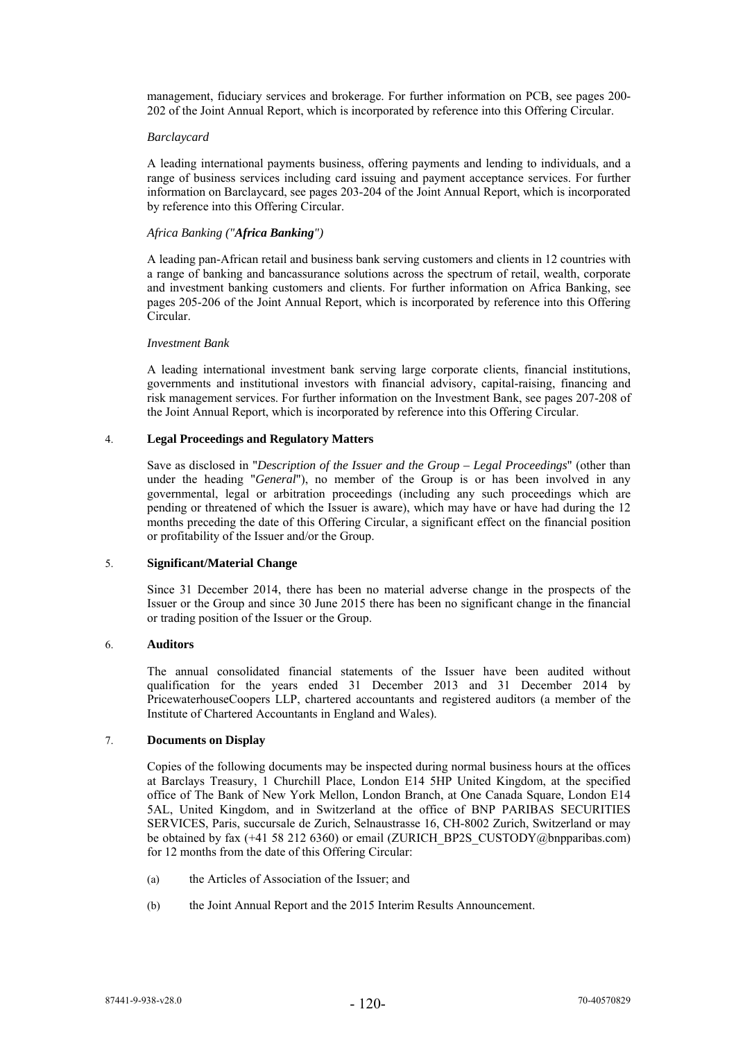management, fiduciary services and brokerage. For further information on PCB, see pages 200-202 of the Joint Annual Report, which is incorporated by reference into this Offering Circular.

*Barclaycard*

A leading international payments business, offering payments and lending to individuals, and a range of business services including card issuing and payment acceptance services. For further information on Barclaycard, see pages 203-204 of the Joint Annual Report, which is incorporated by reference into this Offering Circular.

*Africa Banking ("**Africa Banking**")*

A leading pan-African retail and business bank serving customers and clients in 12 countries with a range of banking and bancassurance solutions across the spectrum of retail, wealth, corporate and investment banking customers and clients. For further information on Africa Banking, see pages 205-206 of the Joint Annual Report, which is incorporated by reference into this Offering Circular.

*Investment Bank*

A leading international investment bank serving large corporate clients, financial institutions, governments and institutional investors with financial advisory, capital-raising, financing and risk management services. For further information on the Investment Bank, see pages 207-208 of the Joint Annual Report, which is incorporated by reference into this Offering Circular.

4. **Legal Proceedings and Regulatory Matters**

Save as disclosed in "*Description of the Issuer and the Group – Legal Proceedings*" (other than under the heading "*General*"), no member of the Group is or has been involved in any governmental, legal or arbitration proceedings (including any such proceedings which are pending or threatened of which the Issuer is aware), which may have or have had during the 12 months preceding the date of this Offering Circular, a significant effect on the financial position or profitability of the Issuer and/or the Group.

5. **Significant/Material Change**

Since 31 December 2014, there has been no material adverse change in the prospects of the Issuer or the Group and since 30 June 2015 there has been no significant change in the financial or trading position of the Issuer or the Group.

6. **Auditors**

The annual consolidated financial statements of the Issuer have been audited without qualification for the years ended 31 December 2013 and 31 December 2014 by PricewaterhouseCoopers LLP, chartered accountants and registered auditors (a member of the Institute of Chartered Accountants in England and Wales).

7. **Documents on Display**

Copies of the following documents may be inspected during normal business hours at the offices at Barclays Treasury, 1 Churchill Place, London E14 5HP United Kingdom, at the specified office of The Bank of New York Mellon, London Branch, at One Canada Square, London E14 5AL, United Kingdom, and in Switzerland at the office of BNP PARIBAS SECURITIES SERVICES, Paris, succursale de Zurich, Selnaustrasse 16, CH-8002 Zurich, Switzerland or may be obtained by fax (+41 58 212 6360) or email (ZURICH_BP2S_CUSTODY@bnpparibas.com) for 12 months from the date of this Offering Circular:

(a) the Articles of Association of the Issuer; and

(b) the Joint Annual Report and the 2015 Interim Results Announcement.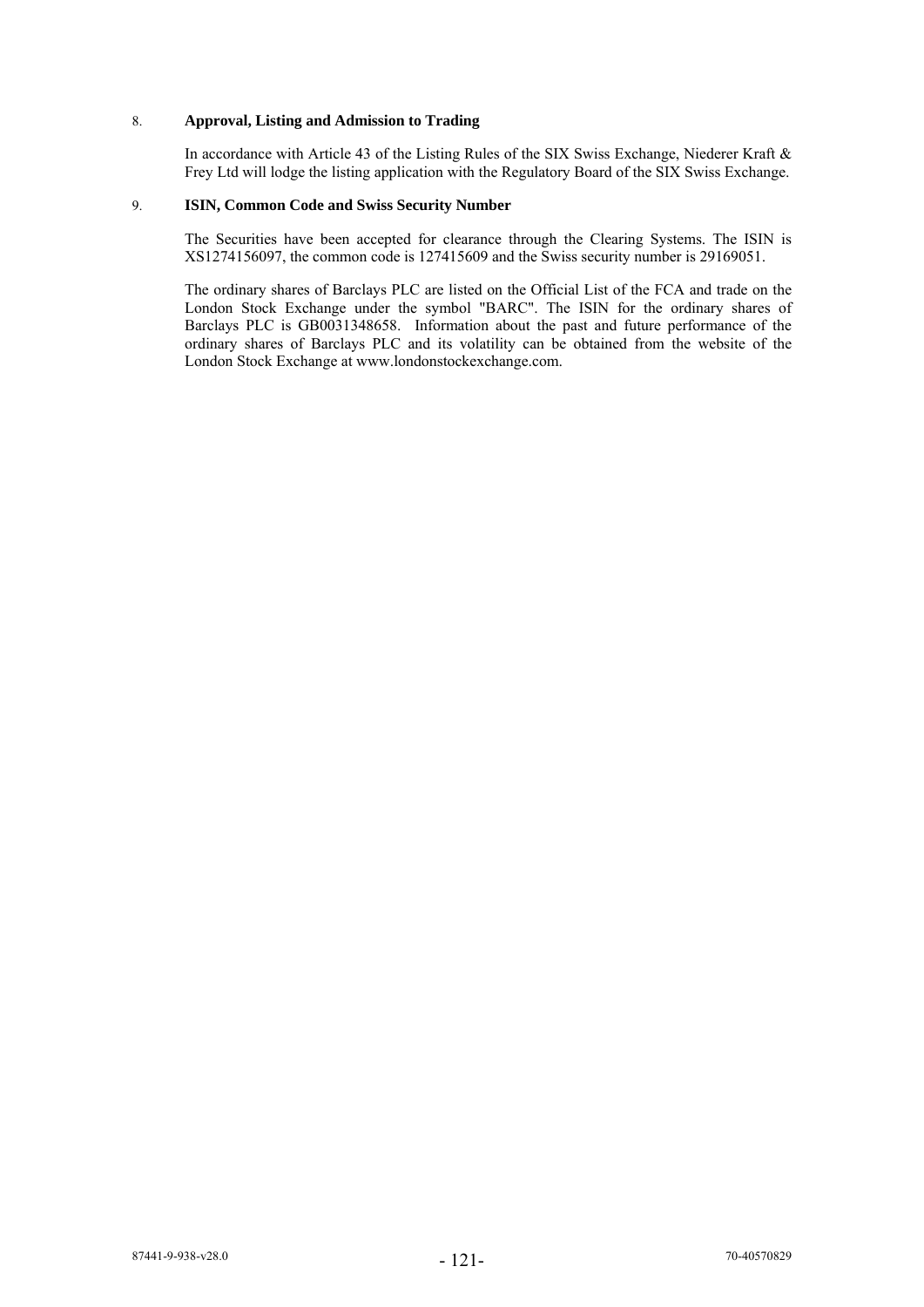8. **Approval, Listing and Admission to Trading**

In accordance with Article 43 of the Listing Rules of the SIX Swiss Exchange, Niederer Kraft & Frey Ltd will lodge the listing application with the Regulatory Board of the SIX Swiss Exchange.

9. **ISIN, Common Code and Swiss Security Number**

The Securities have been accepted for clearance through the Clearing Systems. The ISIN is XS1274156097, the common code is 127415609 and the Swiss security number is 29169051.

The ordinary shares of Barclays PLC are listed on the Official List of the FCA and trade on the London Stock Exchange under the symbol "BARC". The ISIN for the ordinary shares of Barclays PLC is GB0031348658. Information about the past and future performance of the ordinary shares of Barclays PLC and its volatility can be obtained from the website of the London Stock Exchange at www.londonstockexchange.com.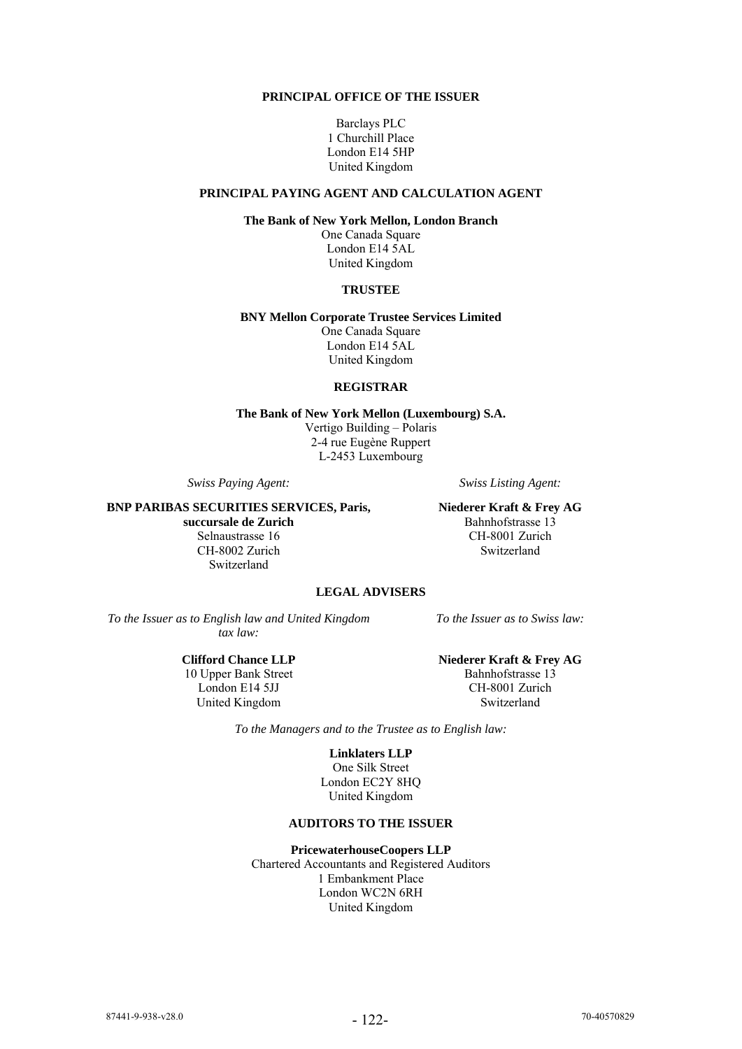## PRINCIPAL OFFICE OF THE ISSUER

Barclays PLC
1 Churchill Place
London E14 5HP
United Kingdom

## PRINCIPAL PAYING AGENT AND CALCULATION AGENT

**The Bank of New York Mellon, London Branch**
One Canada Square
London E14 5AL
United Kingdom

## TRUSTEE

**BNY Mellon Corporate Trustee Services Limited**
One Canada Square
London E14 5AL
United Kingdom

## REGISTRAR

**The Bank of New York Mellon (Luxembourg) S.A.**
Vertigo Building – Polaris
2-4 rue Eugène Ruppert
L-2453 Luxembourg

*Swiss Paying Agent:*

**BNP PARIBAS SECURITIES SERVICES, Paris, succursale de Zurich**
Selnaustrasse 16
CH-8002 Zurich
Switzerland

*Swiss Listing Agent:*

**Niederer Kraft & Frey AG**
Bahnhofstrasse 13
CH-8001 Zurich
Switzerland

## LEGAL ADVISERS

*To the Issuer as to English law and United Kingdom tax law:*

**Clifford Chance LLP**
10 Upper Bank Street
London E14 5JJ
United Kingdom

*To the Issuer as to Swiss law:*

**Niederer Kraft & Frey AG**
Bahnhofstrasse 13
CH-8001 Zurich
Switzerland

*To the Managers and to the Trustee as to English law:*

**Linklaters LLP**
One Silk Street
London EC2Y 8HQ
United Kingdom

## AUDITORS TO THE ISSUER

**PricewaterhouseCoopers LLP**
Chartered Accountants and Registered Auditors
1 Embankment Place
London WC2N 6RH
United Kingdom